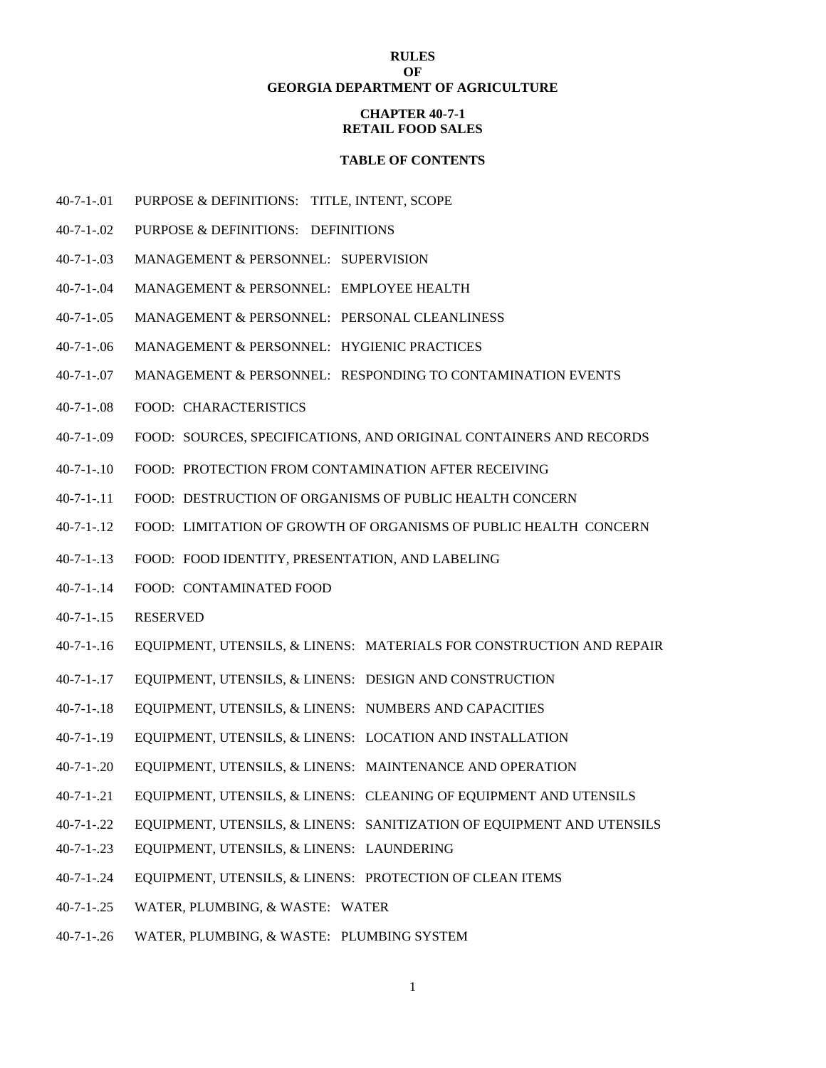# RULES
# OF
# GEORGIA DEPARTMENT OF AGRICULTURE

## CHAPTER 40-7-1
## RETAIL FOOD SALES

### TABLE OF CONTENTS

40-7-1-.01 PURPOSE & DEFINITIONS: TITLE, INTENT, SCOPE

40-7-1-.02 PURPOSE & DEFINITIONS: DEFINITIONS

40-7-1-.03 MANAGEMENT & PERSONNEL: SUPERVISION

40-7-1-.04 MANAGEMENT & PERSONNEL: EMPLOYEE HEALTH

40-7-1-.05 MANAGEMENT & PERSONNEL: PERSONAL CLEANLINESS

40-7-1-.06 MANAGEMENT & PERSONNEL: HYGIENIC PRACTICES

40-7-1-.07 MANAGEMENT & PERSONNEL: RESPONDING TO CONTAMINATION EVENTS

40-7-1-.08 FOOD: CHARACTERISTICS

40-7-1-.09 FOOD: SOURCES, SPECIFICATIONS, AND ORIGINAL CONTAINERS AND RECORDS

40-7-1-.10 FOOD: PROTECTION FROM CONTAMINATION AFTER RECEIVING

40-7-1-.11 FOOD: DESTRUCTION OF ORGANISMS OF PUBLIC HEALTH CONCERN

40-7-1-.12 FOOD: LIMITATION OF GROWTH OF ORGANISMS OF PUBLIC HEALTH CONCERN

40-7-1-.13 FOOD: FOOD IDENTITY, PRESENTATION, AND LABELING

40-7-1-.14 FOOD: CONTAMINATED FOOD

40-7-1-.15 RESERVED

40-7-1-.16 EQUIPMENT, UTENSILS, & LINENS: MATERIALS FOR CONSTRUCTION AND REPAIR

40-7-1-.17 EQUIPMENT, UTENSILS, & LINENS: DESIGN AND CONSTRUCTION

40-7-1-.18 EQUIPMENT, UTENSILS, & LINENS: NUMBERS AND CAPACITIES

40-7-1-.19 EQUIPMENT, UTENSILS, & LINENS: LOCATION AND INSTALLATION

40-7-1-.20 EQUIPMENT, UTENSILS, & LINENS: MAINTENANCE AND OPERATION

40-7-1-.21 EQUIPMENT, UTENSILS, & LINENS: CLEANING OF EQUIPMENT AND UTENSILS

40-7-1-.22 EQUIPMENT, UTENSILS, & LINENS: SANITIZATION OF EQUIPMENT AND UTENSILS

40-7-1-.23 EQUIPMENT, UTENSILS, & LINENS: LAUNDERING

40-7-1-.24 EQUIPMENT, UTENSILS, & LINENS: PROTECTION OF CLEAN ITEMS

40-7-1-.25 WATER, PLUMBING, & WASTE: WATER

40-7-1-.26 WATER, PLUMBING, & WASTE: PLUMBING SYSTEM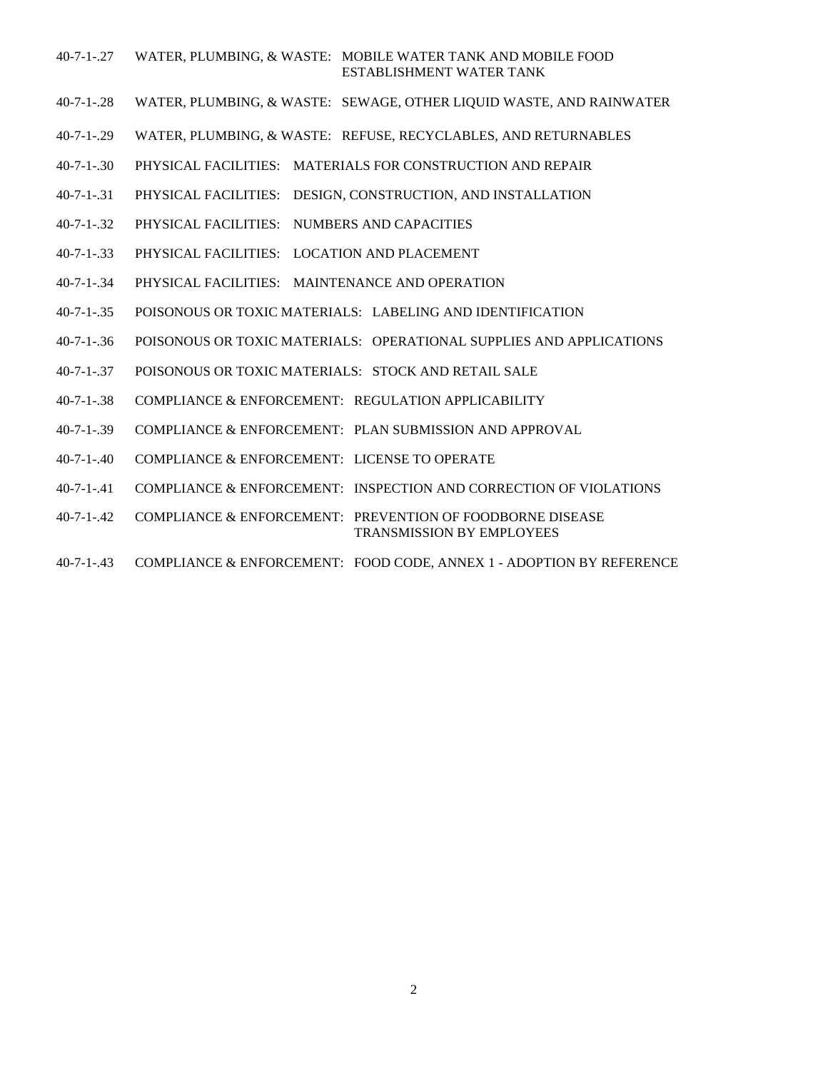40-7-1-.27 WATER, PLUMBING, & WASTE: MOBILE WATER TANK AND MOBILE FOOD ESTABLISHMENT WATER TANK

40-7-1-.28 WATER, PLUMBING, & WASTE: SEWAGE, OTHER LIQUID WASTE, AND RAINWATER

40-7-1-.29 WATER, PLUMBING, & WASTE: REFUSE, RECYCLABLES, AND RETURNABLES

40-7-1-.30 PHYSICAL FACILITIES: MATERIALS FOR CONSTRUCTION AND REPAIR

40-7-1-.31 PHYSICAL FACILITIES: DESIGN, CONSTRUCTION, AND INSTALLATION

40-7-1-.32 PHYSICAL FACILITIES: NUMBERS AND CAPACITIES

40-7-1-.33 PHYSICAL FACILITIES: LOCATION AND PLACEMENT

40-7-1-.34 PHYSICAL FACILITIES: MAINTENANCE AND OPERATION

40-7-1-.35 POISONOUS OR TOXIC MATERIALS: LABELING AND IDENTIFICATION

40-7-1-.36 POISONOUS OR TOXIC MATERIALS: OPERATIONAL SUPPLIES AND APPLICATIONS

40-7-1-.37 POISONOUS OR TOXIC MATERIALS: STOCK AND RETAIL SALE

40-7-1-.38 COMPLIANCE & ENFORCEMENT: REGULATION APPLICABILITY

40-7-1-.39 COMPLIANCE & ENFORCEMENT: PLAN SUBMISSION AND APPROVAL

40-7-1-.40 COMPLIANCE & ENFORCEMENT: LICENSE TO OPERATE

40-7-1-.41 COMPLIANCE & ENFORCEMENT: INSPECTION AND CORRECTION OF VIOLATIONS

40-7-1-.42 COMPLIANCE & ENFORCEMENT: PREVENTION OF FOODBORNE DISEASE TRANSMISSION BY EMPLOYEES

40-7-1-.43 COMPLIANCE & ENFORCEMENT: FOOD CODE, ANNEX 1 - ADOPTION BY REFERENCE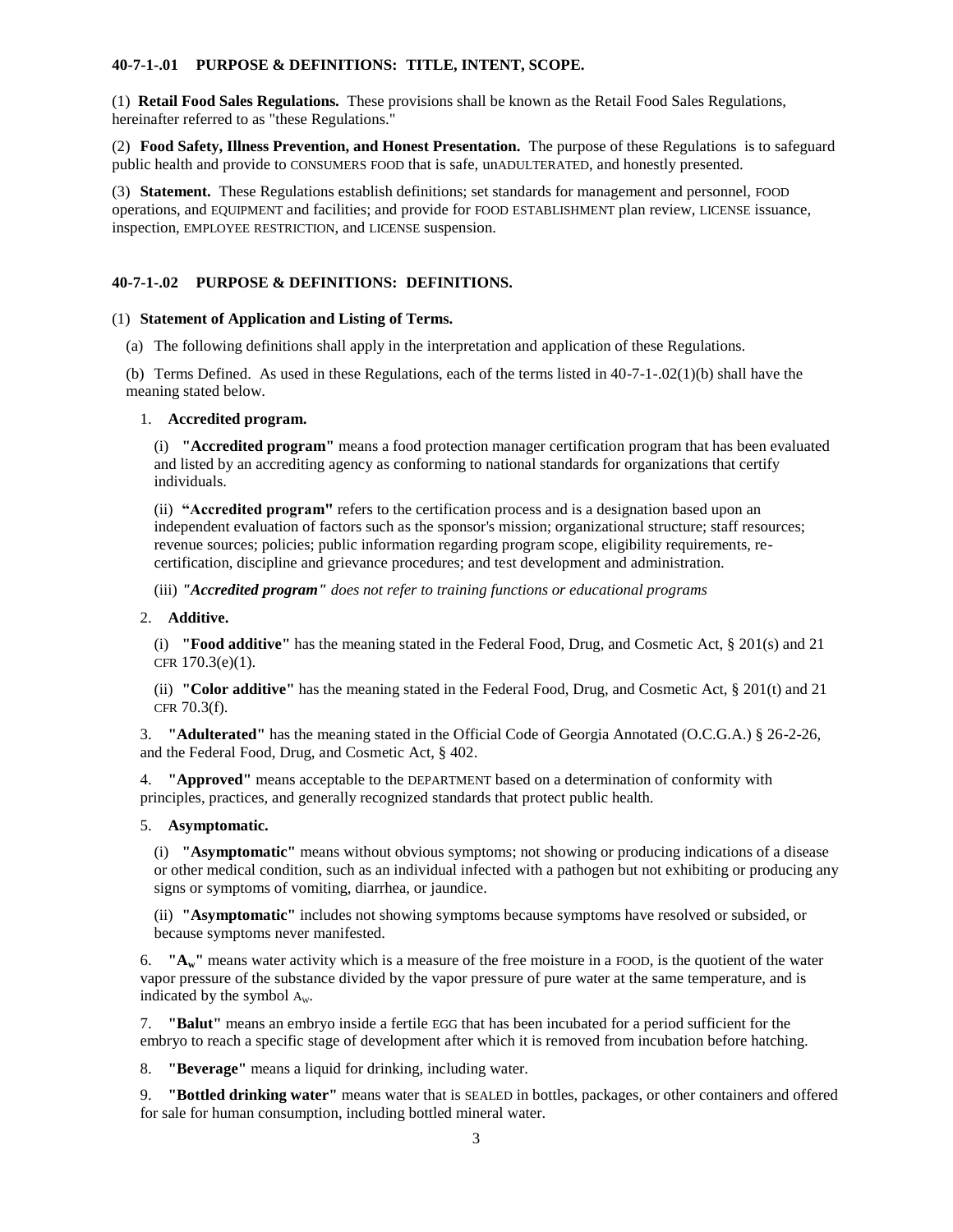**40-7-1-.01 PURPOSE & DEFINITIONS: TITLE, INTENT, SCOPE.**

(1) **Retail Food Sales Regulations.** These provisions shall be known as the Retail Food Sales Regulations, hereinafter referred to as "these Regulations."

(2) **Food Safety, Illness Prevention, and Honest Presentation.** The purpose of these Regulations is to safeguard public health and provide to CONSUMERS FOOD that is safe, unADULTERATED, and honestly presented.

(3) **Statement.** These Regulations establish definitions; set standards for management and personnel, FOOD operations, and EQUIPMENT and facilities; and provide for FOOD ESTABLISHMENT plan review, LICENSE issuance, inspection, EMPLOYEE RESTRICTION, and LICENSE suspension.

**40-7-1-.02 PURPOSE & DEFINITIONS: DEFINITIONS.**

(1) **Statement of Application and Listing of Terms.**

(a) The following definitions shall apply in the interpretation and application of these Regulations.

(b) Terms Defined. As used in these Regulations, each of the terms listed in 40-7-1-.02(1)(b) shall have the meaning stated below.

1. **Accredited program.**

(i) **"Accredited program"** means a food protection manager certification program that has been evaluated and listed by an accrediting agency as conforming to national standards for organizations that certify individuals.

(ii) **"Accredited program"** refers to the certification process and is a designation based upon an independent evaluation of factors such as the sponsor's mission; organizational structure; staff resources; revenue sources; policies; public information regarding program scope, eligibility requirements, re-certification, discipline and grievance procedures; and test development and administration.

(iii) ***"Accredited program"*** *does not refer to training functions or educational programs*

2. **Additive.**

(i) **"Food additive"** has the meaning stated in the Federal Food, Drug, and Cosmetic Act, § 201(s) and 21 CFR 170.3(e)(1).

(ii) **"Color additive"** has the meaning stated in the Federal Food, Drug, and Cosmetic Act, § 201(t) and 21 CFR 70.3(f).

3. **"Adulterated"** has the meaning stated in the Official Code of Georgia Annotated (O.C.G.A.) § 26-2-26, and the Federal Food, Drug, and Cosmetic Act, § 402.

4. **"Approved"** means acceptable to the DEPARTMENT based on a determination of conformity with principles, practices, and generally recognized standards that protect public health.

5. **Asymptomatic.**

(i) **"Asymptomatic"** means without obvious symptoms; not showing or producing indications of a disease or other medical condition, such as an individual infected with a pathogen but not exhibiting or producing any signs or symptoms of vomiting, diarrhea, or jaundice.

(ii) **"Asymptomatic"** includes not showing symptoms because symptoms have resolved or subsided, or because symptoms never manifested.

6. **"$A_w$"** means water activity which is a measure of the free moisture in a FOOD, is the quotient of the water vapor pressure of the substance divided by the vapor pressure of pure water at the same temperature, and is indicated by the symbol $A_w$.

7. **"Balut"** means an embryo inside a fertile EGG that has been incubated for a period sufficient for the embryo to reach a specific stage of development after which it is removed from incubation before hatching.

8. **"Beverage"** means a liquid for drinking, including water.

9. **"Bottled drinking water"** means water that is SEALED in bottles, packages, or other containers and offered for sale for human consumption, including bottled mineral water.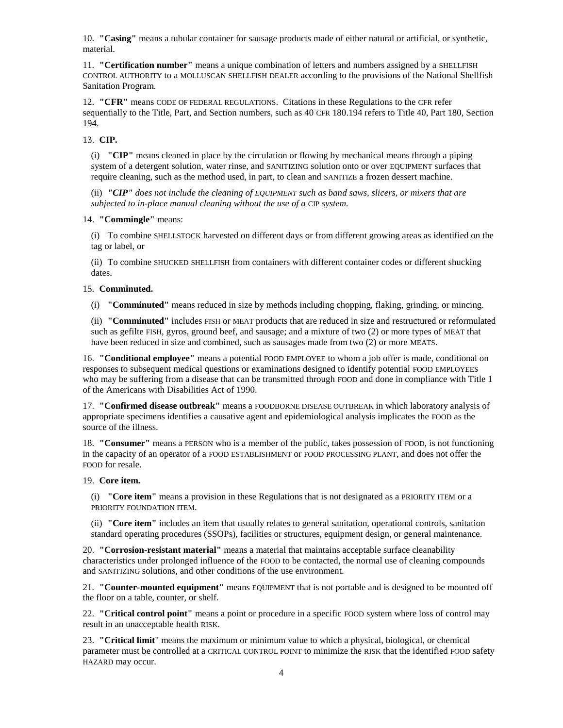10. **"Casing"** means a tubular container for sausage products made of either natural or artificial, or synthetic, material.

11. **"Certification number"** means a unique combination of letters and numbers assigned by a SHELLFISH CONTROL AUTHORITY to a MOLLUSCAN SHELLFISH DEALER according to the provisions of the National Shellfish Sanitation Program.

12. **"CFR"** means CODE OF FEDERAL REGULATIONS. Citations in these Regulations to the CFR refer sequentially to the Title, Part, and Section numbers, such as 40 CFR 180.194 refers to Title 40, Part 180, Section 194.

13. **CIP.**

(i) **"CIP"** means cleaned in place by the circulation or flowing by mechanical means through a piping system of a detergent solution, water rinse, and SANITIZING solution onto or over EQUIPMENT surfaces that require cleaning, such as the method used, in part, to clean and SANITIZE a frozen dessert machine.

(ii) *"**CIP**" does not include the cleaning of EQUIPMENT such as band saws, slicers, or mixers that are subjected to in-place manual cleaning without the use of a CIP system.*

14. **"Commingle"** means:

(i) To combine SHELLSTOCK harvested on different days or from different growing areas as identified on the tag or label, or

(ii) To combine SHUCKED SHELLFISH from containers with different container codes or different shucking dates.

15. **Comminuted.**

(i) **"Comminuted"** means reduced in size by methods including chopping, flaking, grinding, or mincing.

(ii) **"Comminuted"** includes FISH or MEAT products that are reduced in size and restructured or reformulated such as gefilte FISH, gyros, ground beef, and sausage; and a mixture of two (2) or more types of MEAT that have been reduced in size and combined, such as sausages made from two (2) or more MEATS.

16. **"Conditional employee"** means a potential FOOD EMPLOYEE to whom a job offer is made, conditional on responses to subsequent medical questions or examinations designed to identify potential FOOD EMPLOYEES who may be suffering from a disease that can be transmitted through FOOD and done in compliance with Title 1 of the Americans with Disabilities Act of 1990.

17. **"Confirmed disease outbreak"** means a FOODBORNE DISEASE OUTBREAK in which laboratory analysis of appropriate specimens identifies a causative agent and epidemiological analysis implicates the FOOD as the source of the illness.

18. **"Consumer"** means a PERSON who is a member of the public, takes possession of FOOD, is not functioning in the capacity of an operator of a FOOD ESTABLISHMENT or FOOD PROCESSING PLANT, and does not offer the FOOD for resale.

19. **Core item.**

(i) **"Core item"** means a provision in these Regulations that is not designated as a PRIORITY ITEM or a PRIORITY FOUNDATION ITEM.

(ii) **"Core item"** includes an item that usually relates to general sanitation, operational controls, sanitation standard operating procedures (SSOPs), facilities or structures, equipment design, or general maintenance.

20. **"Corrosion-resistant material"** means a material that maintains acceptable surface cleanability characteristics under prolonged influence of the FOOD to be contacted, the normal use of cleaning compounds and SANITIZING solutions, and other conditions of the use environment.

21. **"Counter-mounted equipment"** means EQUIPMENT that is not portable and is designed to be mounted off the floor on a table, counter, or shelf.

22. **"Critical control point"** means a point or procedure in a specific FOOD system where loss of control may result in an unacceptable health RISK.

23. **"Critical limit"** means the maximum or minimum value to which a physical, biological, or chemical parameter must be controlled at a CRITICAL CONTROL POINT to minimize the RISK that the identified FOOD safety HAZARD may occur.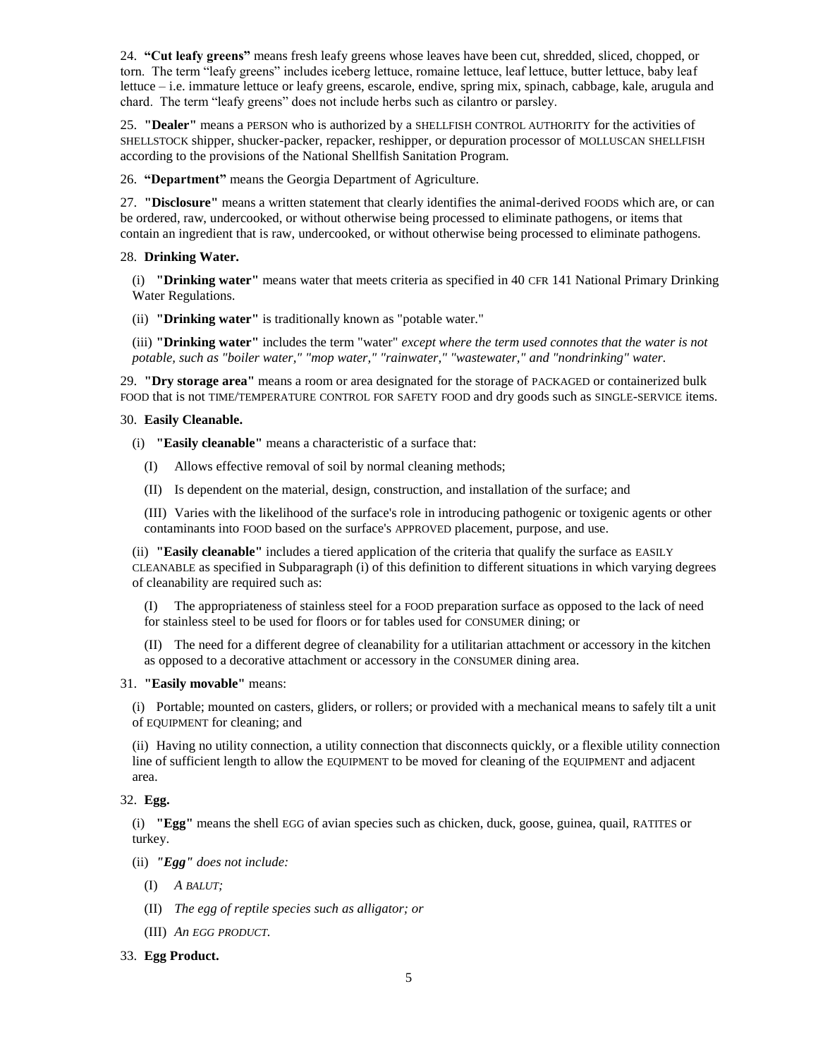24. **"Cut leafy greens"** means fresh leafy greens whose leaves have been cut, shredded, sliced, chopped, or torn. The term "leafy greens" includes iceberg lettuce, romaine lettuce, leaf lettuce, butter lettuce, baby leaf lettuce – i.e. immature lettuce or leafy greens, escarole, endive, spring mix, spinach, cabbage, kale, arugula and chard. The term "leafy greens" does not include herbs such as cilantro or parsley.

25. **"Dealer"** means a PERSON who is authorized by a SHELLFISH CONTROL AUTHORITY for the activities of SHELLSTOCK shipper, shucker-packer, repacker, reshipper, or depuration processor of MOLLUSCAN SHELLFISH according to the provisions of the National Shellfish Sanitation Program.

26. **"Department"** means the Georgia Department of Agriculture.

27. **"Disclosure"** means a written statement that clearly identifies the animal-derived FOODS which are, or can be ordered, raw, undercooked, or without otherwise being processed to eliminate pathogens, or items that contain an ingredient that is raw, undercooked, or without otherwise being processed to eliminate pathogens.

28. **Drinking Water.**

(i) **"Drinking water"** means water that meets criteria as specified in 40 CFR 141 National Primary Drinking Water Regulations.

(ii) **"Drinking water"** is traditionally known as "potable water."

(iii) **"Drinking water"** includes the term "water" *except where the term used connotes that the water is not potable, such as "boiler water," "mop water," "rainwater," "wastewater," and "nondrinking" water.*

29. **"Dry storage area"** means a room or area designated for the storage of PACKAGED or containerized bulk FOOD that is not TIME/TEMPERATURE CONTROL FOR SAFETY FOOD and dry goods such as SINGLE-SERVICE items.

30. **Easily Cleanable.**

(i) **"Easily cleanable"** means a characteristic of a surface that:

(I) Allows effective removal of soil by normal cleaning methods;

(II) Is dependent on the material, design, construction, and installation of the surface; and

(III) Varies with the likelihood of the surface's role in introducing pathogenic or toxigenic agents or other contaminants into FOOD based on the surface's APPROVED placement, purpose, and use.

(ii) **"Easily cleanable"** includes a tiered application of the criteria that qualify the surface as EASILY CLEANABLE as specified in Subparagraph (i) of this definition to different situations in which varying degrees of cleanability are required such as:

(I) The appropriateness of stainless steel for a FOOD preparation surface as opposed to the lack of need for stainless steel to be used for floors or for tables used for CONSUMER dining; or

(II) The need for a different degree of cleanability for a utilitarian attachment or accessory in the kitchen as opposed to a decorative attachment or accessory in the CONSUMER dining area.

31. **"Easily movable"** means:

(i) Portable; mounted on casters, gliders, or rollers; or provided with a mechanical means to safely tilt a unit of EQUIPMENT for cleaning; and

(ii) Having no utility connection, a utility connection that disconnects quickly, or a flexible utility connection line of sufficient length to allow the EQUIPMENT to be moved for cleaning of the EQUIPMENT and adjacent area.

32. **Egg.**

(i) **"Egg"** means the shell EGG of avian species such as chicken, duck, goose, guinea, quail, RATITES or turkey.

(ii) ***"Egg"*** *does not include:*

(I) *A BALUT;*

(II) *The egg of reptile species such as alligator; or*

(III) *An EGG PRODUCT.*

33. **Egg Product.**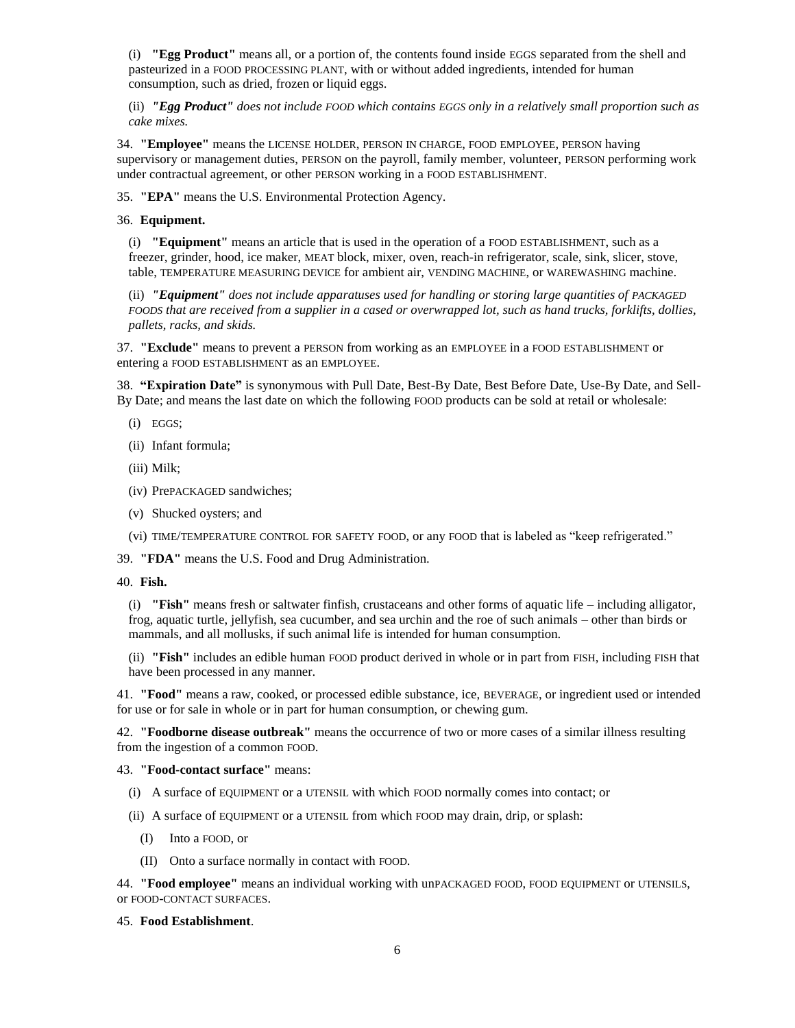(i) **"Egg Product"** means all, or a portion of, the contents found inside EGGS separated from the shell and pasteurized in a FOOD PROCESSING PLANT, with or without added ingredients, intended for human consumption, such as dried, frozen or liquid eggs.

(ii) *"Egg Product" does not include FOOD which contains EGGS only in a relatively small proportion such as cake mixes.*

34. **"Employee"** means the LICENSE HOLDER, PERSON IN CHARGE, FOOD EMPLOYEE, PERSON having supervisory or management duties, PERSON on the payroll, family member, volunteer, PERSON performing work under contractual agreement, or other PERSON working in a FOOD ESTABLISHMENT.

35. **"EPA"** means the U.S. Environmental Protection Agency.

36. **Equipment.**

(i) **"Equipment"** means an article that is used in the operation of a FOOD ESTABLISHMENT, such as a freezer, grinder, hood, ice maker, MEAT block, mixer, oven, reach-in refrigerator, scale, sink, slicer, stove, table, TEMPERATURE MEASURING DEVICE for ambient air, VENDING MACHINE, or WAREWASHING machine.

(ii) *"Equipment" does not include apparatuses used for handling or storing large quantities of PACKAGED FOODS that are received from a supplier in a cased or overwrapped lot, such as hand trucks, forklifts, dollies, pallets, racks, and skids.*

37. **"Exclude"** means to prevent a PERSON from working as an EMPLOYEE in a FOOD ESTABLISHMENT or entering a FOOD ESTABLISHMENT as an EMPLOYEE.

38. **"Expiration Date"** is synonymous with Pull Date, Best-By Date, Best Before Date, Use-By Date, and Sell-By Date; and means the last date on which the following FOOD products can be sold at retail or wholesale:

(i) EGGS;

(ii) Infant formula;

(iii) Milk;

(iv) PrePACKAGED sandwiches;

(v) Shucked oysters; and

(vi) TIME/TEMPERATURE CONTROL FOR SAFETY FOOD, or any FOOD that is labeled as "keep refrigerated."

39. **"FDA"** means the U.S. Food and Drug Administration.

40. **Fish.**

(i) **"Fish"** means fresh or saltwater finfish, crustaceans and other forms of aquatic life – including alligator, frog, aquatic turtle, jellyfish, sea cucumber, and sea urchin and the roe of such animals – other than birds or mammals, and all mollusks, if such animal life is intended for human consumption.

(ii) **"Fish"** includes an edible human FOOD product derived in whole or in part from FISH, including FISH that have been processed in any manner.

41. **"Food"** means a raw, cooked, or processed edible substance, ice, BEVERAGE, or ingredient used or intended for use or for sale in whole or in part for human consumption, or chewing gum.

42. **"Foodborne disease outbreak"** means the occurrence of two or more cases of a similar illness resulting from the ingestion of a common FOOD.

43. **"Food-contact surface"** means:

(i) A surface of EQUIPMENT or a UTENSIL with which FOOD normally comes into contact; or

(ii) A surface of EQUIPMENT or a UTENSIL from which FOOD may drain, drip, or splash:

(I) Into a FOOD, or

(II) Onto a surface normally in contact with FOOD.

44. **"Food employee"** means an individual working with unPACKAGED FOOD, FOOD EQUIPMENT or UTENSILS, or FOOD-CONTACT SURFACES.

45. **Food Establishment**.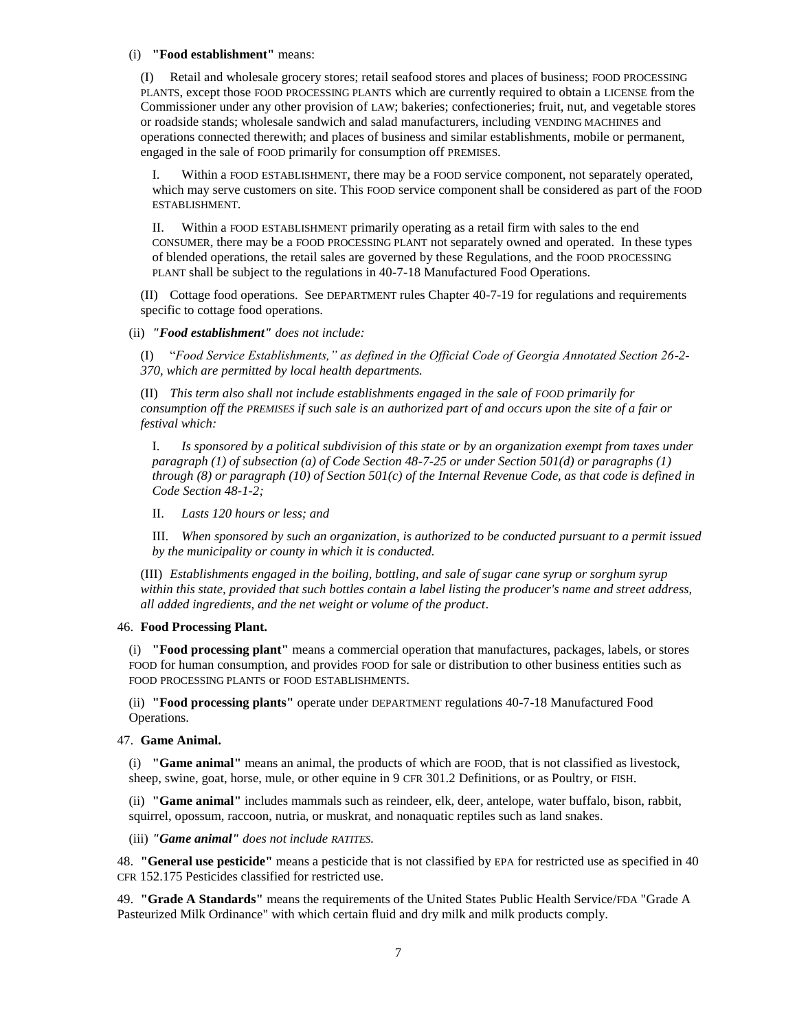(i) **"Food establishment"** means:

(I) Retail and wholesale grocery stores; retail seafood stores and places of business; FOOD PROCESSING PLANTS, except those FOOD PROCESSING PLANTS which are currently required to obtain a LICENSE from the Commissioner under any other provision of LAW; bakeries; confectioneries; fruit, nut, and vegetable stores or roadside stands; wholesale sandwich and salad manufacturers, including VENDING MACHINES and operations connected therewith; and places of business and similar establishments, mobile or permanent, engaged in the sale of FOOD primarily for consumption off PREMISES.

I. Within a FOOD ESTABLISHMENT, there may be a FOOD service component, not separately operated, which may serve customers on site. This FOOD service component shall be considered as part of the FOOD ESTABLISHMENT.

II. Within a FOOD ESTABLISHMENT primarily operating as a retail firm with sales to the end CONSUMER, there may be a FOOD PROCESSING PLANT not separately owned and operated. In these types of blended operations, the retail sales are governed by these Regulations, and the FOOD PROCESSING PLANT shall be subject to the regulations in 40-7-18 Manufactured Food Operations.

(II) Cottage food operations. See DEPARTMENT rules Chapter 40-7-19 for regulations and requirements specific to cottage food operations.

(ii) ***"Food establishment"*** *does not include:*

(I) "*Food Service Establishments," as defined in the Official Code of Georgia Annotated Section 26-2-370, which are permitted by local health departments.*

(II) *This term also shall not include establishments engaged in the sale of FOOD primarily for consumption off the PREMISES if such sale is an authorized part of and occurs upon the site of a fair or festival which:*

I. *Is sponsored by a political subdivision of this state or by an organization exempt from taxes under paragraph (1) of subsection (a) of Code Section 48-7-25 or under Section 501(d) or paragraphs (1) through (8) or paragraph (10) of Section 501(c) of the Internal Revenue Code, as that code is defined in Code Section 48-1-2;*

II. *Lasts 120 hours or less; and*

III. *When sponsored by such an organization, is authorized to be conducted pursuant to a permit issued by the municipality or county in which it is conducted.*

(III) *Establishments engaged in the boiling, bottling, and sale of sugar cane syrup or sorghum syrup within this state, provided that such bottles contain a label listing the producer's name and street address, all added ingredients, and the net weight or volume of the product*.

46. **Food Processing Plant.**

(i) **"Food processing plant"** means a commercial operation that manufactures, packages, labels, or stores FOOD for human consumption, and provides FOOD for sale or distribution to other business entities such as FOOD PROCESSING PLANTS or FOOD ESTABLISHMENTS.

(ii) **"Food processing plants"** operate under DEPARTMENT regulations 40-7-18 Manufactured Food Operations.

47. **Game Animal.**

(i) **"Game animal"** means an animal, the products of which are FOOD, that is not classified as livestock, sheep, swine, goat, horse, mule, or other equine in 9 CFR 301.2 Definitions, or as Poultry, or FISH.

(ii) **"Game animal"** includes mammals such as reindeer, elk, deer, antelope, water buffalo, bison, rabbit, squirrel, opossum, raccoon, nutria, or muskrat, and nonaquatic reptiles such as land snakes.

(iii) ***"Game animal"*** *does not include RATITES.*

48. **"General use pesticide"** means a pesticide that is not classified by EPA for restricted use as specified in 40 CFR 152.175 Pesticides classified for restricted use.

49. **"Grade A Standards"** means the requirements of the United States Public Health Service/FDA "Grade A Pasteurized Milk Ordinance" with which certain fluid and dry milk and milk products comply.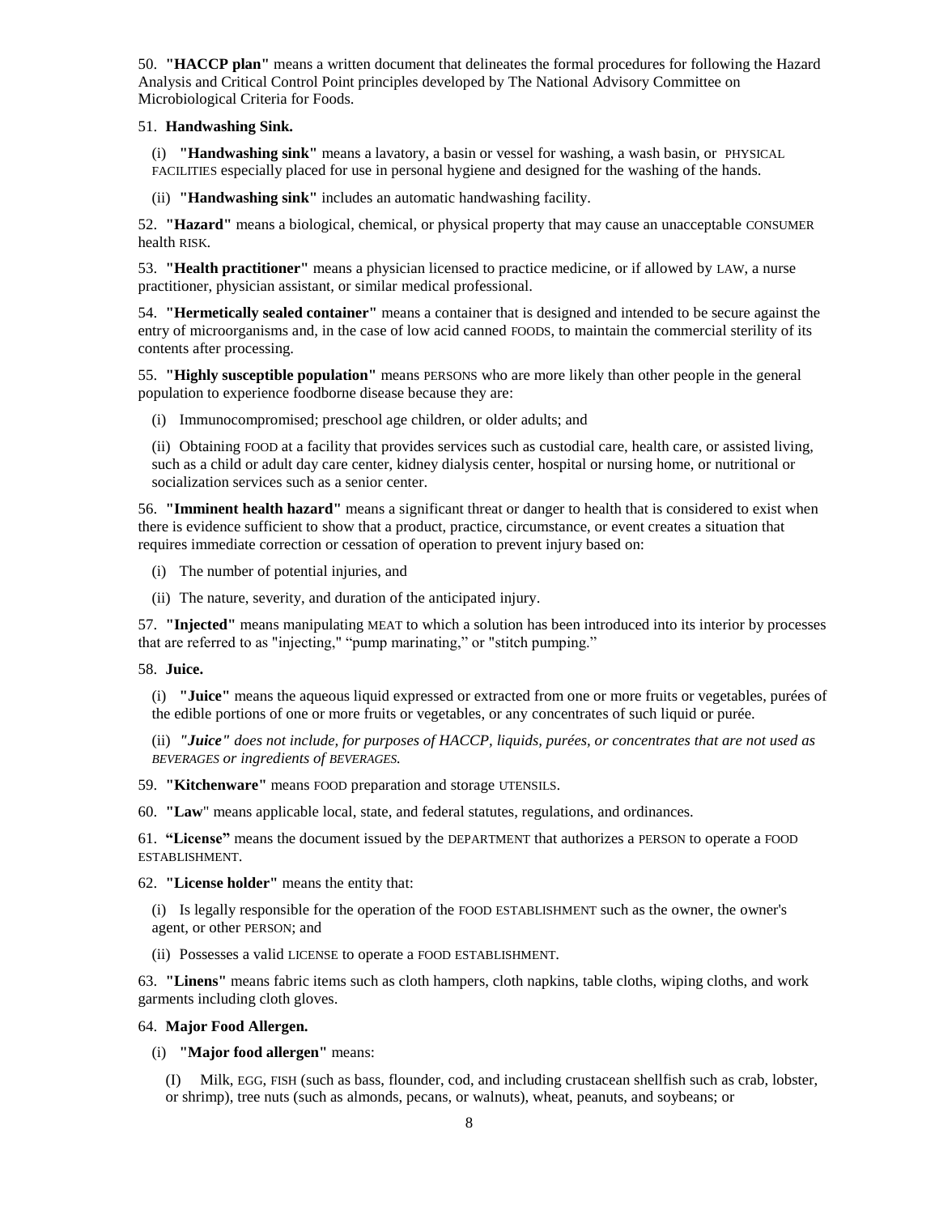50. **"HACCP plan"** means a written document that delineates the formal procedures for following the Hazard Analysis and Critical Control Point principles developed by The National Advisory Committee on Microbiological Criteria for Foods.

51. **Handwashing Sink.**

(i) **"Handwashing sink"** means a lavatory, a basin or vessel for washing, a wash basin, or PHYSICAL FACILITIES especially placed for use in personal hygiene and designed for the washing of the hands.

(ii) **"Handwashing sink"** includes an automatic handwashing facility.

52. **"Hazard"** means a biological, chemical, or physical property that may cause an unacceptable CONSUMER health RISK.

53. **"Health practitioner"** means a physician licensed to practice medicine, or if allowed by LAW, a nurse practitioner, physician assistant, or similar medical professional.

54. **"Hermetically sealed container"** means a container that is designed and intended to be secure against the entry of microorganisms and, in the case of low acid canned FOODS, to maintain the commercial sterility of its contents after processing.

55. **"Highly susceptible population"** means PERSONS who are more likely than other people in the general population to experience foodborne disease because they are:

(i) Immunocompromised; preschool age children, or older adults; and

(ii) Obtaining FOOD at a facility that provides services such as custodial care, health care, or assisted living, such as a child or adult day care center, kidney dialysis center, hospital or nursing home, or nutritional or socialization services such as a senior center.

56. **"Imminent health hazard"** means a significant threat or danger to health that is considered to exist when there is evidence sufficient to show that a product, practice, circumstance, or event creates a situation that requires immediate correction or cessation of operation to prevent injury based on:

(i) The number of potential injuries, and

(ii) The nature, severity, and duration of the anticipated injury.

57. **"Injected"** means manipulating MEAT to which a solution has been introduced into its interior by processes that are referred to as "injecting," "pump marinating," or "stitch pumping."

58. **Juice.**

(i) **"Juice"** means the aqueous liquid expressed or extracted from one or more fruits or vegetables, purées of the edible portions of one or more fruits or vegetables, or any concentrates of such liquid or purée.

(ii) *"**Juice**" does not include, for purposes of HACCP, liquids, purées, or concentrates that are not used as BEVERAGES or ingredients of BEVERAGES.*

59. **"Kitchenware"** means FOOD preparation and storage UTENSILS.

60. **"Law"** means applicable local, state, and federal statutes, regulations, and ordinances.

61. **"License"** means the document issued by the DEPARTMENT that authorizes a PERSON to operate a FOOD ESTABLISHMENT.

62. **"License holder"** means the entity that:

(i) Is legally responsible for the operation of the FOOD ESTABLISHMENT such as the owner, the owner's agent, or other PERSON; and

(ii) Possesses a valid LICENSE to operate a FOOD ESTABLISHMENT.

63. **"Linens"** means fabric items such as cloth hampers, cloth napkins, table cloths, wiping cloths, and work garments including cloth gloves.

64. **Major Food Allergen.**

(i) **"Major food allergen"** means:

(I) Milk, EGG, FISH (such as bass, flounder, cod, and including crustacean shellfish such as crab, lobster, or shrimp), tree nuts (such as almonds, pecans, or walnuts), wheat, peanuts, and soybeans; or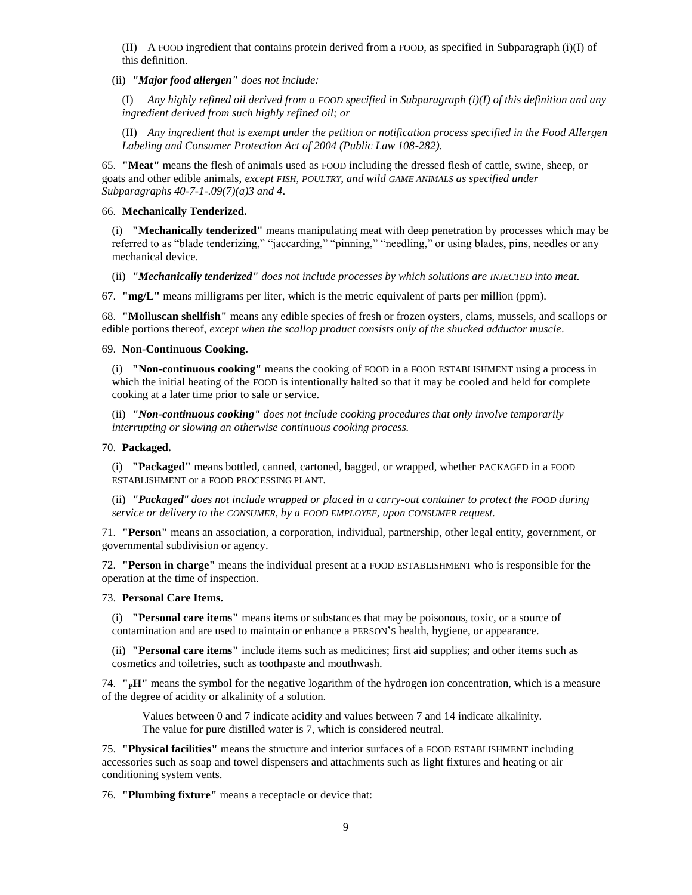(II) A FOOD ingredient that contains protein derived from a FOOD, as specified in Subparagraph (i)(I) of this definition.

(ii) *"**Major food allergen**" does not include:*

(I) *Any highly refined oil derived from a FOOD specified in Subparagraph (i)(I) of this definition and any ingredient derived from such highly refined oil; or*

(II) *Any ingredient that is exempt under the petition or notification process specified in the Food Allergen Labeling and Consumer Protection Act of 2004 (Public Law 108-282).*

65. **"Meat"** means the flesh of animals used as FOOD including the dressed flesh of cattle, swine, sheep, or goats and other edible animals, *except FISH, POULTRY, and wild GAME ANIMALS as specified under Subparagraphs 40-7-1-.09(7)(a)3 and 4*.

66. **Mechanically Tenderized.**

(i) **"Mechanically tenderized"** means manipulating meat with deep penetration by processes which may be referred to as "blade tenderizing," "jaccarding," "pinning," "needling," or using blades, pins, needles or any mechanical device.

(ii) *"**Mechanically tenderized**" does not include processes by which solutions are INJECTED into meat.*

67. **"mg/L"** means milligrams per liter, which is the metric equivalent of parts per million (ppm).

68. **"Molluscan shellfish"** means any edible species of fresh or frozen oysters, clams, mussels, and scallops or edible portions thereof, *except when the scallop product consists only of the shucked adductor muscle*.

69. **Non-Continuous Cooking.**

(i) **"Non-continuous cooking"** means the cooking of FOOD in a FOOD ESTABLISHMENT using a process in which the initial heating of the FOOD is intentionally halted so that it may be cooled and held for complete cooking at a later time prior to sale or service.

(ii) *"**Non-continuous cooking**" does not include cooking procedures that only involve temporarily interrupting or slowing an otherwise continuous cooking process.*

70. **Packaged.**

(i) **"Packaged"** means bottled, canned, cartoned, bagged, or wrapped, whether PACKAGED in a FOOD ESTABLISHMENT or a FOOD PROCESSING PLANT.

(ii) *"**Packaged**" does not include wrapped or placed in a carry-out container to protect the FOOD during service or delivery to the CONSUMER, by a FOOD EMPLOYEE, upon CONSUMER request.*

71. **"Person"** means an association, a corporation, individual, partnership, other legal entity, government, or governmental subdivision or agency.

72. **"Person in charge"** means the individual present at a FOOD ESTABLISHMENT who is responsible for the operation at the time of inspection.

73. **Personal Care Items.**

(i) **"Personal care items"** means items or substances that may be poisonous, toxic, or a source of contamination and are used to maintain or enhance a PERSON'S health, hygiene, or appearance.

(ii) **"Personal care items"** include items such as medicines; first aid supplies; and other items such as cosmetics and toiletries, such as toothpaste and mouthwash.

74. **"$_P$H"** means the symbol for the negative logarithm of the hydrogen ion concentration, which is a measure of the degree of acidity or alkalinity of a solution.

Values between 0 and 7 indicate acidity and values between 7 and 14 indicate alkalinity. The value for pure distilled water is 7, which is considered neutral.

75. **"Physical facilities"** means the structure and interior surfaces of a FOOD ESTABLISHMENT including accessories such as soap and towel dispensers and attachments such as light fixtures and heating or air conditioning system vents.

76. **"Plumbing fixture"** means a receptacle or device that: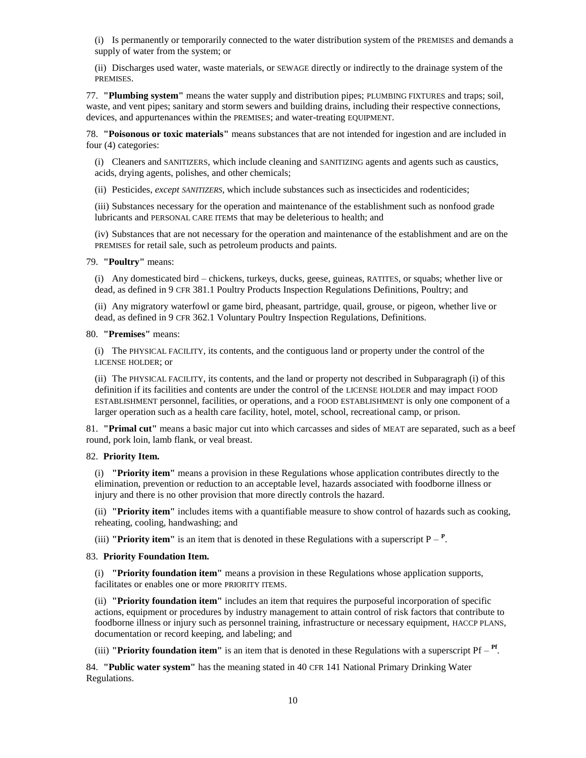(i) Is permanently or temporarily connected to the water distribution system of the PREMISES and demands a supply of water from the system; or

(ii) Discharges used water, waste materials, or SEWAGE directly or indirectly to the drainage system of the PREMISES.

77. **"Plumbing system"** means the water supply and distribution pipes; PLUMBING FIXTURES and traps; soil, waste, and vent pipes; sanitary and storm sewers and building drains, including their respective connections, devices, and appurtenances within the PREMISES; and water-treating EQUIPMENT.

78. **"Poisonous or toxic materials"** means substances that are not intended for ingestion and are included in four (4) categories:

(i) Cleaners and SANITIZERS, which include cleaning and SANITIZING agents and agents such as caustics, acids, drying agents, polishes, and other chemicals;

(ii) Pesticides, *except SANITIZERS*, which include substances such as insecticides and rodenticides;

(iii) Substances necessary for the operation and maintenance of the establishment such as nonfood grade lubricants and PERSONAL CARE ITEMS that may be deleterious to health; and

(iv) Substances that are not necessary for the operation and maintenance of the establishment and are on the PREMISES for retail sale, such as petroleum products and paints.

79. **"Poultry"** means:

(i) Any domesticated bird – chickens, turkeys, ducks, geese, guineas, RATITES, or squabs; whether live or dead, as defined in 9 CFR 381.1 Poultry Products Inspection Regulations Definitions, Poultry; and

(ii) Any migratory waterfowl or game bird, pheasant, partridge, quail, grouse, or pigeon, whether live or dead, as defined in 9 CFR 362.1 Voluntary Poultry Inspection Regulations, Definitions.

80. **"Premises"** means:

(i) The PHYSICAL FACILITY, its contents, and the contiguous land or property under the control of the LICENSE HOLDER; or

(ii) The PHYSICAL FACILITY, its contents, and the land or property not described in Subparagraph (i) of this definition if its facilities and contents are under the control of the LICENSE HOLDER and may impact FOOD ESTABLISHMENT personnel, facilities, or operations, and a FOOD ESTABLISHMENT is only one component of a larger operation such as a health care facility, hotel, motel, school, recreational camp, or prison.

81. **"Primal cut"** means a basic major cut into which carcasses and sides of MEAT are separated, such as a beef round, pork loin, lamb flank, or veal breast.

82. **Priority Item.**

(i) **"Priority item"** means a provision in these Regulations whose application contributes directly to the elimination, prevention or reduction to an acceptable level, hazards associated with foodborne illness or injury and there is no other provision that more directly controls the hazard.

(ii) **"Priority item"** includes items with a quantifiable measure to show control of hazards such as cooking, reheating, cooling, handwashing; and

(iii) **"Priority item"** is an item that is denoted in these Regulations with a superscript P – $^{\mathbf{P}}$.

83. **Priority Foundation Item.**

(i) **"Priority foundation item"** means a provision in these Regulations whose application supports, facilitates or enables one or more PRIORITY ITEMS.

(ii) **"Priority foundation item"** includes an item that requires the purposeful incorporation of specific actions, equipment or procedures by industry management to attain control of risk factors that contribute to foodborne illness or injury such as personnel training, infrastructure or necessary equipment, HACCP PLANS, documentation or record keeping, and labeling; and

(iii) **"Priority foundation item"** is an item that is denoted in these Regulations with a superscript Pf – $^{\mathbf{Pf}}$.

84. **"Public water system"** has the meaning stated in 40 CFR 141 National Primary Drinking Water Regulations.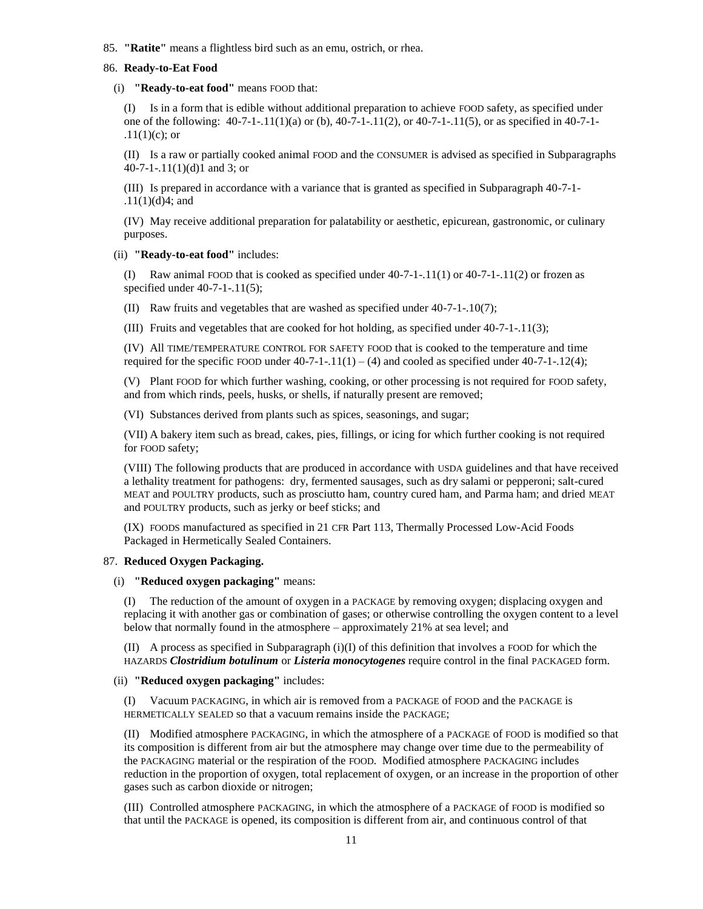85. **"Ratite"** means a flightless bird such as an emu, ostrich, or rhea.

86. **Ready-to-Eat Food**

(i) **"Ready-to-eat food"** means FOOD that:

(I) Is in a form that is edible without additional preparation to achieve FOOD safety, as specified under one of the following: 40-7-1-.11(1)(a) or (b), 40-7-1-.11(2), or 40-7-1-.11(5), or as specified in 40-7-1-.11(1)(c); or

(II) Is a raw or partially cooked animal FOOD and the CONSUMER is advised as specified in Subparagraphs 40-7-1-.11(1)(d)1 and 3; or

(III) Is prepared in accordance with a variance that is granted as specified in Subparagraph 40-7-1-.11(1)(d)4; and

(IV) May receive additional preparation for palatability or aesthetic, epicurean, gastronomic, or culinary purposes.

(ii) **"Ready-to-eat food"** includes:

(I) Raw animal FOOD that is cooked as specified under 40-7-1-.11(1) or 40-7-1-.11(2) or frozen as specified under 40-7-1-.11(5);

(II) Raw fruits and vegetables that are washed as specified under 40-7-1-.10(7);

(III) Fruits and vegetables that are cooked for hot holding, as specified under 40-7-1-.11(3);

(IV) All TIME/TEMPERATURE CONTROL FOR SAFETY FOOD that is cooked to the temperature and time required for the specific FOOD under 40-7-1-.11(1) – (4) and cooled as specified under 40-7-1-.12(4);

(V) Plant FOOD for which further washing, cooking, or other processing is not required for FOOD safety, and from which rinds, peels, husks, or shells, if naturally present are removed;

(VI) Substances derived from plants such as spices, seasonings, and sugar;

(VII) A bakery item such as bread, cakes, pies, fillings, or icing for which further cooking is not required for FOOD safety;

(VIII) The following products that are produced in accordance with USDA guidelines and that have received a lethality treatment for pathogens: dry, fermented sausages, such as dry salami or pepperoni; salt-cured MEAT and POULTRY products, such as prosciutto ham, country cured ham, and Parma ham; and dried MEAT and POULTRY products, such as jerky or beef sticks; and

(IX) FOODS manufactured as specified in 21 CFR Part 113, Thermally Processed Low-Acid Foods Packaged in Hermetically Sealed Containers.

87. **Reduced Oxygen Packaging.**

(i) **"Reduced oxygen packaging"** means:

(I) The reduction of the amount of oxygen in a PACKAGE by removing oxygen; displacing oxygen and replacing it with another gas or combination of gases; or otherwise controlling the oxygen content to a level below that normally found in the atmosphere – approximately 21% at sea level; and

(II) A process as specified in Subparagraph (i)(I) of this definition that involves a FOOD for which the HAZARDS ***Clostridium botulinum*** or ***Listeria monocytogenes*** require control in the final PACKAGED form.

(ii) **"Reduced oxygen packaging"** includes:

(I) Vacuum PACKAGING, in which air is removed from a PACKAGE of FOOD and the PACKAGE is HERMETICALLY SEALED so that a vacuum remains inside the PACKAGE;

(II) Modified atmosphere PACKAGING, in which the atmosphere of a PACKAGE of FOOD is modified so that its composition is different from air but the atmosphere may change over time due to the permeability of the PACKAGING material or the respiration of the FOOD. Modified atmosphere PACKAGING includes reduction in the proportion of oxygen, total replacement of oxygen, or an increase in the proportion of other gases such as carbon dioxide or nitrogen;

(III) Controlled atmosphere PACKAGING, in which the atmosphere of a PACKAGE of FOOD is modified so that until the PACKAGE is opened, its composition is different from air, and continuous control of that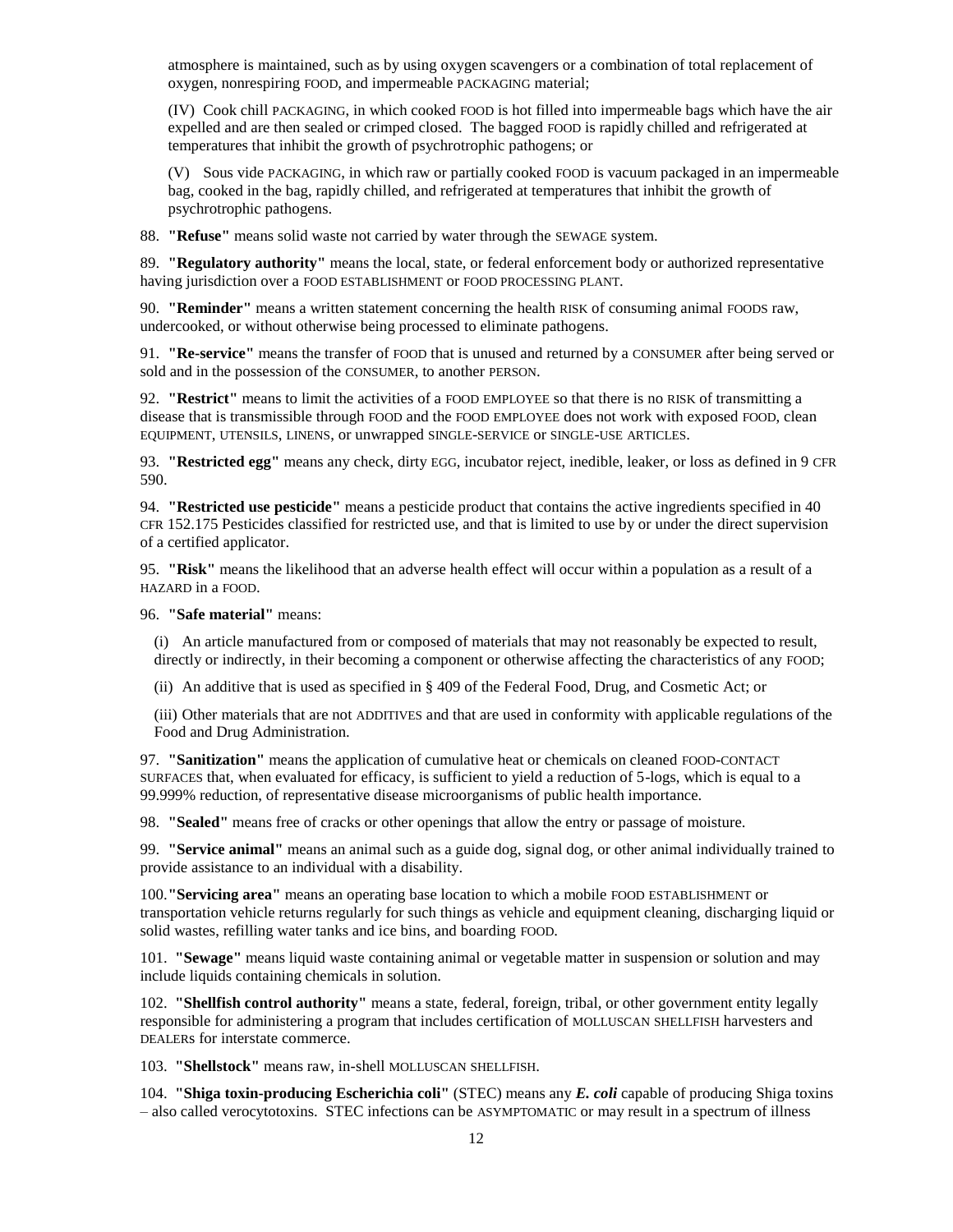atmosphere is maintained, such as by using oxygen scavengers or a combination of total replacement of oxygen, nonrespiring FOOD, and impermeable PACKAGING material;

(IV) Cook chill PACKAGING, in which cooked FOOD is hot filled into impermeable bags which have the air expelled and are then sealed or crimped closed. The bagged FOOD is rapidly chilled and refrigerated at temperatures that inhibit the growth of psychrotrophic pathogens; or

(V) Sous vide PACKAGING, in which raw or partially cooked FOOD is vacuum packaged in an impermeable bag, cooked in the bag, rapidly chilled, and refrigerated at temperatures that inhibit the growth of psychrotrophic pathogens.

88. **"Refuse"** means solid waste not carried by water through the SEWAGE system.

89. **"Regulatory authority"** means the local, state, or federal enforcement body or authorized representative having jurisdiction over a FOOD ESTABLISHMENT or FOOD PROCESSING PLANT.

90. **"Reminder"** means a written statement concerning the health RISK of consuming animal FOODS raw, undercooked, or without otherwise being processed to eliminate pathogens.

91. **"Re-service"** means the transfer of FOOD that is unused and returned by a CONSUMER after being served or sold and in the possession of the CONSUMER, to another PERSON.

92. **"Restrict"** means to limit the activities of a FOOD EMPLOYEE so that there is no RISK of transmitting a disease that is transmissible through FOOD and the FOOD EMPLOYEE does not work with exposed FOOD, clean EQUIPMENT, UTENSILS, LINENS, or unwrapped SINGLE-SERVICE or SINGLE-USE ARTICLES.

93. **"Restricted egg"** means any check, dirty EGG, incubator reject, inedible, leaker, or loss as defined in 9 CFR 590.

94. **"Restricted use pesticide"** means a pesticide product that contains the active ingredients specified in 40 CFR 152.175 Pesticides classified for restricted use, and that is limited to use by or under the direct supervision of a certified applicator.

95. **"Risk"** means the likelihood that an adverse health effect will occur within a population as a result of a HAZARD in a FOOD.

96. **"Safe material"** means:

(i) An article manufactured from or composed of materials that may not reasonably be expected to result, directly or indirectly, in their becoming a component or otherwise affecting the characteristics of any FOOD;

(ii) An additive that is used as specified in § 409 of the Federal Food, Drug, and Cosmetic Act; or

(iii) Other materials that are not ADDITIVES and that are used in conformity with applicable regulations of the Food and Drug Administration.

97. **"Sanitization"** means the application of cumulative heat or chemicals on cleaned FOOD-CONTACT SURFACES that, when evaluated for efficacy, is sufficient to yield a reduction of 5-logs, which is equal to a 99.999% reduction, of representative disease microorganisms of public health importance.

98. **"Sealed"** means free of cracks or other openings that allow the entry or passage of moisture.

99. **"Service animal"** means an animal such as a guide dog, signal dog, or other animal individually trained to provide assistance to an individual with a disability.

100. **"Servicing area"** means an operating base location to which a mobile FOOD ESTABLISHMENT or transportation vehicle returns regularly for such things as vehicle and equipment cleaning, discharging liquid or solid wastes, refilling water tanks and ice bins, and boarding FOOD.

101. **"Sewage"** means liquid waste containing animal or vegetable matter in suspension or solution and may include liquids containing chemicals in solution.

102. **"Shellfish control authority"** means a state, federal, foreign, tribal, or other government entity legally responsible for administering a program that includes certification of MOLLUSCAN SHELLFISH harvesters and DEALERs for interstate commerce.

103. **"Shellstock"** means raw, in-shell MOLLUSCAN SHELLFISH.

104. **"Shiga toxin-producing Escherichia coli"** (STEC) means any ***E. coli*** capable of producing Shiga toxins – also called verocytotoxins. STEC infections can be ASYMPTOMATIC or may result in a spectrum of illness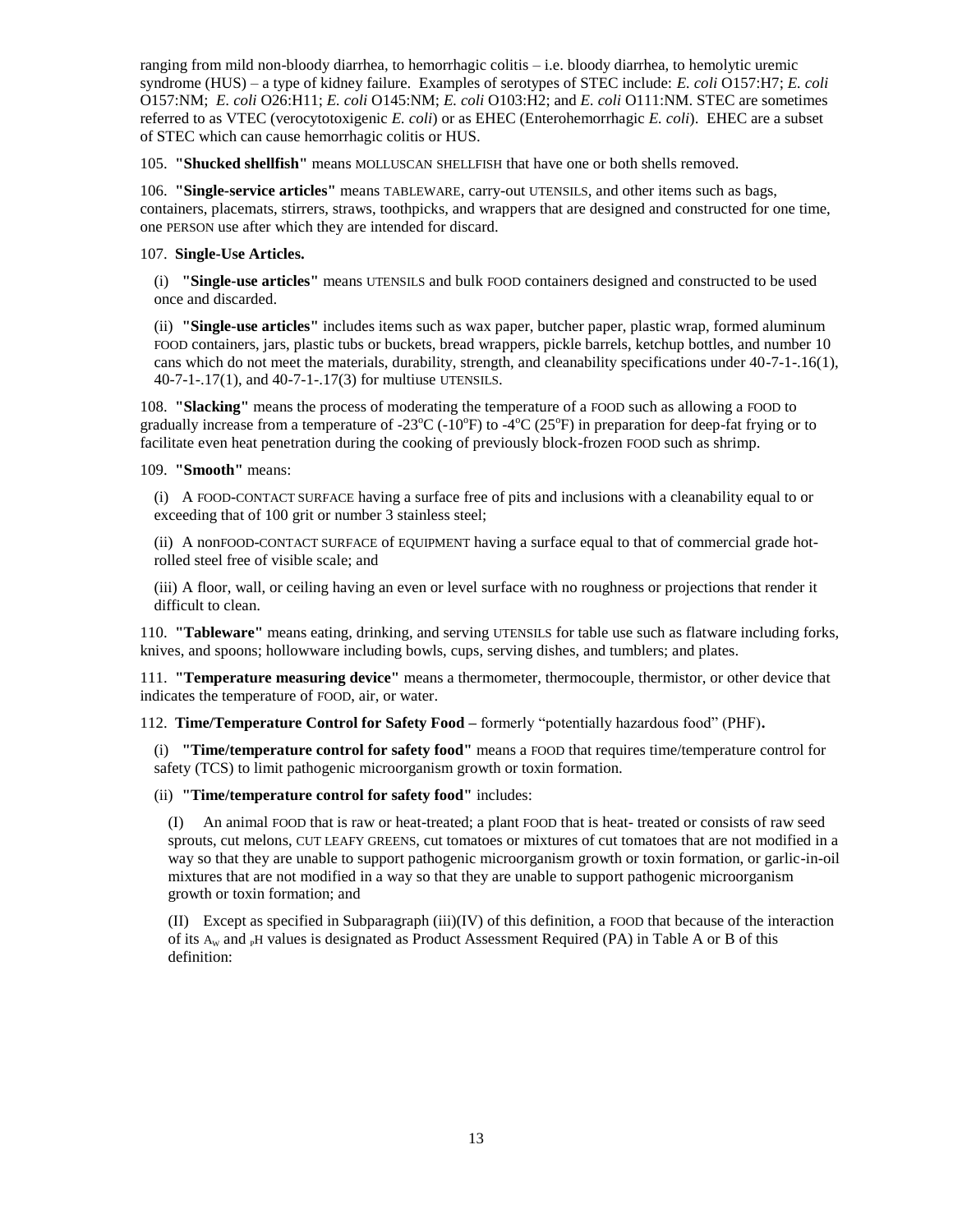ranging from mild non-bloody diarrhea, to hemorrhagic colitis – i.e. bloody diarrhea, to hemolytic uremic syndrome (HUS) – a type of kidney failure. Examples of serotypes of STEC include: *E. coli* O157:H7; *E. coli* O157:NM; *E. coli* O26:H11; *E. coli* O145:NM; *E. coli* O103:H2; and *E. coli* O111:NM. STEC are sometimes referred to as VTEC (verocytotoxigenic *E. coli*) or as EHEC (Enterohemorrhagic *E. coli*). EHEC are a subset of STEC which can cause hemorrhagic colitis or HUS.

105. **"Shucked shellfish"** means MOLLUSCAN SHELLFISH that have one or both shells removed.

106. **"Single-service articles"** means TABLEWARE, carry-out UTENSILS, and other items such as bags, containers, placemats, stirrers, straws, toothpicks, and wrappers that are designed and constructed for one time, one PERSON use after which they are intended for discard.

107. **Single-Use Articles.**

(i) **"Single-use articles"** means UTENSILS and bulk FOOD containers designed and constructed to be used once and discarded.

(ii) **"Single-use articles"** includes items such as wax paper, butcher paper, plastic wrap, formed aluminum FOOD containers, jars, plastic tubs or buckets, bread wrappers, pickle barrels, ketchup bottles, and number 10 cans which do not meet the materials, durability, strength, and cleanability specifications under 40-7-1-.16(1), 40-7-1-.17(1), and 40-7-1-.17(3) for multiuse UTENSILS.

108. **"Slacking"** means the process of moderating the temperature of a FOOD such as allowing a FOOD to gradually increase from a temperature of -23°C (-10°F) to -4°C (25°F) in preparation for deep-fat frying or to facilitate even heat penetration during the cooking of previously block-frozen FOOD such as shrimp.

109. **"Smooth"** means:

(i) A FOOD-CONTACT SURFACE having a surface free of pits and inclusions with a cleanability equal to or exceeding that of 100 grit or number 3 stainless steel;

(ii) A nonFOOD-CONTACT SURFACE of EQUIPMENT having a surface equal to that of commercial grade hot-rolled steel free of visible scale; and

(iii) A floor, wall, or ceiling having an even or level surface with no roughness or projections that render it difficult to clean.

110. **"Tableware"** means eating, drinking, and serving UTENSILS for table use such as flatware including forks, knives, and spoons; hollowware including bowls, cups, serving dishes, and tumblers; and plates.

111. **"Temperature measuring device"** means a thermometer, thermocouple, thermistor, or other device that indicates the temperature of FOOD, air, or water.

112. **Time/Temperature Control for Safety Food –** formerly "potentially hazardous food" (PHF)**.**

(i) **"Time/temperature control for safety food"** means a FOOD that requires time/temperature control for safety (TCS) to limit pathogenic microorganism growth or toxin formation.

(ii) **"Time/temperature control for safety food"** includes:

(I) An animal FOOD that is raw or heat-treated; a plant FOOD that is heat- treated or consists of raw seed sprouts, cut melons, CUT LEAFY GREENS, cut tomatoes or mixtures of cut tomatoes that are not modified in a way so that they are unable to support pathogenic microorganism growth or toxin formation, or garlic-in-oil mixtures that are not modified in a way so that they are unable to support pathogenic microorganism growth or toxin formation; and

(II) Except as specified in Subparagraph (iii)(IV) of this definition, a FOOD that because of the interaction of its $A_w$ and $_PH$ values is designated as Product Assessment Required (PA) in Table A or B of this definition: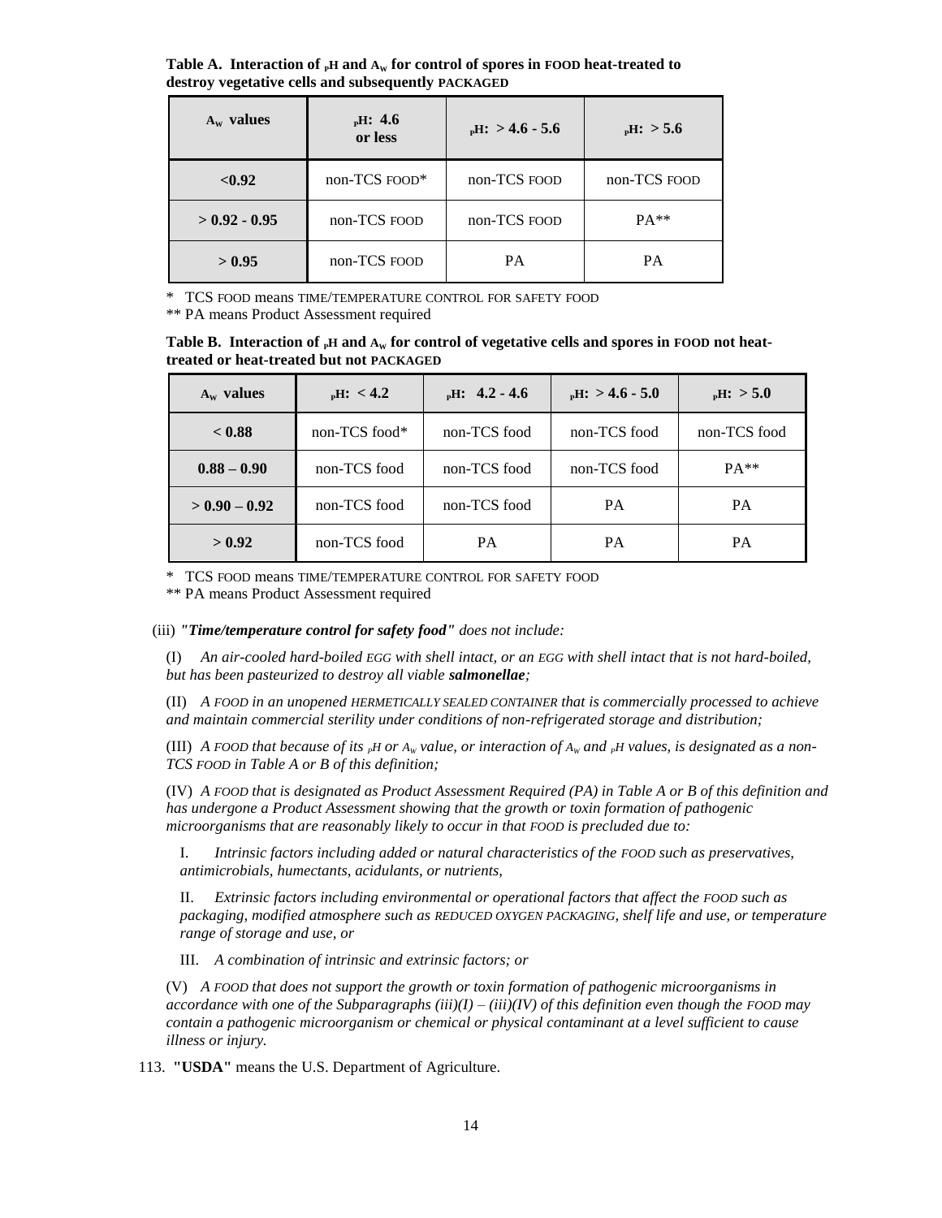**Table A. Interaction of $_PH$ and $A_W$ for control of spores in FOOD heat-treated to destroy vegetative cells and subsequently PACKAGED**

| $A_W$ values | $_PH$: 4.6 or less | $_PH$: > 4.6 - 5.6 | $_PH$: > 5.6 |
|---|---|---|---|
| <0.92 | non-TCS FOOD* | non-TCS FOOD | non-TCS FOOD |
| > 0.92 - 0.95 | non-TCS FOOD | non-TCS FOOD | PA** |
| > 0.95 | non-TCS FOOD | PA | PA |

\* TCS FOOD means TIME/TEMPERATURE CONTROL FOR SAFETY FOOD

** PA means Product Assessment required

**Table B. Interaction of $_PH$ and $A_W$ for control of vegetative cells and spores in FOOD not heat-treated or heat-treated but not PACKAGED**

| $A_W$ values | $_PH$: < 4.2 | $_PH$: 4.2 - 4.6 | $_PH$: > 4.6 - 5.0 | $_PH$: > 5.0 |
|---|---|---|---|---|
| < 0.88 | non-TCS food* | non-TCS food | non-TCS food | non-TCS food |
| 0.88 – 0.90 | non-TCS food | non-TCS food | non-TCS food | PA** |
| > 0.90 – 0.92 | non-TCS food | non-TCS food | PA | PA |
| > 0.92 | non-TCS food | PA | PA | PA |

\* TCS FOOD means TIME/TEMPERATURE CONTROL FOR SAFETY FOOD

** PA means Product Assessment required

(iii) ***"Time/temperature control for safety food"*** *does not include:*

(I) *An air-cooled hard-boiled EGG with shell intact, or an EGG with shell intact that is not hard-boiled, but has been pasteurized to destroy all viable **salmonellae**;*

(II) *A FOOD in an unopened HERMETICALLY SEALED CONTAINER that is commercially processed to achieve and maintain commercial sterility under conditions of non-refrigerated storage and distribution;*

(III) *A FOOD that because of its $_PH$ or $A_w$ value, or interaction of $A_w$ and $_PH$ values, is designated as a non-TCS FOOD in Table A or B of this definition;*

(IV) *A FOOD that is designated as Product Assessment Required (PA) in Table A or B of this definition and has undergone a Product Assessment showing that the growth or toxin formation of pathogenic microorganisms that are reasonably likely to occur in that FOOD is precluded due to:*

I. *Intrinsic factors including added or natural characteristics of the FOOD such as preservatives, antimicrobials, humectants, acidulants, or nutrients,*

II. *Extrinsic factors including environmental or operational factors that affect the FOOD such as packaging, modified atmosphere such as REDUCED OXYGEN PACKAGING, shelf life and use, or temperature range of storage and use, or*

III. *A combination of intrinsic and extrinsic factors; or*

(V) *A FOOD that does not support the growth or toxin formation of pathogenic microorganisms in accordance with one of the Subparagraphs (iii)(I) – (iii)(IV) of this definition even though the FOOD may contain a pathogenic microorganism or chemical or physical contaminant at a level sufficient to cause illness or injury.*

113. **"USDA"** means the U.S. Department of Agriculture.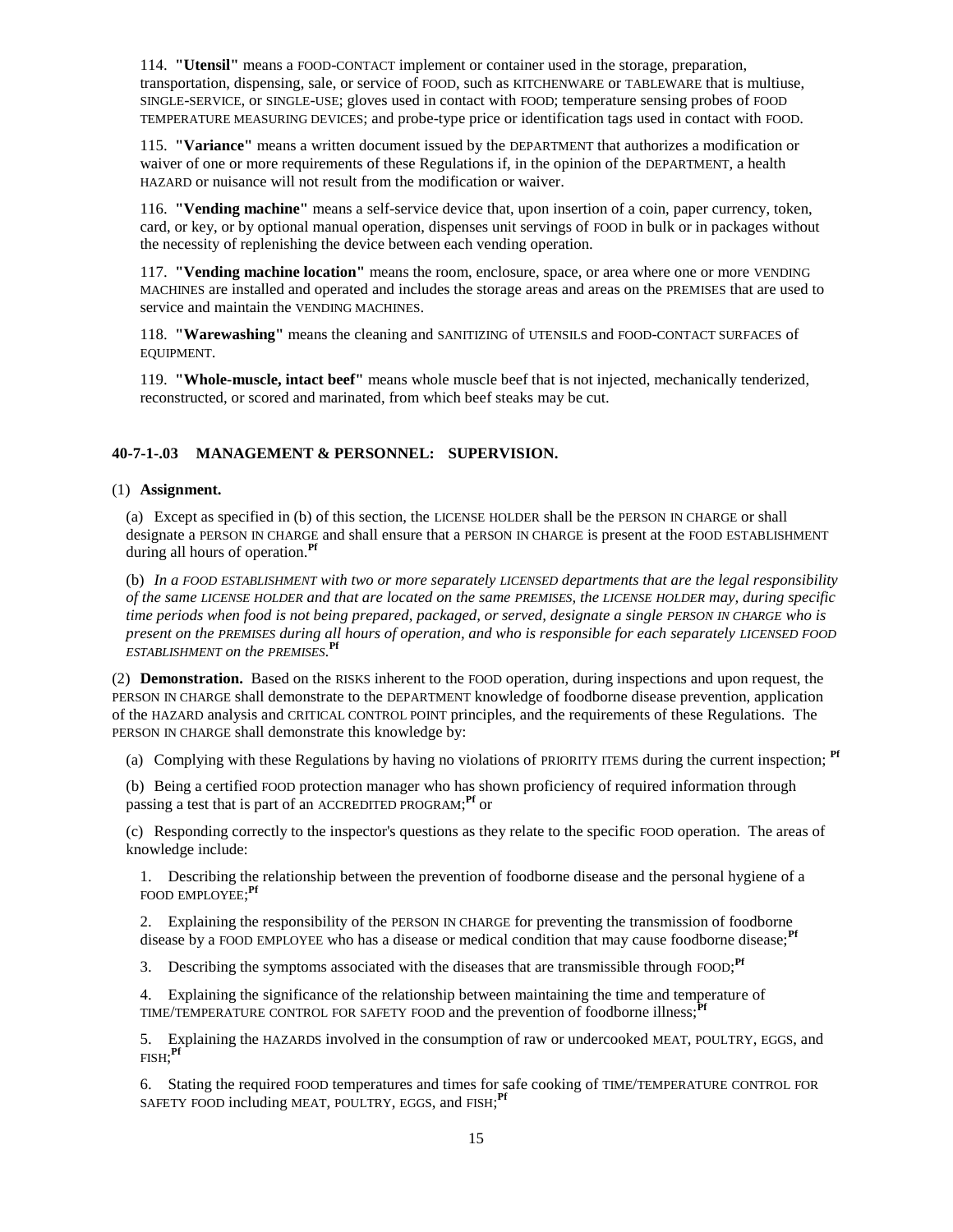114. **"Utensil"** means a FOOD-CONTACT implement or container used in the storage, preparation, transportation, dispensing, sale, or service of FOOD, such as KITCHENWARE or TABLEWARE that is multiuse, SINGLE-SERVICE, or SINGLE-USE; gloves used in contact with FOOD; temperature sensing probes of FOOD TEMPERATURE MEASURING DEVICES; and probe-type price or identification tags used in contact with FOOD.

115. **"Variance"** means a written document issued by the DEPARTMENT that authorizes a modification or waiver of one or more requirements of these Regulations if, in the opinion of the DEPARTMENT, a health HAZARD or nuisance will not result from the modification or waiver.

116. **"Vending machine"** means a self-service device that, upon insertion of a coin, paper currency, token, card, or key, or by optional manual operation, dispenses unit servings of FOOD in bulk or in packages without the necessity of replenishing the device between each vending operation.

117. **"Vending machine location"** means the room, enclosure, space, or area where one or more VENDING MACHINES are installed and operated and includes the storage areas and areas on the PREMISES that are used to service and maintain the VENDING MACHINES.

118. **"Warewashing"** means the cleaning and SANITIZING of UTENSILS and FOOD-CONTACT SURFACES of EQUIPMENT.

119. **"Whole-muscle, intact beef"** means whole muscle beef that is not injected, mechanically tenderized, reconstructed, or scored and marinated, from which beef steaks may be cut.

## 40-7-1-.03 MANAGEMENT & PERSONNEL: SUPERVISION.

(1) **Assignment.**

(a) Except as specified in (b) of this section, the LICENSE HOLDER shall be the PERSON IN CHARGE or shall designate a PERSON IN CHARGE and shall ensure that a PERSON IN CHARGE is present at the FOOD ESTABLISHMENT during all hours of operation.**Pf**

(b) *In a FOOD ESTABLISHMENT with two or more separately LICENSED departments that are the legal responsibility of the same LICENSE HOLDER and that are located on the same PREMISES, the LICENSE HOLDER may, during specific time periods when food is not being prepared, packaged, or served, designate a single PERSON IN CHARGE who is present on the PREMISES during all hours of operation, and who is responsible for each separately LICENSED FOOD ESTABLISHMENT on the PREMISES.***Pf**

(2) **Demonstration.** Based on the RISKS inherent to the FOOD operation, during inspections and upon request, the PERSON IN CHARGE shall demonstrate to the DEPARTMENT knowledge of foodborne disease prevention, application of the HAZARD analysis and CRITICAL CONTROL POINT principles, and the requirements of these Regulations. The PERSON IN CHARGE shall demonstrate this knowledge by:

(a) Complying with these Regulations by having no violations of PRIORITY ITEMS during the current inspection; **Pf**

(b) Being a certified FOOD protection manager who has shown proficiency of required information through passing a test that is part of an ACCREDITED PROGRAM;**Pf** or

(c) Responding correctly to the inspector's questions as they relate to the specific FOOD operation. The areas of knowledge include:

1. Describing the relationship between the prevention of foodborne disease and the personal hygiene of a FOOD EMPLOYEE;**Pf**

2. Explaining the responsibility of the PERSON IN CHARGE for preventing the transmission of foodborne disease by a FOOD EMPLOYEE who has a disease or medical condition that may cause foodborne disease;**Pf**

3. Describing the symptoms associated with the diseases that are transmissible through FOOD;**Pf**

4. Explaining the significance of the relationship between maintaining the time and temperature of TIME/TEMPERATURE CONTROL FOR SAFETY FOOD and the prevention of foodborne illness;**Pf**

5. Explaining the HAZARDS involved in the consumption of raw or undercooked MEAT, POULTRY, EGGS, and FISH;**Pf**

6. Stating the required FOOD temperatures and times for safe cooking of TIME/TEMPERATURE CONTROL FOR SAFETY FOOD including MEAT, POULTRY, EGGS, and FISH;**Pf**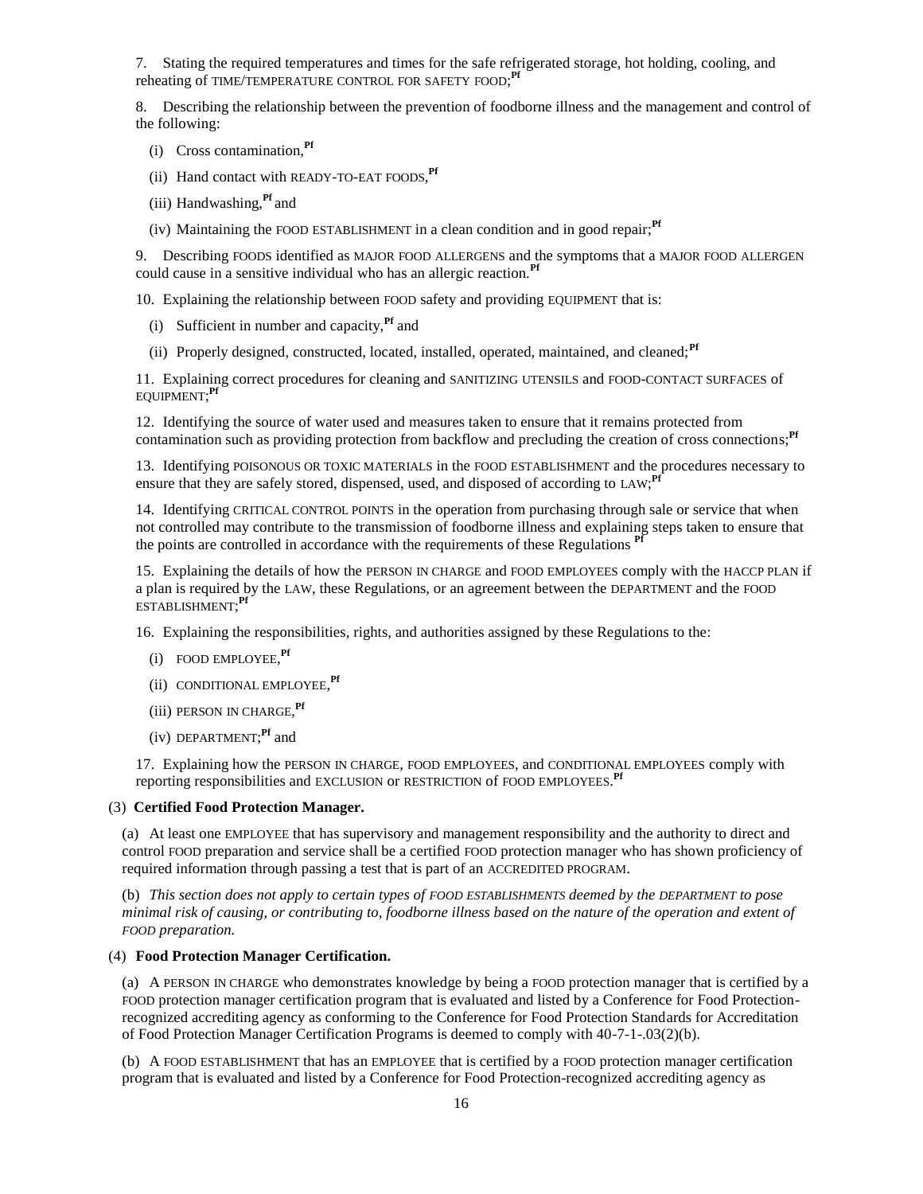7. Stating the required temperatures and times for the safe refrigerated storage, hot holding, cooling, and reheating of TIME/TEMPERATURE CONTROL FOR SAFETY FOOD;[Pf]

8. Describing the relationship between the prevention of foodborne illness and the management and control of the following:

(i) Cross contamination,[Pf]

(ii) Hand contact with READY-TO-EAT FOODS,[Pf]

(iii) Handwashing,[Pf] and

(iv) Maintaining the FOOD ESTABLISHMENT in a clean condition and in good repair;[Pf]

9. Describing FOODS identified as MAJOR FOOD ALLERGENS and the symptoms that a MAJOR FOOD ALLERGEN could cause in a sensitive individual who has an allergic reaction.[Pf]

10. Explaining the relationship between FOOD safety and providing EQUIPMENT that is:

(i) Sufficient in number and capacity,[Pf] and

(ii) Properly designed, constructed, located, installed, operated, maintained, and cleaned;[Pf]

11. Explaining correct procedures for cleaning and SANITIZING UTENSILS and FOOD-CONTACT SURFACES of EQUIPMENT;[Pf]

12. Identifying the source of water used and measures taken to ensure that it remains protected from contamination such as providing protection from backflow and precluding the creation of cross connections;[Pf]

13. Identifying POISONOUS OR TOXIC MATERIALS in the FOOD ESTABLISHMENT and the procedures necessary to ensure that they are safely stored, dispensed, used, and disposed of according to LAW;[Pf]

14. Identifying CRITICAL CONTROL POINTS in the operation from purchasing through sale or service that when not controlled may contribute to the transmission of foodborne illness and explaining steps taken to ensure that the points are controlled in accordance with the requirements of these Regulations [Pf]

15. Explaining the details of how the PERSON IN CHARGE and FOOD EMPLOYEES comply with the HACCP PLAN if a plan is required by the LAW, these Regulations, or an agreement between the DEPARTMENT and the FOOD ESTABLISHMENT;[Pf]

16. Explaining the responsibilities, rights, and authorities assigned by these Regulations to the:

(i) FOOD EMPLOYEE,[Pf]

(ii) CONDITIONAL EMPLOYEE,[Pf]

(iii) PERSON IN CHARGE,[Pf]

(iv) DEPARTMENT;[Pf] and

17. Explaining how the PERSON IN CHARGE, FOOD EMPLOYEES, and CONDITIONAL EMPLOYEES comply with reporting responsibilities and EXCLUSION or RESTRICTION of FOOD EMPLOYEES.[Pf]

(3) **Certified Food Protection Manager.**

(a) At least one EMPLOYEE that has supervisory and management responsibility and the authority to direct and control FOOD preparation and service shall be a certified FOOD protection manager who has shown proficiency of required information through passing a test that is part of an ACCREDITED PROGRAM.

(b) *This section does not apply to certain types of FOOD ESTABLISHMENTS deemed by the DEPARTMENT to pose minimal risk of causing, or contributing to, foodborne illness based on the nature of the operation and extent of FOOD preparation.*

(4) **Food Protection Manager Certification.**

(a) A PERSON IN CHARGE who demonstrates knowledge by being a FOOD protection manager that is certified by a FOOD protection manager certification program that is evaluated and listed by a Conference for Food Protection-recognized accrediting agency as conforming to the Conference for Food Protection Standards for Accreditation of Food Protection Manager Certification Programs is deemed to comply with 40-7-1-.03(2)(b).

(b) A FOOD ESTABLISHMENT that has an EMPLOYEE that is certified by a FOOD protection manager certification program that is evaluated and listed by a Conference for Food Protection-recognized accrediting agency as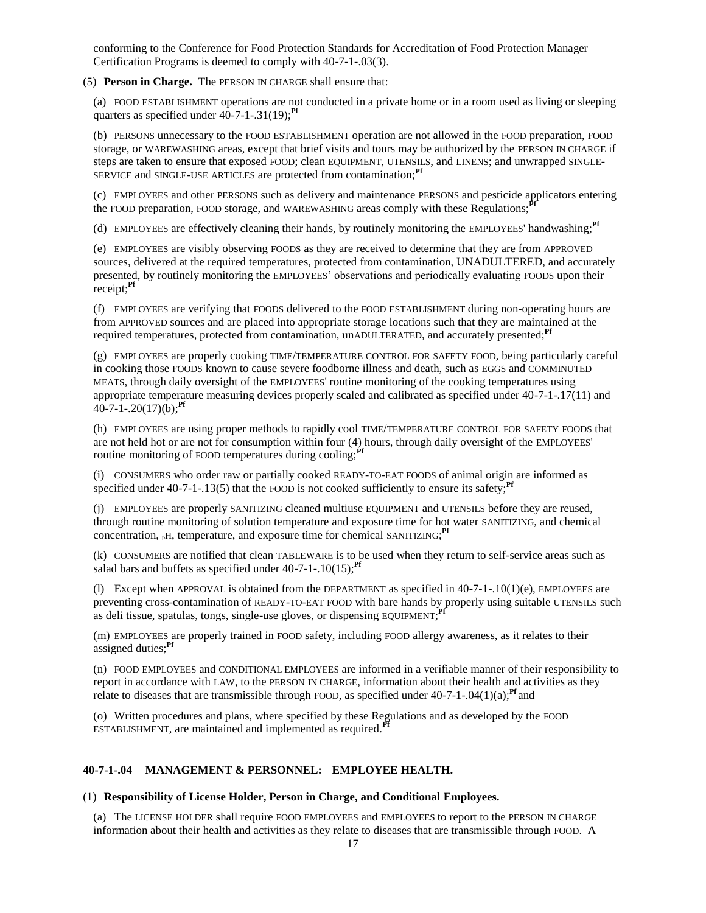conforming to the Conference for Food Protection Standards for Accreditation of Food Protection Manager Certification Programs is deemed to comply with 40-7-1-.03(3).

(5) **Person in Charge.** The PERSON IN CHARGE shall ensure that:

(a) FOOD ESTABLISHMENT operations are not conducted in a private home or in a room used as living or sleeping quarters as specified under 40-7-1-.31(19);**Pf**

(b) PERSONS unnecessary to the FOOD ESTABLISHMENT operation are not allowed in the FOOD preparation, FOOD storage, or WAREWASHING areas, except that brief visits and tours may be authorized by the PERSON IN CHARGE if steps are taken to ensure that exposed FOOD; clean EQUIPMENT, UTENSILS, and LINENS; and unwrapped SINGLE-SERVICE and SINGLE-USE ARTICLES are protected from contamination;**Pf**

(c) EMPLOYEES and other PERSONS such as delivery and maintenance PERSONS and pesticide applicators entering the FOOD preparation, FOOD storage, and WAREWASHING areas comply with these Regulations;**Pf**

(d) EMPLOYEES are effectively cleaning their hands, by routinely monitoring the EMPLOYEES' handwashing;**Pf**

(e) EMPLOYEES are visibly observing FOODS as they are received to determine that they are from APPROVED sources, delivered at the required temperatures, protected from contamination, UNADULTERED, and accurately presented, by routinely monitoring the EMPLOYEES' observations and periodically evaluating FOODS upon their receipt;**Pf**

(f) EMPLOYEES are verifying that FOODS delivered to the FOOD ESTABLISHMENT during non-operating hours are from APPROVED sources and are placed into appropriate storage locations such that they are maintained at the required temperatures, protected from contamination, unADULTERATED, and accurately presented;**Pf**

(g) EMPLOYEES are properly cooking TIME/TEMPERATURE CONTROL FOR SAFETY FOOD, being particularly careful in cooking those FOODS known to cause severe foodborne illness and death, such as EGGS and COMMINUTED MEATS, through daily oversight of the EMPLOYEES' routine monitoring of the cooking temperatures using appropriate temperature measuring devices properly scaled and calibrated as specified under 40-7-1-.17(11) and 40-7-1-.20(17)(b);**Pf**

(h) EMPLOYEES are using proper methods to rapidly cool TIME/TEMPERATURE CONTROL FOR SAFETY FOODS that are not held hot or are not for consumption within four (4) hours, through daily oversight of the EMPLOYEES' routine monitoring of FOOD temperatures during cooling;**Pf**

(i) CONSUMERS who order raw or partially cooked READY-TO-EAT FOODS of animal origin are informed as specified under 40-7-1-.13(5) that the FOOD is not cooked sufficiently to ensure its safety;**Pf**

(j) EMPLOYEES are properly SANITIZING cleaned multiuse EQUIPMENT and UTENSILS before they are reused, through routine monitoring of solution temperature and exposure time for hot water SANITIZING, and chemical concentration, pH, temperature, and exposure time for chemical SANITIZING;**Pf**

(k) CONSUMERS are notified that clean TABLEWARE is to be used when they return to self-service areas such as salad bars and buffets as specified under 40-7-1-.10(15);**Pf**

(l) Except when APPROVAL is obtained from the DEPARTMENT as specified in 40-7-1-.10(1)(e), EMPLOYEES are preventing cross-contamination of READY-TO-EAT FOOD with bare hands by properly using suitable UTENSILS such as deli tissue, spatulas, tongs, single-use gloves, or dispensing EQUIPMENT;**Pf**

(m) EMPLOYEES are properly trained in FOOD safety, including FOOD allergy awareness, as it relates to their assigned duties;**Pf**

(n) FOOD EMPLOYEES and CONDITIONAL EMPLOYEES are informed in a verifiable manner of their responsibility to report in accordance with LAW, to the PERSON IN CHARGE, information about their health and activities as they relate to diseases that are transmissible through FOOD, as specified under 40-7-1-.04(1)(a);**Pf** and

(o) Written procedures and plans, where specified by these Regulations and as developed by the FOOD ESTABLISHMENT, are maintained and implemented as required.**Pf**

### 40-7-1-.04 MANAGEMENT & PERSONNEL: EMPLOYEE HEALTH.

(1) **Responsibility of License Holder, Person in Charge, and Conditional Employees.**

(a) The LICENSE HOLDER shall require FOOD EMPLOYEES and EMPLOYEES to report to the PERSON IN CHARGE information about their health and activities as they relate to diseases that are transmissible through FOOD. A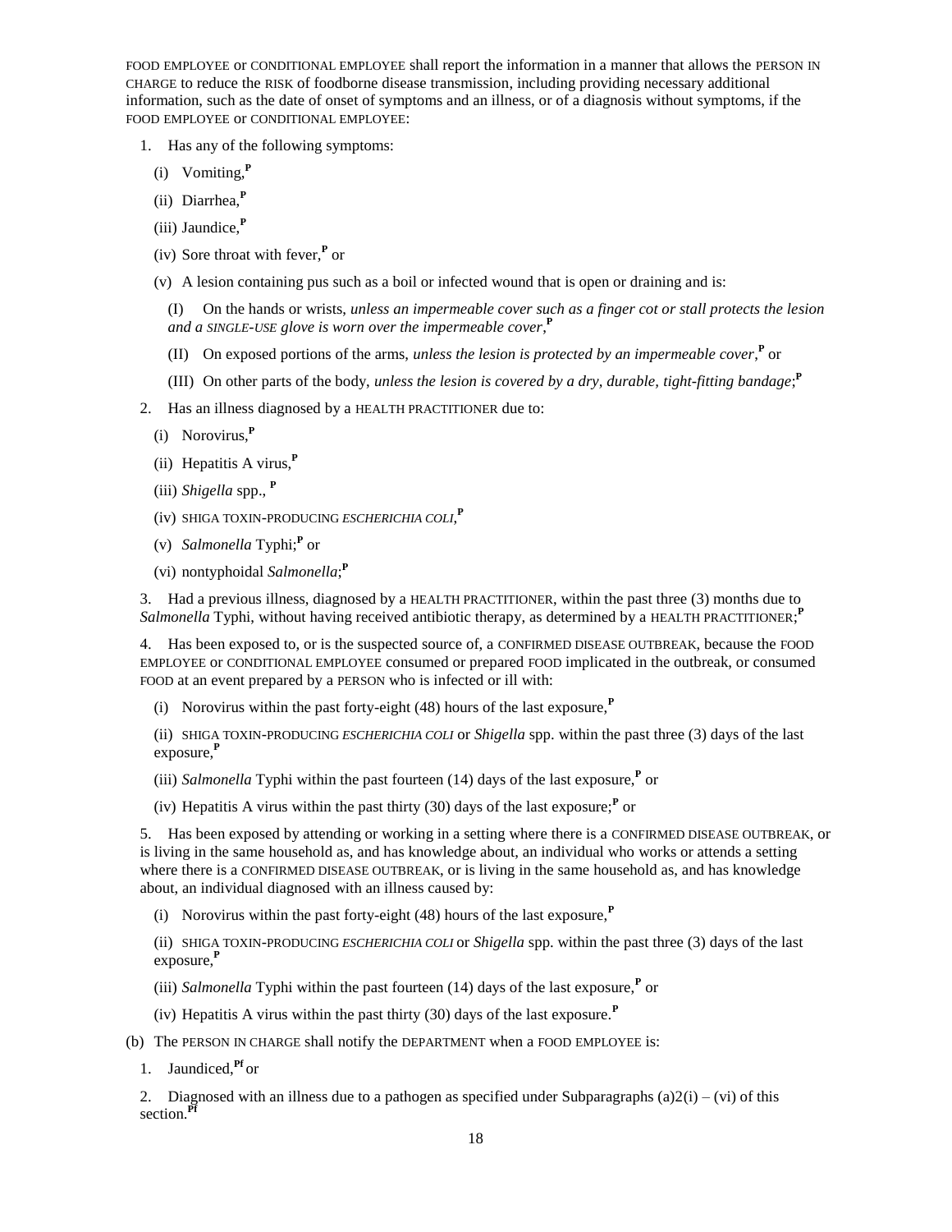FOOD EMPLOYEE or CONDITIONAL EMPLOYEE shall report the information in a manner that allows the PERSON IN CHARGE to reduce the RISK of foodborne disease transmission, including providing necessary additional information, such as the date of onset of symptoms and an illness, or of a diagnosis without symptoms, if the FOOD EMPLOYEE or CONDITIONAL EMPLOYEE:

1. Has any of the following symptoms:

   (i) Vomiting,**P**

   (ii) Diarrhea,**P**

   (iii) Jaundice,**P**

   (iv) Sore throat with fever,**P** or

   (v) A lesion containing pus such as a boil or infected wound that is open or draining and is:

   (I) On the hands or wrists, *unless an impermeable cover such as a finger cot or stall protects the lesion and a SINGLE-USE glove is worn over the impermeable cover*,**P**

   (II) On exposed portions of the arms, *unless the lesion is protected by an impermeable cover*,**P** or

   (III) On other parts of the body, *unless the lesion is covered by a dry, durable, tight-fitting bandage*;**P**

2. Has an illness diagnosed by a HEALTH PRACTITIONER due to:

   (i) Norovirus,**P**

   (ii) Hepatitis A virus,**P**

   (iii) *Shigella* spp., **P**

   (iv) SHIGA TOXIN-PRODUCING *ESCHERICHIA COLI*,**P**

   (v) *Salmonella* Typhi;**P** or

   (vi) nontyphoidal *Salmonella*;**P**

3. Had a previous illness, diagnosed by a HEALTH PRACTITIONER, within the past three (3) months due to *Salmonella* Typhi, without having received antibiotic therapy, as determined by a HEALTH PRACTITIONER;**P**

4. Has been exposed to, or is the suspected source of, a CONFIRMED DISEASE OUTBREAK, because the FOOD EMPLOYEE or CONDITIONAL EMPLOYEE consumed or prepared FOOD implicated in the outbreak, or consumed FOOD at an event prepared by a PERSON who is infected or ill with:

   (i) Norovirus within the past forty-eight (48) hours of the last exposure,**P**

   (ii) SHIGA TOXIN-PRODUCING *ESCHERICHIA COLI* or *Shigella* spp. within the past three (3) days of the last exposure,**P**

   (iii) *Salmonella* Typhi within the past fourteen (14) days of the last exposure,**P** or

   (iv) Hepatitis A virus within the past thirty (30) days of the last exposure;**P** or

5. Has been exposed by attending or working in a setting where there is a CONFIRMED DISEASE OUTBREAK, or is living in the same household as, and has knowledge about, an individual who works or attends a setting where there is a CONFIRMED DISEASE OUTBREAK, or is living in the same household as, and has knowledge about, an individual diagnosed with an illness caused by:

   (i) Norovirus within the past forty-eight (48) hours of the last exposure,**P**

   (ii) SHIGA TOXIN-PRODUCING *ESCHERICHIA COLI* or *Shigella* spp. within the past three (3) days of the last exposure,**P**

   (iii) *Salmonella* Typhi within the past fourteen (14) days of the last exposure,**P** or

   (iv) Hepatitis A virus within the past thirty (30) days of the last exposure.**P**

(b) The PERSON IN CHARGE shall notify the DEPARTMENT when a FOOD EMPLOYEE is:

1. Jaundiced,**Pf** or

2. Diagnosed with an illness due to a pathogen as specified under Subparagraphs (a)2(i) – (vi) of this section.**Pf**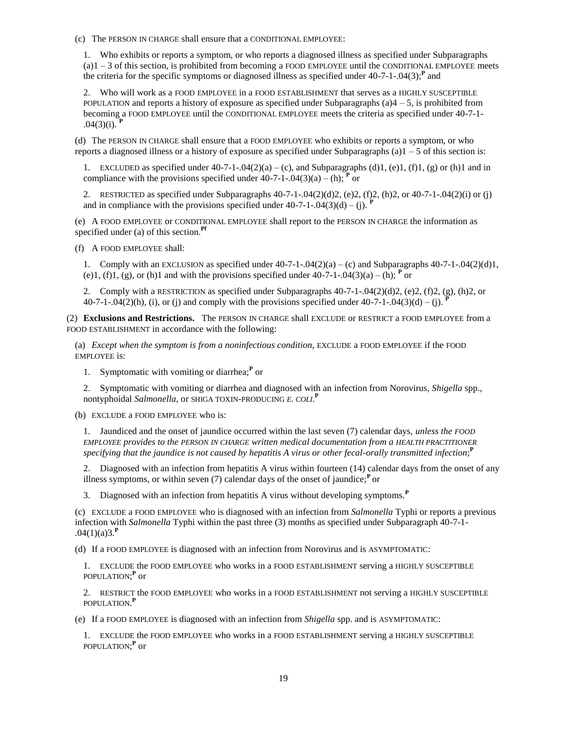(c) The PERSON IN CHARGE shall ensure that a CONDITIONAL EMPLOYEE:

1. Who exhibits or reports a symptom, or who reports a diagnosed illness as specified under Subparagraphs (a)1 – 3 of this section, is prohibited from becoming a FOOD EMPLOYEE until the CONDITIONAL EMPLOYEE meets the criteria for the specific symptoms or diagnosed illness as specified under 40-7-1-.04(3);**P** and

2. Who will work as a FOOD EMPLOYEE in a FOOD ESTABLISHMENT that serves as a HIGHLY SUSCEPTIBLE POPULATION and reports a history of exposure as specified under Subparagraphs (a)4 – 5, is prohibited from becoming a FOOD EMPLOYEE until the CONDITIONAL EMPLOYEE meets the criteria as specified under 40-7-1-.04(3)(i). **P**

(d) The PERSON IN CHARGE shall ensure that a FOOD EMPLOYEE who exhibits or reports a symptom, or who reports a diagnosed illness or a history of exposure as specified under Subparagraphs (a)1 – 5 of this section is:

1. EXCLUDED as specified under 40-7-1-.04(2)(a) – (c), and Subparagraphs (d)1, (e)1, (f)1, (g) or (h)1 and in compliance with the provisions specified under 40-7-1-.04(3)(a) – (h); **P** or

2. RESTRICTED as specified under Subparagraphs 40-7-1-.04(2)(d)2, (e)2, (f)2, (h)2, or 40-7-1-.04(2)(i) or (j) and in compliance with the provisions specified under 40-7-1-.04(3)(d) – (j). **P**

(e) A FOOD EMPLOYEE or CONDITIONAL EMPLOYEE shall report to the PERSON IN CHARGE the information as specified under (a) of this section.**Pf**

(f) A FOOD EMPLOYEE shall:

1. Comply with an EXCLUSION as specified under 40-7-1-.04(2)(a) – (c) and Subparagraphs 40-7-1-.04(2)(d)1, (e)1, (f)1, (g), or (h)1 and with the provisions specified under 40-7-1-.04(3)(a) – (h); **P** or

2. Comply with a RESTRICTION as specified under Subparagraphs 40-7-1-.04(2)(d)2, (e)2, (f)2, (g), (h)2, or 40-7-1-.04(2)(h), (i), or (j) and comply with the provisions specified under 40-7-1-.04(3)(d) – (j). **P**

(2) **Exclusions and Restrictions.** The PERSON IN CHARGE shall EXCLUDE or RESTRICT a FOOD EMPLOYEE from a FOOD ESTABLISHMENT in accordance with the following:

(a) *Except when the symptom is from a noninfectious condition,* EXCLUDE a FOOD EMPLOYEE if the FOOD EMPLOYEE is:

1. Symptomatic with vomiting or diarrhea;**P** or

2. Symptomatic with vomiting or diarrhea and diagnosed with an infection from Norovirus, *Shigella* spp., nontyphoidal *Salmonella*, or SHIGA TOXIN-PRODUCING *E. COLI*.**P**

(b) EXCLUDE a FOOD EMPLOYEE who is:

1. Jaundiced and the onset of jaundice occurred within the last seven (7) calendar days, *unless the FOOD EMPLOYEE provides to the PERSON IN CHARGE written medical documentation from a HEALTH PRACTITIONER specifying that the jaundice is not caused by hepatitis A virus or other fecal-orally transmitted infection*;**P**

2. Diagnosed with an infection from hepatitis A virus within fourteen (14) calendar days from the onset of any illness symptoms, or within seven (7) calendar days of the onset of jaundice;**P** or

3. Diagnosed with an infection from hepatitis A virus without developing symptoms.**P**

(c) EXCLUDE a FOOD EMPLOYEE who is diagnosed with an infection from *Salmonella* Typhi or reports a previous infection with *Salmonella* Typhi within the past three (3) months as specified under Subparagraph 40-7-1-.04(1)(a)3.**P**

(d) If a FOOD EMPLOYEE is diagnosed with an infection from Norovirus and is ASYMPTOMATIC:

1. EXCLUDE the FOOD EMPLOYEE who works in a FOOD ESTABLISHMENT serving a HIGHLY SUSCEPTIBLE POPULATION;**P** or

2. RESTRICT the FOOD EMPLOYEE who works in a FOOD ESTABLISHMENT not serving a HIGHLY SUSCEPTIBLE POPULATION.**P**

(e) If a FOOD EMPLOYEE is diagnosed with an infection from *Shigella* spp. and is ASYMPTOMATIC:

1. EXCLUDE the FOOD EMPLOYEE who works in a FOOD ESTABLISHMENT serving a HIGHLY SUSCEPTIBLE POPULATION;**P** or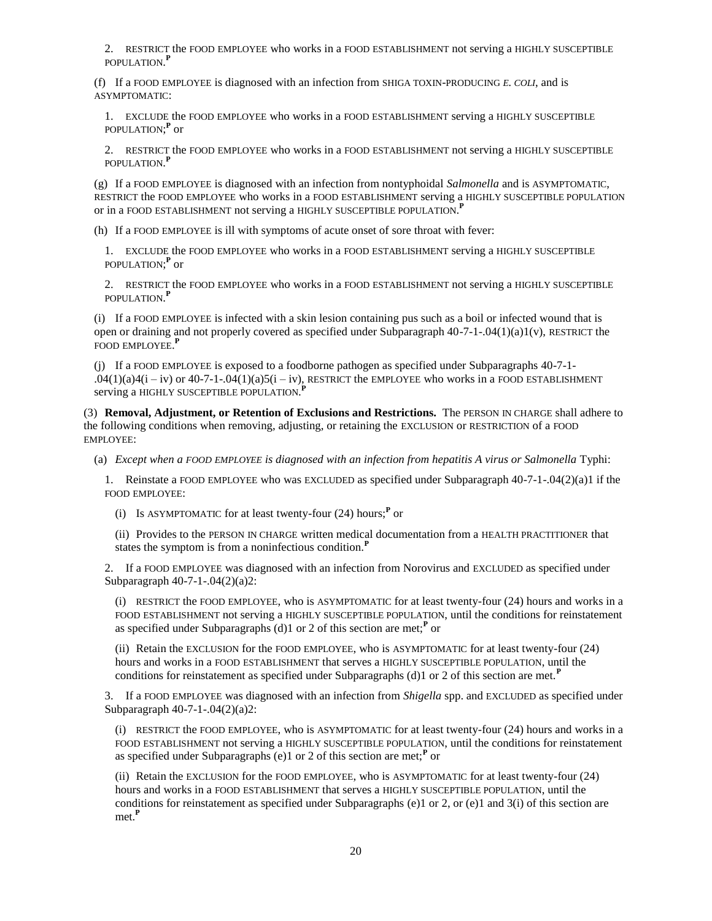2. RESTRICT the FOOD EMPLOYEE who works in a FOOD ESTABLISHMENT not serving a HIGHLY SUSCEPTIBLE POPULATION.**P**

(f) If a FOOD EMPLOYEE is diagnosed with an infection from SHIGA TOXIN-PRODUCING *E. COLI*, and is ASYMPTOMATIC:

1. EXCLUDE the FOOD EMPLOYEE who works in a FOOD ESTABLISHMENT serving a HIGHLY SUSCEPTIBLE POPULATION;**P** or

2. RESTRICT the FOOD EMPLOYEE who works in a FOOD ESTABLISHMENT not serving a HIGHLY SUSCEPTIBLE POPULATION.**P**

(g) If a FOOD EMPLOYEE is diagnosed with an infection from nontyphoidal *Salmonella* and is ASYMPTOMATIC, RESTRICT the FOOD EMPLOYEE who works in a FOOD ESTABLISHMENT serving a HIGHLY SUSCEPTIBLE POPULATION or in a FOOD ESTABLISHMENT not serving a HIGHLY SUSCEPTIBLE POPULATION.**P**

(h) If a FOOD EMPLOYEE is ill with symptoms of acute onset of sore throat with fever:

1. EXCLUDE the FOOD EMPLOYEE who works in a FOOD ESTABLISHMENT serving a HIGHLY SUSCEPTIBLE POPULATION;**P** or

2. RESTRICT the FOOD EMPLOYEE who works in a FOOD ESTABLISHMENT not serving a HIGHLY SUSCEPTIBLE POPULATION.**P**

(i) If a FOOD EMPLOYEE is infected with a skin lesion containing pus such as a boil or infected wound that is open or draining and not properly covered as specified under Subparagraph 40-7-1-.04(1)(a)1(v), RESTRICT the FOOD EMPLOYEE.**P**

(j) If a FOOD EMPLOYEE is exposed to a foodborne pathogen as specified under Subparagraphs 40-7-1-.04(1)(a)4(i – iv) or 40-7-1-.04(1)(a)5(i – iv), RESTRICT the EMPLOYEE who works in a FOOD ESTABLISHMENT serving a HIGHLY SUSCEPTIBLE POPULATION.**P**

(3) **Removal, Adjustment, or Retention of Exclusions and Restrictions.** The PERSON IN CHARGE shall adhere to the following conditions when removing, adjusting, or retaining the EXCLUSION or RESTRICTION of a FOOD EMPLOYEE:

(a) *Except when a FOOD EMPLOYEE is diagnosed with an infection from hepatitis A virus or Salmonella* Typhi:

1. Reinstate a FOOD EMPLOYEE who was EXCLUDED as specified under Subparagraph 40-7-1-.04(2)(a)1 if the FOOD EMPLOYEE:

(i) Is ASYMPTOMATIC for at least twenty-four (24) hours;**P** or

(ii) Provides to the PERSON IN CHARGE written medical documentation from a HEALTH PRACTITIONER that states the symptom is from a noninfectious condition.**P**

2. If a FOOD EMPLOYEE was diagnosed with an infection from Norovirus and EXCLUDED as specified under Subparagraph 40-7-1-.04(2)(a)2:

(i) RESTRICT the FOOD EMPLOYEE, who is ASYMPTOMATIC for at least twenty-four (24) hours and works in a FOOD ESTABLISHMENT not serving a HIGHLY SUSCEPTIBLE POPULATION, until the conditions for reinstatement as specified under Subparagraphs (d)1 or 2 of this section are met;**P** or

(ii) Retain the EXCLUSION for the FOOD EMPLOYEE, who is ASYMPTOMATIC for at least twenty-four (24) hours and works in a FOOD ESTABLISHMENT that serves a HIGHLY SUSCEPTIBLE POPULATION, until the conditions for reinstatement as specified under Subparagraphs (d)1 or 2 of this section are met.**P**

3. If a FOOD EMPLOYEE was diagnosed with an infection from *Shigella* spp. and EXCLUDED as specified under Subparagraph 40-7-1-.04(2)(a)2:

(i) RESTRICT the FOOD EMPLOYEE, who is ASYMPTOMATIC for at least twenty-four (24) hours and works in a FOOD ESTABLISHMENT not serving a HIGHLY SUSCEPTIBLE POPULATION, until the conditions for reinstatement as specified under Subparagraphs (e)1 or 2 of this section are met;**P** or

(ii) Retain the EXCLUSION for the FOOD EMPLOYEE, who is ASYMPTOMATIC for at least twenty-four (24) hours and works in a FOOD ESTABLISHMENT that serves a HIGHLY SUSCEPTIBLE POPULATION, until the conditions for reinstatement as specified under Subparagraphs (e)1 or 2, or (e)1 and 3(i) of this section are met.**P**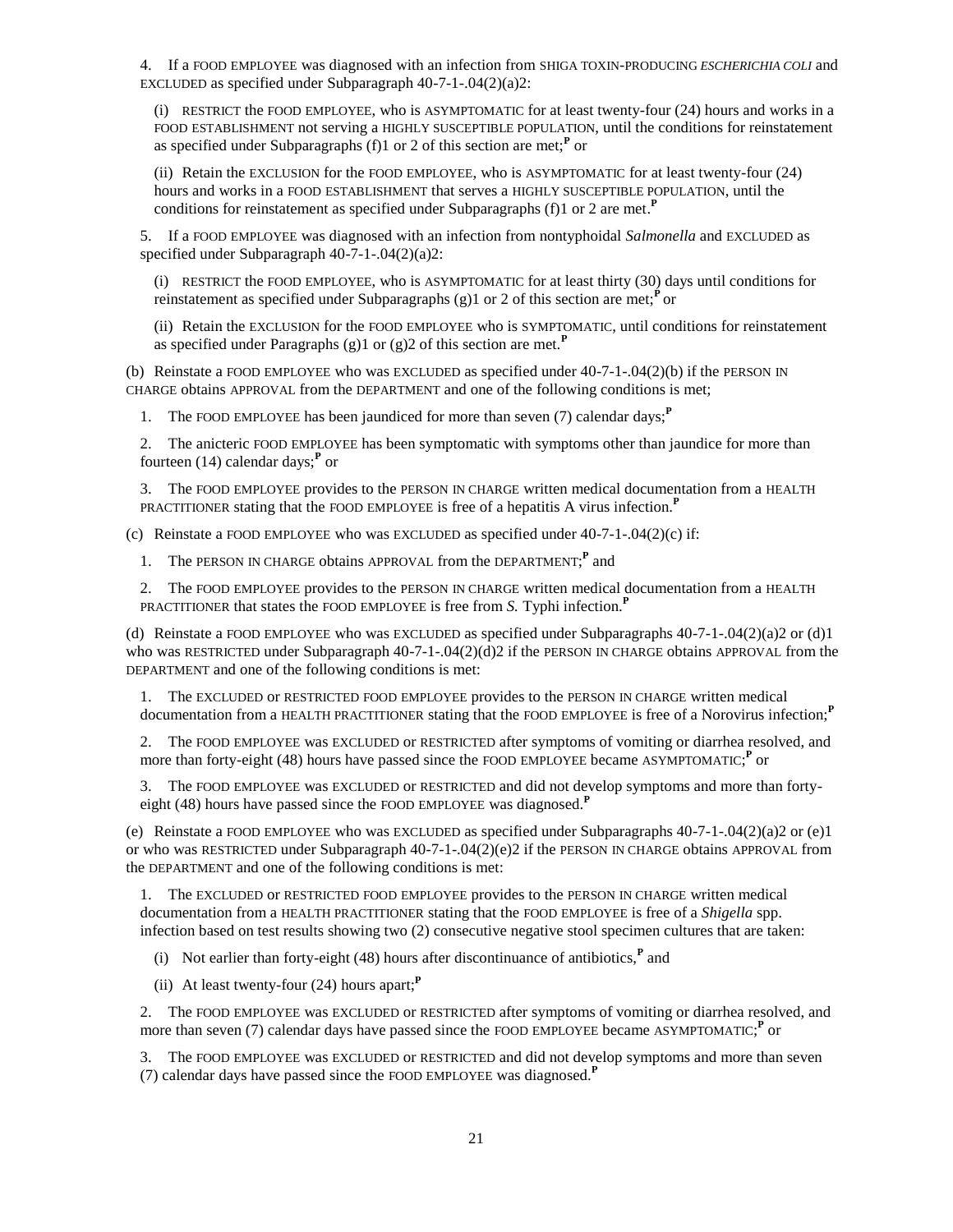4. If a FOOD EMPLOYEE was diagnosed with an infection from SHIGA TOXIN-PRODUCING *ESCHERICHIA COLI* and EXCLUDED as specified under Subparagraph 40-7-1-.04(2)(a)2:

(i) RESTRICT the FOOD EMPLOYEE, who is ASYMPTOMATIC for at least twenty-four (24) hours and works in a FOOD ESTABLISHMENT not serving a HIGHLY SUSCEPTIBLE POPULATION, until the conditions for reinstatement as specified under Subparagraphs (f)1 or 2 of this section are met;**P** or

(ii) Retain the EXCLUSION for the FOOD EMPLOYEE, who is ASYMPTOMATIC for at least twenty-four (24) hours and works in a FOOD ESTABLISHMENT that serves a HIGHLY SUSCEPTIBLE POPULATION, until the conditions for reinstatement as specified under Subparagraphs (f)1 or 2 are met.**P**

5. If a FOOD EMPLOYEE was diagnosed with an infection from nontyphoidal *Salmonella* and EXCLUDED as specified under Subparagraph 40-7-1-.04(2)(a)2:

(i) RESTRICT the FOOD EMPLOYEE, who is ASYMPTOMATIC for at least thirty (30) days until conditions for reinstatement as specified under Subparagraphs (g)1 or 2 of this section are met;**P** or

(ii) Retain the EXCLUSION for the FOOD EMPLOYEE who is SYMPTOMATIC, until conditions for reinstatement as specified under Paragraphs (g)1 or (g)2 of this section are met.**P**

(b) Reinstate a FOOD EMPLOYEE who was EXCLUDED as specified under 40-7-1-.04(2)(b) if the PERSON IN CHARGE obtains APPROVAL from the DEPARTMENT and one of the following conditions is met;

1. The FOOD EMPLOYEE has been jaundiced for more than seven (7) calendar days;**P**

2. The anicteric FOOD EMPLOYEE has been symptomatic with symptoms other than jaundice for more than fourteen (14) calendar days;**P** or

3. The FOOD EMPLOYEE provides to the PERSON IN CHARGE written medical documentation from a HEALTH PRACTITIONER stating that the FOOD EMPLOYEE is free of a hepatitis A virus infection.**P**

(c) Reinstate a FOOD EMPLOYEE who was EXCLUDED as specified under 40-7-1-.04(2)(c) if:

1. The PERSON IN CHARGE obtains APPROVAL from the DEPARTMENT;**P** and

2. The FOOD EMPLOYEE provides to the PERSON IN CHARGE written medical documentation from a HEALTH PRACTITIONER that states the FOOD EMPLOYEE is free from *S.* Typhi infection.**P**

(d) Reinstate a FOOD EMPLOYEE who was EXCLUDED as specified under Subparagraphs 40-7-1-.04(2)(a)2 or (d)1 who was RESTRICTED under Subparagraph 40-7-1-.04(2)(d)2 if the PERSON IN CHARGE obtains APPROVAL from the DEPARTMENT and one of the following conditions is met:

1. The EXCLUDED or RESTRICTED FOOD EMPLOYEE provides to the PERSON IN CHARGE written medical documentation from a HEALTH PRACTITIONER stating that the FOOD EMPLOYEE is free of a Norovirus infection;**P**

2. The FOOD EMPLOYEE was EXCLUDED or RESTRICTED after symptoms of vomiting or diarrhea resolved, and more than forty-eight (48) hours have passed since the FOOD EMPLOYEE became ASYMPTOMATIC;**P** or

3. The FOOD EMPLOYEE was EXCLUDED or RESTRICTED and did not develop symptoms and more than forty-eight (48) hours have passed since the FOOD EMPLOYEE was diagnosed.**P**

(e) Reinstate a FOOD EMPLOYEE who was EXCLUDED as specified under Subparagraphs 40-7-1-.04(2)(a)2 or (e)1 or who was RESTRICTED under Subparagraph 40-7-1-.04(2)(e)2 if the PERSON IN CHARGE obtains APPROVAL from the DEPARTMENT and one of the following conditions is met:

1. The EXCLUDED or RESTRICTED FOOD EMPLOYEE provides to the PERSON IN CHARGE written medical documentation from a HEALTH PRACTITIONER stating that the FOOD EMPLOYEE is free of a *Shigella* spp. infection based on test results showing two (2) consecutive negative stool specimen cultures that are taken:

(i) Not earlier than forty-eight (48) hours after discontinuance of antibiotics,**P** and

(ii) At least twenty-four (24) hours apart;**P**

2. The FOOD EMPLOYEE was EXCLUDED or RESTRICTED after symptoms of vomiting or diarrhea resolved, and more than seven (7) calendar days have passed since the FOOD EMPLOYEE became ASYMPTOMATIC;**P** or

3. The FOOD EMPLOYEE was EXCLUDED or RESTRICTED and did not develop symptoms and more than seven (7) calendar days have passed since the FOOD EMPLOYEE was diagnosed.**P**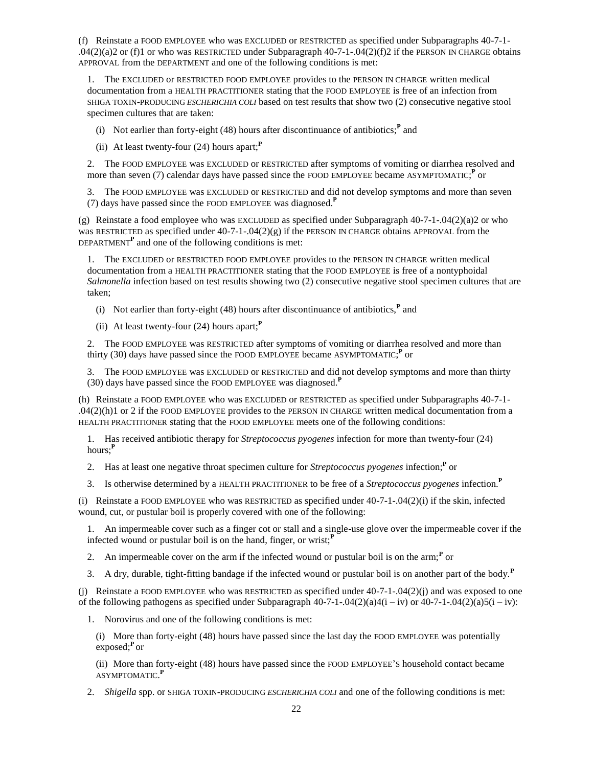(f) Reinstate a FOOD EMPLOYEE who was EXCLUDED or RESTRICTED as specified under Subparagraphs 40-7-1-.04(2)(a)2 or (f)1 or who was RESTRICTED under Subparagraph 40-7-1-.04(2)(f)2 if the PERSON IN CHARGE obtains APPROVAL from the DEPARTMENT and one of the following conditions is met:

1. The EXCLUDED or RESTRICTED FOOD EMPLOYEE provides to the PERSON IN CHARGE written medical documentation from a HEALTH PRACTITIONER stating that the FOOD EMPLOYEE is free of an infection from SHIGA TOXIN-PRODUCING *ESCHERICHIA COLI* based on test results that show two (2) consecutive negative stool specimen cultures that are taken:

   (i) Not earlier than forty-eight (48) hours after discontinuance of antibiotics;**P** and

   (ii) At least twenty-four (24) hours apart;**P**

2. The FOOD EMPLOYEE was EXCLUDED or RESTRICTED after symptoms of vomiting or diarrhea resolved and more than seven (7) calendar days have passed since the FOOD EMPLOYEE became ASYMPTOMATIC;**P** or

3. The FOOD EMPLOYEE was EXCLUDED or RESTRICTED and did not develop symptoms and more than seven (7) days have passed since the FOOD EMPLOYEE was diagnosed.**P**

(g) Reinstate a food employee who was EXCLUDED as specified under Subparagraph 40-7-1-.04(2)(a)2 or who was RESTRICTED as specified under 40-7-1-.04(2)(g) if the PERSON IN CHARGE obtains APPROVAL from the DEPARTMENT**P** and one of the following conditions is met:

1. The EXCLUDED or RESTRICTED FOOD EMPLOYEE provides to the PERSON IN CHARGE written medical documentation from a HEALTH PRACTITIONER stating that the FOOD EMPLOYEE is free of a nontyphoidal *Salmonella* infection based on test results showing two (2) consecutive negative stool specimen cultures that are taken;

   (i) Not earlier than forty-eight (48) hours after discontinuance of antibiotics,**P** and

   (ii) At least twenty-four (24) hours apart;**P**

2. The FOOD EMPLOYEE was RESTRICTED after symptoms of vomiting or diarrhea resolved and more than thirty (30) days have passed since the FOOD EMPLOYEE became ASYMPTOMATIC;**P** or

3. The FOOD EMPLOYEE was EXCLUDED or RESTRICTED and did not develop symptoms and more than thirty (30) days have passed since the FOOD EMPLOYEE was diagnosed.**P**

(h) Reinstate a FOOD EMPLOYEE who was EXCLUDED or RESTRICTED as specified under Subparagraphs 40-7-1-.04(2)(h)1 or 2 if the FOOD EMPLOYEE provides to the PERSON IN CHARGE written medical documentation from a HEALTH PRACTITIONER stating that the FOOD EMPLOYEE meets one of the following conditions:

1. Has received antibiotic therapy for *Streptococcus pyogenes* infection for more than twenty-four (24) hours;**P**

2. Has at least one negative throat specimen culture for *Streptococcus pyogenes* infection;**P** or

3. Is otherwise determined by a HEALTH PRACTITIONER to be free of a *Streptococcus pyogenes* infection.**P**

(i) Reinstate a FOOD EMPLOYEE who was RESTRICTED as specified under 40-7-1-.04(2)(i) if the skin, infected wound, cut, or pustular boil is properly covered with one of the following:

1. An impermeable cover such as a finger cot or stall and a single-use glove over the impermeable cover if the infected wound or pustular boil is on the hand, finger, or wrist;**P**

2. An impermeable cover on the arm if the infected wound or pustular boil is on the arm;**P** or

3. A dry, durable, tight-fitting bandage if the infected wound or pustular boil is on another part of the body.**P**

(j) Reinstate a FOOD EMPLOYEE who was RESTRICTED as specified under 40-7-1-.04(2)(j) and was exposed to one of the following pathogens as specified under Subparagraph 40-7-1-.04(2)(a)4(i – iv) or 40-7-1-.04(2)(a)5(i – iv):

1. Norovirus and one of the following conditions is met:

   (i) More than forty-eight (48) hours have passed since the last day the FOOD EMPLOYEE was potentially exposed;**P** or

   (ii) More than forty-eight (48) hours have passed since the FOOD EMPLOYEE'S household contact became ASYMPTOMATIC.**P**

2. *Shigella* spp. or SHIGA TOXIN-PRODUCING *ESCHERICHIA COLI* and one of the following conditions is met: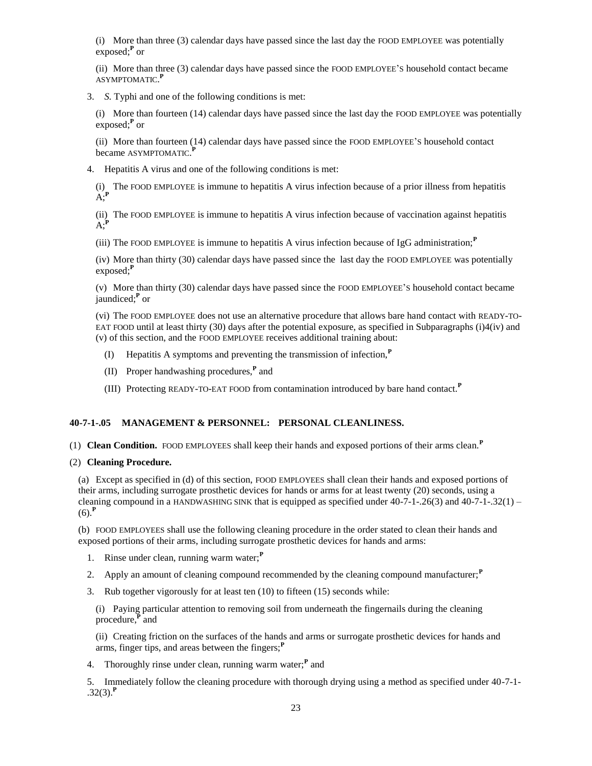(i) More than three (3) calendar days have passed since the last day the FOOD EMPLOYEE was potentially exposed;[P] or

(ii) More than three (3) calendar days have passed since the FOOD EMPLOYEE'S household contact became ASYMPTOMATIC.[P]

3. *S.* Typhi and one of the following conditions is met:

(i) More than fourteen (14) calendar days have passed since the last day the FOOD EMPLOYEE was potentially exposed;[P] or

(ii) More than fourteen (14) calendar days have passed since the FOOD EMPLOYEE'S household contact became ASYMPTOMATIC.[P]

4. Hepatitis A virus and one of the following conditions is met:

(i) The FOOD EMPLOYEE is immune to hepatitis A virus infection because of a prior illness from hepatitis A;[P]

(ii) The FOOD EMPLOYEE is immune to hepatitis A virus infection because of vaccination against hepatitis A;[P]

(iii) The FOOD EMPLOYEE is immune to hepatitis A virus infection because of IgG administration;[P]

(iv) More than thirty (30) calendar days have passed since the last day the FOOD EMPLOYEE was potentially exposed;[P]

(v) More than thirty (30) calendar days have passed since the FOOD EMPLOYEE'S household contact became jaundiced;[P] or

(vi) The FOOD EMPLOYEE does not use an alternative procedure that allows bare hand contact with READY-TO-EAT FOOD until at least thirty (30) days after the potential exposure, as specified in Subparagraphs (i)4(iv) and (v) of this section, and the FOOD EMPLOYEE receives additional training about:

(I) Hepatitis A symptoms and preventing the transmission of infection,[P]

(II) Proper handwashing procedures,[P] and

(III) Protecting READY-TO-EAT FOOD from contamination introduced by bare hand contact.[P]

### 40-7-1-.05 MANAGEMENT & PERSONNEL: PERSONAL CLEANLINESS.

(1) **Clean Condition.** FOOD EMPLOYEES shall keep their hands and exposed portions of their arms clean.[P]

(2) **Cleaning Procedure.**

(a) Except as specified in (d) of this section, FOOD EMPLOYEES shall clean their hands and exposed portions of their arms, including surrogate prosthetic devices for hands or arms for at least twenty (20) seconds, using a cleaning compound in a HANDWASHING SINK that is equipped as specified under 40-7-1-.26(3) and 40-7-1-.32(1) – (6).[P]

(b) FOOD EMPLOYEES shall use the following cleaning procedure in the order stated to clean their hands and exposed portions of their arms, including surrogate prosthetic devices for hands and arms:

1. Rinse under clean, running warm water;[P]

2. Apply an amount of cleaning compound recommended by the cleaning compound manufacturer;[P]

3. Rub together vigorously for at least ten (10) to fifteen (15) seconds while:

(i) Paying particular attention to removing soil from underneath the fingernails during the cleaning procedure,[P] and

(ii) Creating friction on the surfaces of the hands and arms or surrogate prosthetic devices for hands and arms, finger tips, and areas between the fingers;[P]

4. Thoroughly rinse under clean, running warm water;[P] and

5. Immediately follow the cleaning procedure with thorough drying using a method as specified under 40-7-1-.32(3).[P]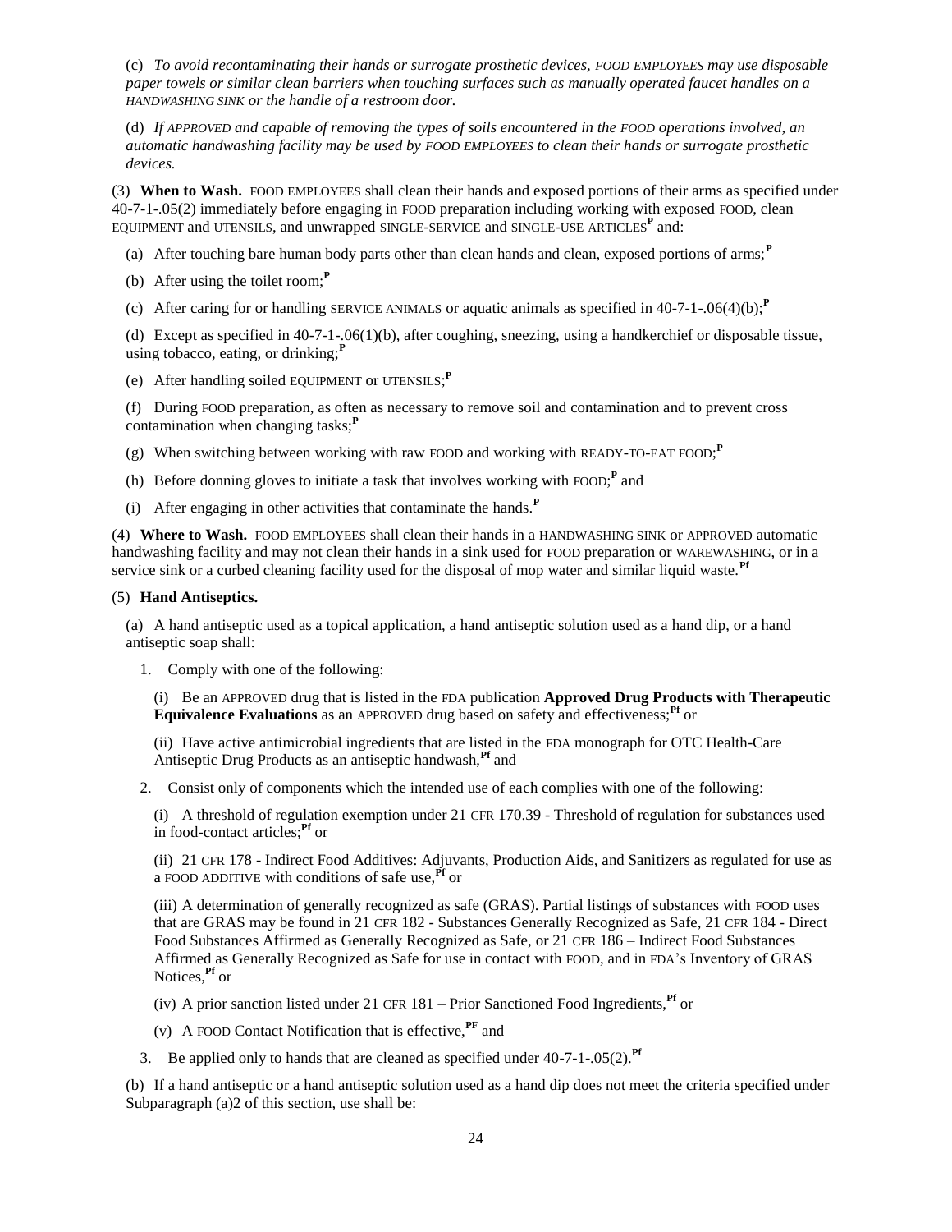(c) *To avoid recontaminating their hands or surrogate prosthetic devices, FOOD EMPLOYEES may use disposable paper towels or similar clean barriers when touching surfaces such as manually operated faucet handles on a HANDWASHING SINK or the handle of a restroom door.*

(d) *If APPROVED and capable of removing the types of soils encountered in the FOOD operations involved, an automatic handwashing facility may be used by FOOD EMPLOYEES to clean their hands or surrogate prosthetic devices.*

(3) **When to Wash.** FOOD EMPLOYEES shall clean their hands and exposed portions of their arms as specified under 40-7-1-.05(2) immediately before engaging in FOOD preparation including working with exposed FOOD, clean EQUIPMENT and UTENSILS, and unwrapped SINGLE-SERVICE and SINGLE-USE ARTICLES[P] and:

(a) After touching bare human body parts other than clean hands and clean, exposed portions of arms;[P]

(b) After using the toilet room;[P]

(c) After caring for or handling SERVICE ANIMALS or aquatic animals as specified in 40-7-1-.06(4)(b);[P]

(d) Except as specified in 40-7-1-.06(1)(b), after coughing, sneezing, using a handkerchief or disposable tissue, using tobacco, eating, or drinking;[P]

(e) After handling soiled EQUIPMENT or UTENSILS;[P]

(f) During FOOD preparation, as often as necessary to remove soil and contamination and to prevent cross contamination when changing tasks;[P]

(g) When switching between working with raw FOOD and working with READY-TO-EAT FOOD;[P]

(h) Before donning gloves to initiate a task that involves working with FOOD;[P] and

(i) After engaging in other activities that contaminate the hands.[P]

(4) **Where to Wash.** FOOD EMPLOYEES shall clean their hands in a HANDWASHING SINK or APPROVED automatic handwashing facility and may not clean their hands in a sink used for FOOD preparation or WAREWASHING, or in a service sink or a curbed cleaning facility used for the disposal of mop water and similar liquid waste.[Pf]

(5) **Hand Antiseptics.**

(a) A hand antiseptic used as a topical application, a hand antiseptic solution used as a hand dip, or a hand antiseptic soap shall:

1. Comply with one of the following:

(i) Be an APPROVED drug that is listed in the FDA publication **Approved Drug Products with Therapeutic Equivalence Evaluations** as an APPROVED drug based on safety and effectiveness;[Pf] or

(ii) Have active antimicrobial ingredients that are listed in the FDA monograph for OTC Health-Care Antiseptic Drug Products as an antiseptic handwash,[Pf] and

2. Consist only of components which the intended use of each complies with one of the following:

(i) A threshold of regulation exemption under 21 CFR 170.39 - Threshold of regulation for substances used in food-contact articles;[Pf] or

(ii) 21 CFR 178 - Indirect Food Additives: Adjuvants, Production Aids, and Sanitizers as regulated for use as a FOOD ADDITIVE with conditions of safe use,[Pf] or

(iii) A determination of generally recognized as safe (GRAS). Partial listings of substances with FOOD uses that are GRAS may be found in 21 CFR 182 - Substances Generally Recognized as Safe, 21 CFR 184 - Direct Food Substances Affirmed as Generally Recognized as Safe, or 21 CFR 186 – Indirect Food Substances Affirmed as Generally Recognized as Safe for use in contact with FOOD, and in FDA's Inventory of GRAS Notices,[Pf] or

(iv) A prior sanction listed under 21 CFR 181 – Prior Sanctioned Food Ingredients,[Pf] or

(v) A FOOD Contact Notification that is effective,[PF] and

3. Be applied only to hands that are cleaned as specified under 40-7-1-.05(2).[Pf]

(b) If a hand antiseptic or a hand antiseptic solution used as a hand dip does not meet the criteria specified under Subparagraph (a)2 of this section, use shall be: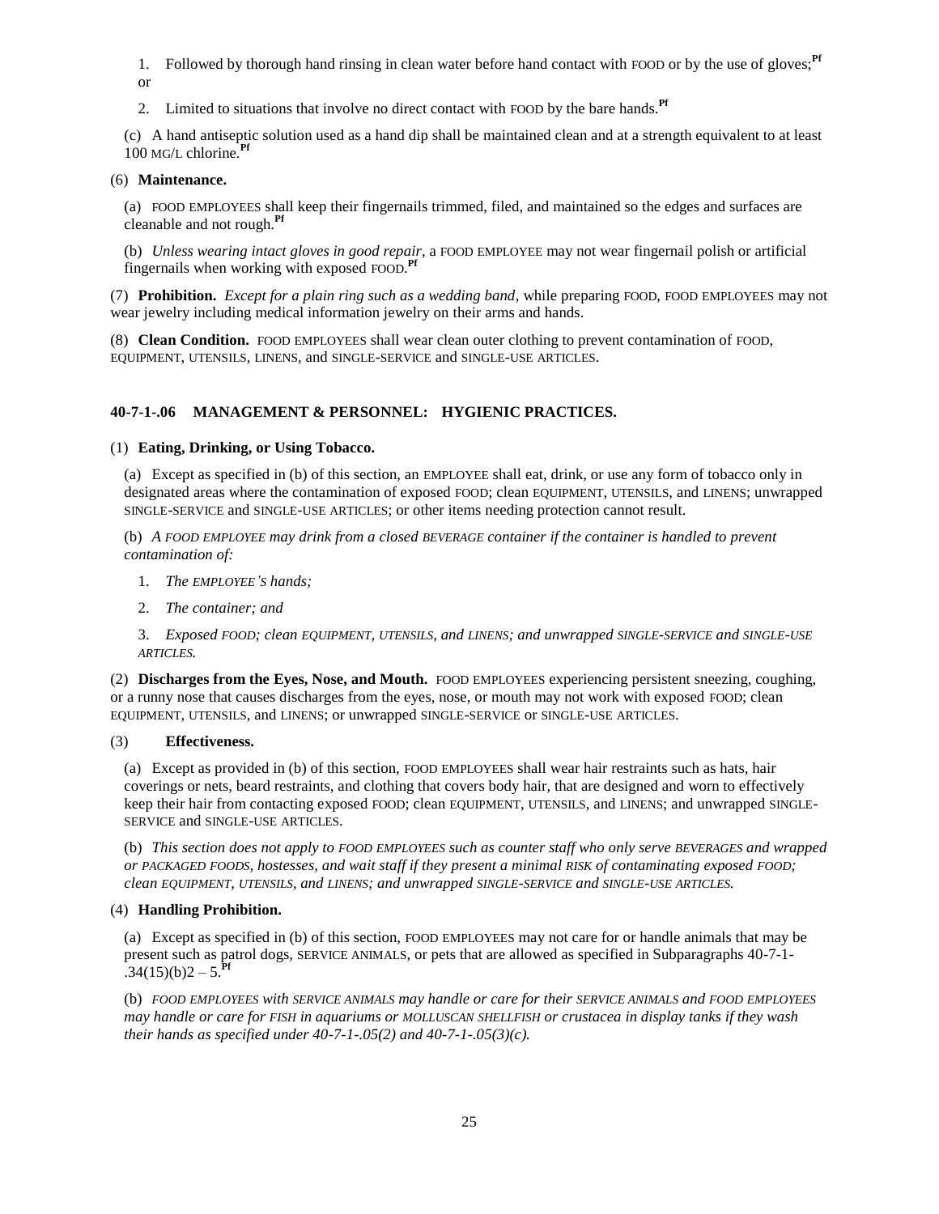1. Followed by thorough hand rinsing in clean water before hand contact with FOOD or by the use of gloves;[Pf] or

2. Limited to situations that involve no direct contact with FOOD by the bare hands.[Pf]

(c) A hand antiseptic solution used as a hand dip shall be maintained clean and at a strength equivalent to at least 100 MG/L chlorine.[Pf]

(6) **Maintenance.**

(a) FOOD EMPLOYEES shall keep their fingernails trimmed, filed, and maintained so the edges and surfaces are cleanable and not rough.[Pf]

(b) *Unless wearing intact gloves in good repair*, a FOOD EMPLOYEE may not wear fingernail polish or artificial fingernails when working with exposed FOOD.[Pf]

(7) **Prohibition.** *Except for a plain ring such as a wedding band*, while preparing FOOD, FOOD EMPLOYEES may not wear jewelry including medical information jewelry on their arms and hands.

(8) **Clean Condition.** FOOD EMPLOYEES shall wear clean outer clothing to prevent contamination of FOOD, EQUIPMENT, UTENSILS, LINENS, and SINGLE-SERVICE and SINGLE-USE ARTICLES.

## 40-7-1-.06 MANAGEMENT & PERSONNEL: HYGIENIC PRACTICES.

(1) **Eating, Drinking, or Using Tobacco.**

(a) Except as specified in (b) of this section, an EMPLOYEE shall eat, drink, or use any form of tobacco only in designated areas where the contamination of exposed FOOD; clean EQUIPMENT, UTENSILS, and LINENS; unwrapped SINGLE-SERVICE and SINGLE-USE ARTICLES; or other items needing protection cannot result.

(b) *A FOOD EMPLOYEE may drink from a closed BEVERAGE container if the container is handled to prevent contamination of:*

1. *The EMPLOYEE'S hands;*

2. *The container; and*

3. *Exposed FOOD; clean EQUIPMENT, UTENSILS, and LINENS; and unwrapped SINGLE-SERVICE and SINGLE-USE ARTICLES.*

(2) **Discharges from the Eyes, Nose, and Mouth.** FOOD EMPLOYEES experiencing persistent sneezing, coughing, or a runny nose that causes discharges from the eyes, nose, or mouth may not work with exposed FOOD; clean EQUIPMENT, UTENSILS, and LINENS; or unwrapped SINGLE-SERVICE or SINGLE-USE ARTICLES.

(3) **Effectiveness.**

(a) Except as provided in (b) of this section, FOOD EMPLOYEES shall wear hair restraints such as hats, hair coverings or nets, beard restraints, and clothing that covers body hair, that are designed and worn to effectively keep their hair from contacting exposed FOOD; clean EQUIPMENT, UTENSILS, and LINENS; and unwrapped SINGLE-SERVICE and SINGLE-USE ARTICLES.

(b) *This section does not apply to FOOD EMPLOYEES such as counter staff who only serve BEVERAGES and wrapped or PACKAGED FOODS, hostesses, and wait staff if they present a minimal RISK of contaminating exposed FOOD; clean EQUIPMENT, UTENSILS, and LINENS; and unwrapped SINGLE-SERVICE and SINGLE-USE ARTICLES.*

(4) **Handling Prohibition.**

(a) Except as specified in (b) of this section, FOOD EMPLOYEES may not care for or handle animals that may be present such as patrol dogs, SERVICE ANIMALS, or pets that are allowed as specified in Subparagraphs 40-7-1-.34(15)(b)2 – 5.[Pf]

(b) *FOOD EMPLOYEES with SERVICE ANIMALS may handle or care for their SERVICE ANIMALS and FOOD EMPLOYEES may handle or care for FISH in aquariums or MOLLUSCAN SHELLFISH or crustacea in display tanks if they wash their hands as specified under 40-7-1-.05(2) and 40-7-1-.05(3)(c).*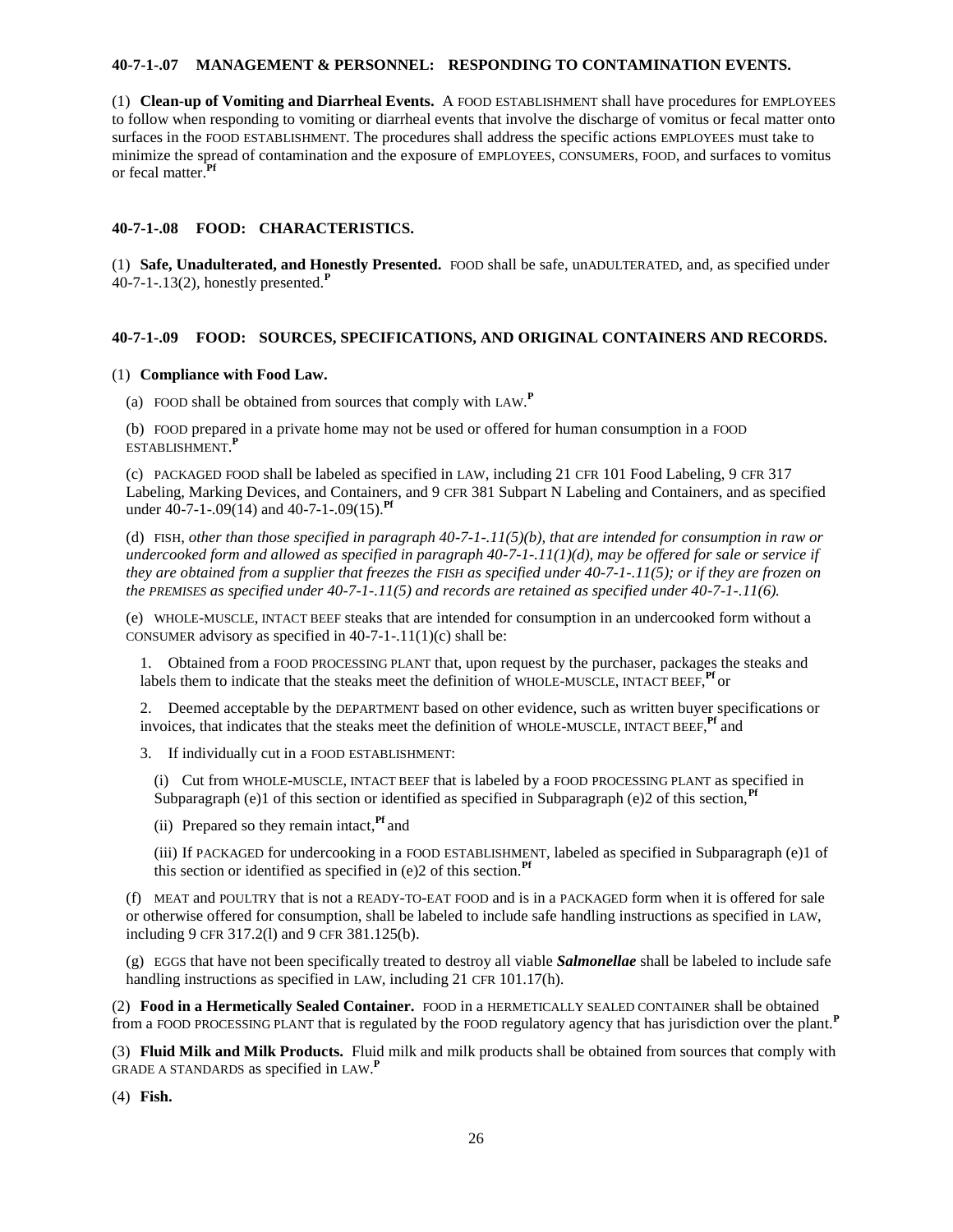### 40-7-1-.07 MANAGEMENT & PERSONNEL: RESPONDING TO CONTAMINATION EVENTS.

(1) **Clean-up of Vomiting and Diarrheal Events.** A FOOD ESTABLISHMENT shall have procedures for EMPLOYEES to follow when responding to vomiting or diarrheal events that involve the discharge of vomitus or fecal matter onto surfaces in the FOOD ESTABLISHMENT. The procedures shall address the specific actions EMPLOYEES must take to minimize the spread of contamination and the exposure of EMPLOYEES, CONSUMERs, FOOD, and surfaces to vomitus or fecal matter.[Pf]

### 40-7-1-.08 FOOD: CHARACTERISTICS.

(1) **Safe, Unadulterated, and Honestly Presented.** FOOD shall be safe, unADULTERATED, and, as specified under 40-7-1-.13(2), honestly presented.[P]

### 40-7-1-.09 FOOD: SOURCES, SPECIFICATIONS, AND ORIGINAL CONTAINERS AND RECORDS.

(1) **Compliance with Food Law.**

(a) FOOD shall be obtained from sources that comply with LAW.[P]

(b) FOOD prepared in a private home may not be used or offered for human consumption in a FOOD ESTABLISHMENT.[P]

(c) PACKAGED FOOD shall be labeled as specified in LAW, including 21 CFR 101 Food Labeling, 9 CFR 317 Labeling, Marking Devices, and Containers, and 9 CFR 381 Subpart N Labeling and Containers, and as specified under 40-7-1-.09(14) and 40-7-1-.09(15).[Pf]

(d) FISH, *other than those specified in paragraph 40-7-1-.11(5)(b), that are intended for consumption in raw or undercooked form and allowed as specified in paragraph 40-7-1-.11(1)(d), may be offered for sale or service if they are obtained from a supplier that freezes the FISH as specified under 40-7-1-.11(5); or if they are frozen on the PREMISES as specified under 40-7-1-.11(5) and records are retained as specified under 40-7-1-.11(6).*

(e) WHOLE-MUSCLE, INTACT BEEF steaks that are intended for consumption in an undercooked form without a CONSUMER advisory as specified in 40-7-1-.11(1)(c) shall be:

1. Obtained from a FOOD PROCESSING PLANT that, upon request by the purchaser, packages the steaks and labels them to indicate that the steaks meet the definition of WHOLE-MUSCLE, INTACT BEEF,[Pf] or

2. Deemed acceptable by the DEPARTMENT based on other evidence, such as written buyer specifications or invoices, that indicates that the steaks meet the definition of WHOLE-MUSCLE, INTACT BEEF,[Pf] and

3. If individually cut in a FOOD ESTABLISHMENT:

(i) Cut from WHOLE-MUSCLE, INTACT BEEF that is labeled by a FOOD PROCESSING PLANT as specified in Subparagraph (e)1 of this section or identified as specified in Subparagraph (e)2 of this section,[Pf]

(ii) Prepared so they remain intact,[Pf] and

(iii) If PACKAGED for undercooking in a FOOD ESTABLISHMENT, labeled as specified in Subparagraph (e)1 of this section or identified as specified in (e)2 of this section.[Pf]

(f) MEAT and POULTRY that is not a READY-TO-EAT FOOD and is in a PACKAGED form when it is offered for sale or otherwise offered for consumption, shall be labeled to include safe handling instructions as specified in LAW, including 9 CFR 317.2(l) and 9 CFR 381.125(b).

(g) EGGS that have not been specifically treated to destroy all viable ***Salmonellae*** shall be labeled to include safe handling instructions as specified in LAW, including 21 CFR 101.17(h).

(2) **Food in a Hermetically Sealed Container.** FOOD in a HERMETICALLY SEALED CONTAINER shall be obtained from a FOOD PROCESSING PLANT that is regulated by the FOOD regulatory agency that has jurisdiction over the plant.[P]

(3) **Fluid Milk and Milk Products.** Fluid milk and milk products shall be obtained from sources that comply with GRADE A STANDARDS as specified in LAW.[P]

(4) **Fish.**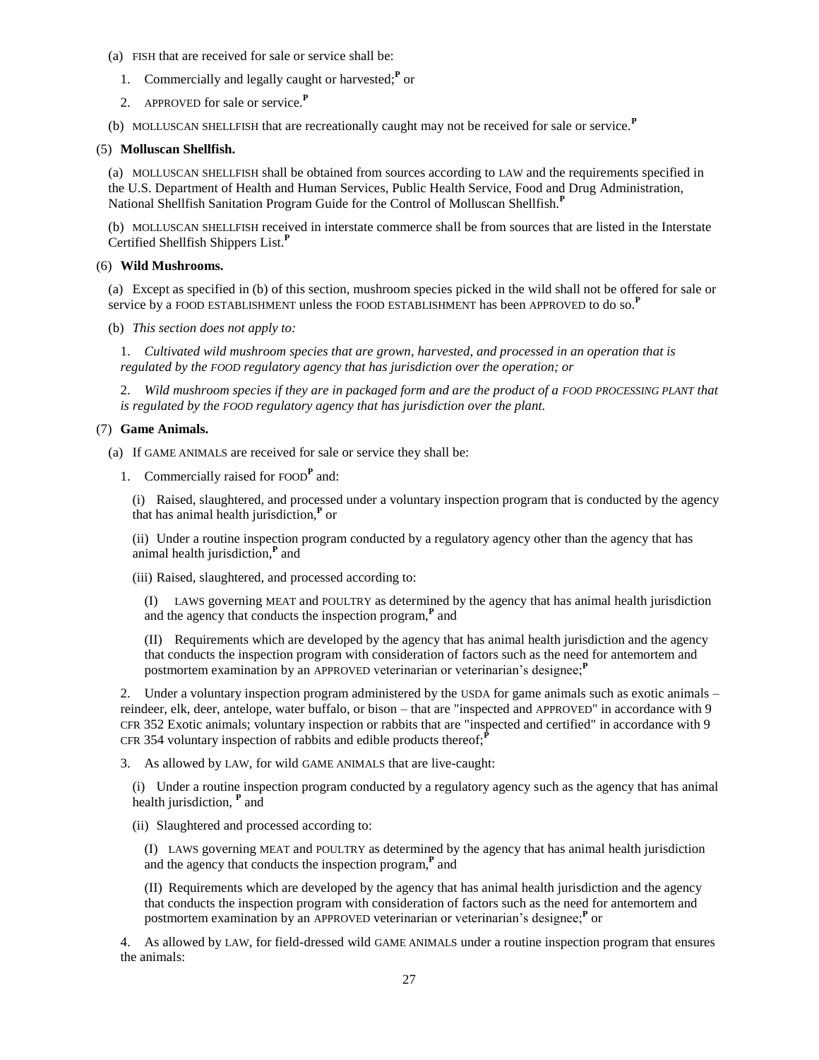(a) FISH that are received for sale or service shall be:

1. Commercially and legally caught or harvested;[P] or

2. APPROVED for sale or service.[P]

(b) MOLLUSCAN SHELLFISH that are recreationally caught may not be received for sale or service.[P]

(5) **Molluscan Shellfish.**

(a) MOLLUSCAN SHELLFISH shall be obtained from sources according to LAW and the requirements specified in the U.S. Department of Health and Human Services, Public Health Service, Food and Drug Administration, National Shellfish Sanitation Program Guide for the Control of Molluscan Shellfish.[P]

(b) MOLLUSCAN SHELLFISH received in interstate commerce shall be from sources that are listed in the Interstate Certified Shellfish Shippers List.[P]

(6) **Wild Mushrooms.**

(a) Except as specified in (b) of this section, mushroom species picked in the wild shall not be offered for sale or service by a FOOD ESTABLISHMENT unless the FOOD ESTABLISHMENT has been APPROVED to do so.[P]

(b) *This section does not apply to:*

1. *Cultivated wild mushroom species that are grown, harvested, and processed in an operation that is regulated by the FOOD regulatory agency that has jurisdiction over the operation; or*

2. *Wild mushroom species if they are in packaged form and are the product of a FOOD PROCESSING PLANT that is regulated by the FOOD regulatory agency that has jurisdiction over the plant.*

(7) **Game Animals.**

(a) If GAME ANIMALS are received for sale or service they shall be:

1. Commercially raised for FOOD[P] and:

(i) Raised, slaughtered, and processed under a voluntary inspection program that is conducted by the agency that has animal health jurisdiction,[P] or

(ii) Under a routine inspection program conducted by a regulatory agency other than the agency that has animal health jurisdiction,[P] and

(iii) Raised, slaughtered, and processed according to:

(I) LAWS governing MEAT and POULTRY as determined by the agency that has animal health jurisdiction and the agency that conducts the inspection program,[P] and

(II) Requirements which are developed by the agency that has animal health jurisdiction and the agency that conducts the inspection program with consideration of factors such as the need for antemortem and postmortem examination by an APPROVED veterinarian or veterinarian's designee;[P]

2. Under a voluntary inspection program administered by the USDA for game animals such as exotic animals – reindeer, elk, deer, antelope, water buffalo, or bison – that are "inspected and APPROVED" in accordance with 9 CFR 352 Exotic animals; voluntary inspection or rabbits that are "inspected and certified" in accordance with 9 CFR 354 voluntary inspection of rabbits and edible products thereof;[P]

3. As allowed by LAW, for wild GAME ANIMALS that are live-caught:

(i) Under a routine inspection program conducted by a regulatory agency such as the agency that has animal health jurisdiction, [P] and

(ii) Slaughtered and processed according to:

(I) LAWS governing MEAT and POULTRY as determined by the agency that has animal health jurisdiction and the agency that conducts the inspection program,[P] and

(II) Requirements which are developed by the agency that has animal health jurisdiction and the agency that conducts the inspection program with consideration of factors such as the need for antemortem and postmortem examination by an APPROVED veterinarian or veterinarian's designee;[P] or

4. As allowed by LAW, for field-dressed wild GAME ANIMALS under a routine inspection program that ensures the animals: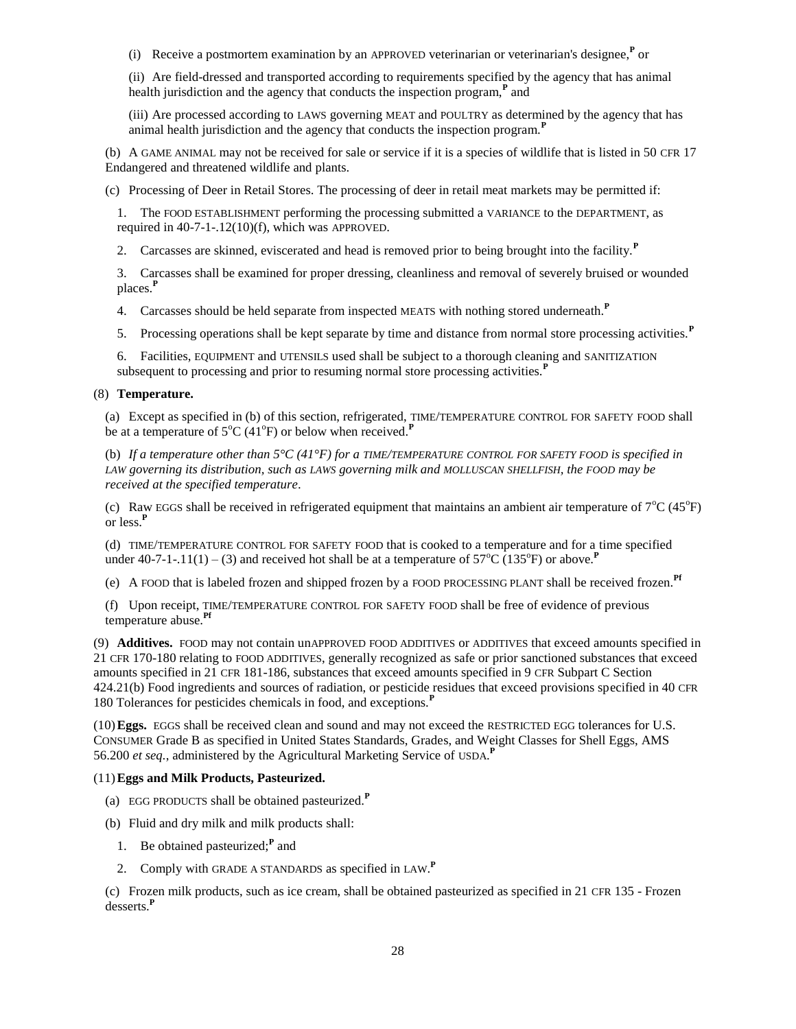(i) Receive a postmortem examination by an APPROVED veterinarian or veterinarian's designee,[P] or

(ii) Are field-dressed and transported according to requirements specified by the agency that has animal health jurisdiction and the agency that conducts the inspection program,[P] and

(iii) Are processed according to LAWS governing MEAT and POULTRY as determined by the agency that has animal health jurisdiction and the agency that conducts the inspection program.[P]

(b) A GAME ANIMAL may not be received for sale or service if it is a species of wildlife that is listed in 50 CFR 17 Endangered and threatened wildlife and plants.

(c) Processing of Deer in Retail Stores. The processing of deer in retail meat markets may be permitted if:

1. The FOOD ESTABLISHMENT performing the processing submitted a VARIANCE to the DEPARTMENT, as required in 40-7-1-.12(10)(f), which was APPROVED.

2. Carcasses are skinned, eviscerated and head is removed prior to being brought into the facility.[P]

3. Carcasses shall be examined for proper dressing, cleanliness and removal of severely bruised or wounded places.[P]

4. Carcasses should be held separate from inspected MEATS with nothing stored underneath.[P]

5. Processing operations shall be kept separate by time and distance from normal store processing activities.[P]

6. Facilities, EQUIPMENT and UTENSILS used shall be subject to a thorough cleaning and SANITIZATION subsequent to processing and prior to resuming normal store processing activities.[P]

(8) **Temperature.**

(a) Except as specified in (b) of this section, refrigerated, TIME/TEMPERATURE CONTROL FOR SAFETY FOOD shall be at a temperature of 5°C (41°F) or below when received.[P]

(b) *If a temperature other than 5°C (41°F) for a TIME/TEMPERATURE CONTROL FOR SAFETY FOOD is specified in LAW governing its distribution, such as LAWS governing milk and MOLLUSCAN SHELLFISH, the FOOD may be received at the specified temperature.*

(c) Raw EGGS shall be received in refrigerated equipment that maintains an ambient air temperature of 7°C (45°F) or less.[P]

(d) TIME/TEMPERATURE CONTROL FOR SAFETY FOOD that is cooked to a temperature and for a time specified under 40-7-1-.11(1) – (3) and received hot shall be at a temperature of 57°C (135°F) or above.[P]

(e) A FOOD that is labeled frozen and shipped frozen by a FOOD PROCESSING PLANT shall be received frozen.[Pf]

(f) Upon receipt, TIME/TEMPERATURE CONTROL FOR SAFETY FOOD shall be free of evidence of previous temperature abuse.[Pf]

(9) **Additives.** FOOD may not contain unAPPROVED FOOD ADDITIVES or ADDITIVES that exceed amounts specified in 21 CFR 170-180 relating to FOOD ADDITIVES, generally recognized as safe or prior sanctioned substances that exceed amounts specified in 21 CFR 181-186, substances that exceed amounts specified in 9 CFR Subpart C Section 424.21(b) Food ingredients and sources of radiation, or pesticide residues that exceed provisions specified in 40 CFR 180 Tolerances for pesticides chemicals in food, and exceptions.[P]

(10) **Eggs.** EGGS shall be received clean and sound and may not exceed the RESTRICTED EGG tolerances for U.S. CONSUMER Grade B as specified in United States Standards, Grades, and Weight Classes for Shell Eggs, AMS 56.200 *et seq.*, administered by the Agricultural Marketing Service of USDA.[P]

(11) **Eggs and Milk Products, Pasteurized.**

(a) EGG PRODUCTS shall be obtained pasteurized.[P]

(b) Fluid and dry milk and milk products shall:

1. Be obtained pasteurized;[P] and

2. Comply with GRADE A STANDARDS as specified in LAW.[P]

(c) Frozen milk products, such as ice cream, shall be obtained pasteurized as specified in 21 CFR 135 - Frozen desserts.[P]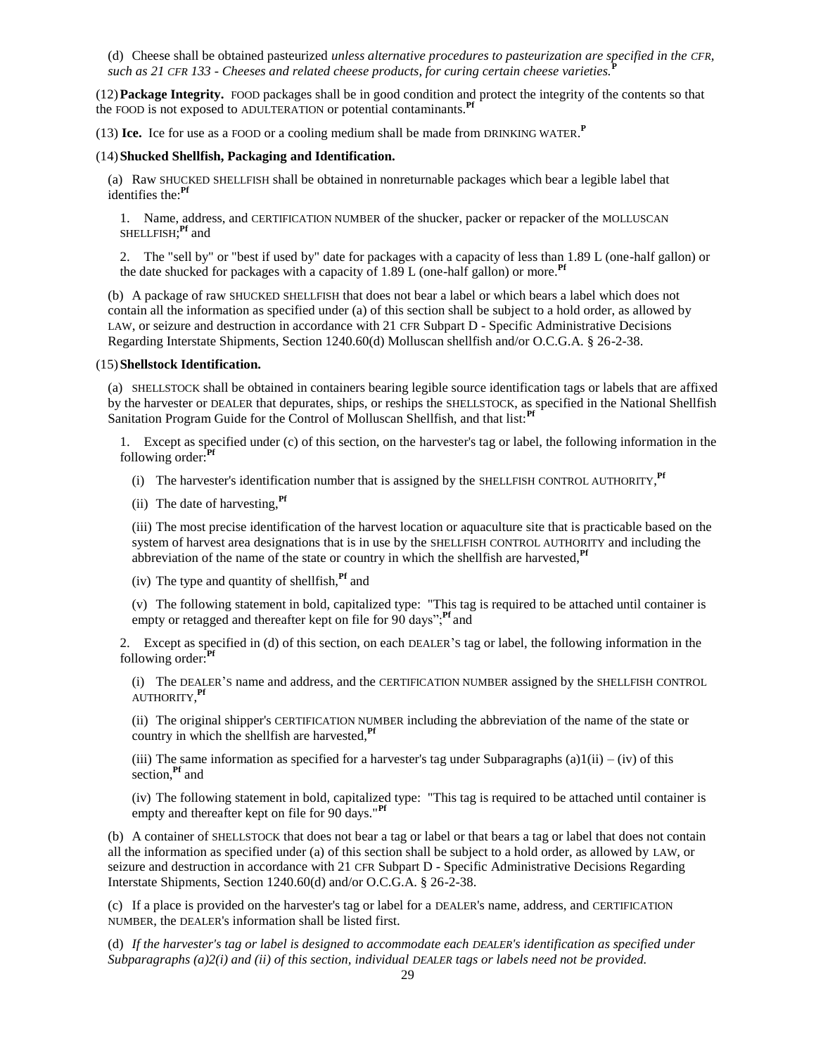(d) Cheese shall be obtained pasteurized *unless alternative procedures to pasteurization are specified in the CFR, such as 21 CFR 133 - Cheeses and related cheese products, for curing certain cheese varieties.*[P]

(12) **Package Integrity.** FOOD packages shall be in good condition and protect the integrity of the contents so that the FOOD is not exposed to ADULTERATION or potential contaminants.[Pf]

(13) **Ice.** Ice for use as a FOOD or a cooling medium shall be made from DRINKING WATER.[P]

(14) **Shucked Shellfish, Packaging and Identification.**

(a) Raw SHUCKED SHELLFISH shall be obtained in nonreturnable packages which bear a legible label that identifies the:[Pf]

1. Name, address, and CERTIFICATION NUMBER of the shucker, packer or repacker of the MOLLUSCAN SHELLFISH;[Pf] and

2. The "sell by" or "best if used by" date for packages with a capacity of less than 1.89 L (one-half gallon) or the date shucked for packages with a capacity of 1.89 L (one-half gallon) or more.[Pf]

(b) A package of raw SHUCKED SHELLFISH that does not bear a label or which bears a label which does not contain all the information as specified under (a) of this section shall be subject to a hold order, as allowed by LAW, or seizure and destruction in accordance with 21 CFR Subpart D - Specific Administrative Decisions Regarding Interstate Shipments, Section 1240.60(d) Molluscan shellfish and/or O.C.G.A. § 26-2-38.

(15) **Shellstock Identification.**

(a) SHELLSTOCK shall be obtained in containers bearing legible source identification tags or labels that are affixed by the harvester or DEALER that depurates, ships, or reships the SHELLSTOCK, as specified in the National Shellfish Sanitation Program Guide for the Control of Molluscan Shellfish, and that list:[Pf]

1. Except as specified under (c) of this section, on the harvester's tag or label, the following information in the following order:[Pf]

(i) The harvester's identification number that is assigned by the SHELLFISH CONTROL AUTHORITY,[Pf]

(ii) The date of harvesting,[Pf]

(iii) The most precise identification of the harvest location or aquaculture site that is practicable based on the system of harvest area designations that is in use by the SHELLFISH CONTROL AUTHORITY and including the abbreviation of the name of the state or country in which the shellfish are harvested,[Pf]

(iv) The type and quantity of shellfish,[Pf] and

(v) The following statement in bold, capitalized type: "This tag is required to be attached until container is empty or retagged and thereafter kept on file for 90 days";[Pf] and

2. Except as specified in (d) of this section, on each DEALER'S tag or label, the following information in the following order:[Pf]

(i) The DEALER'S name and address, and the CERTIFICATION NUMBER assigned by the SHELLFISH CONTROL AUTHORITY,[Pf]

(ii) The original shipper's CERTIFICATION NUMBER including the abbreviation of the name of the state or country in which the shellfish are harvested,[Pf]

(iii) The same information as specified for a harvester's tag under Subparagraphs (a)1(ii) – (iv) of this section,[Pf] and

(iv) The following statement in bold, capitalized type: "This tag is required to be attached until container is empty and thereafter kept on file for 90 days."[Pf]

(b) A container of SHELLSTOCK that does not bear a tag or label or that bears a tag or label that does not contain all the information as specified under (a) of this section shall be subject to a hold order, as allowed by LAW, or seizure and destruction in accordance with 21 CFR Subpart D - Specific Administrative Decisions Regarding Interstate Shipments, Section 1240.60(d) and/or O.C.G.A. § 26-2-38.

(c) If a place is provided on the harvester's tag or label for a DEALER's name, address, and CERTIFICATION NUMBER, the DEALER's information shall be listed first.

(d) *If the harvester's tag or label is designed to accommodate each DEALER's identification as specified under Subparagraphs (a)2(i) and (ii) of this section, individual DEALER tags or labels need not be provided.*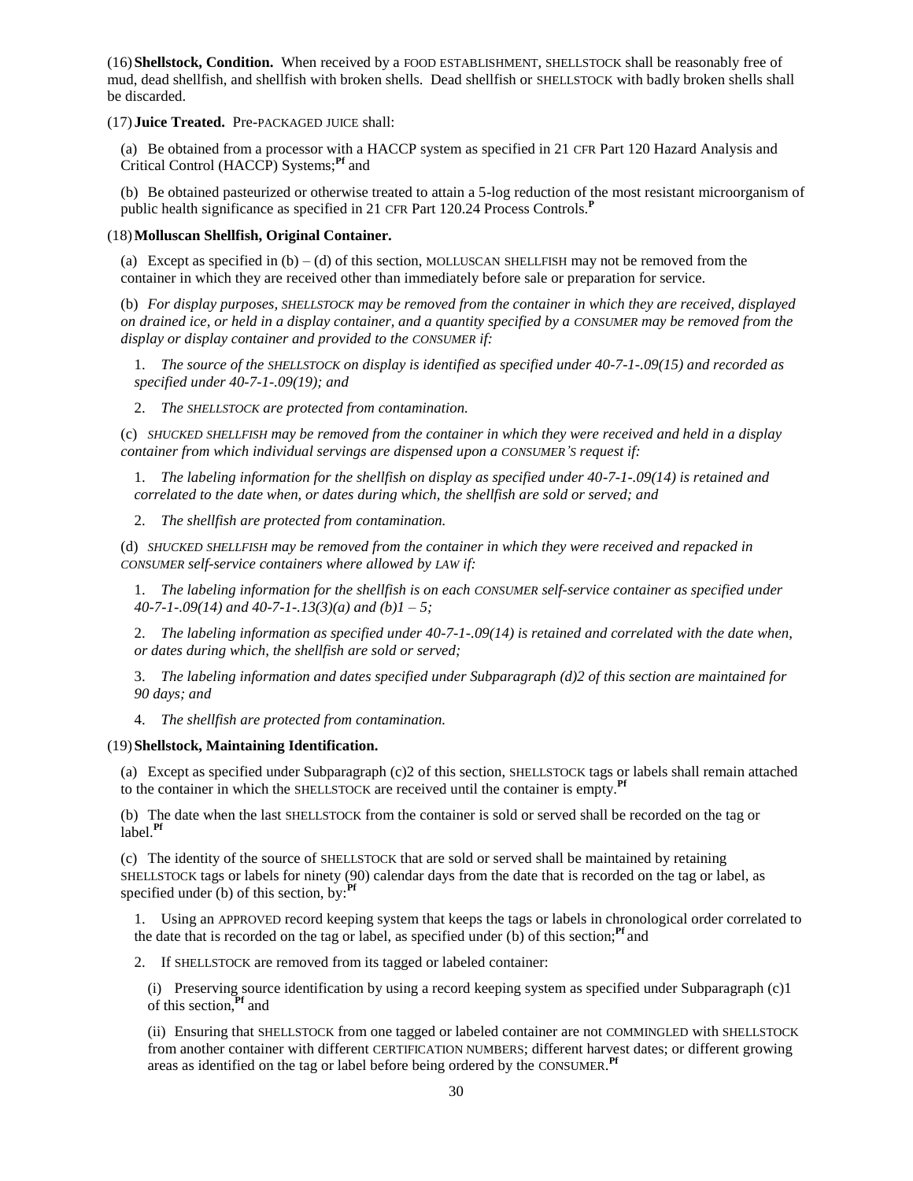(16) **Shellstock, Condition.** When received by a FOOD ESTABLISHMENT, SHELLSTOCK shall be reasonably free of mud, dead shellfish, and shellfish with broken shells. Dead shellfish or SHELLSTOCK with badly broken shells shall be discarded.

(17) **Juice Treated.** Pre-PACKAGED JUICE shall:

(a) Be obtained from a processor with a HACCP system as specified in 21 CFR Part 120 Hazard Analysis and Critical Control (HACCP) Systems;**Pf** and

(b) Be obtained pasteurized or otherwise treated to attain a 5-log reduction of the most resistant microorganism of public health significance as specified in 21 CFR Part 120.24 Process Controls.**P**

(18) **Molluscan Shellfish, Original Container.**

(a) Except as specified in (b) – (d) of this section, MOLLUSCAN SHELLFISH may not be removed from the container in which they are received other than immediately before sale or preparation for service.

(b) *For display purposes, SHELLSTOCK may be removed from the container in which they are received, displayed on drained ice, or held in a display container, and a quantity specified by a CONSUMER may be removed from the display or display container and provided to the CONSUMER if:*

1. *The source of the SHELLSTOCK on display is identified as specified under 40-7-1-.09(15) and recorded as specified under 40-7-1-.09(19); and*

2. *The SHELLSTOCK are protected from contamination.*

(c) *SHUCKED SHELLFISH may be removed from the container in which they were received and held in a display container from which individual servings are dispensed upon a CONSUMER'S request if:*

1. *The labeling information for the shellfish on display as specified under 40-7-1-.09(14) is retained and correlated to the date when, or dates during which, the shellfish are sold or served; and*

2. *The shellfish are protected from contamination.*

(d) *SHUCKED SHELLFISH may be removed from the container in which they were received and repacked in CONSUMER self-service containers where allowed by LAW if:*

1. *The labeling information for the shellfish is on each CONSUMER self-service container as specified under 40-7-1-.09(14) and 40-7-1-.13(3)(a) and (b)1 – 5;*

2. *The labeling information as specified under 40-7-1-.09(14) is retained and correlated with the date when, or dates during which, the shellfish are sold or served;*

3. *The labeling information and dates specified under Subparagraph (d)2 of this section are maintained for 90 days; and*

4. *The shellfish are protected from contamination.*

(19) **Shellstock, Maintaining Identification.**

(a) Except as specified under Subparagraph (c)2 of this section, SHELLSTOCK tags or labels shall remain attached to the container in which the SHELLSTOCK are received until the container is empty.**Pf**

(b) The date when the last SHELLSTOCK from the container is sold or served shall be recorded on the tag or label.**Pf**

(c) The identity of the source of SHELLSTOCK that are sold or served shall be maintained by retaining SHELLSTOCK tags or labels for ninety (90) calendar days from the date that is recorded on the tag or label, as specified under (b) of this section, by:**Pf**

1. Using an APPROVED record keeping system that keeps the tags or labels in chronological order correlated to the date that is recorded on the tag or label, as specified under (b) of this section;**Pf** and

2. If SHELLSTOCK are removed from its tagged or labeled container:

(i) Preserving source identification by using a record keeping system as specified under Subparagraph (c)1 of this section,**Pf** and

(ii) Ensuring that SHELLSTOCK from one tagged or labeled container are not COMMINGLED with SHELLSTOCK from another container with different CERTIFICATION NUMBERS; different harvest dates; or different growing areas as identified on the tag or label before being ordered by the CONSUMER.**Pf**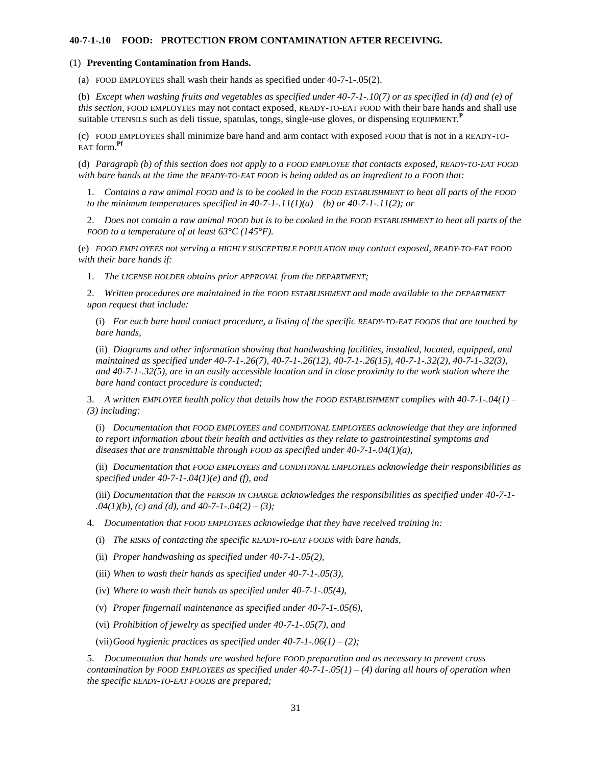**40-7-1-.10 FOOD: PROTECTION FROM CONTAMINATION AFTER RECEIVING.**

(1) **Preventing Contamination from Hands.**

(a) FOOD EMPLOYEES shall wash their hands as specified under 40-7-1-.05(2).

(b) *Except when washing fruits and vegetables as specified under 40-7-1-.10(7) or as specified in (d) and (e) of this section*, FOOD EMPLOYEES may not contact exposed, READY-TO-EAT FOOD with their bare hands and shall use suitable UTENSILS such as deli tissue, spatulas, tongs, single-use gloves, or dispensing EQUIPMENT.**P**

(c) FOOD EMPLOYEES shall minimize bare hand and arm contact with exposed FOOD that is not in a READY-TO-EAT form.**Pf**

(d) *Paragraph (b) of this section does not apply to a FOOD EMPLOYEE that contacts exposed, READY-TO-EAT FOOD with bare hands at the time the READY-TO-EAT FOOD is being added as an ingredient to a FOOD that:*

1. *Contains a raw animal FOOD and is to be cooked in the FOOD ESTABLISHMENT to heat all parts of the FOOD to the minimum temperatures specified in 40-7-1-.11(1)(a) – (b) or 40-7-1-.11(2); or*

2. *Does not contain a raw animal FOOD but is to be cooked in the FOOD ESTABLISHMENT to heat all parts of the FOOD to a temperature of at least 63°C (145°F).*

(e) *FOOD EMPLOYEES not serving a HIGHLY SUSCEPTIBLE POPULATION may contact exposed, READY-TO-EAT FOOD with their bare hands if:*

1. *The LICENSE HOLDER obtains prior APPROVAL from the DEPARTMENT;*

2. *Written procedures are maintained in the FOOD ESTABLISHMENT and made available to the DEPARTMENT upon request that include:*

(i) *For each bare hand contact procedure, a listing of the specific READY-TO-EAT FOODS that are touched by bare hands,*

(ii) *Diagrams and other information showing that handwashing facilities, installed, located, equipped, and maintained as specified under 40-7-1-.26(7), 40-7-1-.26(12), 40-7-1-.26(15), 40-7-1-.32(2), 40-7-1-.32(3), and 40-7-1-.32(5), are in an easily accessible location and in close proximity to the work station where the bare hand contact procedure is conducted;*

3. *A written EMPLOYEE health policy that details how the FOOD ESTABLISHMENT complies with 40-7-1-.04(1) – (3) including:*

(i) *Documentation that FOOD EMPLOYEES and CONDITIONAL EMPLOYEES acknowledge that they are informed to report information about their health and activities as they relate to gastrointestinal symptoms and diseases that are transmittable through FOOD as specified under 40-7-1-.04(1)(a),*

(ii) *Documentation that FOOD EMPLOYEES and CONDITIONAL EMPLOYEES acknowledge their responsibilities as specified under 40-7-1-.04(1)(e) and (f), and*

(iii) *Documentation that the PERSON IN CHARGE acknowledges the responsibilities as specified under 40-7-1-.04(1)(b), (c) and (d), and 40-7-1-.04(2) – (3);*

4. *Documentation that FOOD EMPLOYEES acknowledge that they have received training in:*

(i) *The RISKS of contacting the specific READY-TO-EAT FOODS with bare hands,*

(ii) *Proper handwashing as specified under 40-7-1-.05(2),*

(iii) *When to wash their hands as specified under 40-7-1-.05(3),*

(iv) *Where to wash their hands as specified under 40-7-1-.05(4),*

(v) *Proper fingernail maintenance as specified under 40-7-1-.05(6),*

(vi) *Prohibition of jewelry as specified under 40-7-1-.05(7), and*

(vii) *Good hygienic practices as specified under 40-7-1-.06(1) – (2);*

5. *Documentation that hands are washed before FOOD preparation and as necessary to prevent cross contamination by FOOD EMPLOYEES as specified under 40-7-1-.05(1) – (4) during all hours of operation when the specific READY-TO-EAT FOODS are prepared;*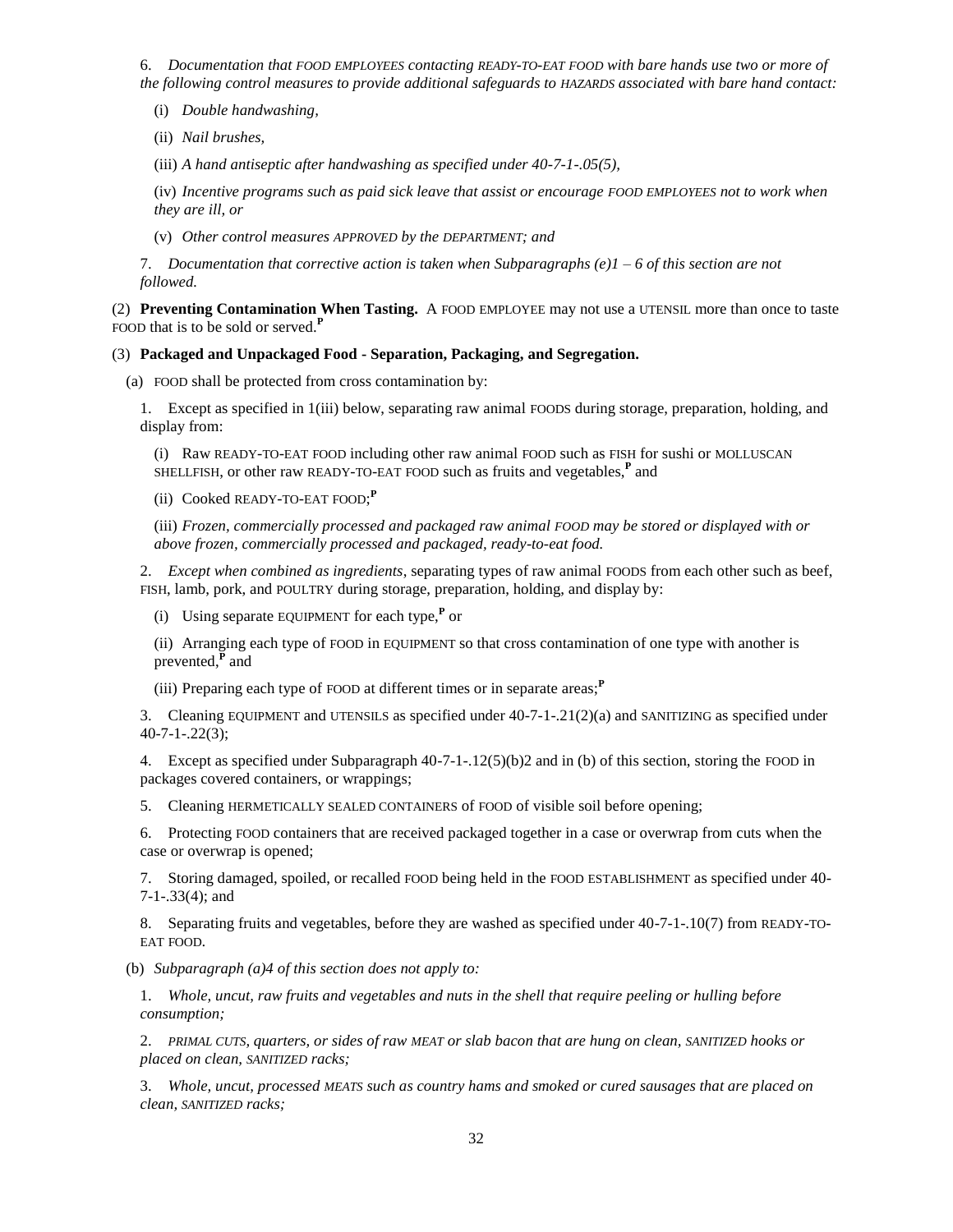6. *Documentation that FOOD EMPLOYEES contacting READY-TO-EAT FOOD with bare hands use two or more of the following control measures to provide additional safeguards to HAZARDS associated with bare hand contact:*

(i) *Double handwashing,*

(ii) *Nail brushes,*

(iii) *A hand antiseptic after handwashing as specified under 40-7-1-.05(5),*

(iv) *Incentive programs such as paid sick leave that assist or encourage FOOD EMPLOYEES not to work when they are ill, or*

(v) *Other control measures APPROVED by the DEPARTMENT; and*

7. *Documentation that corrective action is taken when Subparagraphs (e)1 – 6 of this section are not followed.*

(2) **Preventing Contamination When Tasting.** A FOOD EMPLOYEE may not use a UTENSIL more than once to taste FOOD that is to be sold or served.**P**

(3) **Packaged and Unpackaged Food - Separation, Packaging, and Segregation.**

(a) FOOD shall be protected from cross contamination by:

1. Except as specified in 1(iii) below, separating raw animal FOODS during storage, preparation, holding, and display from:

(i) Raw READY-TO-EAT FOOD including other raw animal FOOD such as FISH for sushi or MOLLUSCAN SHELLFISH, or other raw READY-TO-EAT FOOD such as fruits and vegetables,**P** and

(ii) Cooked READY-TO-EAT FOOD;**P**

(iii) *Frozen, commercially processed and packaged raw animal FOOD may be stored or displayed with or above frozen, commercially processed and packaged, ready-to-eat food.*

2. *Except when combined as ingredients*, separating types of raw animal FOODS from each other such as beef, FISH, lamb, pork, and POULTRY during storage, preparation, holding, and display by:

(i) Using separate EQUIPMENT for each type,**P** or

(ii) Arranging each type of FOOD in EQUIPMENT so that cross contamination of one type with another is prevented,**P** and

(iii) Preparing each type of FOOD at different times or in separate areas;**P**

3. Cleaning EQUIPMENT and UTENSILS as specified under 40-7-1-.21(2)(a) and SANITIZING as specified under 40-7-1-.22(3);

4. Except as specified under Subparagraph 40-7-1-.12(5)(b)2 and in (b) of this section, storing the FOOD in packages covered containers, or wrappings;

5. Cleaning HERMETICALLY SEALED CONTAINERS of FOOD of visible soil before opening;

6. Protecting FOOD containers that are received packaged together in a case or overwrap from cuts when the case or overwrap is opened;

7. Storing damaged, spoiled, or recalled FOOD being held in the FOOD ESTABLISHMENT as specified under 40-7-1-.33(4); and

8. Separating fruits and vegetables, before they are washed as specified under 40-7-1-.10(7) from READY-TO-EAT FOOD.

(b) *Subparagraph (a)4 of this section does not apply to:*

1. *Whole, uncut, raw fruits and vegetables and nuts in the shell that require peeling or hulling before consumption;*

2. *PRIMAL CUTS, quarters, or sides of raw MEAT or slab bacon that are hung on clean, SANITIZED hooks or placed on clean, SANITIZED racks;*

3. *Whole, uncut, processed MEATS such as country hams and smoked or cured sausages that are placed on clean, SANITIZED racks;*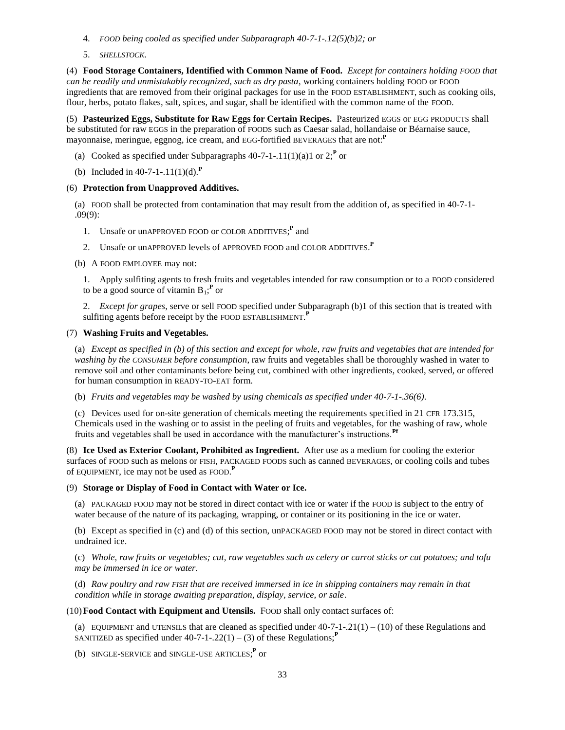4. *FOOD being cooled as specified under Subparagraph 40-7-1-.12(5)(b)2; or*

5. *SHELLSTOCK.*

(4) **Food Storage Containers, Identified with Common Name of Food.** *Except for containers holding FOOD that can be readily and unmistakably recognized, such as dry pasta*, working containers holding FOOD or FOOD ingredients that are removed from their original packages for use in the FOOD ESTABLISHMENT, such as cooking oils, flour, herbs, potato flakes, salt, spices, and sugar, shall be identified with the common name of the FOOD.

(5) **Pasteurized Eggs, Substitute for Raw Eggs for Certain Recipes.** Pasteurized EGGS or EGG PRODUCTS shall be substituted for raw EGGS in the preparation of FOODS such as Caesar salad, hollandaise or Béarnaise sauce, mayonnaise, meringue, eggnog, ice cream, and EGG-fortified BEVERAGES that are not:[P]

(a) Cooked as specified under Subparagraphs 40-7-1-.11(1)(a)1 or 2;[P] or

(b) Included in 40-7-1-.11(1)(d).[P]

(6) **Protection from Unapproved Additives.**

(a) FOOD shall be protected from contamination that may result from the addition of, as specified in 40-7-1-.09(9):

1. Unsafe or unAPPROVED FOOD or COLOR ADDITIVES;[P] and

2. Unsafe or unAPPROVED levels of APPROVED FOOD and COLOR ADDITIVES.[P]

(b) A FOOD EMPLOYEE may not:

1. Apply sulfiting agents to fresh fruits and vegetables intended for raw consumption or to a FOOD considered to be a good source of vitamin $B_1$;[P] or

2. *Except for grapes*, serve or sell FOOD specified under Subparagraph (b)1 of this section that is treated with sulfiting agents before receipt by the FOOD ESTABLISHMENT.[P]

(7) **Washing Fruits and Vegetables.**

(a) *Except as specified in (b) of this section and except for whole, raw fruits and vegetables that are intended for washing by the CONSUMER before consumption*, raw fruits and vegetables shall be thoroughly washed in water to remove soil and other contaminants before being cut, combined with other ingredients, cooked, served, or offered for human consumption in READY-TO-EAT form.

(b) *Fruits and vegetables may be washed by using chemicals as specified under 40-7-1-.36(6).*

(c) Devices used for on-site generation of chemicals meeting the requirements specified in 21 CFR 173.315, Chemicals used in the washing or to assist in the peeling of fruits and vegetables, for the washing of raw, whole fruits and vegetables shall be used in accordance with the manufacturer's instructions.[Pf]

(8) **Ice Used as Exterior Coolant, Prohibited as Ingredient.** After use as a medium for cooling the exterior surfaces of FOOD such as melons or FISH, PACKAGED FOODS such as canned BEVERAGES, or cooling coils and tubes of EQUIPMENT, ice may not be used as FOOD.[P]

(9) **Storage or Display of Food in Contact with Water or Ice.**

(a) PACKAGED FOOD may not be stored in direct contact with ice or water if the FOOD is subject to the entry of water because of the nature of its packaging, wrapping, or container or its positioning in the ice or water.

(b) Except as specified in (c) and (d) of this section, unPACKAGED FOOD may not be stored in direct contact with undrained ice.

(c) *Whole, raw fruits or vegetables; cut, raw vegetables such as celery or carrot sticks or cut potatoes; and tofu may be immersed in ice or water*.

(d) *Raw poultry and raw FISH that are received immersed in ice in shipping containers may remain in that condition while in storage awaiting preparation, display, service, or sale*.

(10) **Food Contact with Equipment and Utensils.** FOOD shall only contact surfaces of:

(a) EQUIPMENT and UTENSILS that are cleaned as specified under 40-7-1-.21(1) – (10) of these Regulations and SANITIZED as specified under 40-7-1-.22(1) – (3) of these Regulations;[P]

(b) SINGLE-SERVICE and SINGLE-USE ARTICLES;[P] or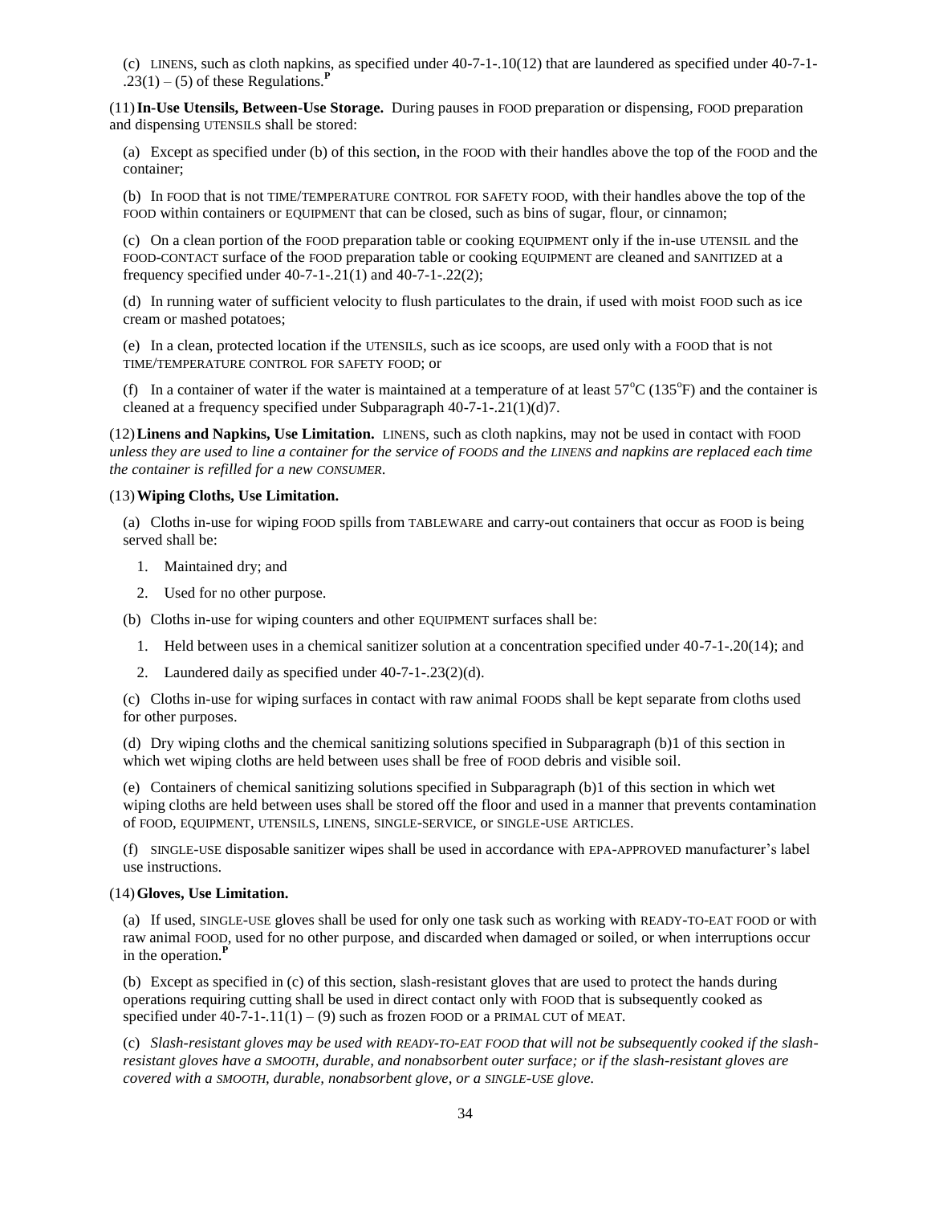(c) LINENS, such as cloth napkins, as specified under 40-7-1-.10(12) that are laundered as specified under 40-7-1-.23(1) – (5) of these Regulations.[P]

(11) **In-Use Utensils, Between-Use Storage.** During pauses in FOOD preparation or dispensing, FOOD preparation and dispensing UTENSILS shall be stored:

(a) Except as specified under (b) of this section, in the FOOD with their handles above the top of the FOOD and the container;

(b) In FOOD that is not TIME/TEMPERATURE CONTROL FOR SAFETY FOOD, with their handles above the top of the FOOD within containers or EQUIPMENT that can be closed, such as bins of sugar, flour, or cinnamon;

(c) On a clean portion of the FOOD preparation table or cooking EQUIPMENT only if the in-use UTENSIL and the FOOD-CONTACT surface of the FOOD preparation table or cooking EQUIPMENT are cleaned and SANITIZED at a frequency specified under 40-7-1-.21(1) and 40-7-1-.22(2);

(d) In running water of sufficient velocity to flush particulates to the drain, if used with moist FOOD such as ice cream or mashed potatoes;

(e) In a clean, protected location if the UTENSILS, such as ice scoops, are used only with a FOOD that is not TIME/TEMPERATURE CONTROL FOR SAFETY FOOD; or

(f) In a container of water if the water is maintained at a temperature of at least 57°C (135°F) and the container is cleaned at a frequency specified under Subparagraph 40-7-1-.21(1)(d)7.

(12) **Linens and Napkins, Use Limitation.** LINENS, such as cloth napkins, may not be used in contact with FOOD *unless they are used to line a container for the service of FOODS and the LINENS and napkins are replaced each time the container is refilled for a new CONSUMER.*

(13) **Wiping Cloths, Use Limitation.**

(a) Cloths in-use for wiping FOOD spills from TABLEWARE and carry-out containers that occur as FOOD is being served shall be:

1. Maintained dry; and
2. Used for no other purpose.

(b) Cloths in-use for wiping counters and other EQUIPMENT surfaces shall be:

1. Held between uses in a chemical sanitizer solution at a concentration specified under 40-7-1-.20(14); and
2. Laundered daily as specified under 40-7-1-.23(2)(d).

(c) Cloths in-use for wiping surfaces in contact with raw animal FOODS shall be kept separate from cloths used for other purposes.

(d) Dry wiping cloths and the chemical sanitizing solutions specified in Subparagraph (b)1 of this section in which wet wiping cloths are held between uses shall be free of FOOD debris and visible soil.

(e) Containers of chemical sanitizing solutions specified in Subparagraph (b)1 of this section in which wet wiping cloths are held between uses shall be stored off the floor and used in a manner that prevents contamination of FOOD, EQUIPMENT, UTENSILS, LINENS, SINGLE-SERVICE, or SINGLE-USE ARTICLES.

(f) SINGLE-USE disposable sanitizer wipes shall be used in accordance with EPA-APPROVED manufacturer's label use instructions.

(14) **Gloves, Use Limitation.**

(a) If used, SINGLE-USE gloves shall be used for only one task such as working with READY-TO-EAT FOOD or with raw animal FOOD, used for no other purpose, and discarded when damaged or soiled, or when interruptions occur in the operation.[P]

(b) Except as specified in (c) of this section, slash-resistant gloves that are used to protect the hands during operations requiring cutting shall be used in direct contact only with FOOD that is subsequently cooked as specified under 40-7-1-.11(1) – (9) such as frozen FOOD or a PRIMAL CUT of MEAT.

(c) *Slash-resistant gloves may be used with READY-TO-EAT FOOD that will not be subsequently cooked if the slash-resistant gloves have a SMOOTH, durable, and nonabsorbent outer surface; or if the slash-resistant gloves are covered with a SMOOTH, durable, nonabsorbent glove, or a SINGLE-USE glove.*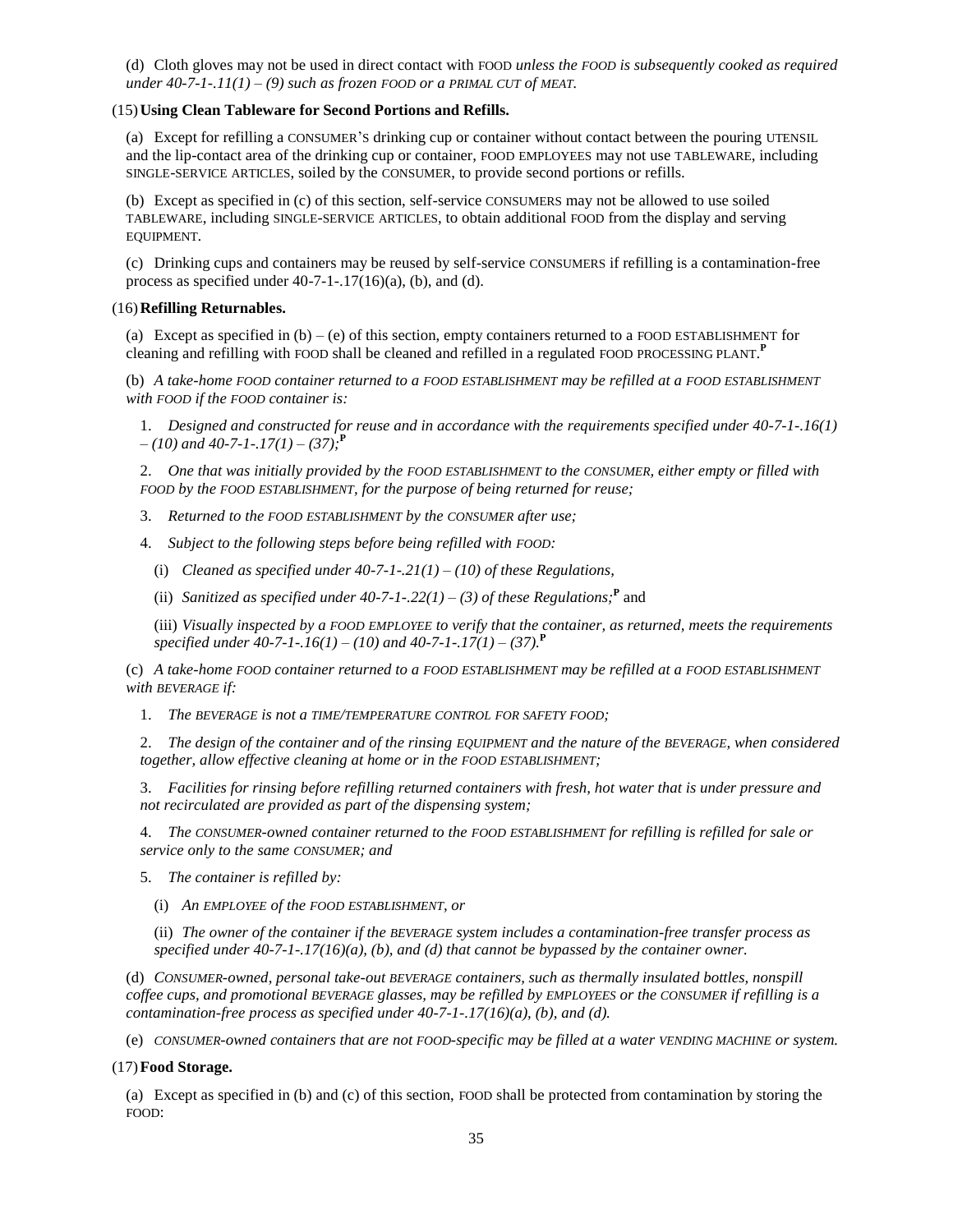(d) Cloth gloves may not be used in direct contact with FOOD *unless the FOOD is subsequently cooked as required under 40-7-1-.11(1) – (9) such as frozen FOOD or a PRIMAL CUT of MEAT.*

(15) **Using Clean Tableware for Second Portions and Refills.**

(a) Except for refilling a CONSUMER's drinking cup or container without contact between the pouring UTENSIL and the lip-contact area of the drinking cup or container, FOOD EMPLOYEES may not use TABLEWARE, including SINGLE-SERVICE ARTICLES, soiled by the CONSUMER, to provide second portions or refills.

(b) Except as specified in (c) of this section, self-service CONSUMERS may not be allowed to use soiled TABLEWARE, including SINGLE-SERVICE ARTICLES, to obtain additional FOOD from the display and serving EQUIPMENT.

(c) Drinking cups and containers may be reused by self-service CONSUMERS if refilling is a contamination-free process as specified under 40-7-1-.17(16)(a), (b), and (d).

(16) **Refilling Returnables.**

(a) Except as specified in (b) – (e) of this section, empty containers returned to a FOOD ESTABLISHMENT for cleaning and refilling with FOOD shall be cleaned and refilled in a regulated FOOD PROCESSING PLANT.**P**

(b) *A take-home FOOD container returned to a FOOD ESTABLISHMENT may be refilled at a FOOD ESTABLISHMENT with FOOD if the FOOD container is:*

1. *Designed and constructed for reuse and in accordance with the requirements specified under 40-7-1-.16(1) – (10) and 40-7-1-.17(1) – (37);***P**

2. *One that was initially provided by the FOOD ESTABLISHMENT to the CONSUMER, either empty or filled with FOOD by the FOOD ESTABLISHMENT, for the purpose of being returned for reuse;*

3. *Returned to the FOOD ESTABLISHMENT by the CONSUMER after use;*

4. *Subject to the following steps before being refilled with FOOD:*

   (i) *Cleaned as specified under 40-7-1-.21(1) – (10) of these Regulations,*

   (ii) *Sanitized as specified under 40-7-1-.22(1) – (3) of these Regulations;***P** and

   (iii) *Visually inspected by a FOOD EMPLOYEE to verify that the container, as returned, meets the requirements specified under 40-7-1-.16(1) – (10) and 40-7-1-.17(1) – (37).***P**

(c) *A take-home FOOD container returned to a FOOD ESTABLISHMENT may be refilled at a FOOD ESTABLISHMENT with BEVERAGE if:*

1. *The BEVERAGE is not a TIME/TEMPERATURE CONTROL FOR SAFETY FOOD;*

2. *The design of the container and of the rinsing EQUIPMENT and the nature of the BEVERAGE, when considered together, allow effective cleaning at home or in the FOOD ESTABLISHMENT;*

3. *Facilities for rinsing before refilling returned containers with fresh, hot water that is under pressure and not recirculated are provided as part of the dispensing system;*

4. *The CONSUMER-owned container returned to the FOOD ESTABLISHMENT for refilling is refilled for sale or service only to the same CONSUMER; and*

5. *The container is refilled by:*

   (i) *An EMPLOYEE of the FOOD ESTABLISHMENT, or*

   (ii) *The owner of the container if the BEVERAGE system includes a contamination-free transfer process as specified under 40-7-1-.17(16)(a), (b), and (d) that cannot be bypassed by the container owner.*

(d) *CONSUMER-owned, personal take-out BEVERAGE containers, such as thermally insulated bottles, nonspill coffee cups, and promotional BEVERAGE glasses, may be refilled by EMPLOYEES or the CONSUMER if refilling is a contamination-free process as specified under 40-7-1-.17(16)(a), (b), and (d).*

(e) *CONSUMER-owned containers that are not FOOD-specific may be filled at a water VENDING MACHINE or system.*

(17) **Food Storage.**

(a) Except as specified in (b) and (c) of this section, FOOD shall be protected from contamination by storing the FOOD: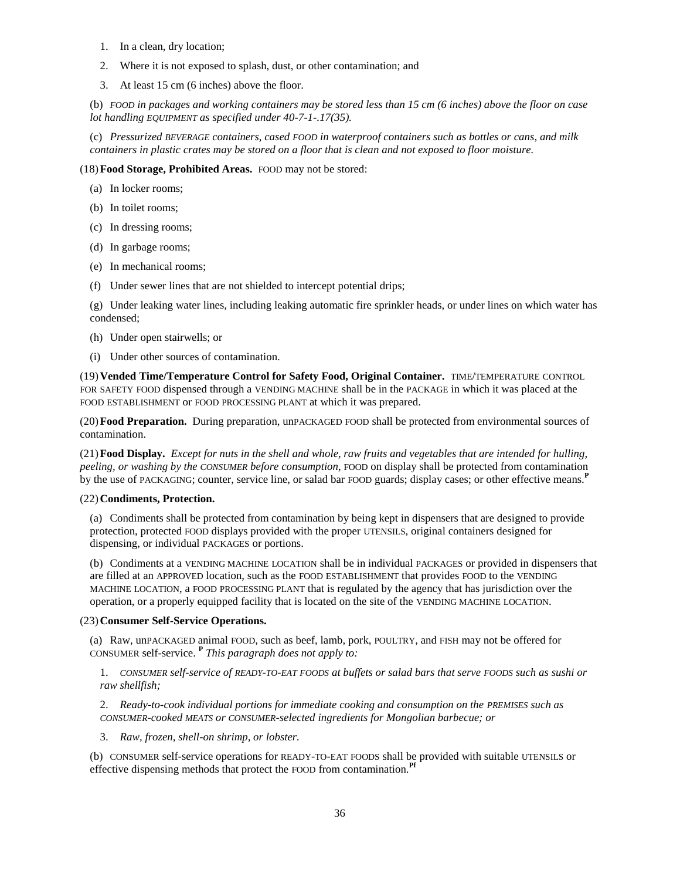1. In a clean, dry location;

2. Where it is not exposed to splash, dust, or other contamination; and

3. At least 15 cm (6 inches) above the floor.

(b) *FOOD in packages and working containers may be stored less than 15 cm (6 inches) above the floor on case lot handling EQUIPMENT as specified under 40-7-1-.17(35).*

(c) *Pressurized BEVERAGE containers, cased FOOD in waterproof containers such as bottles or cans, and milk containers in plastic crates may be stored on a floor that is clean and not exposed to floor moisture.*

(18) **Food Storage, Prohibited Areas.** FOOD may not be stored:

(a) In locker rooms;

(b) In toilet rooms;

(c) In dressing rooms;

(d) In garbage rooms;

(e) In mechanical rooms;

(f) Under sewer lines that are not shielded to intercept potential drips;

(g) Under leaking water lines, including leaking automatic fire sprinkler heads, or under lines on which water has condensed;

(h) Under open stairwells; or

(i) Under other sources of contamination.

(19) **Vended Time/Temperature Control for Safety Food, Original Container.** TIME/TEMPERATURE CONTROL FOR SAFETY FOOD dispensed through a VENDING MACHINE shall be in the PACKAGE in which it was placed at the FOOD ESTABLISHMENT or FOOD PROCESSING PLANT at which it was prepared.

(20) **Food Preparation.** During preparation, unPACKAGED FOOD shall be protected from environmental sources of contamination.

(21) **Food Display.** *Except for nuts in the shell and whole, raw fruits and vegetables that are intended for hulling, peeling, or washing by the CONSUMER before consumption*, FOOD on display shall be protected from contamination by the use of PACKAGING; counter, service line, or salad bar FOOD guards; display cases; or other effective means.[P]

(22) **Condiments, Protection.**

(a) Condiments shall be protected from contamination by being kept in dispensers that are designed to provide protection, protected FOOD displays provided with the proper UTENSILS, original containers designed for dispensing, or individual PACKAGES or portions.

(b) Condiments at a VENDING MACHINE LOCATION shall be in individual PACKAGES or provided in dispensers that are filled at an APPROVED location, such as the FOOD ESTABLISHMENT that provides FOOD to the VENDING MACHINE LOCATION, a FOOD PROCESSING PLANT that is regulated by the agency that has jurisdiction over the operation, or a properly equipped facility that is located on the site of the VENDING MACHINE LOCATION.

(23) **Consumer Self-Service Operations.**

(a) Raw, unPACKAGED animal FOOD, such as beef, lamb, pork, POULTRY, and FISH may not be offered for CONSUMER self-service. [P] *This paragraph does not apply to:*

1. *CONSUMER self-service of READY-TO-EAT FOODS at buffets or salad bars that serve FOODS such as sushi or raw shellfish;*

2. *Ready-to-cook individual portions for immediate cooking and consumption on the PREMISES such as CONSUMER-cooked MEATS or CONSUMER-selected ingredients for Mongolian barbecue; or*

3. *Raw, frozen, shell-on shrimp, or lobster.*

(b) CONSUMER self-service operations for READY-TO-EAT FOODS shall be provided with suitable UTENSILS or effective dispensing methods that protect the FOOD from contamination.[Pf]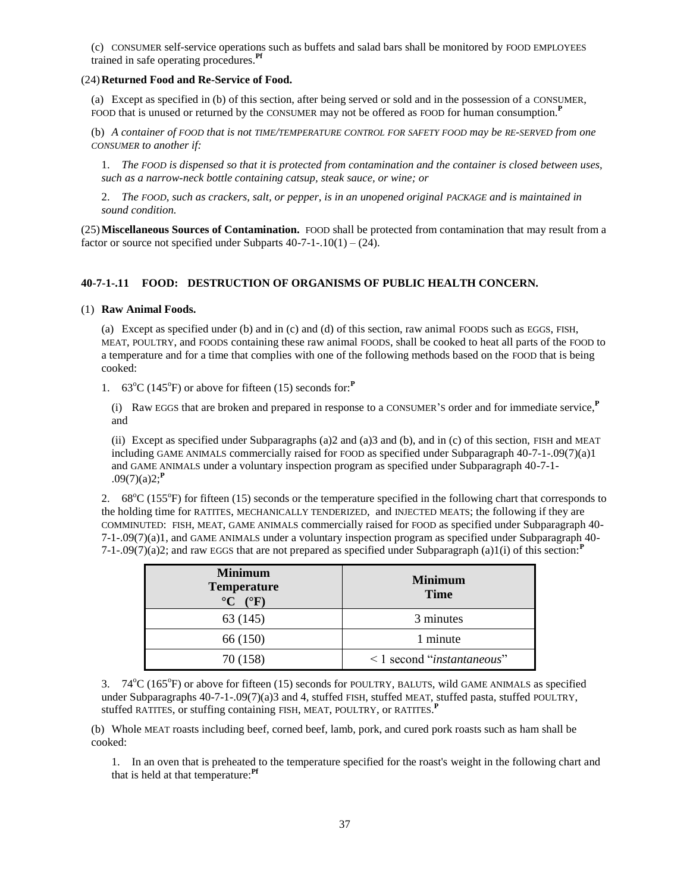(c) CONSUMER self-service operations such as buffets and salad bars shall be monitored by FOOD EMPLOYEES trained in safe operating procedures.[Pf]

(24) **Returned Food and Re-Service of Food.**

(a) Except as specified in (b) of this section, after being served or sold and in the possession of a CONSUMER, FOOD that is unused or returned by the CONSUMER may not be offered as FOOD for human consumption.[P]

(b) *A container of FOOD that is not TIME/TEMPERATURE CONTROL FOR SAFETY FOOD may be RE-SERVED from one CONSUMER to another if:*

1. *The FOOD is dispensed so that it is protected from contamination and the container is closed between uses, such as a narrow-neck bottle containing catsup, steak sauce, or wine; or*

2. *The FOOD, such as crackers, salt, or pepper, is in an unopened original PACKAGE and is maintained in sound condition.*

(25) **Miscellaneous Sources of Contamination.** FOOD shall be protected from contamination that may result from a factor or source not specified under Subparts 40-7-1-.10(1) – (24).

## 40-7-1-.11 FOOD: DESTRUCTION OF ORGANISMS OF PUBLIC HEALTH CONCERN.

(1) **Raw Animal Foods.**

(a) Except as specified under (b) and in (c) and (d) of this section, raw animal FOODS such as EGGS, FISH, MEAT, POULTRY, and FOODS containing these raw animal FOODS, shall be cooked to heat all parts of the FOOD to a temperature and for a time that complies with one of the following methods based on the FOOD that is being cooked:

1. 63°C (145°F) or above for fifteen (15) seconds for:[P]

(i) Raw EGGS that are broken and prepared in response to a CONSUMER'S order and for immediate service,[P] and

(ii) Except as specified under Subparagraphs (a)2 and (a)3 and (b), and in (c) of this section, FISH and MEAT including GAME ANIMALS commercially raised for FOOD as specified under Subparagraph 40-7-1-.09(7)(a)1 and GAME ANIMALS under a voluntary inspection program as specified under Subparagraph 40-7-1-.09(7)(a)2;[P]

2. 68°C (155°F) for fifteen (15) seconds or the temperature specified in the following chart that corresponds to the holding time for RATITES, MECHANICALLY TENDERIZED, and INJECTED MEATS; the following if they are COMMINUTED: FISH, MEAT, GAME ANIMALS commercially raised for FOOD as specified under Subparagraph 40-7-1-.09(7)(a)1, and GAME ANIMALS under a voluntary inspection program as specified under Subparagraph 40-7-1-.09(7)(a)2; and raw EGGS that are not prepared as specified under Subparagraph (a)1(i) of this section:[P]

| Minimum Temperature °C (°F) | Minimum Time |
|---|---|
| 63 (145) | 3 minutes |
| 66 (150) | 1 minute |
| 70 (158) | < 1 second "*instantaneous*" |

3. 74°C (165°F) or above for fifteen (15) seconds for POULTRY, BALUTS, wild GAME ANIMALS as specified under Subparagraphs 40-7-1-.09(7)(a)3 and 4, stuffed FISH, stuffed MEAT, stuffed pasta, stuffed POULTRY, stuffed RATITES, or stuffing containing FISH, MEAT, POULTRY, or RATITES.[P]

(b) Whole MEAT roasts including beef, corned beef, lamb, pork, and cured pork roasts such as ham shall be cooked:

1. In an oven that is preheated to the temperature specified for the roast's weight in the following chart and that is held at that temperature:[Pf]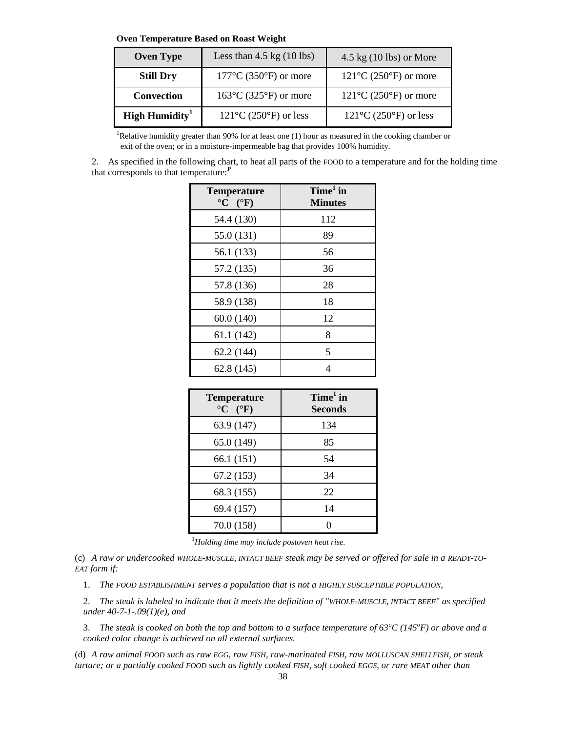**Oven Temperature Based on Roast Weight**

| Oven Type | Less than 4.5 kg (10 lbs) | 4.5 kg (10 lbs) or More |
|---|---|---|
| **Still Dry** | 177°C (350°F) or more | 121°C (250°F) or more |
| **Convection** | 163°C (325°F) or more | 121°C (250°F) or more |
| **High Humidity**[1] | 121°C (250°F) or less | 121°C (250°F) or less |

[1]Relative humidity greater than 90% for at least one (1) hour as measured in the cooking chamber or exit of the oven; or in a moisture-impermeable bag that provides 100% humidity.

2. As specified in the following chart, to heat all parts of the FOOD to a temperature and for the holding time that corresponds to that temperature:**P**

| Temperature °C (°F) | Time[1] in Minutes |
|---|---|
| 54.4 (130) | 112 |
| 55.0 (131) | 89 |
| 56.1 (133) | 56 |
| 57.2 (135) | 36 |
| 57.8 (136) | 28 |
| 58.9 (138) | 18 |
| 60.0 (140) | 12 |
| 61.1 (142) | 8 |
| 62.2 (144) | 5 |
| 62.8 (145) | 4 |

| Temperature °C (°F) | Time[1] in Seconds |
|---|---|
| 63.9 (147) | 134 |
| 65.0 (149) | 85 |
| 66.1 (151) | 54 |
| 67.2 (153) | 34 |
| 68.3 (155) | 22 |
| 69.4 (157) | 14 |
| 70.0 (158) | 0 |

[1]*Holding time may include postoven heat rise.*

(c) *A raw or undercooked WHOLE-MUSCLE, INTACT BEEF steak may be served or offered for sale in a READY-TO-EAT form if:*

1. *The FOOD ESTABLISHMENT serves a population that is not a HIGHLY SUSCEPTIBLE POPULATION,*

2. *The steak is labeled to indicate that it meets the definition of "WHOLE-MUSCLE, INTACT BEEF" as specified under 40-7-1-.09(1)(e), and*

3. *The steak is cooked on both the top and bottom to a surface temperature of 63°C (145°F) or above and a cooked color change is achieved on all external surfaces.*

(d) *A raw animal FOOD such as raw EGG, raw FISH, raw-marinated FISH, raw MOLLUSCAN SHELLFISH, or steak tartare; or a partially cooked FOOD such as lightly cooked FISH, soft cooked EGGS, or rare MEAT other than*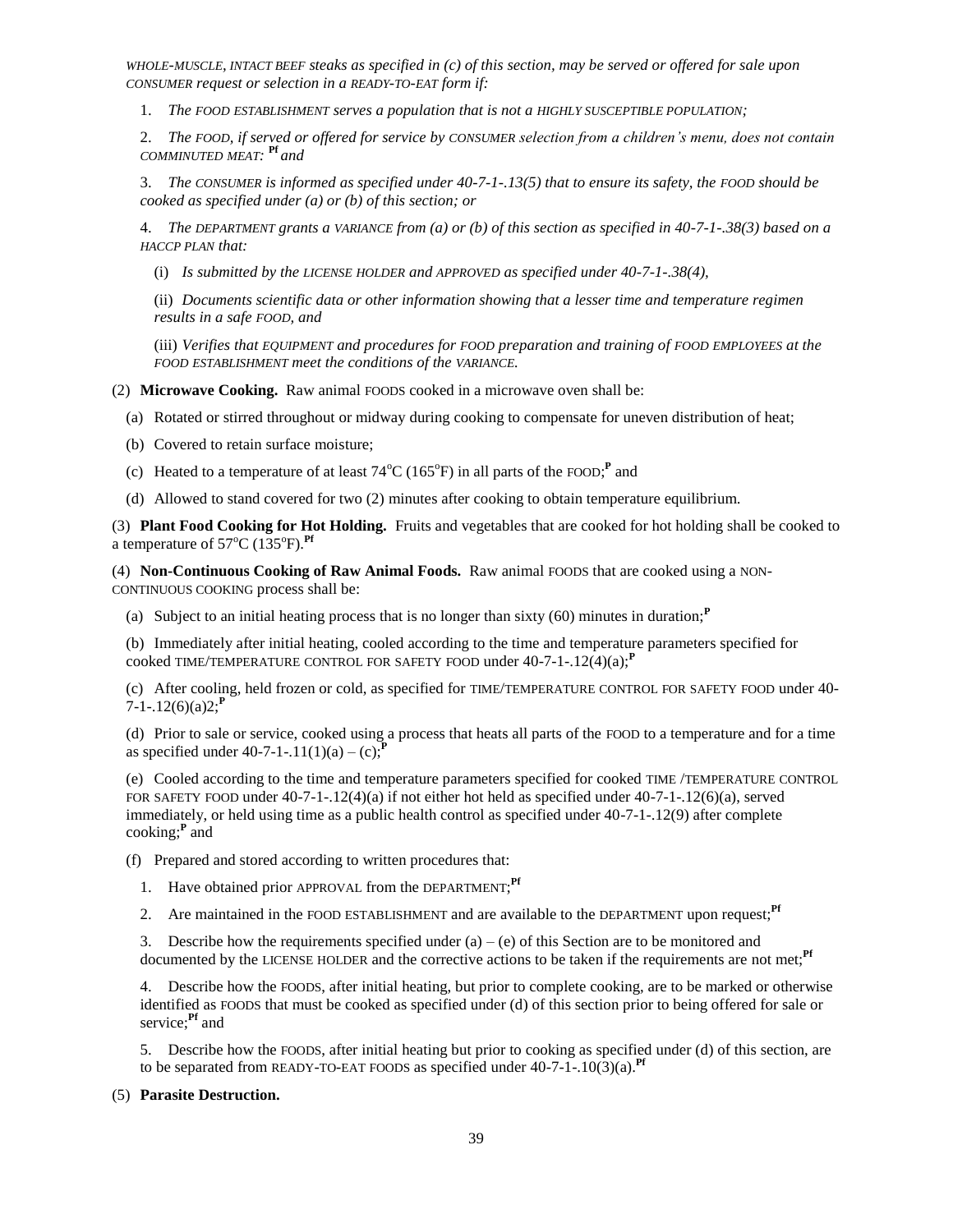*WHOLE-MUSCLE, INTACT BEEF steaks as specified in (c) of this section, may be served or offered for sale upon CONSUMER request or selection in a READY-TO-EAT form if:*

1. *The FOOD ESTABLISHMENT serves a population that is not a HIGHLY SUSCEPTIBLE POPULATION;*

2. *The FOOD, if served or offered for service by CONSUMER selection from a children's menu, does not contain COMMINUTED MEAT:* **Pf** *and*

3. *The CONSUMER is informed as specified under 40-7-1-.13(5) that to ensure its safety, the FOOD should be cooked as specified under (a) or (b) of this section; or*

4. *The DEPARTMENT grants a VARIANCE from (a) or (b) of this section as specified in 40-7-1-.38(3) based on a HACCP PLAN that:*

   (i) *Is submitted by the LICENSE HOLDER and APPROVED as specified under 40-7-1-.38(4),*

   (ii) *Documents scientific data or other information showing that a lesser time and temperature regimen results in a safe FOOD, and*

   (iii) *Verifies that EQUIPMENT and procedures for FOOD preparation and training of FOOD EMPLOYEES at the FOOD ESTABLISHMENT meet the conditions of the VARIANCE.*

(2) **Microwave Cooking.** Raw animal FOODS cooked in a microwave oven shall be:

(a) Rotated or stirred throughout or midway during cooking to compensate for uneven distribution of heat;

(b) Covered to retain surface moisture;

(c) Heated to a temperature of at least 74°C (165°F) in all parts of the FOOD;**P** and

(d) Allowed to stand covered for two (2) minutes after cooking to obtain temperature equilibrium.

(3) **Plant Food Cooking for Hot Holding.** Fruits and vegetables that are cooked for hot holding shall be cooked to a temperature of 57°C (135°F).**Pf**

(4) **Non-Continuous Cooking of Raw Animal Foods.** Raw animal FOODS that are cooked using a NON-CONTINUOUS COOKING process shall be:

(a) Subject to an initial heating process that is no longer than sixty (60) minutes in duration;**P**

(b) Immediately after initial heating, cooled according to the time and temperature parameters specified for cooked TIME/TEMPERATURE CONTROL FOR SAFETY FOOD under 40-7-1-.12(4)(a);**P**

(c) After cooling, held frozen or cold, as specified for TIME/TEMPERATURE CONTROL FOR SAFETY FOOD under 40-7-1-.12(6)(a)2;**P**

(d) Prior to sale or service, cooked using a process that heats all parts of the FOOD to a temperature and for a time as specified under 40-7-1-.11(1)(a) – (c);**P**

(e) Cooled according to the time and temperature parameters specified for cooked TIME /TEMPERATURE CONTROL FOR SAFETY FOOD under 40-7-1-.12(4)(a) if not either hot held as specified under 40-7-1-.12(6)(a), served immediately, or held using time as a public health control as specified under 40-7-1-.12(9) after complete cooking;**P** and

(f) Prepared and stored according to written procedures that:

1. Have obtained prior APPROVAL from the DEPARTMENT;**Pf**

2. Are maintained in the FOOD ESTABLISHMENT and are available to the DEPARTMENT upon request;**Pf**

3. Describe how the requirements specified under (a) – (e) of this Section are to be monitored and documented by the LICENSE HOLDER and the corrective actions to be taken if the requirements are not met;**Pf**

4. Describe how the FOODS, after initial heating, but prior to complete cooking, are to be marked or otherwise identified as FOODS that must be cooked as specified under (d) of this section prior to being offered for sale or service;**Pf** and

5. Describe how the FOODS, after initial heating but prior to cooking as specified under (d) of this section, are to be separated from READY-TO-EAT FOODS as specified under 40-7-1-.10(3)(a).**Pf**

(5) **Parasite Destruction.**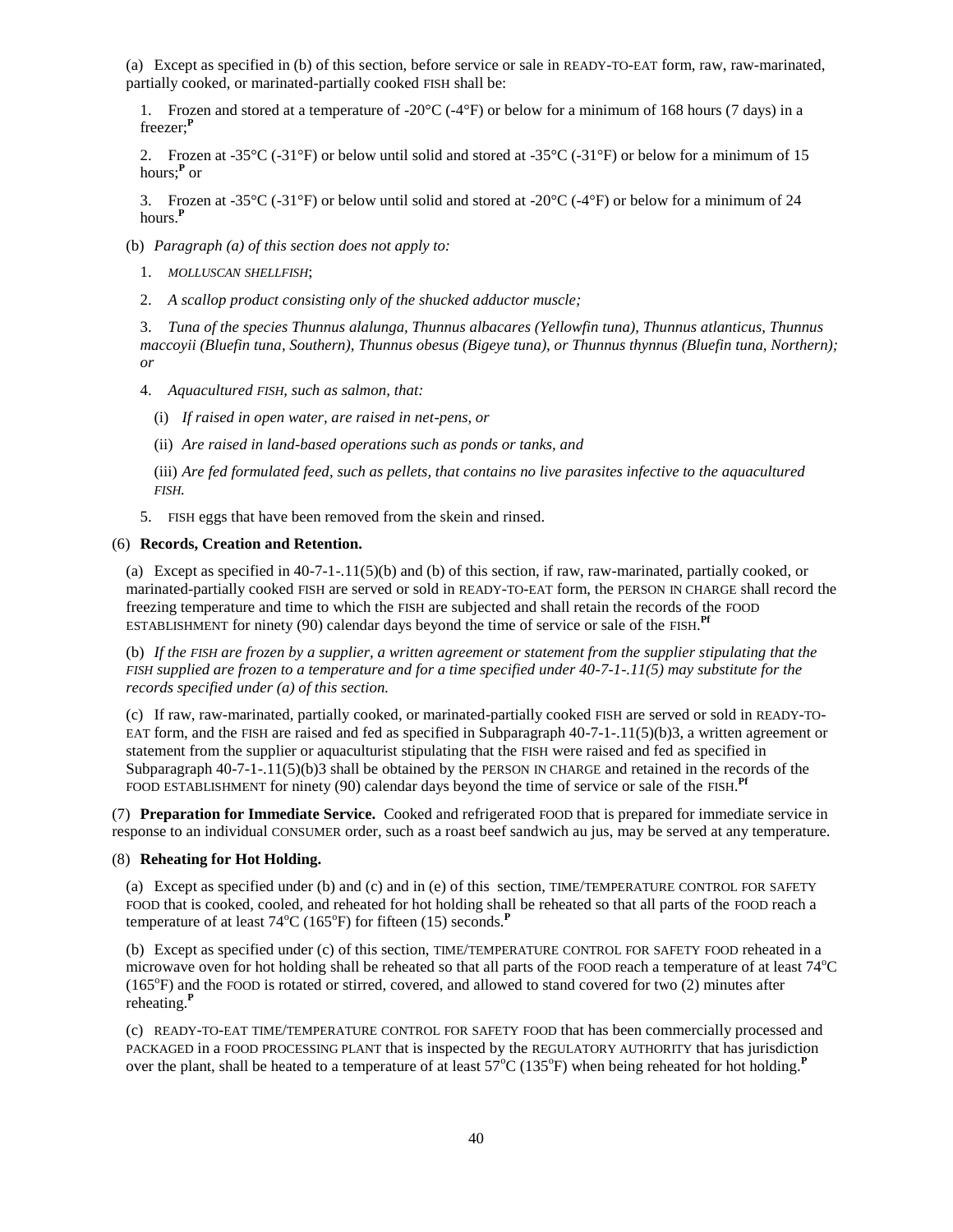(a) Except as specified in (b) of this section, before service or sale in READY-TO-EAT form, raw, raw-marinated, partially cooked, or marinated-partially cooked FISH shall be:

1. Frozen and stored at a temperature of -20°C (-4°F) or below for a minimum of 168 hours (7 days) in a freezer;**P**

2. Frozen at -35°C (-31°F) or below until solid and stored at -35°C (-31°F) or below for a minimum of 15 hours;**P** or

3. Frozen at -35°C (-31°F) or below until solid and stored at -20°C (-4°F) or below for a minimum of 24 hours.**P**

(b) *Paragraph (a) of this section does not apply to:*

1. *MOLLUSCAN SHELLFISH*;

2. *A scallop product consisting only of the shucked adductor muscle;*

3. *Tuna of the species Thunnus alalunga, Thunnus albacares (Yellowfin tuna), Thunnus atlanticus, Thunnus maccoyii (Bluefin tuna, Southern), Thunnus obesus (Bigeye tuna), or Thunnus thynnus (Bluefin tuna, Northern); or*

4. *Aquacultured FISH, such as salmon, that:*

   (i) *If raised in open water, are raised in net-pens, or*

   (ii) *Are raised in land-based operations such as ponds or tanks, and*

   (iii) *Are fed formulated feed, such as pellets, that contains no live parasites infective to the aquacultured FISH.*

5. FISH eggs that have been removed from the skein and rinsed.

(6) **Records, Creation and Retention.**

(a) Except as specified in 40-7-1-.11(5)(b) and (b) of this section, if raw, raw-marinated, partially cooked, or marinated-partially cooked FISH are served or sold in READY-TO-EAT form, the PERSON IN CHARGE shall record the freezing temperature and time to which the FISH are subjected and shall retain the records of the FOOD ESTABLISHMENT for ninety (90) calendar days beyond the time of service or sale of the FISH.**Pf**

(b) *If the FISH are frozen by a supplier, a written agreement or statement from the supplier stipulating that the FISH supplied are frozen to a temperature and for a time specified under 40-7-1-.11(5) may substitute for the records specified under (a) of this section.*

(c) If raw, raw-marinated, partially cooked, or marinated-partially cooked FISH are served or sold in READY-TO-EAT form, and the FISH are raised and fed as specified in Subparagraph 40-7-1-.11(5)(b)3, a written agreement or statement from the supplier or aquaculturist stipulating that the FISH were raised and fed as specified in Subparagraph 40-7-1-.11(5)(b)3 shall be obtained by the PERSON IN CHARGE and retained in the records of the FOOD ESTABLISHMENT for ninety (90) calendar days beyond the time of service or sale of the FISH.**Pf**

(7) **Preparation for Immediate Service.** Cooked and refrigerated FOOD that is prepared for immediate service in response to an individual CONSUMER order, such as a roast beef sandwich au jus, may be served at any temperature.

(8) **Reheating for Hot Holding.**

(a) Except as specified under (b) and (c) and in (e) of this section, TIME/TEMPERATURE CONTROL FOR SAFETY FOOD that is cooked, cooled, and reheated for hot holding shall be reheated so that all parts of the FOOD reach a temperature of at least 74°C (165°F) for fifteen (15) seconds.**P**

(b) Except as specified under (c) of this section, TIME/TEMPERATURE CONTROL FOR SAFETY FOOD reheated in a microwave oven for hot holding shall be reheated so that all parts of the FOOD reach a temperature of at least 74°C (165°F) and the FOOD is rotated or stirred, covered, and allowed to stand covered for two (2) minutes after reheating.**P**

(c) READY-TO-EAT TIME/TEMPERATURE CONTROL FOR SAFETY FOOD that has been commercially processed and PACKAGED in a FOOD PROCESSING PLANT that is inspected by the REGULATORY AUTHORITY that has jurisdiction over the plant, shall be heated to a temperature of at least 57°C (135°F) when being reheated for hot holding.**P**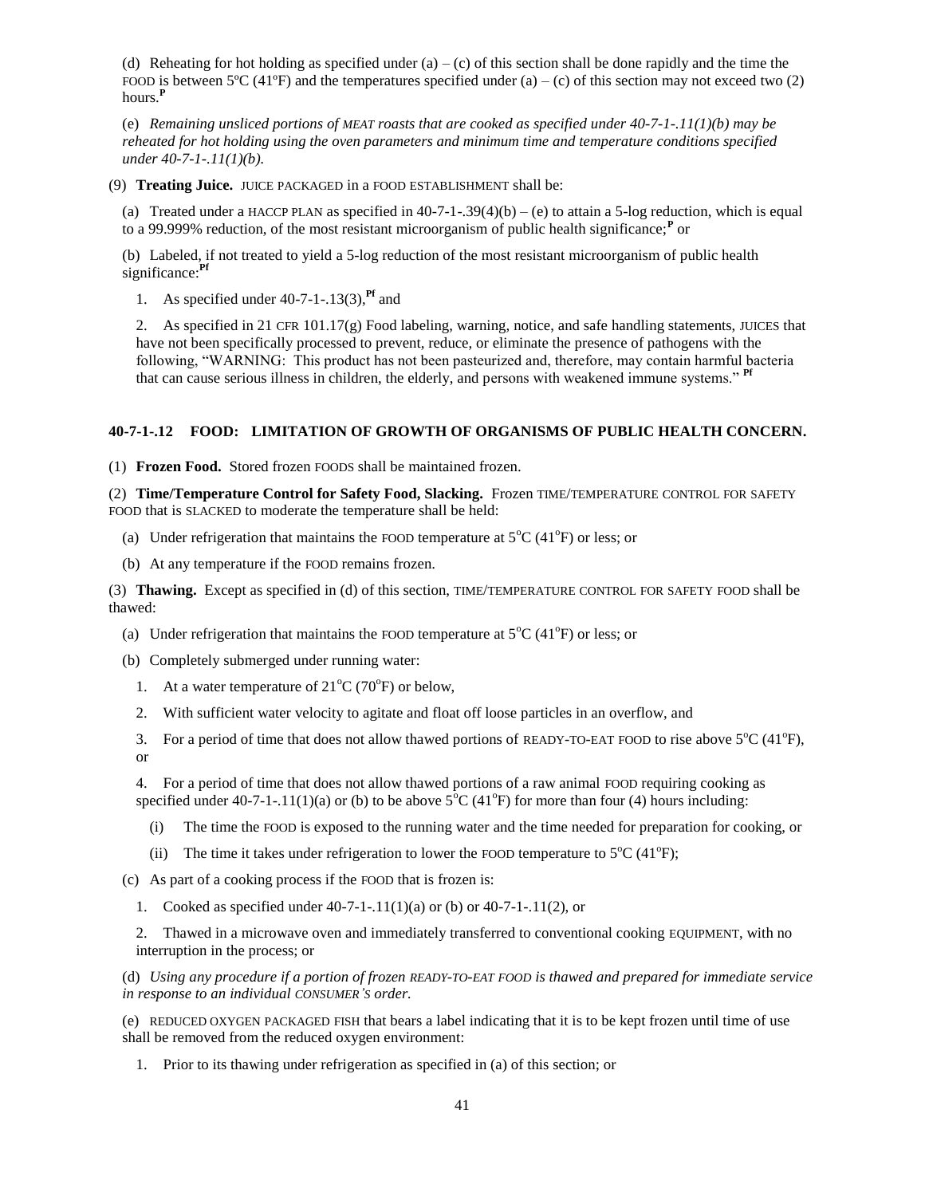(d) Reheating for hot holding as specified under (a) – (c) of this section shall be done rapidly and the time the FOOD is between 5ºC (41ºF) and the temperatures specified under (a) – (c) of this section may not exceed two (2) hours.[P]

(e) *Remaining unsliced portions of MEAT roasts that are cooked as specified under 40-7-1-.11(1)(b) may be reheated for hot holding using the oven parameters and minimum time and temperature conditions specified under 40-7-1-.11(1)(b).*

(9) **Treating Juice.** JUICE PACKAGED in a FOOD ESTABLISHMENT shall be:

(a) Treated under a HACCP PLAN as specified in 40-7-1-.39(4)(b) – (e) to attain a 5-log reduction, which is equal to a 99.999% reduction, of the most resistant microorganism of public health significance;[P] or

(b) Labeled, if not treated to yield a 5-log reduction of the most resistant microorganism of public health significance:[Pf]

1. As specified under 40-7-1-.13(3),[Pf] and

2. As specified in 21 CFR 101.17(g) Food labeling, warning, notice, and safe handling statements, JUICES that have not been specifically processed to prevent, reduce, or eliminate the presence of pathogens with the following, "WARNING: This product has not been pasteurized and, therefore, may contain harmful bacteria that can cause serious illness in children, the elderly, and persons with weakened immune systems." [Pf]

## 40-7-1-.12 FOOD: LIMITATION OF GROWTH OF ORGANISMS OF PUBLIC HEALTH CONCERN.

(1) **Frozen Food.** Stored frozen FOODS shall be maintained frozen.

(2) **Time/Temperature Control for Safety Food, Slacking.** Frozen TIME/TEMPERATURE CONTROL FOR SAFETY FOOD that is SLACKED to moderate the temperature shall be held:

(a) Under refrigeration that maintains the FOOD temperature at 5ºC (41ºF) or less; or

(b) At any temperature if the FOOD remains frozen.

(3) **Thawing.** Except as specified in (d) of this section, TIME/TEMPERATURE CONTROL FOR SAFETY FOOD shall be thawed:

(a) Under refrigeration that maintains the FOOD temperature at 5ºC (41ºF) or less; or

(b) Completely submerged under running water:

1. At a water temperature of 21ºC (70ºF) or below,

2. With sufficient water velocity to agitate and float off loose particles in an overflow, and

3. For a period of time that does not allow thawed portions of READY-TO-EAT FOOD to rise above 5ºC (41ºF), or

4. For a period of time that does not allow thawed portions of a raw animal FOOD requiring cooking as specified under 40-7-1-.11(1)(a) or (b) to be above 5ºC (41ºF) for more than four (4) hours including:

(i) The time the FOOD is exposed to the running water and the time needed for preparation for cooking, or

(ii) The time it takes under refrigeration to lower the FOOD temperature to 5ºC (41ºF);

(c) As part of a cooking process if the FOOD that is frozen is:

1. Cooked as specified under 40-7-1-.11(1)(a) or (b) or 40-7-1-.11(2), or

2. Thawed in a microwave oven and immediately transferred to conventional cooking EQUIPMENT, with no interruption in the process; or

(d) *Using any procedure if a portion of frozen READY-TO-EAT FOOD is thawed and prepared for immediate service in response to an individual CONSUMER'S order.*

(e) REDUCED OXYGEN PACKAGED FISH that bears a label indicating that it is to be kept frozen until time of use shall be removed from the reduced oxygen environment:

1. Prior to its thawing under refrigeration as specified in (a) of this section; or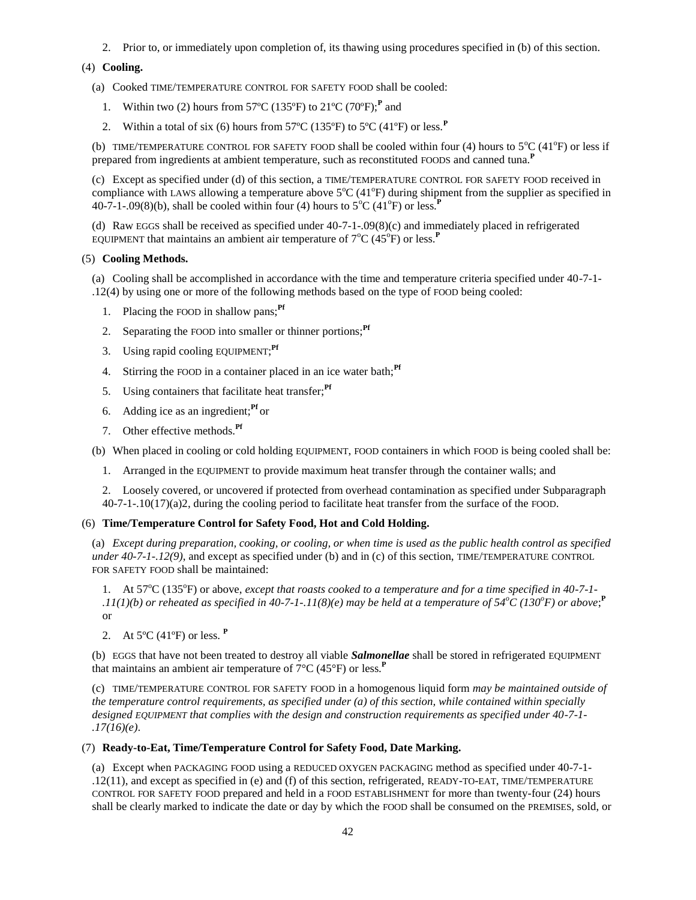2. Prior to, or immediately upon completion of, its thawing using procedures specified in (b) of this section.

(4) **Cooling.**

(a) Cooked TIME/TEMPERATURE CONTROL FOR SAFETY FOOD shall be cooled:

1. Within two (2) hours from 57ºC (135ºF) to 21ºC (70ºF);**P** and

2. Within a total of six (6) hours from 57ºC (135ºF) to 5ºC (41ºF) or less.**P**

(b) TIME/TEMPERATURE CONTROL FOR SAFETY FOOD shall be cooled within four (4) hours to 5°C (41°F) or less if prepared from ingredients at ambient temperature, such as reconstituted FOODS and canned tuna.**P**

(c) Except as specified under (d) of this section, a TIME/TEMPERATURE CONTROL FOR SAFETY FOOD received in compliance with LAWS allowing a temperature above 5°C (41°F) during shipment from the supplier as specified in 40-7-1-.09(8)(b), shall be cooled within four (4) hours to 5°C (41°F) or less.**P**

(d) Raw EGGS shall be received as specified under 40-7-1-.09(8)(c) and immediately placed in refrigerated EQUIPMENT that maintains an ambient air temperature of 7°C (45°F) or less.**P**

(5) **Cooling Methods.**

(a) Cooling shall be accomplished in accordance with the time and temperature criteria specified under 40-7-1-.12(4) by using one or more of the following methods based on the type of FOOD being cooled:

1. Placing the FOOD in shallow pans;**Pf**

2. Separating the FOOD into smaller or thinner portions;**Pf**

3. Using rapid cooling EQUIPMENT;**Pf**

4. Stirring the FOOD in a container placed in an ice water bath;**Pf**

5. Using containers that facilitate heat transfer;**Pf**

6. Adding ice as an ingredient;**Pf** or

7. Other effective methods.**Pf**

(b) When placed in cooling or cold holding EQUIPMENT, FOOD containers in which FOOD is being cooled shall be:

1. Arranged in the EQUIPMENT to provide maximum heat transfer through the container walls; and

2. Loosely covered, or uncovered if protected from overhead contamination as specified under Subparagraph 40-7-1-.10(17)(a)2, during the cooling period to facilitate heat transfer from the surface of the FOOD.

(6) **Time/Temperature Control for Safety Food, Hot and Cold Holding.**

(a) *Except during preparation, cooking, or cooling, or when time is used as the public health control as specified under 40-7-1-.12(9)*, and except as specified under (b) and in (c) of this section, TIME/TEMPERATURE CONTROL FOR SAFETY FOOD shall be maintained:

1. At 57°C (135°F) or above, *except that roasts cooked to a temperature and for a time specified in 40-7-1-.11(1)(b) or reheated as specified in 40-7-1-.11(8)(e) may be held at a temperature of 54°C (130°F) or above*;**P** or

2. At 5ºC (41ºF) or less. **P**

(b) EGGS that have not been treated to destroy all viable ***Salmonellae*** shall be stored in refrigerated EQUIPMENT that maintains an ambient air temperature of 7°C (45°F) or less.**P**

(c) TIME/TEMPERATURE CONTROL FOR SAFETY FOOD in a homogenous liquid form *may be maintained outside of the temperature control requirements, as specified under (a) of this section, while contained within specially designed EQUIPMENT that complies with the design and construction requirements as specified under 40-7-1-.17(16)(e)*.

(7) **Ready-to-Eat, Time/Temperature Control for Safety Food, Date Marking.**

(a) Except when PACKAGING FOOD using a REDUCED OXYGEN PACKAGING method as specified under 40-7-1-.12(11), and except as specified in (e) and (f) of this section, refrigerated, READY-TO-EAT, TIME/TEMPERATURE CONTROL FOR SAFETY FOOD prepared and held in a FOOD ESTABLISHMENT for more than twenty-four (24) hours shall be clearly marked to indicate the date or day by which the FOOD shall be consumed on the PREMISES, sold, or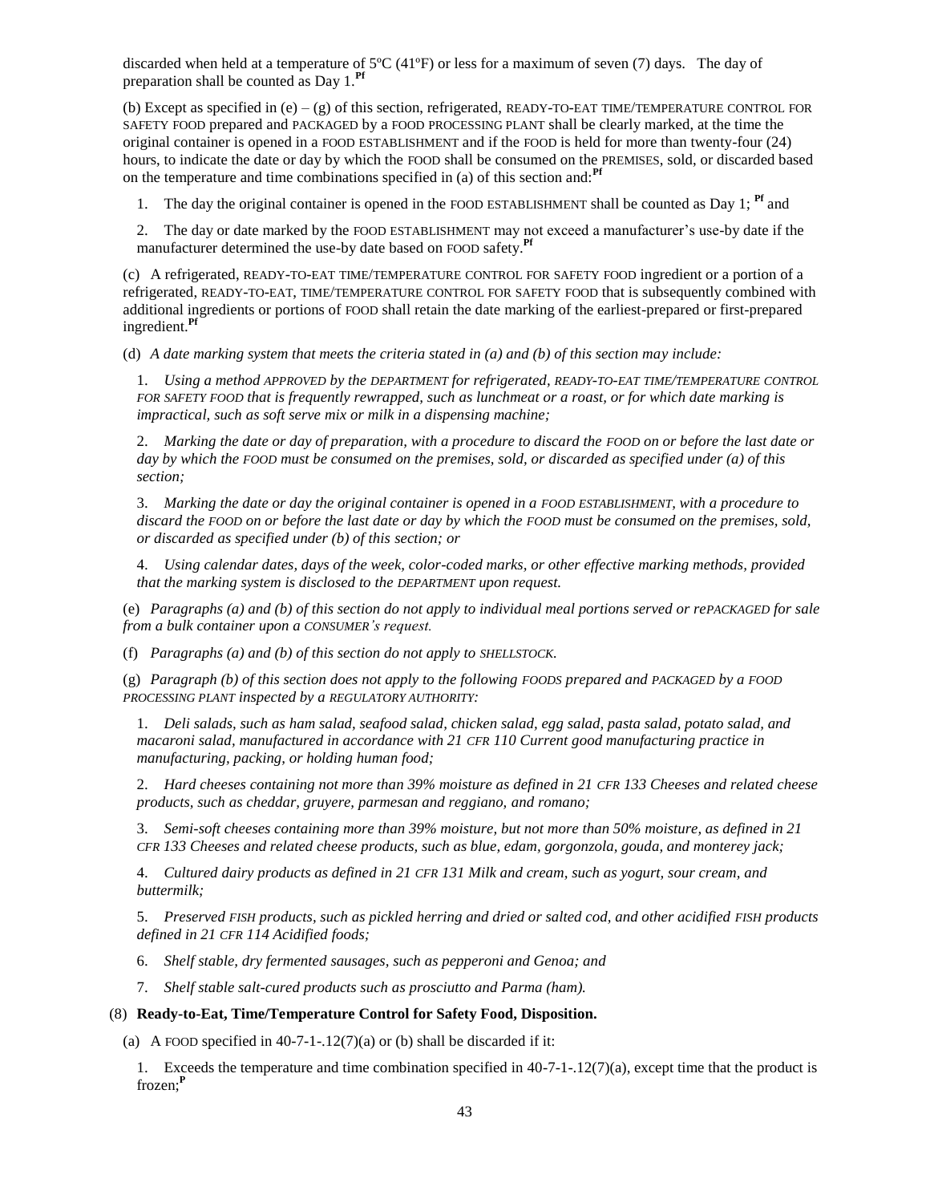discarded when held at a temperature of 5ºC (41ºF) or less for a maximum of seven (7) days. The day of preparation shall be counted as Day 1.[Pf]

(b) Except as specified in (e) – (g) of this section, refrigerated, READY-TO-EAT TIME/TEMPERATURE CONTROL FOR SAFETY FOOD prepared and PACKAGED by a FOOD PROCESSING PLANT shall be clearly marked, at the time the original container is opened in a FOOD ESTABLISHMENT and if the FOOD is held for more than twenty-four (24) hours, to indicate the date or day by which the FOOD shall be consumed on the PREMISES, sold, or discarded based on the temperature and time combinations specified in (a) of this section and:[Pf]

1. The day the original container is opened in the FOOD ESTABLISHMENT shall be counted as Day 1; [Pf] and

2. The day or date marked by the FOOD ESTABLISHMENT may not exceed a manufacturer's use-by date if the manufacturer determined the use-by date based on FOOD safety.[Pf]

(c) A refrigerated, READY-TO-EAT TIME/TEMPERATURE CONTROL FOR SAFETY FOOD ingredient or a portion of a refrigerated, READY-TO-EAT, TIME/TEMPERATURE CONTROL FOR SAFETY FOOD that is subsequently combined with additional ingredients or portions of FOOD shall retain the date marking of the earliest-prepared or first-prepared ingredient.[Pf]

(d) *A date marking system that meets the criteria stated in (a) and (b) of this section may include:*

1. *Using a method APPROVED by the DEPARTMENT for refrigerated, READY-TO-EAT TIME/TEMPERATURE CONTROL FOR SAFETY FOOD that is frequently rewrapped, such as lunchmeat or a roast, or for which date marking is impractical, such as soft serve mix or milk in a dispensing machine;*

2. *Marking the date or day of preparation, with a procedure to discard the FOOD on or before the last date or day by which the FOOD must be consumed on the premises, sold, or discarded as specified under (a) of this section;*

3. *Marking the date or day the original container is opened in a FOOD ESTABLISHMENT, with a procedure to discard the FOOD on or before the last date or day by which the FOOD must be consumed on the premises, sold, or discarded as specified under (b) of this section; or*

4. *Using calendar dates, days of the week, color-coded marks, or other effective marking methods, provided that the marking system is disclosed to the DEPARTMENT upon request.*

(e) *Paragraphs (a) and (b) of this section do not apply to individual meal portions served or rePACKAGED for sale from a bulk container upon a CONSUMER's request.*

(f) *Paragraphs (a) and (b) of this section do not apply to SHELLSTOCK.*

(g) *Paragraph (b) of this section does not apply to the following FOODS prepared and PACKAGED by a FOOD PROCESSING PLANT inspected by a REGULATORY AUTHORITY:*

1. *Deli salads, such as ham salad, seafood salad, chicken salad, egg salad, pasta salad, potato salad, and macaroni salad, manufactured in accordance with 21 CFR 110 Current good manufacturing practice in manufacturing, packing, or holding human food;*

2. *Hard cheeses containing not more than 39% moisture as defined in 21 CFR 133 Cheeses and related cheese products, such as cheddar, gruyere, parmesan and reggiano, and romano;*

3. *Semi-soft cheeses containing more than 39% moisture, but not more than 50% moisture, as defined in 21 CFR 133 Cheeses and related cheese products, such as blue, edam, gorgonzola, gouda, and monterey jack;*

4. *Cultured dairy products as defined in 21 CFR 131 Milk and cream, such as yogurt, sour cream, and buttermilk;*

5. *Preserved FISH products, such as pickled herring and dried or salted cod, and other acidified FISH products defined in 21 CFR 114 Acidified foods;*

6. *Shelf stable, dry fermented sausages, such as pepperoni and Genoa; and*

7. *Shelf stable salt-cured products such as prosciutto and Parma (ham).*

(8) **Ready-to-Eat, Time/Temperature Control for Safety Food, Disposition.**

(a) A FOOD specified in 40-7-1-.12(7)(a) or (b) shall be discarded if it:

1. Exceeds the temperature and time combination specified in 40-7-1-.12(7)(a), except time that the product is frozen;[P]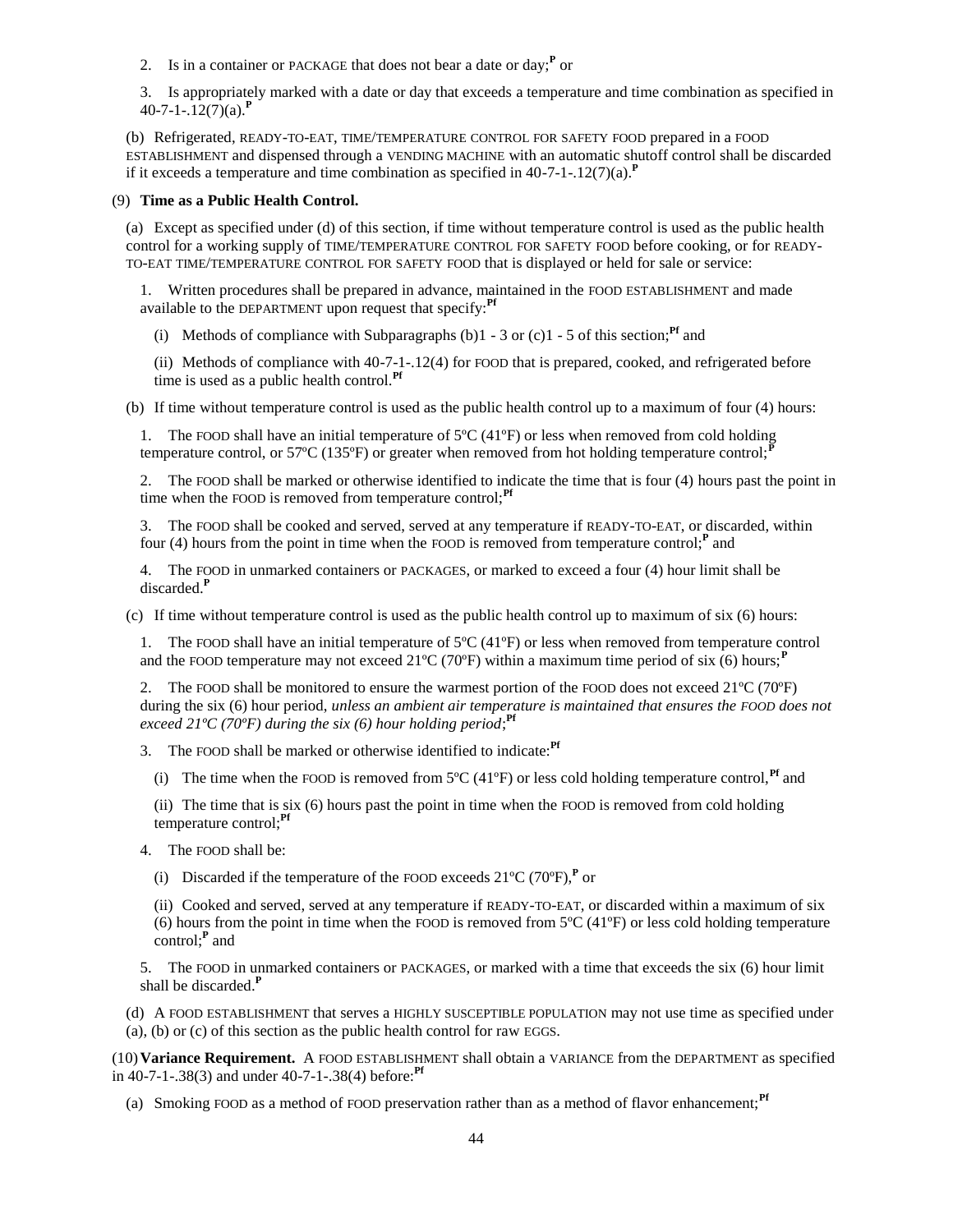2. Is in a container or PACKAGE that does not bear a date or day;[P] or

3. Is appropriately marked with a date or day that exceeds a temperature and time combination as specified in 40-7-1-.12(7)(a).[P]

(b) Refrigerated, READY-TO-EAT, TIME/TEMPERATURE CONTROL FOR SAFETY FOOD prepared in a FOOD ESTABLISHMENT and dispensed through a VENDING MACHINE with an automatic shutoff control shall be discarded if it exceeds a temperature and time combination as specified in 40-7-1-.12(7)(a).[P]

(9) **Time as a Public Health Control.**

(a) Except as specified under (d) of this section, if time without temperature control is used as the public health control for a working supply of TIME/TEMPERATURE CONTROL FOR SAFETY FOOD before cooking, or for READY-TO-EAT TIME/TEMPERATURE CONTROL FOR SAFETY FOOD that is displayed or held for sale or service:

1. Written procedures shall be prepared in advance, maintained in the FOOD ESTABLISHMENT and made available to the DEPARTMENT upon request that specify:[Pf]

(i) Methods of compliance with Subparagraphs (b)1 - 3 or (c)1 - 5 of this section;[Pf] and

(ii) Methods of compliance with 40-7-1-.12(4) for FOOD that is prepared, cooked, and refrigerated before time is used as a public health control.[Pf]

(b) If time without temperature control is used as the public health control up to a maximum of four (4) hours:

1. The FOOD shall have an initial temperature of 5ºC (41ºF) or less when removed from cold holding temperature control, or 57ºC (135ºF) or greater when removed from hot holding temperature control;[P]

2. The FOOD shall be marked or otherwise identified to indicate the time that is four (4) hours past the point in time when the FOOD is removed from temperature control;[Pf]

3. The FOOD shall be cooked and served, served at any temperature if READY-TO-EAT, or discarded, within four (4) hours from the point in time when the FOOD is removed from temperature control;[P] and

4. The FOOD in unmarked containers or PACKAGES, or marked to exceed a four (4) hour limit shall be discarded.[P]

(c) If time without temperature control is used as the public health control up to maximum of six (6) hours:

1. The FOOD shall have an initial temperature of 5ºC (41ºF) or less when removed from temperature control and the FOOD temperature may not exceed 21ºC (70ºF) within a maximum time period of six (6) hours;[P]

2. The FOOD shall be monitored to ensure the warmest portion of the FOOD does not exceed 21ºC (70ºF) during the six (6) hour period, *unless an ambient air temperature is maintained that ensures the FOOD does not exceed 21ºC (70ºF) during the six (6) hour holding period*;[Pf]

3. The FOOD shall be marked or otherwise identified to indicate:[Pf]

(i) The time when the FOOD is removed from 5ºC (41ºF) or less cold holding temperature control,[Pf] and

(ii) The time that is six (6) hours past the point in time when the FOOD is removed from cold holding temperature control;[Pf]

4. The FOOD shall be:

(i) Discarded if the temperature of the FOOD exceeds 21ºC (70ºF),[P] or

(ii) Cooked and served, served at any temperature if READY-TO-EAT, or discarded within a maximum of six (6) hours from the point in time when the FOOD is removed from 5ºC (41ºF) or less cold holding temperature control;[P] and

5. The FOOD in unmarked containers or PACKAGES, or marked with a time that exceeds the six (6) hour limit shall be discarded.[P]

(d) A FOOD ESTABLISHMENT that serves a HIGHLY SUSCEPTIBLE POPULATION may not use time as specified under (a), (b) or (c) of this section as the public health control for raw EGGS.

(10) **Variance Requirement.** A FOOD ESTABLISHMENT shall obtain a VARIANCE from the DEPARTMENT as specified in 40-7-1-.38(3) and under 40-7-1-.38(4) before:[Pf]

(a) Smoking FOOD as a method of FOOD preservation rather than as a method of flavor enhancement;[Pf]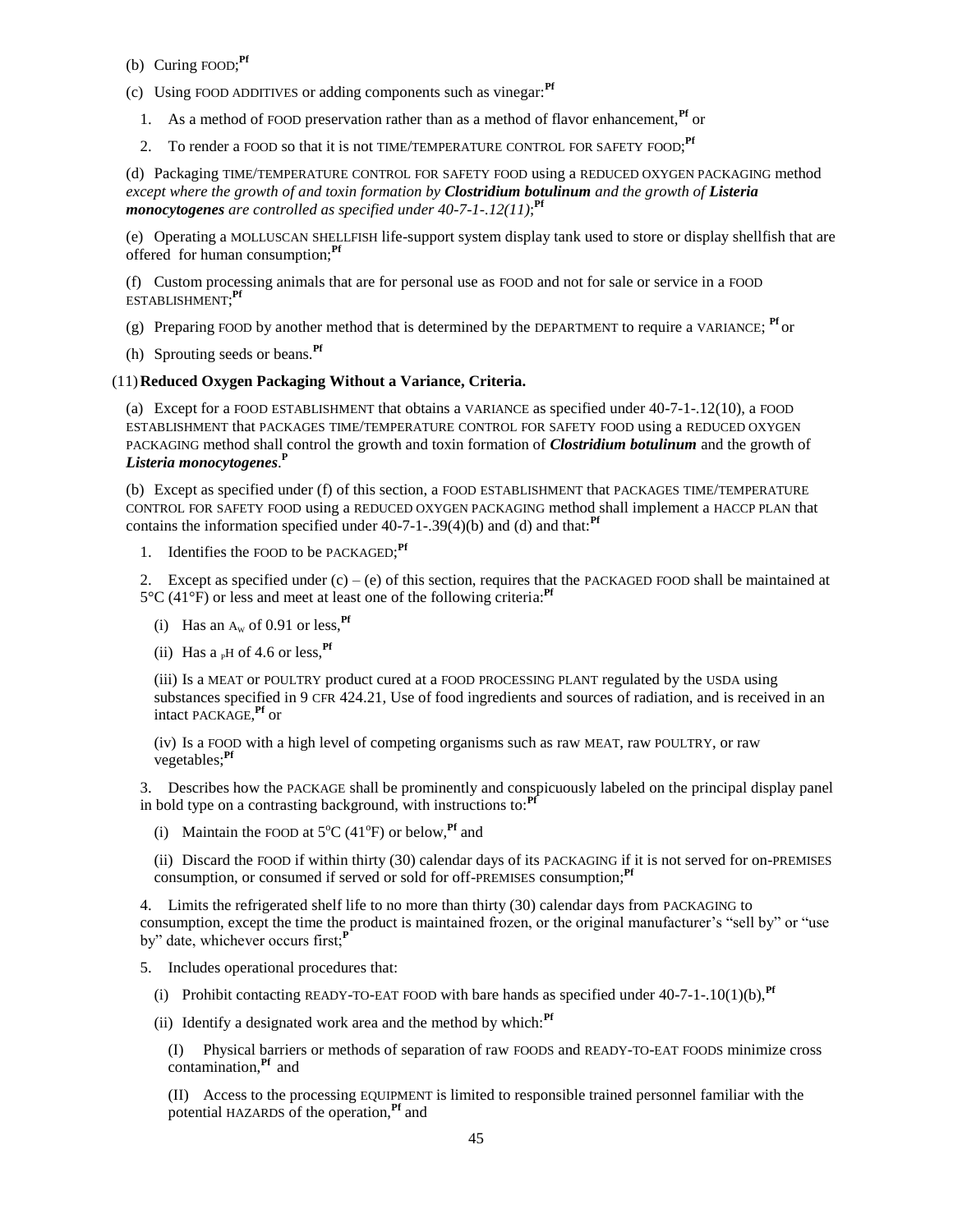(b) Curing FOOD;[Pf]

(c) Using FOOD ADDITIVES or adding components such as vinegar:[Pf]

1. As a method of FOOD preservation rather than as a method of flavor enhancement,[Pf] or

2. To render a FOOD so that it is not TIME/TEMPERATURE CONTROL FOR SAFETY FOOD;[Pf]

(d) Packaging TIME/TEMPERATURE CONTROL FOR SAFETY FOOD using a REDUCED OXYGEN PACKAGING method *except where the growth of and toxin formation by **Clostridium botulinum** and the growth of **Listeria monocytogenes** are controlled as specified under 40-7-1-.12(11)*;[Pf]

(e) Operating a MOLLUSCAN SHELLFISH life-support system display tank used to store or display shellfish that are offered for human consumption;[Pf]

(f) Custom processing animals that are for personal use as FOOD and not for sale or service in a FOOD ESTABLISHMENT;[Pf]

(g) Preparing FOOD by another method that is determined by the DEPARTMENT to require a VARIANCE; [Pf] or

(h) Sprouting seeds or beans.[Pf]

(11) **Reduced Oxygen Packaging Without a Variance, Criteria.**

(a) Except for a FOOD ESTABLISHMENT that obtains a VARIANCE as specified under 40-7-1-.12(10), a FOOD ESTABLISHMENT that PACKAGES TIME/TEMPERATURE CONTROL FOR SAFETY FOOD using a REDUCED OXYGEN PACKAGING method shall control the growth and toxin formation of ***Clostridium botulinum*** and the growth of ***Listeria monocytogenes***.[P]

(b) Except as specified under (f) of this section, a FOOD ESTABLISHMENT that PACKAGES TIME/TEMPERATURE CONTROL FOR SAFETY FOOD using a REDUCED OXYGEN PACKAGING method shall implement a HACCP PLAN that contains the information specified under 40-7-1-.39(4)(b) and (d) and that:[Pf]

1. Identifies the FOOD to be PACKAGED;[Pf]

2. Except as specified under (c) – (e) of this section, requires that the PACKAGED FOOD shall be maintained at 5°C (41°F) or less and meet at least one of the following criteria:[Pf]

(i) Has an $A_W$ of 0.91 or less,[Pf]

(ii) Has a $_P$H of 4.6 or less,[Pf]

(iii) Is a MEAT or POULTRY product cured at a FOOD PROCESSING PLANT regulated by the USDA using substances specified in 9 CFR 424.21, Use of food ingredients and sources of radiation, and is received in an intact PACKAGE,[Pf] or

(iv) Is a FOOD with a high level of competing organisms such as raw MEAT, raw POULTRY, or raw vegetables;[Pf]

3. Describes how the PACKAGE shall be prominently and conspicuously labeled on the principal display panel in bold type on a contrasting background, with instructions to:[Pf]

(i) Maintain the FOOD at 5°C (41°F) or below,[Pf] and

(ii) Discard the FOOD if within thirty (30) calendar days of its PACKAGING if it is not served for on-PREMISES consumption, or consumed if served or sold for off-PREMISES consumption;[Pf]

4. Limits the refrigerated shelf life to no more than thirty (30) calendar days from PACKAGING to consumption, except the time the product is maintained frozen, or the original manufacturer's "sell by" or "use by" date, whichever occurs first;[P]

5. Includes operational procedures that:

(i) Prohibit contacting READY-TO-EAT FOOD with bare hands as specified under 40-7-1-.10(1)(b),[Pf]

(ii) Identify a designated work area and the method by which:[Pf]

(I) Physical barriers or methods of separation of raw FOODS and READY-TO-EAT FOODS minimize cross contamination,[Pf] and

(II) Access to the processing EQUIPMENT is limited to responsible trained personnel familiar with the potential HAZARDS of the operation,[Pf] and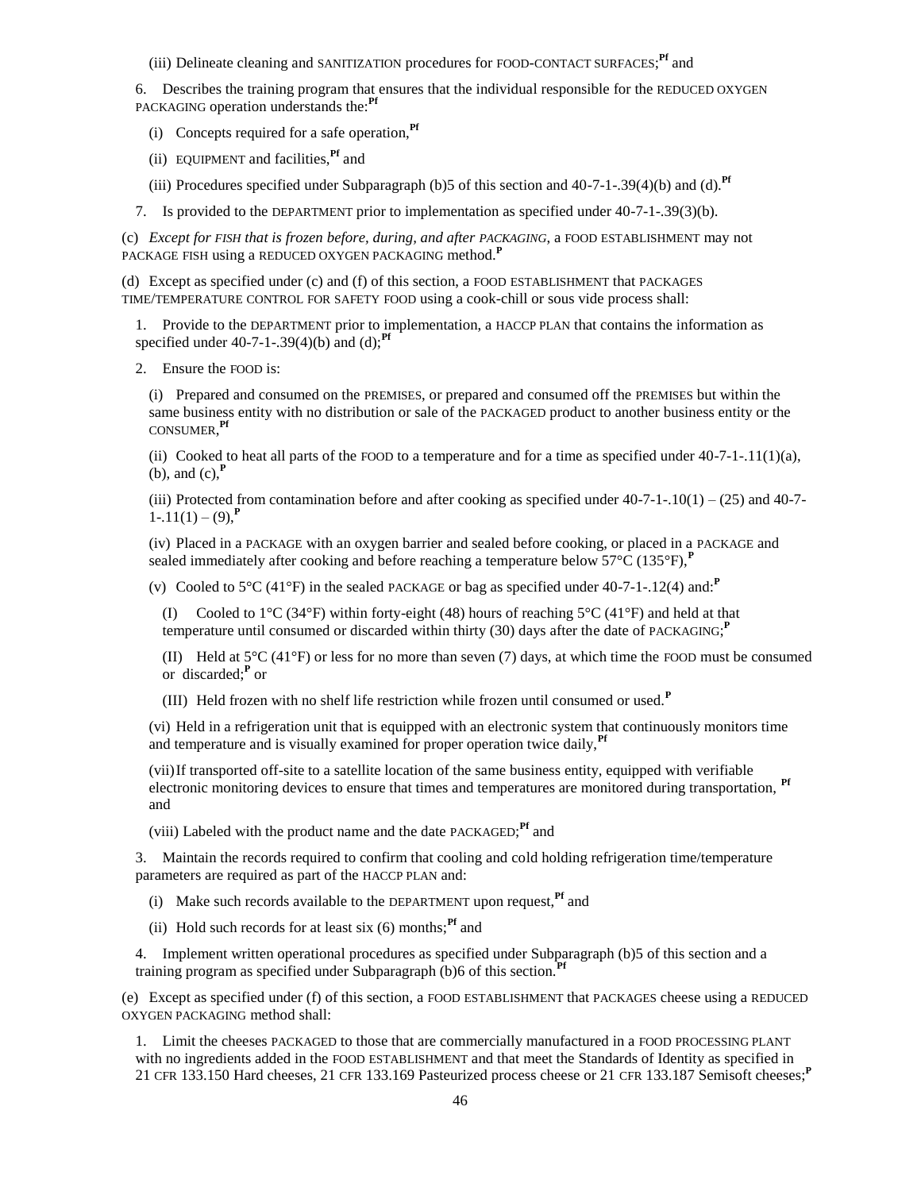(iii) Delineate cleaning and SANITIZATION procedures for FOOD-CONTACT SURFACES;[Pf] and

6. Describes the training program that ensures that the individual responsible for the REDUCED OXYGEN PACKAGING operation understands the:[Pf]

(i) Concepts required for a safe operation,[Pf]

(ii) EQUIPMENT and facilities,[Pf] and

(iii) Procedures specified under Subparagraph (b)5 of this section and 40-7-1-.39(4)(b) and (d).[Pf]

7. Is provided to the DEPARTMENT prior to implementation as specified under 40-7-1-.39(3)(b).

(c) *Except for FISH that is frozen before, during, and after PACKAGING*, a FOOD ESTABLISHMENT may not PACKAGE FISH using a REDUCED OXYGEN PACKAGING method.[P]

(d) Except as specified under (c) and (f) of this section, a FOOD ESTABLISHMENT that PACKAGES TIME/TEMPERATURE CONTROL FOR SAFETY FOOD using a cook-chill or sous vide process shall:

1. Provide to the DEPARTMENT prior to implementation, a HACCP PLAN that contains the information as specified under 40-7-1-.39(4)(b) and (d);[Pf]

2. Ensure the FOOD is:

(i) Prepared and consumed on the PREMISES, or prepared and consumed off the PREMISES but within the same business entity with no distribution or sale of the PACKAGED product to another business entity or the CONSUMER,[Pf]

(ii) Cooked to heat all parts of the FOOD to a temperature and for a time as specified under 40-7-1-.11(1)(a), (b), and (c),[P]

(iii) Protected from contamination before and after cooking as specified under 40-7-1-.10(1) – (25) and 40-7-1-.11(1) – (9),[P]

(iv) Placed in a PACKAGE with an oxygen barrier and sealed before cooking, or placed in a PACKAGE and sealed immediately after cooking and before reaching a temperature below 57°C (135°F),[P]

(v) Cooled to 5°C (41°F) in the sealed PACKAGE or bag as specified under 40-7-1-.12(4) and:[P]

(I) Cooled to 1°C (34°F) within forty-eight (48) hours of reaching 5°C (41°F) and held at that temperature until consumed or discarded within thirty (30) days after the date of PACKAGING;[P]

(II) Held at 5°C (41°F) or less for no more than seven (7) days, at which time the FOOD must be consumed or discarded;[P] or

(III) Held frozen with no shelf life restriction while frozen until consumed or used.[P]

(vi) Held in a refrigeration unit that is equipped with an electronic system that continuously monitors time and temperature and is visually examined for proper operation twice daily,[Pf]

(vii) If transported off-site to a satellite location of the same business entity, equipped with verifiable electronic monitoring devices to ensure that times and temperatures are monitored during transportation, [Pf] and

(viii) Labeled with the product name and the date PACKAGED;[Pf] and

3. Maintain the records required to confirm that cooling and cold holding refrigeration time/temperature parameters are required as part of the HACCP PLAN and:

(i) Make such records available to the DEPARTMENT upon request,[Pf] and

(ii) Hold such records for at least six (6) months;[Pf] and

4. Implement written operational procedures as specified under Subparagraph (b)5 of this section and a training program as specified under Subparagraph (b)6 of this section.[Pf]

(e) Except as specified under (f) of this section, a FOOD ESTABLISHMENT that PACKAGES cheese using a REDUCED OXYGEN PACKAGING method shall:

1. Limit the cheeses PACKAGED to those that are commercially manufactured in a FOOD PROCESSING PLANT with no ingredients added in the FOOD ESTABLISHMENT and that meet the Standards of Identity as specified in 21 CFR 133.150 Hard cheeses, 21 CFR 133.169 Pasteurized process cheese or 21 CFR 133.187 Semisoft cheeses;[P]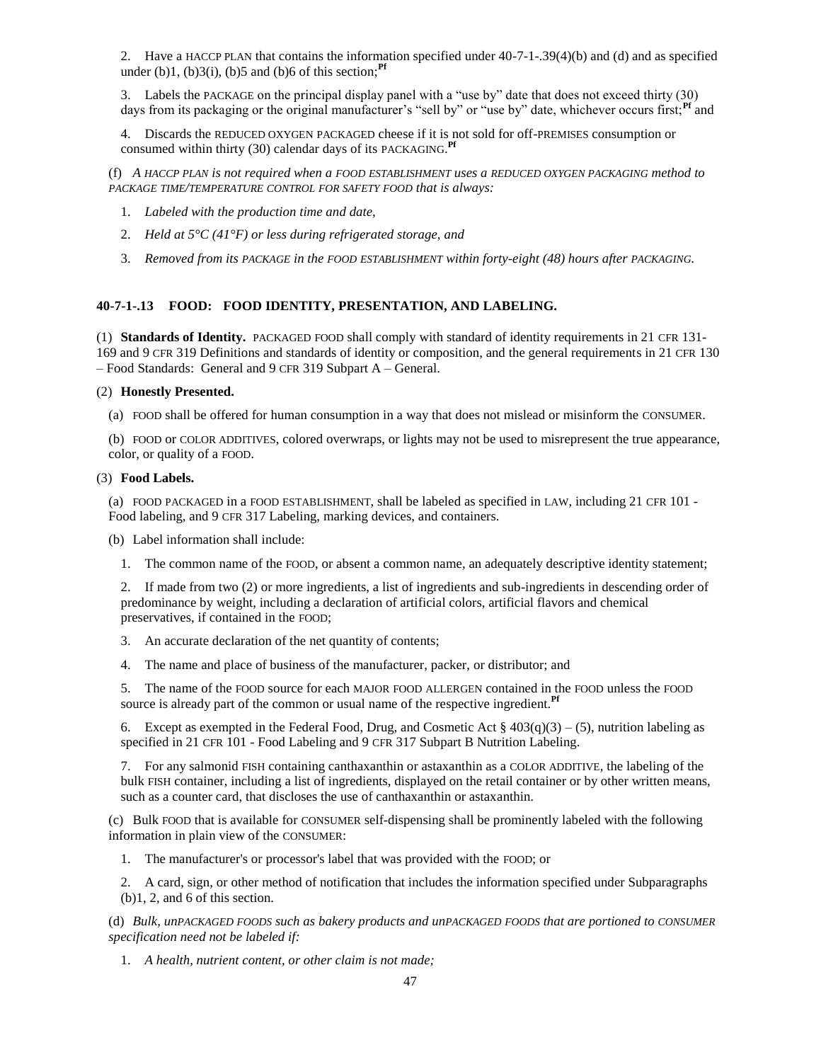2. Have a HACCP PLAN that contains the information specified under 40-7-1-.39(4)(b) and (d) and as specified under (b)1, (b)3(i), (b)5 and (b)6 of this section;[Pf]

3. Labels the PACKAGE on the principal display panel with a "use by" date that does not exceed thirty (30) days from its packaging or the original manufacturer's "sell by" or "use by" date, whichever occurs first;[Pf] and

4. Discards the REDUCED OXYGEN PACKAGED cheese if it is not sold for off-PREMISES consumption or consumed within thirty (30) calendar days of its PACKAGING.[Pf]

(f) *A HACCP PLAN is not required when a FOOD ESTABLISHMENT uses a REDUCED OXYGEN PACKAGING method to PACKAGE TIME/TEMPERATURE CONTROL FOR SAFETY FOOD that is always:*

1. *Labeled with the production time and date,*

2. *Held at 5°C (41°F) or less during refrigerated storage, and*

3. *Removed from its PACKAGE in the FOOD ESTABLISHMENT within forty-eight (48) hours after PACKAGING.*

### 40-7-1-.13 FOOD: FOOD IDENTITY, PRESENTATION, AND LABELING.

(1) **Standards of Identity.** PACKAGED FOOD shall comply with standard of identity requirements in 21 CFR 131-169 and 9 CFR 319 Definitions and standards of identity or composition, and the general requirements in 21 CFR 130 – Food Standards: General and 9 CFR 319 Subpart A – General.

(2) **Honestly Presented.**

(a) FOOD shall be offered for human consumption in a way that does not mislead or misinform the CONSUMER.

(b) FOOD or COLOR ADDITIVES, colored overwraps, or lights may not be used to misrepresent the true appearance, color, or quality of a FOOD.

(3) **Food Labels.**

(a) FOOD PACKAGED in a FOOD ESTABLISHMENT, shall be labeled as specified in LAW, including 21 CFR 101 - Food labeling, and 9 CFR 317 Labeling, marking devices, and containers.

(b) Label information shall include:

1. The common name of the FOOD, or absent a common name, an adequately descriptive identity statement;

2. If made from two (2) or more ingredients, a list of ingredients and sub-ingredients in descending order of predominance by weight, including a declaration of artificial colors, artificial flavors and chemical preservatives, if contained in the FOOD;

3. An accurate declaration of the net quantity of contents;

4. The name and place of business of the manufacturer, packer, or distributor; and

5. The name of the FOOD source for each MAJOR FOOD ALLERGEN contained in the FOOD unless the FOOD source is already part of the common or usual name of the respective ingredient.[Pf]

6. Except as exempted in the Federal Food, Drug, and Cosmetic Act § 403(q)(3) – (5), nutrition labeling as specified in 21 CFR 101 - Food Labeling and 9 CFR 317 Subpart B Nutrition Labeling.

7. For any salmonid FISH containing canthaxanthin or astaxanthin as a COLOR ADDITIVE, the labeling of the bulk FISH container, including a list of ingredients, displayed on the retail container or by other written means, such as a counter card, that discloses the use of canthaxanthin or astaxanthin.

(c) Bulk FOOD that is available for CONSUMER self-dispensing shall be prominently labeled with the following information in plain view of the CONSUMER:

1. The manufacturer's or processor's label that was provided with the FOOD; or

2. A card, sign, or other method of notification that includes the information specified under Subparagraphs (b)1, 2, and 6 of this section.

(d) *Bulk, unPACKAGED FOODS such as bakery products and unPACKAGED FOODS that are portioned to CONSUMER specification need not be labeled if:*

1. *A health, nutrient content, or other claim is not made;*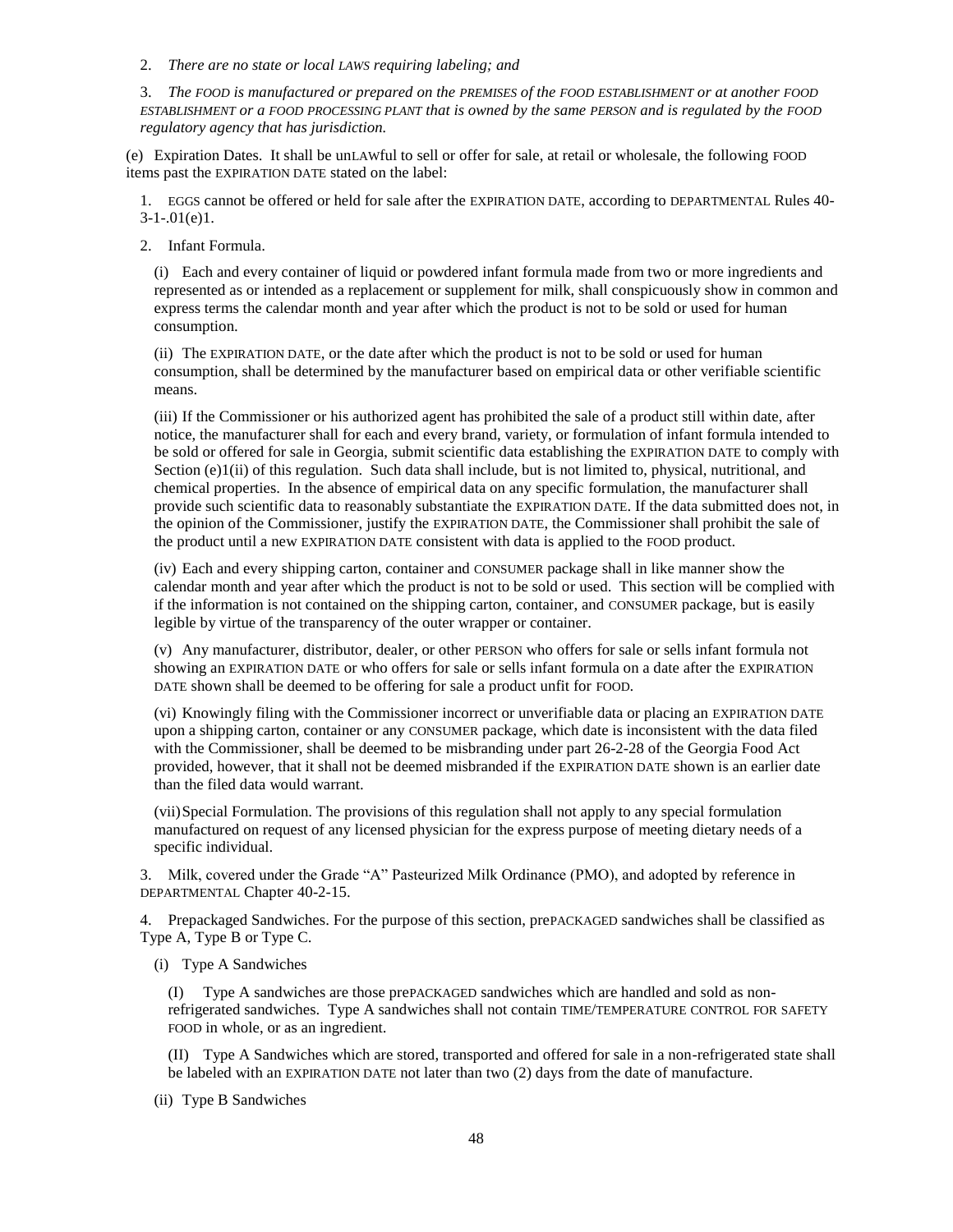2. *There are no state or local LAWS requiring labeling; and*

3. *The FOOD is manufactured or prepared on the PREMISES of the FOOD ESTABLISHMENT or at another FOOD ESTABLISHMENT or a FOOD PROCESSING PLANT that is owned by the same PERSON and is regulated by the FOOD regulatory agency that has jurisdiction.*

(e) Expiration Dates. It shall be unLAWful to sell or offer for sale, at retail or wholesale, the following FOOD items past the EXPIRATION DATE stated on the label:

1. EGGS cannot be offered or held for sale after the EXPIRATION DATE, according to DEPARTMENTAL Rules 40-3-1-.01(e)1.

2. Infant Formula.

(i) Each and every container of liquid or powdered infant formula made from two or more ingredients and represented as or intended as a replacement or supplement for milk, shall conspicuously show in common and express terms the calendar month and year after which the product is not to be sold or used for human consumption.

(ii) The EXPIRATION DATE, or the date after which the product is not to be sold or used for human consumption, shall be determined by the manufacturer based on empirical data or other verifiable scientific means.

(iii) If the Commissioner or his authorized agent has prohibited the sale of a product still within date, after notice, the manufacturer shall for each and every brand, variety, or formulation of infant formula intended to be sold or offered for sale in Georgia, submit scientific data establishing the EXPIRATION DATE to comply with Section (e)1(ii) of this regulation. Such data shall include, but is not limited to, physical, nutritional, and chemical properties. In the absence of empirical data on any specific formulation, the manufacturer shall provide such scientific data to reasonably substantiate the EXPIRATION DATE. If the data submitted does not, in the opinion of the Commissioner, justify the EXPIRATION DATE, the Commissioner shall prohibit the sale of the product until a new EXPIRATION DATE consistent with data is applied to the FOOD product.

(iv) Each and every shipping carton, container and CONSUMER package shall in like manner show the calendar month and year after which the product is not to be sold or used. This section will be complied with if the information is not contained on the shipping carton, container, and CONSUMER package, but is easily legible by virtue of the transparency of the outer wrapper or container.

(v) Any manufacturer, distributor, dealer, or other PERSON who offers for sale or sells infant formula not showing an EXPIRATION DATE or who offers for sale or sells infant formula on a date after the EXPIRATION DATE shown shall be deemed to be offering for sale a product unfit for FOOD.

(vi) Knowingly filing with the Commissioner incorrect or unverifiable data or placing an EXPIRATION DATE upon a shipping carton, container or any CONSUMER package, which date is inconsistent with the data filed with the Commissioner, shall be deemed to be misbranding under part 26-2-28 of the Georgia Food Act provided, however, that it shall not be deemed misbranded if the EXPIRATION DATE shown is an earlier date than the filed data would warrant.

(vii) Special Formulation. The provisions of this regulation shall not apply to any special formulation manufactured on request of any licensed physician for the express purpose of meeting dietary needs of a specific individual.

3. Milk, covered under the Grade "A" Pasteurized Milk Ordinance (PMO), and adopted by reference in DEPARTMENTAL Chapter 40-2-15.

4. Prepackaged Sandwiches. For the purpose of this section, prePACKAGED sandwiches shall be classified as Type A, Type B or Type C.

(i) Type A Sandwiches

(I) Type A sandwiches are those prePACKAGED sandwiches which are handled and sold as non-refrigerated sandwiches. Type A sandwiches shall not contain TIME/TEMPERATURE CONTROL FOR SAFETY FOOD in whole, or as an ingredient.

(II) Type A Sandwiches which are stored, transported and offered for sale in a non-refrigerated state shall be labeled with an EXPIRATION DATE not later than two (2) days from the date of manufacture.

(ii) Type B Sandwiches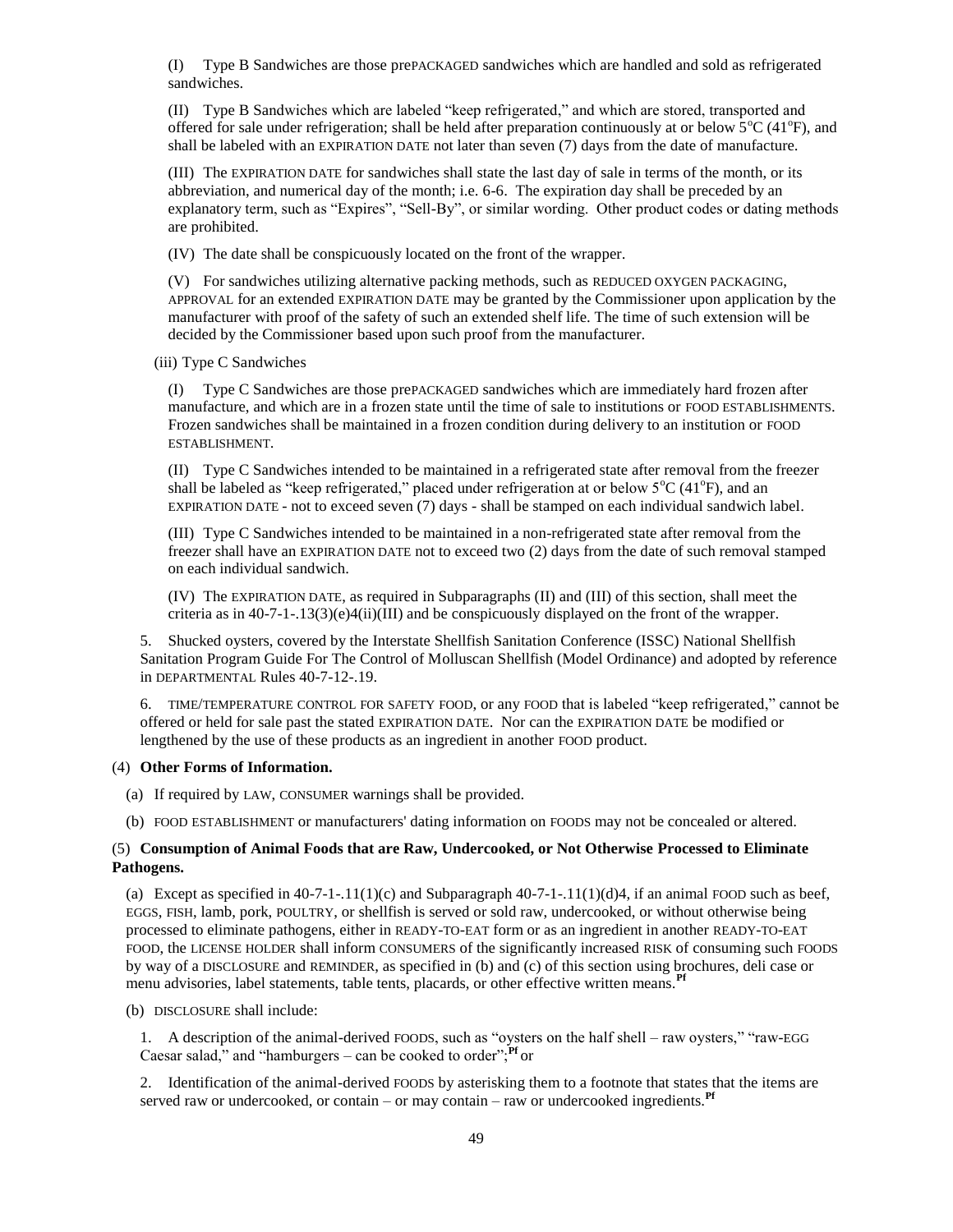(I) Type B Sandwiches are those prePACKAGED sandwiches which are handled and sold as refrigerated sandwiches.

(II) Type B Sandwiches which are labeled "keep refrigerated," and which are stored, transported and offered for sale under refrigeration; shall be held after preparation continuously at or below 5°C (41°F), and shall be labeled with an EXPIRATION DATE not later than seven (7) days from the date of manufacture.

(III) The EXPIRATION DATE for sandwiches shall state the last day of sale in terms of the month, or its abbreviation, and numerical day of the month; i.e. 6-6. The expiration day shall be preceded by an explanatory term, such as "Expires", "Sell-By", or similar wording. Other product codes or dating methods are prohibited.

(IV) The date shall be conspicuously located on the front of the wrapper.

(V) For sandwiches utilizing alternative packing methods, such as REDUCED OXYGEN PACKAGING, APPROVAL for an extended EXPIRATION DATE may be granted by the Commissioner upon application by the manufacturer with proof of the safety of such an extended shelf life. The time of such extension will be decided by the Commissioner based upon such proof from the manufacturer.

(iii) Type C Sandwiches

(I) Type C Sandwiches are those prePACKAGED sandwiches which are immediately hard frozen after manufacture, and which are in a frozen state until the time of sale to institutions or FOOD ESTABLISHMENTS. Frozen sandwiches shall be maintained in a frozen condition during delivery to an institution or FOOD ESTABLISHMENT.

(II) Type C Sandwiches intended to be maintained in a refrigerated state after removal from the freezer shall be labeled as "keep refrigerated," placed under refrigeration at or below 5°C (41°F), and an EXPIRATION DATE - not to exceed seven (7) days - shall be stamped on each individual sandwich label.

(III) Type C Sandwiches intended to be maintained in a non-refrigerated state after removal from the freezer shall have an EXPIRATION DATE not to exceed two (2) days from the date of such removal stamped on each individual sandwich.

(IV) The EXPIRATION DATE, as required in Subparagraphs (II) and (III) of this section, shall meet the criteria as in 40-7-1-.13(3)(e)4(ii)(III) and be conspicuously displayed on the front of the wrapper.

5. Shucked oysters, covered by the Interstate Shellfish Sanitation Conference (ISSC) National Shellfish Sanitation Program Guide For The Control of Molluscan Shellfish (Model Ordinance) and adopted by reference in DEPARTMENTAL Rules 40-7-12-.19.

6. TIME/TEMPERATURE CONTROL FOR SAFETY FOOD, or any FOOD that is labeled "keep refrigerated," cannot be offered or held for sale past the stated EXPIRATION DATE. Nor can the EXPIRATION DATE be modified or lengthened by the use of these products as an ingredient in another FOOD product.

(4) **Other Forms of Information.**

(a) If required by LAW, CONSUMER warnings shall be provided.

(b) FOOD ESTABLISHMENT or manufacturers' dating information on FOODS may not be concealed or altered.

(5) **Consumption of Animal Foods that are Raw, Undercooked, or Not Otherwise Processed to Eliminate Pathogens.**

(a) Except as specified in 40-7-1-.11(1)(c) and Subparagraph 40-7-1-.11(1)(d)4, if an animal FOOD such as beef, EGGS, FISH, lamb, pork, POULTRY, or shellfish is served or sold raw, undercooked, or without otherwise being processed to eliminate pathogens, either in READY-TO-EAT form or as an ingredient in another READY-TO-EAT FOOD, the LICENSE HOLDER shall inform CONSUMERS of the significantly increased RISK of consuming such FOODS by way of a DISCLOSURE and REMINDER, as specified in (b) and (c) of this section using brochures, deli case or menu advisories, label statements, table tents, placards, or other effective written means.**Pf**

(b) DISCLOSURE shall include:

1. A description of the animal-derived FOODS, such as "oysters on the half shell – raw oysters," "raw-EGG Caesar salad," and "hamburgers – can be cooked to order";**Pf** or

2. Identification of the animal-derived FOODS by asterisking them to a footnote that states that the items are served raw or undercooked, or contain – or may contain – raw or undercooked ingredients.**Pf**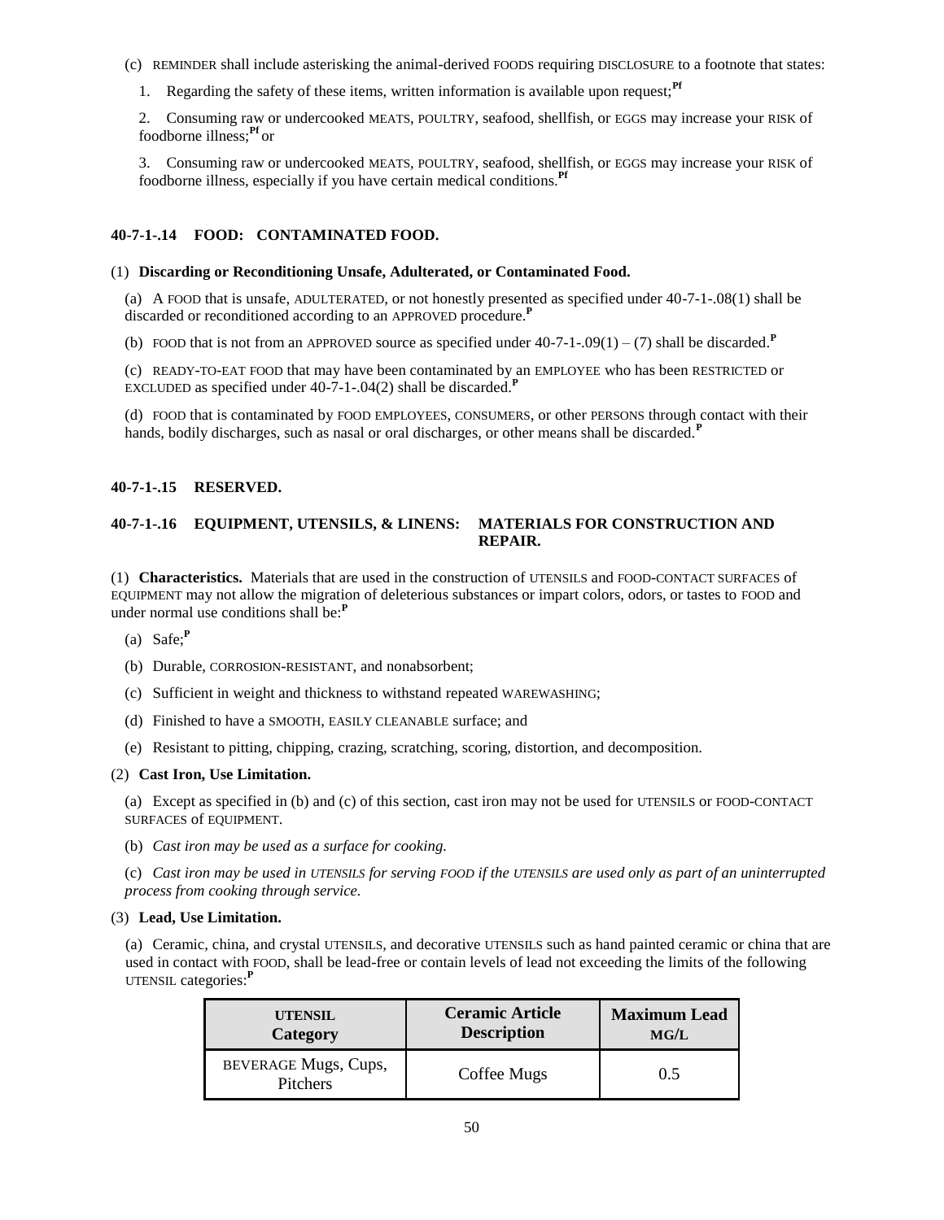(c) REMINDER shall include asterisking the animal-derived FOODS requiring DISCLOSURE to a footnote that states:

1. Regarding the safety of these items, written information is available upon request;[Pf]

2. Consuming raw or undercooked MEATS, POULTRY, seafood, shellfish, or EGGS may increase your RISK of foodborne illness;[Pf] or

3. Consuming raw or undercooked MEATS, POULTRY, seafood, shellfish, or EGGS may increase your RISK of foodborne illness, especially if you have certain medical conditions.[Pf]

### 40-7-1-.14 FOOD: CONTAMINATED FOOD.

(1) **Discarding or Reconditioning Unsafe, Adulterated, or Contaminated Food.**

(a) A FOOD that is unsafe, ADULTERATED, or not honestly presented as specified under 40-7-1-.08(1) shall be discarded or reconditioned according to an APPROVED procedure.[P]

(b) FOOD that is not from an APPROVED source as specified under 40-7-1-.09(1) – (7) shall be discarded.[P]

(c) READY-TO-EAT FOOD that may have been contaminated by an EMPLOYEE who has been RESTRICTED or EXCLUDED as specified under 40-7-1-.04(2) shall be discarded.[P]

(d) FOOD that is contaminated by FOOD EMPLOYEES, CONSUMERS, or other PERSONS through contact with their hands, bodily discharges, such as nasal or oral discharges, or other means shall be discarded.[P]

### 40-7-1-.15 RESERVED.

### 40-7-1-.16 EQUIPMENT, UTENSILS, & LINENS: MATERIALS FOR CONSTRUCTION AND REPAIR.

(1) **Characteristics.** Materials that are used in the construction of UTENSILS and FOOD-CONTACT SURFACES of EQUIPMENT may not allow the migration of deleterious substances or impart colors, odors, or tastes to FOOD and under normal use conditions shall be:[P]

(a) Safe;[P]

(b) Durable, CORROSION-RESISTANT, and nonabsorbent;

(c) Sufficient in weight and thickness to withstand repeated WAREWASHING;

(d) Finished to have a SMOOTH, EASILY CLEANABLE surface; and

(e) Resistant to pitting, chipping, crazing, scratching, scoring, distortion, and decomposition.

(2) **Cast Iron, Use Limitation.**

(a) Except as specified in (b) and (c) of this section, cast iron may not be used for UTENSILS or FOOD-CONTACT SURFACES of EQUIPMENT.

(b) *Cast iron may be used as a surface for cooking.*

(c) *Cast iron may be used in UTENSILS for serving FOOD if the UTENSILS are used only as part of an uninterrupted process from cooking through service.*

(3) **Lead, Use Limitation.**

(a) Ceramic, china, and crystal UTENSILS, and decorative UTENSILS such as hand painted ceramic or china that are used in contact with FOOD, shall be lead-free or contain levels of lead not exceeding the limits of the following UTENSIL categories:[P]

| UTENSIL Category | Ceramic Article Description | Maximum Lead MG/L |
|---|---|---|
| BEVERAGE Mugs, Cups, Pitchers | Coffee Mugs | 0.5 |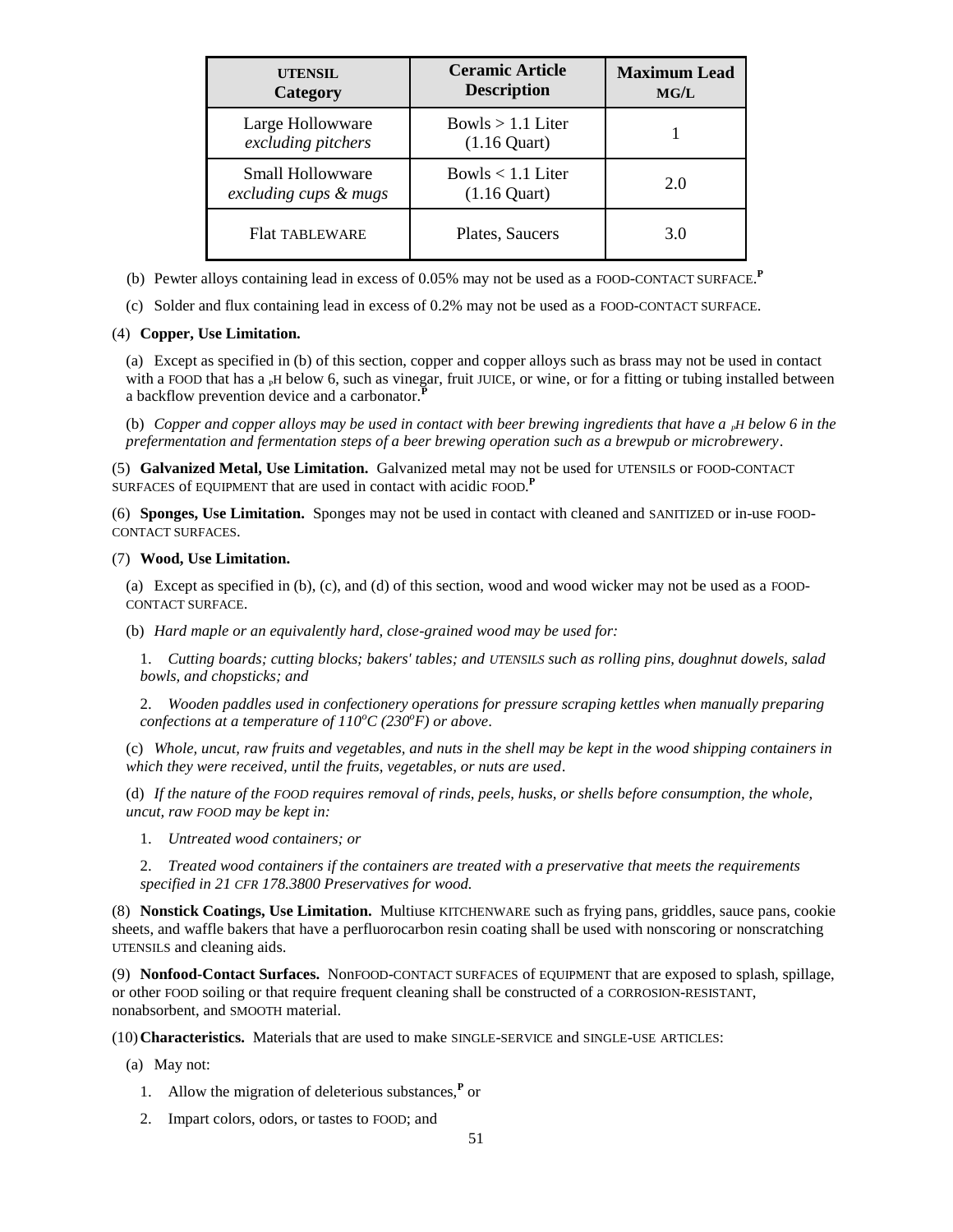| UTENSIL Category | Ceramic Article Description | Maximum Lead MG/L |
|---|---|---|
| Large Hollowware *excluding pitchers* | Bowls > 1.1 Liter (1.16 Quart) | 1 |
| Small Hollowware *excluding cups & mugs* | Bowls < 1.1 Liter (1.16 Quart) | 2.0 |
| Flat TABLEWARE | Plates, Saucers | 3.0 |

(b) Pewter alloys containing lead in excess of 0.05% may not be used as a FOOD-CONTACT SURFACE.**P**

(c) Solder and flux containing lead in excess of 0.2% may not be used as a FOOD-CONTACT SURFACE.

(4) **Copper, Use Limitation.**

(a) Except as specified in (b) of this section, copper and copper alloys such as brass may not be used in contact with a FOOD that has a pH below 6, such as vinegar, fruit JUICE, or wine, or for a fitting or tubing installed between a backflow prevention device and a carbonator.**P**

(b) *Copper and copper alloys may be used in contact with beer brewing ingredients that have a pH below 6 in the prefermentation and fermentation steps of a beer brewing operation such as a brewpub or microbrewery*.

(5) **Galvanized Metal, Use Limitation.** Galvanized metal may not be used for UTENSILS or FOOD-CONTACT SURFACES of EQUIPMENT that are used in contact with acidic FOOD.**P**

(6) **Sponges, Use Limitation.** Sponges may not be used in contact with cleaned and SANITIZED or in-use FOOD-CONTACT SURFACES.

(7) **Wood, Use Limitation.**

(a) Except as specified in (b), (c), and (d) of this section, wood and wood wicker may not be used as a FOOD-CONTACT SURFACE.

(b) *Hard maple or an equivalently hard, close-grained wood may be used for:*

1. *Cutting boards; cutting blocks; bakers' tables; and UTENSILS such as rolling pins, doughnut dowels, salad bowls, and chopsticks; and*

2. *Wooden paddles used in confectionery operations for pressure scraping kettles when manually preparing confections at a temperature of 110°C (230°F) or above*.

(c) *Whole, uncut, raw fruits and vegetables, and nuts in the shell may be kept in the wood shipping containers in which they were received, until the fruits, vegetables, or nuts are used*.

(d) *If the nature of the FOOD requires removal of rinds, peels, husks, or shells before consumption, the whole, uncut, raw FOOD may be kept in:*

1. *Untreated wood containers; or*

2. *Treated wood containers if the containers are treated with a preservative that meets the requirements specified in 21 CFR 178.3800 Preservatives for wood.*

(8) **Nonstick Coatings, Use Limitation.** Multiuse KITCHENWARE such as frying pans, griddles, sauce pans, cookie sheets, and waffle bakers that have a perfluorocarbon resin coating shall be used with nonscoring or nonscratching UTENSILS and cleaning aids.

(9) **Nonfood-Contact Surfaces.** NonFOOD-CONTACT SURFACES of EQUIPMENT that are exposed to splash, spillage, or other FOOD soiling or that require frequent cleaning shall be constructed of a CORROSION-RESISTANT, nonabsorbent, and SMOOTH material.

(10) **Characteristics.** Materials that are used to make SINGLE-SERVICE and SINGLE-USE ARTICLES:

(a) May not:

1. Allow the migration of deleterious substances,**P** or

2. Impart colors, odors, or tastes to FOOD; and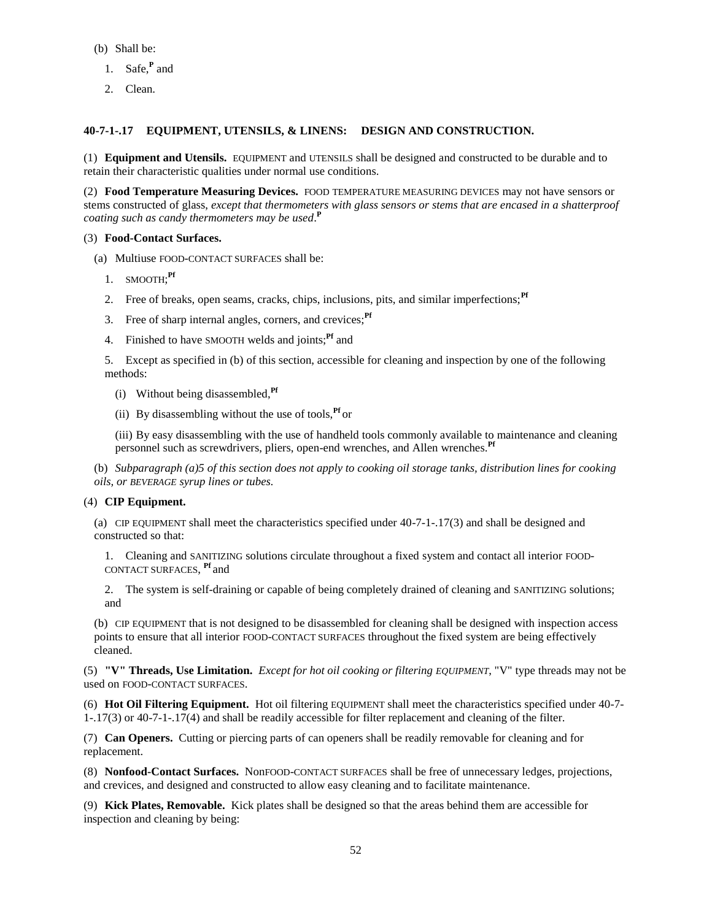(b) Shall be:

1. Safe,[P] and

2. Clean.

## 40-7-1-.17 EQUIPMENT, UTENSILS, & LINENS: DESIGN AND CONSTRUCTION.

(1) **Equipment and Utensils.** EQUIPMENT and UTENSILS shall be designed and constructed to be durable and to retain their characteristic qualities under normal use conditions.

(2) **Food Temperature Measuring Devices.** FOOD TEMPERATURE MEASURING DEVICES may not have sensors or stems constructed of glass, *except that thermometers with glass sensors or stems that are encased in a shatterproof coating such as candy thermometers may be used*.[P]

(3) **Food-Contact Surfaces.**

(a) Multiuse FOOD-CONTACT SURFACES shall be:

1. SMOOTH;[Pf]

2. Free of breaks, open seams, cracks, chips, inclusions, pits, and similar imperfections;[Pf]

3. Free of sharp internal angles, corners, and crevices;[Pf]

4. Finished to have SMOOTH welds and joints;[Pf] and

5. Except as specified in (b) of this section, accessible for cleaning and inspection by one of the following methods:

(i) Without being disassembled,[Pf]

(ii) By disassembling without the use of tools,[Pf] or

(iii) By easy disassembling with the use of handheld tools commonly available to maintenance and cleaning personnel such as screwdrivers, pliers, open-end wrenches, and Allen wrenches.[Pf]

(b) *Subparagraph (a)5 of this section does not apply to cooking oil storage tanks, distribution lines for cooking oils, or BEVERAGE syrup lines or tubes.*

(4) **CIP Equipment.**

(a) CIP EQUIPMENT shall meet the characteristics specified under 40-7-1-.17(3) and shall be designed and constructed so that:

1. Cleaning and SANITIZING solutions circulate throughout a fixed system and contact all interior FOOD-CONTACT SURFACES, [Pf] and

2. The system is self-draining or capable of being completely drained of cleaning and SANITIZING solutions; and

(b) CIP EQUIPMENT that is not designed to be disassembled for cleaning shall be designed with inspection access points to ensure that all interior FOOD-CONTACT SURFACES throughout the fixed system are being effectively cleaned.

(5) **"V" Threads, Use Limitation.** *Except for hot oil cooking or filtering EQUIPMENT*, "V" type threads may not be used on FOOD-CONTACT SURFACES.

(6) **Hot Oil Filtering Equipment.** Hot oil filtering EQUIPMENT shall meet the characteristics specified under 40-7-1-.17(3) or 40-7-1-.17(4) and shall be readily accessible for filter replacement and cleaning of the filter.

(7) **Can Openers.** Cutting or piercing parts of can openers shall be readily removable for cleaning and for replacement.

(8) **Nonfood-Contact Surfaces.** NonFOOD-CONTACT SURFACES shall be free of unnecessary ledges, projections, and crevices, and designed and constructed to allow easy cleaning and to facilitate maintenance.

(9) **Kick Plates, Removable.** Kick plates shall be designed so that the areas behind them are accessible for inspection and cleaning by being: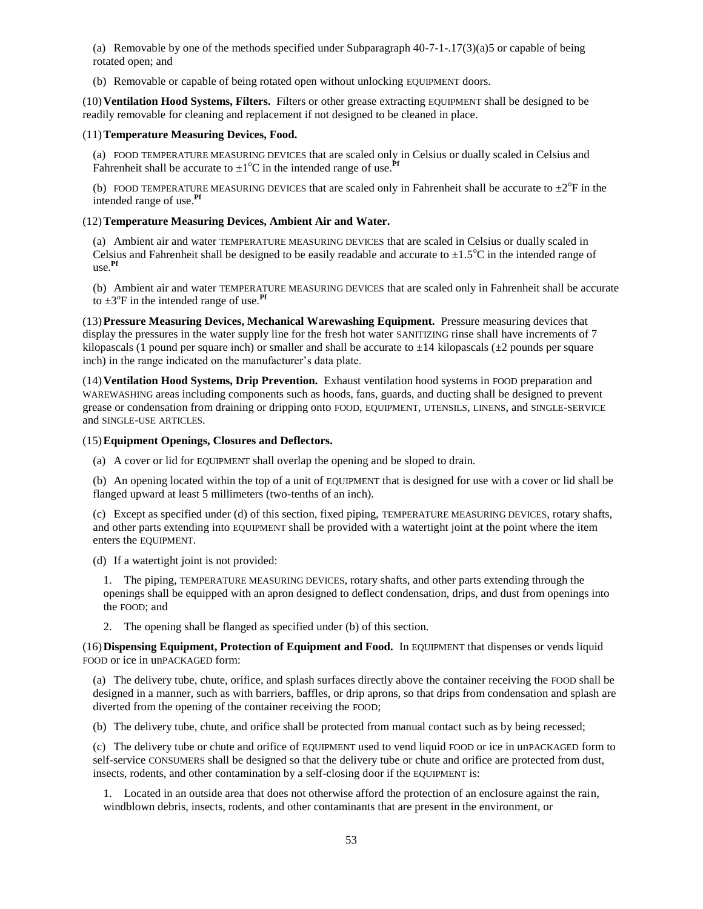(a) Removable by one of the methods specified under Subparagraph 40-7-1-.17(3)(a)5 or capable of being rotated open; and

(b) Removable or capable of being rotated open without unlocking EQUIPMENT doors.

(10) **Ventilation Hood Systems, Filters.** Filters or other grease extracting EQUIPMENT shall be designed to be readily removable for cleaning and replacement if not designed to be cleaned in place.

(11) **Temperature Measuring Devices, Food.**

(a) FOOD TEMPERATURE MEASURING DEVICES that are scaled only in Celsius or dually scaled in Celsius and Fahrenheit shall be accurate to $\pm 1^{o}$C in the intended range of use.**Pf**

(b) FOOD TEMPERATURE MEASURING DEVICES that are scaled only in Fahrenheit shall be accurate to $\pm 2^{o}$F in the intended range of use.**Pf**

(12) **Temperature Measuring Devices, Ambient Air and Water.**

(a) Ambient air and water TEMPERATURE MEASURING DEVICES that are scaled in Celsius or dually scaled in Celsius and Fahrenheit shall be designed to be easily readable and accurate to $\pm 1.5^{o}$C in the intended range of use.**Pf**

(b) Ambient air and water TEMPERATURE MEASURING DEVICES that are scaled only in Fahrenheit shall be accurate to $\pm 3^{o}$F in the intended range of use.**Pf**

(13) **Pressure Measuring Devices, Mechanical Warewashing Equipment.** Pressure measuring devices that display the pressures in the water supply line for the fresh hot water SANITIZING rinse shall have increments of 7 kilopascals (1 pound per square inch) or smaller and shall be accurate to ±14 kilopascals (±2 pounds per square inch) in the range indicated on the manufacturer's data plate.

(14) **Ventilation Hood Systems, Drip Prevention.** Exhaust ventilation hood systems in FOOD preparation and WAREWASHING areas including components such as hoods, fans, guards, and ducting shall be designed to prevent grease or condensation from draining or dripping onto FOOD, EQUIPMENT, UTENSILS, LINENS, and SINGLE-SERVICE and SINGLE-USE ARTICLES.

(15) **Equipment Openings, Closures and Deflectors.**

(a) A cover or lid for EQUIPMENT shall overlap the opening and be sloped to drain.

(b) An opening located within the top of a unit of EQUIPMENT that is designed for use with a cover or lid shall be flanged upward at least 5 millimeters (two-tenths of an inch).

(c) Except as specified under (d) of this section, fixed piping, TEMPERATURE MEASURING DEVICES, rotary shafts, and other parts extending into EQUIPMENT shall be provided with a watertight joint at the point where the item enters the EQUIPMENT.

(d) If a watertight joint is not provided:

1. The piping, TEMPERATURE MEASURING DEVICES, rotary shafts, and other parts extending through the openings shall be equipped with an apron designed to deflect condensation, drips, and dust from openings into the FOOD; and

2. The opening shall be flanged as specified under (b) of this section.

(16) **Dispensing Equipment, Protection of Equipment and Food.** In EQUIPMENT that dispenses or vends liquid FOOD or ice in unPACKAGED form:

(a) The delivery tube, chute, orifice, and splash surfaces directly above the container receiving the FOOD shall be designed in a manner, such as with barriers, baffles, or drip aprons, so that drips from condensation and splash are diverted from the opening of the container receiving the FOOD;

(b) The delivery tube, chute, and orifice shall be protected from manual contact such as by being recessed;

(c) The delivery tube or chute and orifice of EQUIPMENT used to vend liquid FOOD or ice in unPACKAGED form to self-service CONSUMERS shall be designed so that the delivery tube or chute and orifice are protected from dust, insects, rodents, and other contamination by a self-closing door if the EQUIPMENT is:

1. Located in an outside area that does not otherwise afford the protection of an enclosure against the rain, windblown debris, insects, rodents, and other contaminants that are present in the environment, or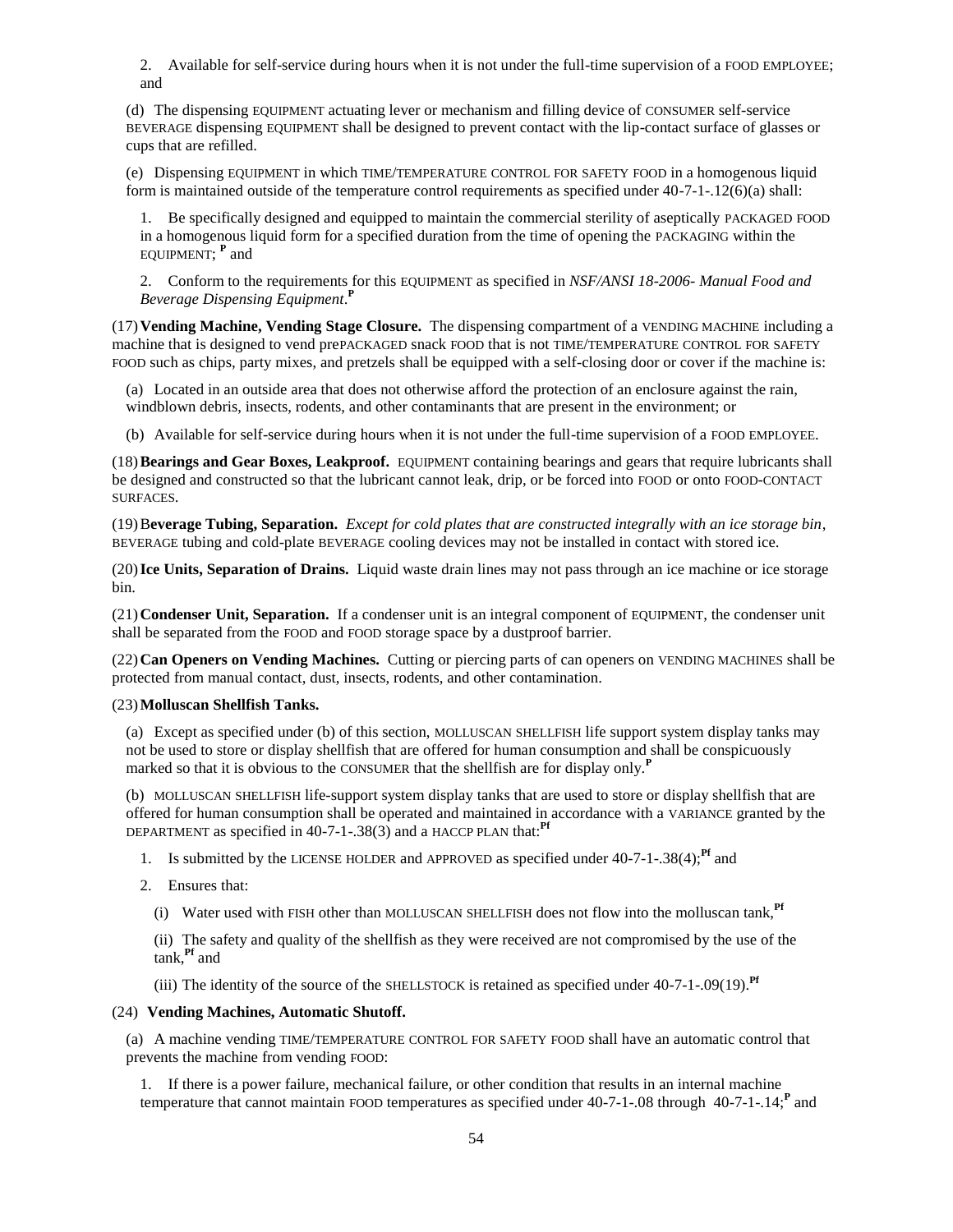2. Available for self-service during hours when it is not under the full-time supervision of a FOOD EMPLOYEE; and

(d) The dispensing EQUIPMENT actuating lever or mechanism and filling device of CONSUMER self-service BEVERAGE dispensing EQUIPMENT shall be designed to prevent contact with the lip-contact surface of glasses or cups that are refilled.

(e) Dispensing EQUIPMENT in which TIME/TEMPERATURE CONTROL FOR SAFETY FOOD in a homogenous liquid form is maintained outside of the temperature control requirements as specified under 40-7-1-.12(6)(a) shall:

1. Be specifically designed and equipped to maintain the commercial sterility of aseptically PACKAGED FOOD in a homogenous liquid form for a specified duration from the time of opening the PACKAGING within the EQUIPMENT; [P] and

2. Conform to the requirements for this EQUIPMENT as specified in *NSF/ANSI 18-2006- Manual Food and Beverage Dispensing Equipment*.[P]

(17) **Vending Machine, Vending Stage Closure.** The dispensing compartment of a VENDING MACHINE including a machine that is designed to vend prePACKAGED snack FOOD that is not TIME/TEMPERATURE CONTROL FOR SAFETY FOOD such as chips, party mixes, and pretzels shall be equipped with a self-closing door or cover if the machine is:

(a) Located in an outside area that does not otherwise afford the protection of an enclosure against the rain, windblown debris, insects, rodents, and other contaminants that are present in the environment; or

(b) Available for self-service during hours when it is not under the full-time supervision of a FOOD EMPLOYEE.

(18) **Bearings and Gear Boxes, Leakproof.** EQUIPMENT containing bearings and gears that require lubricants shall be designed and constructed so that the lubricant cannot leak, drip, or be forced into FOOD or onto FOOD-CONTACT SURFACES.

(19) **Beverage Tubing, Separation.** *Except for cold plates that are constructed integrally with an ice storage bin*, BEVERAGE tubing and cold-plate BEVERAGE cooling devices may not be installed in contact with stored ice.

(20) **Ice Units, Separation of Drains.** Liquid waste drain lines may not pass through an ice machine or ice storage bin.

(21) **Condenser Unit, Separation.** If a condenser unit is an integral component of EQUIPMENT, the condenser unit shall be separated from the FOOD and FOOD storage space by a dustproof barrier.

(22) **Can Openers on Vending Machines.** Cutting or piercing parts of can openers on VENDING MACHINES shall be protected from manual contact, dust, insects, rodents, and other contamination.

(23) **Molluscan Shellfish Tanks.**

(a) Except as specified under (b) of this section, MOLLUSCAN SHELLFISH life support system display tanks may not be used to store or display shellfish that are offered for human consumption and shall be conspicuously marked so that it is obvious to the CONSUMER that the shellfish are for display only.[P]

(b) MOLLUSCAN SHELLFISH life-support system display tanks that are used to store or display shellfish that are offered for human consumption shall be operated and maintained in accordance with a VARIANCE granted by the DEPARTMENT as specified in 40-7-1-.38(3) and a HACCP PLAN that:[Pf]

1. Is submitted by the LICENSE HOLDER and APPROVED as specified under 40-7-1-.38(4);[Pf] and

2. Ensures that:

(i) Water used with FISH other than MOLLUSCAN SHELLFISH does not flow into the molluscan tank,[Pf]

(ii) The safety and quality of the shellfish as they were received are not compromised by the use of the tank,[Pf] and

(iii) The identity of the source of the SHELLSTOCK is retained as specified under 40-7-1-.09(19).[Pf]

(24) **Vending Machines, Automatic Shutoff.**

(a) A machine vending TIME/TEMPERATURE CONTROL FOR SAFETY FOOD shall have an automatic control that prevents the machine from vending FOOD:

1. If there is a power failure, mechanical failure, or other condition that results in an internal machine temperature that cannot maintain FOOD temperatures as specified under 40-7-1-.08 through 40-7-1-.14;[P] and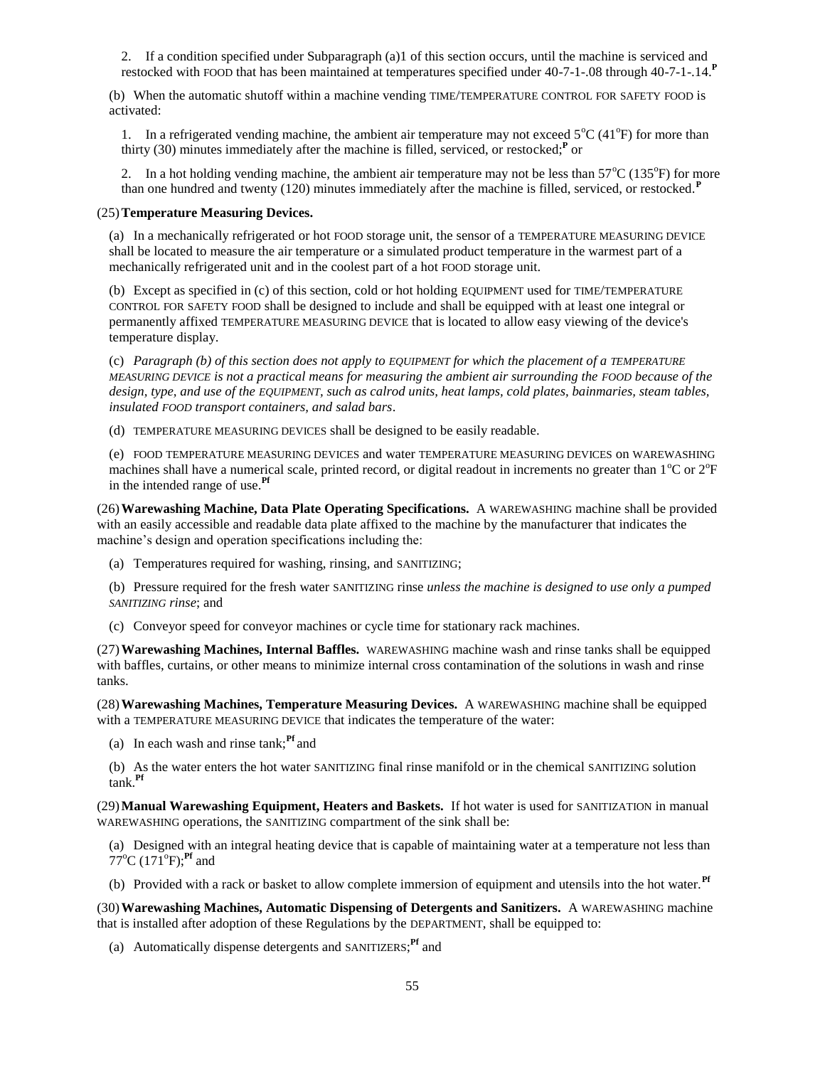2. If a condition specified under Subparagraph (a)1 of this section occurs, until the machine is serviced and restocked with FOOD that has been maintained at temperatures specified under 40-7-1-.08 through 40-7-1-.14.[P]

(b) When the automatic shutoff within a machine vending TIME/TEMPERATURE CONTROL FOR SAFETY FOOD is activated:

1. In a refrigerated vending machine, the ambient air temperature may not exceed 5°C (41°F) for more than thirty (30) minutes immediately after the machine is filled, serviced, or restocked;[P] or

2. In a hot holding vending machine, the ambient air temperature may not be less than 57°C (135°F) for more than one hundred and twenty (120) minutes immediately after the machine is filled, serviced, or restocked.[P]

(25) **Temperature Measuring Devices.**

(a) In a mechanically refrigerated or hot FOOD storage unit, the sensor of a TEMPERATURE MEASURING DEVICE shall be located to measure the air temperature or a simulated product temperature in the warmest part of a mechanically refrigerated unit and in the coolest part of a hot FOOD storage unit.

(b) Except as specified in (c) of this section, cold or hot holding EQUIPMENT used for TIME/TEMPERATURE CONTROL FOR SAFETY FOOD shall be designed to include and shall be equipped with at least one integral or permanently affixed TEMPERATURE MEASURING DEVICE that is located to allow easy viewing of the device's temperature display.

(c) *Paragraph (b) of this section does not apply to EQUIPMENT for which the placement of a TEMPERATURE MEASURING DEVICE is not a practical means for measuring the ambient air surrounding the FOOD because of the design, type, and use of the EQUIPMENT, such as calrod units, heat lamps, cold plates, bainmaries, steam tables, insulated FOOD transport containers, and salad bars*.

(d) TEMPERATURE MEASURING DEVICES shall be designed to be easily readable.

(e) FOOD TEMPERATURE MEASURING DEVICES and water TEMPERATURE MEASURING DEVICES on WAREWASHING machines shall have a numerical scale, printed record, or digital readout in increments no greater than 1°C or 2°F in the intended range of use.[Pf]

(26) **Warewashing Machine, Data Plate Operating Specifications.** A WAREWASHING machine shall be provided with an easily accessible and readable data plate affixed to the machine by the manufacturer that indicates the machine's design and operation specifications including the:

(a) Temperatures required for washing, rinsing, and SANITIZING;

(b) Pressure required for the fresh water SANITIZING rinse *unless the machine is designed to use only a pumped SANITIZING rinse*; and

(c) Conveyor speed for conveyor machines or cycle time for stationary rack machines.

(27) **Warewashing Machines, Internal Baffles.** WAREWASHING machine wash and rinse tanks shall be equipped with baffles, curtains, or other means to minimize internal cross contamination of the solutions in wash and rinse tanks.

(28) **Warewashing Machines, Temperature Measuring Devices.** A WAREWASHING machine shall be equipped with a TEMPERATURE MEASURING DEVICE that indicates the temperature of the water:

(a) In each wash and rinse tank;[Pf] and

(b) As the water enters the hot water SANITIZING final rinse manifold or in the chemical SANITIZING solution tank.[Pf]

(29) **Manual Warewashing Equipment, Heaters and Baskets.** If hot water is used for SANITIZATION in manual WAREWASHING operations, the SANITIZING compartment of the sink shall be:

(a) Designed with an integral heating device that is capable of maintaining water at a temperature not less than 77°C (171°F);[Pf] and

(b) Provided with a rack or basket to allow complete immersion of equipment and utensils into the hot water.[Pf]

(30) **Warewashing Machines, Automatic Dispensing of Detergents and Sanitizers.** A WAREWASHING machine that is installed after adoption of these Regulations by the DEPARTMENT, shall be equipped to:

(a) Automatically dispense detergents and SANITIZERS;[Pf] and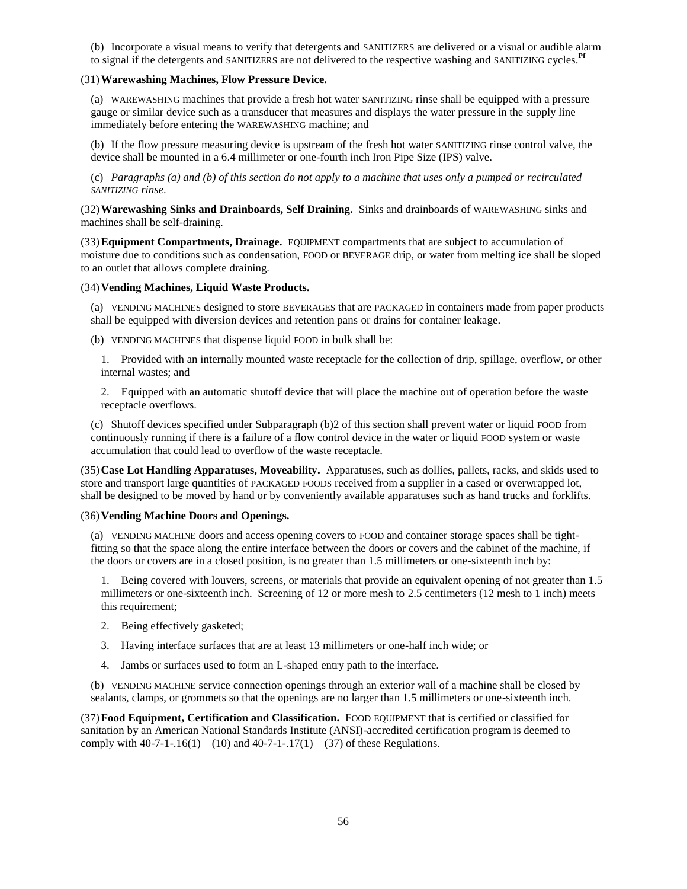(b) Incorporate a visual means to verify that detergents and SANITIZERS are delivered or a visual or audible alarm to signal if the detergents and SANITIZERS are not delivered to the respective washing and SANITIZING cycles.[Pf]

(31) **Warewashing Machines, Flow Pressure Device.**

(a) WAREWASHING machines that provide a fresh hot water SANITIZING rinse shall be equipped with a pressure gauge or similar device such as a transducer that measures and displays the water pressure in the supply line immediately before entering the WAREWASHING machine; and

(b) If the flow pressure measuring device is upstream of the fresh hot water SANITIZING rinse control valve, the device shall be mounted in a 6.4 millimeter or one-fourth inch Iron Pipe Size (IPS) valve.

(c) *Paragraphs (a) and (b) of this section do not apply to a machine that uses only a pumped or recirculated SANITIZING rinse.*

(32) **Warewashing Sinks and Drainboards, Self Draining.** Sinks and drainboards of WAREWASHING sinks and machines shall be self-draining.

(33) **Equipment Compartments, Drainage.** EQUIPMENT compartments that are subject to accumulation of moisture due to conditions such as condensation, FOOD or BEVERAGE drip, or water from melting ice shall be sloped to an outlet that allows complete draining.

(34) **Vending Machines, Liquid Waste Products.**

(a) VENDING MACHINES designed to store BEVERAGES that are PACKAGED in containers made from paper products shall be equipped with diversion devices and retention pans or drains for container leakage.

(b) VENDING MACHINES that dispense liquid FOOD in bulk shall be:

1. Provided with an internally mounted waste receptacle for the collection of drip, spillage, overflow, or other internal wastes; and

2. Equipped with an automatic shutoff device that will place the machine out of operation before the waste receptacle overflows.

(c) Shutoff devices specified under Subparagraph (b)2 of this section shall prevent water or liquid FOOD from continuously running if there is a failure of a flow control device in the water or liquid FOOD system or waste accumulation that could lead to overflow of the waste receptacle.

(35) **Case Lot Handling Apparatuses, Moveability.** Apparatuses, such as dollies, pallets, racks, and skids used to store and transport large quantities of PACKAGED FOODS received from a supplier in a cased or overwrapped lot, shall be designed to be moved by hand or by conveniently available apparatuses such as hand trucks and forklifts.

(36) **Vending Machine Doors and Openings.**

(a) VENDING MACHINE doors and access opening covers to FOOD and container storage spaces shall be tight-fitting so that the space along the entire interface between the doors or covers and the cabinet of the machine, if the doors or covers are in a closed position, is no greater than 1.5 millimeters or one-sixteenth inch by:

1. Being covered with louvers, screens, or materials that provide an equivalent opening of not greater than 1.5 millimeters or one-sixteenth inch. Screening of 12 or more mesh to 2.5 centimeters (12 mesh to 1 inch) meets this requirement;

2. Being effectively gasketed;

3. Having interface surfaces that are at least 13 millimeters or one-half inch wide; or

4. Jambs or surfaces used to form an L-shaped entry path to the interface.

(b) VENDING MACHINE service connection openings through an exterior wall of a machine shall be closed by sealants, clamps, or grommets so that the openings are no larger than 1.5 millimeters or one-sixteenth inch.

(37) **Food Equipment, Certification and Classification.** FOOD EQUIPMENT that is certified or classified for sanitation by an American National Standards Institute (ANSI)-accredited certification program is deemed to comply with 40-7-1-.16(1) – (10) and 40-7-1-.17(1) – (37) of these Regulations.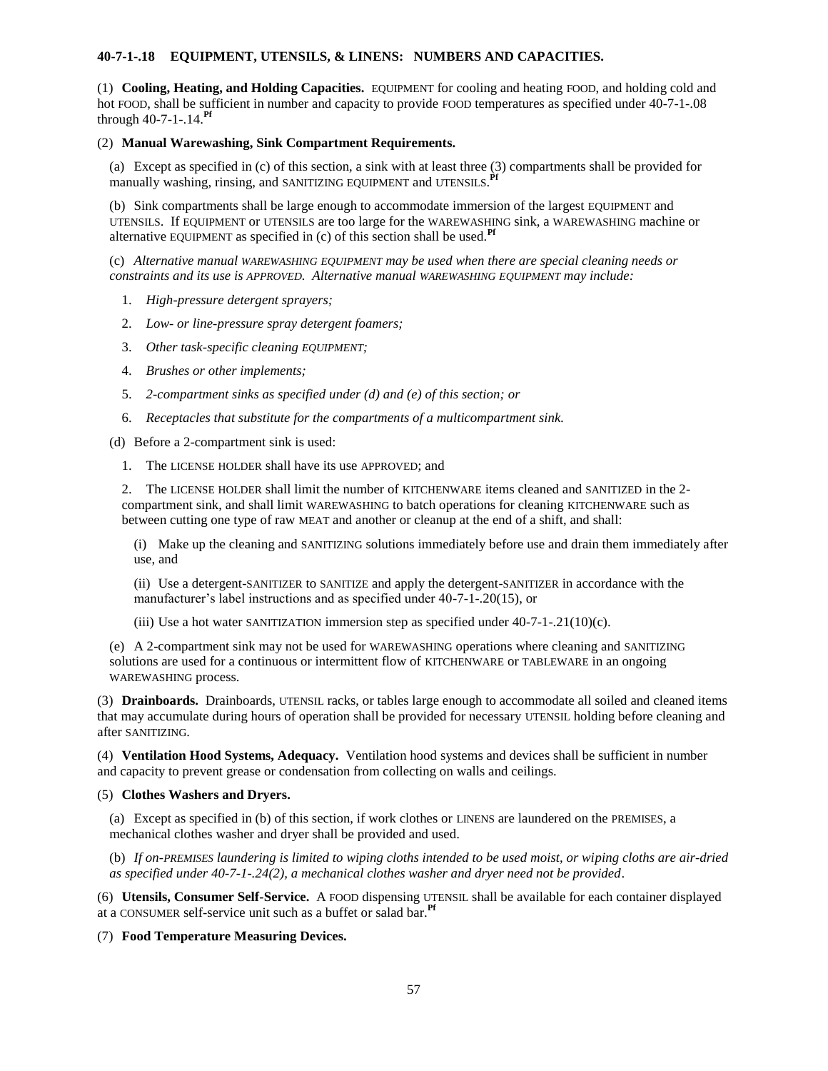**40-7-1-.18 EQUIPMENT, UTENSILS, & LINENS: NUMBERS AND CAPACITIES.**

(1) **Cooling, Heating, and Holding Capacities.** EQUIPMENT for cooling and heating FOOD, and holding cold and hot FOOD, shall be sufficient in number and capacity to provide FOOD temperatures as specified under 40-7-1-.08 through 40-7-1-.14.**Pf**

(2) **Manual Warewashing, Sink Compartment Requirements.**

(a) Except as specified in (c) of this section, a sink with at least three (3) compartments shall be provided for manually washing, rinsing, and SANITIZING EQUIPMENT and UTENSILS.**Pf**

(b) Sink compartments shall be large enough to accommodate immersion of the largest EQUIPMENT and UTENSILS. If EQUIPMENT or UTENSILS are too large for the WAREWASHING sink, a WAREWASHING machine or alternative EQUIPMENT as specified in (c) of this section shall be used.**Pf**

(c) *Alternative manual WAREWASHING EQUIPMENT may be used when there are special cleaning needs or constraints and its use is APPROVED. Alternative manual WAREWASHING EQUIPMENT may include:*

1. *High-pressure detergent sprayers;*
2. *Low- or line-pressure spray detergent foamers;*
3. *Other task-specific cleaning EQUIPMENT;*
4. *Brushes or other implements;*
5. *2-compartment sinks as specified under (d) and (e) of this section; or*
6. *Receptacles that substitute for the compartments of a multicompartment sink.*

(d) Before a 2-compartment sink is used:

1. The LICENSE HOLDER shall have its use APPROVED; and

2. The LICENSE HOLDER shall limit the number of KITCHENWARE items cleaned and SANITIZED in the 2-compartment sink, and shall limit WAREWASHING to batch operations for cleaning KITCHENWARE such as between cutting one type of raw MEAT and another or cleanup at the end of a shift, and shall:

(i) Make up the cleaning and SANITIZING solutions immediately before use and drain them immediately after use, and

(ii) Use a detergent-SANITIZER to SANITIZE and apply the detergent-SANITIZER in accordance with the manufacturer's label instructions and as specified under 40-7-1-.20(15), or

(iii) Use a hot water SANITIZATION immersion step as specified under 40-7-1-.21(10)(c).

(e) A 2-compartment sink may not be used for WAREWASHING operations where cleaning and SANITIZING solutions are used for a continuous or intermittent flow of KITCHENWARE or TABLEWARE in an ongoing WAREWASHING process.

(3) **Drainboards.** Drainboards, UTENSIL racks, or tables large enough to accommodate all soiled and cleaned items that may accumulate during hours of operation shall be provided for necessary UTENSIL holding before cleaning and after SANITIZING.

(4) **Ventilation Hood Systems, Adequacy.** Ventilation hood systems and devices shall be sufficient in number and capacity to prevent grease or condensation from collecting on walls and ceilings.

(5) **Clothes Washers and Dryers.**

(a) Except as specified in (b) of this section, if work clothes or LINENS are laundered on the PREMISES, a mechanical clothes washer and dryer shall be provided and used.

(b) *If on-PREMISES laundering is limited to wiping cloths intended to be used moist, or wiping cloths are air-dried as specified under 40-7-1-.24(2), a mechanical clothes washer and dryer need not be provided.*

(6) **Utensils, Consumer Self-Service.** A FOOD dispensing UTENSIL shall be available for each container displayed at a CONSUMER self-service unit such as a buffet or salad bar.**Pf**

(7) **Food Temperature Measuring Devices.**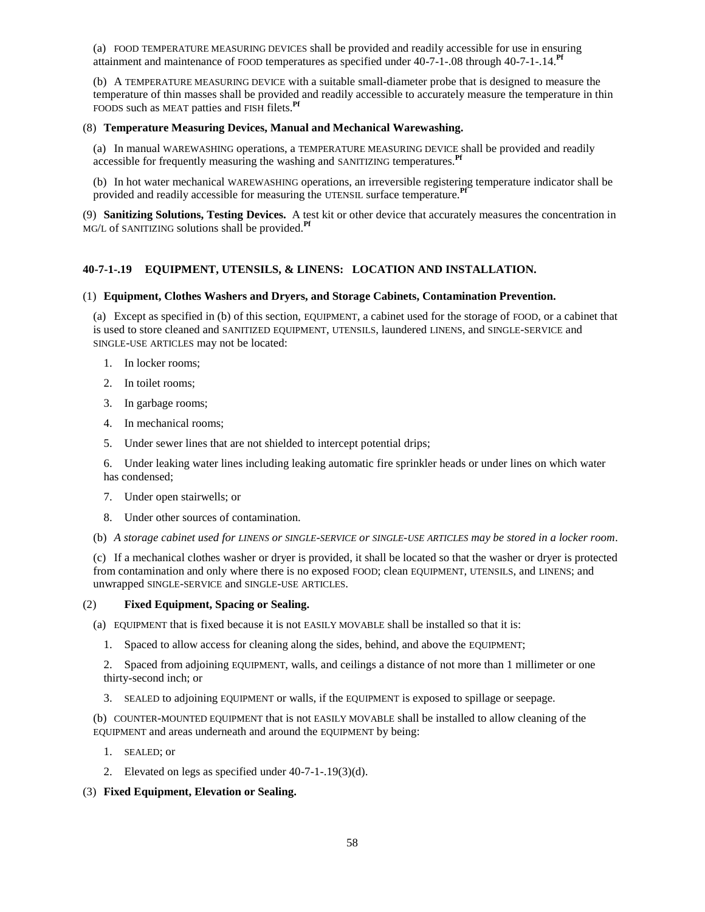(a) FOOD TEMPERATURE MEASURING DEVICES shall be provided and readily accessible for use in ensuring attainment and maintenance of FOOD temperatures as specified under 40-7-1-.08 through 40-7-1-.14.**Pf**

(b) A TEMPERATURE MEASURING DEVICE with a suitable small-diameter probe that is designed to measure the temperature of thin masses shall be provided and readily accessible to accurately measure the temperature in thin FOODS such as MEAT patties and FISH filets.**Pf**

(8) **Temperature Measuring Devices, Manual and Mechanical Warewashing.**

(a) In manual WAREWASHING operations, a TEMPERATURE MEASURING DEVICE shall be provided and readily accessible for frequently measuring the washing and SANITIZING temperatures.**Pf**

(b) In hot water mechanical WAREWASHING operations, an irreversible registering temperature indicator shall be provided and readily accessible for measuring the UTENSIL surface temperature.**Pf**

(9) **Sanitizing Solutions, Testing Devices.** A test kit or other device that accurately measures the concentration in MG/L of SANITIZING solutions shall be provided.**Pf**

### 40-7-1-.19 EQUIPMENT, UTENSILS, & LINENS: LOCATION AND INSTALLATION.

(1) **Equipment, Clothes Washers and Dryers, and Storage Cabinets, Contamination Prevention.**

(a) Except as specified in (b) of this section, EQUIPMENT, a cabinet used for the storage of FOOD, or a cabinet that is used to store cleaned and SANITIZED EQUIPMENT, UTENSILS, laundered LINENS, and SINGLE-SERVICE and SINGLE-USE ARTICLES may not be located:

1. In locker rooms;
2. In toilet rooms;
3. In garbage rooms;
4. In mechanical rooms;
5. Under sewer lines that are not shielded to intercept potential drips;
6. Under leaking water lines including leaking automatic fire sprinkler heads or under lines on which water has condensed;
7. Under open stairwells; or
8. Under other sources of contamination.

(b) *A storage cabinet used for LINENS or SINGLE-SERVICE or SINGLE-USE ARTICLES may be stored in a locker room.*

(c) If a mechanical clothes washer or dryer is provided, it shall be located so that the washer or dryer is protected from contamination and only where there is no exposed FOOD; clean EQUIPMENT, UTENSILS, and LINENS; and unwrapped SINGLE-SERVICE and SINGLE-USE ARTICLES.

(2) **Fixed Equipment, Spacing or Sealing.**

(a) EQUIPMENT that is fixed because it is not EASILY MOVABLE shall be installed so that it is:

1. Spaced to allow access for cleaning along the sides, behind, and above the EQUIPMENT;
2. Spaced from adjoining EQUIPMENT, walls, and ceilings a distance of not more than 1 millimeter or one thirty-second inch; or
3. SEALED to adjoining EQUIPMENT or walls, if the EQUIPMENT is exposed to spillage or seepage.

(b) COUNTER-MOUNTED EQUIPMENT that is not EASILY MOVABLE shall be installed to allow cleaning of the EQUIPMENT and areas underneath and around the EQUIPMENT by being:

1. SEALED; or
2. Elevated on legs as specified under 40-7-1-.19(3)(d).

(3) **Fixed Equipment, Elevation or Sealing.**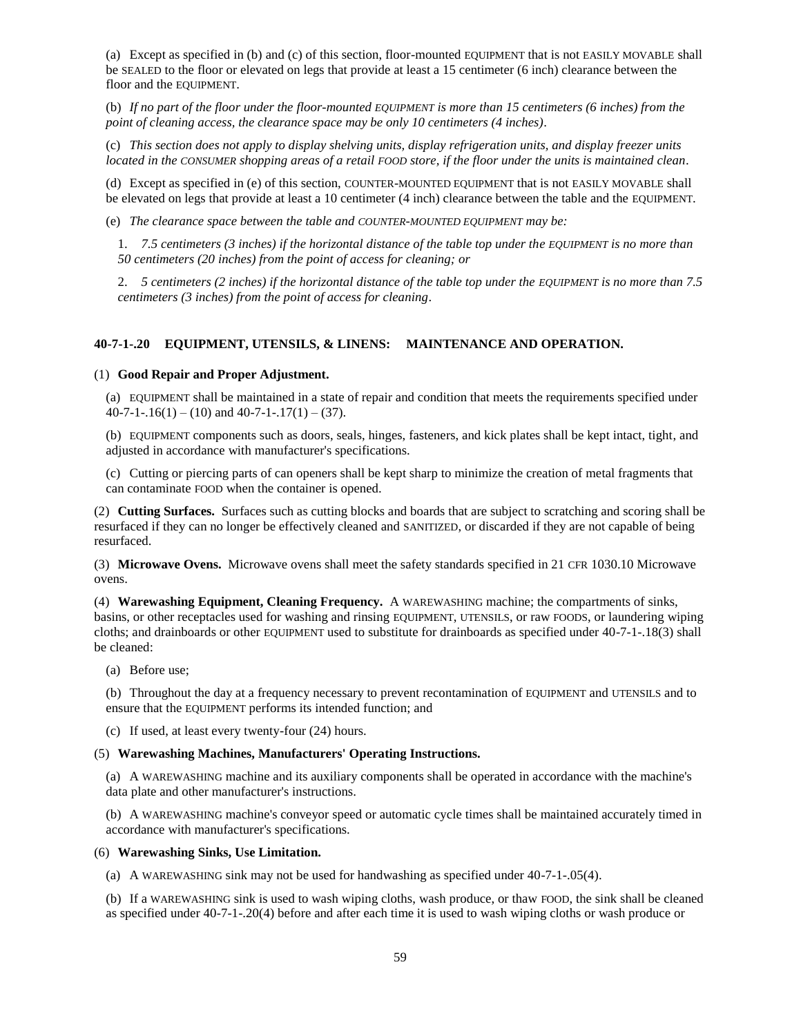(a) Except as specified in (b) and (c) of this section, floor-mounted EQUIPMENT that is not EASILY MOVABLE shall be SEALED to the floor or elevated on legs that provide at least a 15 centimeter (6 inch) clearance between the floor and the EQUIPMENT.

(b) *If no part of the floor under the floor-mounted EQUIPMENT is more than 15 centimeters (6 inches) from the point of cleaning access, the clearance space may be only 10 centimeters (4 inches).*

(c) *This section does not apply to display shelving units, display refrigeration units, and display freezer units located in the CONSUMER shopping areas of a retail FOOD store, if the floor under the units is maintained clean.*

(d) Except as specified in (e) of this section, COUNTER-MOUNTED EQUIPMENT that is not EASILY MOVABLE shall be elevated on legs that provide at least a 10 centimeter (4 inch) clearance between the table and the EQUIPMENT.

(e) *The clearance space between the table and COUNTER-MOUNTED EQUIPMENT may be:*

1. *7.5 centimeters (3 inches) if the horizontal distance of the table top under the EQUIPMENT is no more than 50 centimeters (20 inches) from the point of access for cleaning; or*

2. *5 centimeters (2 inches) if the horizontal distance of the table top under the EQUIPMENT is no more than 7.5 centimeters (3 inches) from the point of access for cleaning.*

### 40-7-1-.20 EQUIPMENT, UTENSILS, & LINENS: MAINTENANCE AND OPERATION.

(1) **Good Repair and Proper Adjustment.**

(a) EQUIPMENT shall be maintained in a state of repair and condition that meets the requirements specified under 40-7-1-.16(1) – (10) and 40-7-1-.17(1) – (37).

(b) EQUIPMENT components such as doors, seals, hinges, fasteners, and kick plates shall be kept intact, tight, and adjusted in accordance with manufacturer's specifications.

(c) Cutting or piercing parts of can openers shall be kept sharp to minimize the creation of metal fragments that can contaminate FOOD when the container is opened.

(2) **Cutting Surfaces.** Surfaces such as cutting blocks and boards that are subject to scratching and scoring shall be resurfaced if they can no longer be effectively cleaned and SANITIZED, or discarded if they are not capable of being resurfaced.

(3) **Microwave Ovens.** Microwave ovens shall meet the safety standards specified in 21 CFR 1030.10 Microwave ovens.

(4) **Warewashing Equipment, Cleaning Frequency.** A WAREWASHING machine; the compartments of sinks, basins, or other receptacles used for washing and rinsing EQUIPMENT, UTENSILS, or raw FOODS, or laundering wiping cloths; and drainboards or other EQUIPMENT used to substitute for drainboards as specified under 40-7-1-.18(3) shall be cleaned:

(a) Before use;

(b) Throughout the day at a frequency necessary to prevent recontamination of EQUIPMENT and UTENSILS and to ensure that the EQUIPMENT performs its intended function; and

(c) If used, at least every twenty-four (24) hours.

(5) **Warewashing Machines, Manufacturers' Operating Instructions.**

(a) A WAREWASHING machine and its auxiliary components shall be operated in accordance with the machine's data plate and other manufacturer's instructions.

(b) A WAREWASHING machine's conveyor speed or automatic cycle times shall be maintained accurately timed in accordance with manufacturer's specifications.

(6) **Warewashing Sinks, Use Limitation.**

(a) A WAREWASHING sink may not be used for handwashing as specified under 40-7-1-.05(4).

(b) If a WAREWASHING sink is used to wash wiping cloths, wash produce, or thaw FOOD, the sink shall be cleaned as specified under 40-7-1-.20(4) before and after each time it is used to wash wiping cloths or wash produce or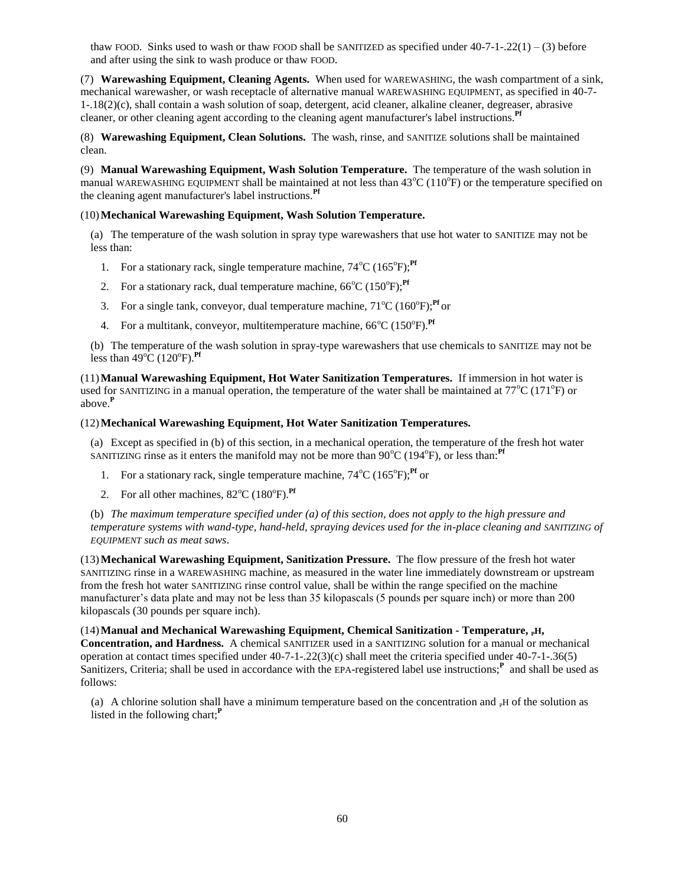thaw FOOD. Sinks used to wash or thaw FOOD shall be SANITIZED as specified under 40-7-1-.22(1) – (3) before and after using the sink to wash produce or thaw FOOD.

(7) **Warewashing Equipment, Cleaning Agents.** When used for WAREWASHING, the wash compartment of a sink, mechanical warewasher, or wash receptacle of alternative manual WAREWASHING EQUIPMENT, as specified in 40-7-1-.18(2)(c), shall contain a wash solution of soap, detergent, acid cleaner, alkaline cleaner, degreaser, abrasive cleaner, or other cleaning agent according to the cleaning agent manufacturer's label instructions.**Pf**

(8) **Warewashing Equipment, Clean Solutions.** The wash, rinse, and SANITIZE solutions shall be maintained clean.

(9) **Manual Warewashing Equipment, Wash Solution Temperature.** The temperature of the wash solution in manual WAREWASHING EQUIPMENT shall be maintained at not less than 43°C (110°F) or the temperature specified on the cleaning agent manufacturer's label instructions.**Pf**

(10) **Mechanical Warewashing Equipment, Wash Solution Temperature.**

(a) The temperature of the wash solution in spray type warewashers that use hot water to SANITIZE may not be less than:

1. For a stationary rack, single temperature machine, 74°C (165°F);**Pf**
2. For a stationary rack, dual temperature machine, 66°C (150°F);**Pf**
3. For a single tank, conveyor, dual temperature machine, 71°C (160°F);**Pf** or
4. For a multitank, conveyor, multitemperature machine, 66°C (150°F).**Pf**

(b) The temperature of the wash solution in spray-type warewashers that use chemicals to SANITIZE may not be less than 49°C (120°F).**Pf**

(11) **Manual Warewashing Equipment, Hot Water Sanitization Temperatures.** If immersion in hot water is used for SANITIZING in a manual operation, the temperature of the water shall be maintained at 77°C (171°F) or above.**P**

(12) **Mechanical Warewashing Equipment, Hot Water Sanitization Temperatures.**

(a) Except as specified in (b) of this section, in a mechanical operation, the temperature of the fresh hot water SANITIZING rinse as it enters the manifold may not be more than 90°C (194°F), or less than:**Pf**

1. For a stationary rack, single temperature machine, 74°C (165°F);**Pf** or
2. For all other machines, 82°C (180°F).**Pf**

(b) *The maximum temperature specified under (a) of this section, does not apply to the high pressure and temperature systems with wand-type, hand-held, spraying devices used for the in-place cleaning and SANITIZING of EQUIPMENT such as meat saws*.

(13) **Mechanical Warewashing Equipment, Sanitization Pressure.** The flow pressure of the fresh hot water SANITIZING rinse in a WAREWASHING machine, as measured in the water line immediately downstream or upstream from the fresh hot water SANITIZING rinse control value, shall be within the range specified on the machine manufacturer's data plate and may not be less than 35 kilopascals (5 pounds per square inch) or more than 200 kilopascals (30 pounds per square inch).

(14) **Manual and Mechanical Warewashing Equipment, Chemical Sanitization - Temperature, pH, Concentration, and Hardness.** A chemical SANITIZER used in a SANITIZING solution for a manual or mechanical operation at contact times specified under 40-7-1-.22(3)(c) shall meet the criteria specified under 40-7-1-.36(5) Sanitizers, Criteria; shall be used in accordance with the EPA-registered label use instructions;**P** and shall be used as follows:

(a) A chlorine solution shall have a minimum temperature based on the concentration and pH of the solution as listed in the following chart;**P**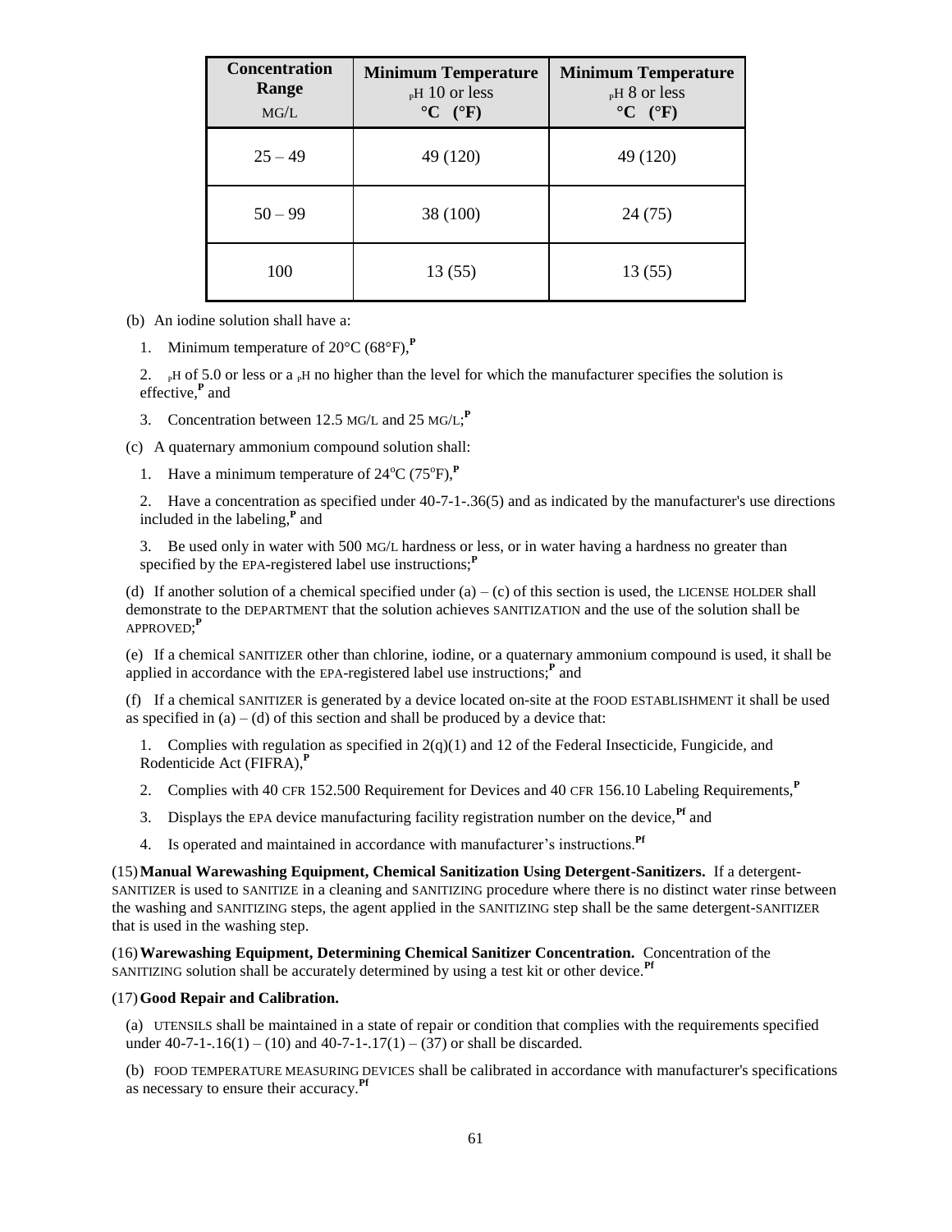| Concentration Range MG/L | Minimum Temperature pH 10 or less °C (°F) | Minimum Temperature pH 8 or less °C (°F) |
|---|---|---|
| 25 – 49 | 49 (120) | 49 (120) |
| 50 – 99 | 38 (100) | 24 (75) |
| 100 | 13 (55) | 13 (55) |

(b) An iodine solution shall have a:

1. Minimum temperature of 20°C (68°F),**P**

2. pH of 5.0 or less or a pH no higher than the level for which the manufacturer specifies the solution is effective,**P** and

3. Concentration between 12.5 MG/L and 25 MG/L;**P**

(c) A quaternary ammonium compound solution shall:

1. Have a minimum temperature of 24°C (75°F),**P**

2. Have a concentration as specified under 40-7-1-.36(5) and as indicated by the manufacturer's use directions included in the labeling,**P** and

3. Be used only in water with 500 MG/L hardness or less, or in water having a hardness no greater than specified by the EPA-registered label use instructions;**P**

(d) If another solution of a chemical specified under (a) – (c) of this section is used, the LICENSE HOLDER shall demonstrate to the DEPARTMENT that the solution achieves SANITIZATION and the use of the solution shall be APPROVED;**P**

(e) If a chemical SANITIZER other than chlorine, iodine, or a quaternary ammonium compound is used, it shall be applied in accordance with the EPA-registered label use instructions;**P** and

(f) If a chemical SANITIZER is generated by a device located on-site at the FOOD ESTABLISHMENT it shall be used as specified in (a) – (d) of this section and shall be produced by a device that:

1. Complies with regulation as specified in 2(q)(1) and 12 of the Federal Insecticide, Fungicide, and Rodenticide Act (FIFRA),**P**

2. Complies with 40 CFR 152.500 Requirement for Devices and 40 CFR 156.10 Labeling Requirements,**P**

3. Displays the EPA device manufacturing facility registration number on the device,**Pf** and

4. Is operated and maintained in accordance with manufacturer's instructions.**Pf**

(15) **Manual Warewashing Equipment, Chemical Sanitization Using Detergent-Sanitizers.** If a detergent-SANITIZER is used to SANITIZE in a cleaning and SANITIZING procedure where there is no distinct water rinse between the washing and SANITIZING steps, the agent applied in the SANITIZING step shall be the same detergent-SANITIZER that is used in the washing step.

(16) **Warewashing Equipment, Determining Chemical Sanitizer Concentration.** Concentration of the SANITIZING solution shall be accurately determined by using a test kit or other device.**Pf**

(17) **Good Repair and Calibration.**

(a) UTENSILS shall be maintained in a state of repair or condition that complies with the requirements specified under 40-7-1-.16(1) – (10) and 40-7-1-.17(1) – (37) or shall be discarded.

(b) FOOD TEMPERATURE MEASURING DEVICES shall be calibrated in accordance with manufacturer's specifications as necessary to ensure their accuracy.**Pf**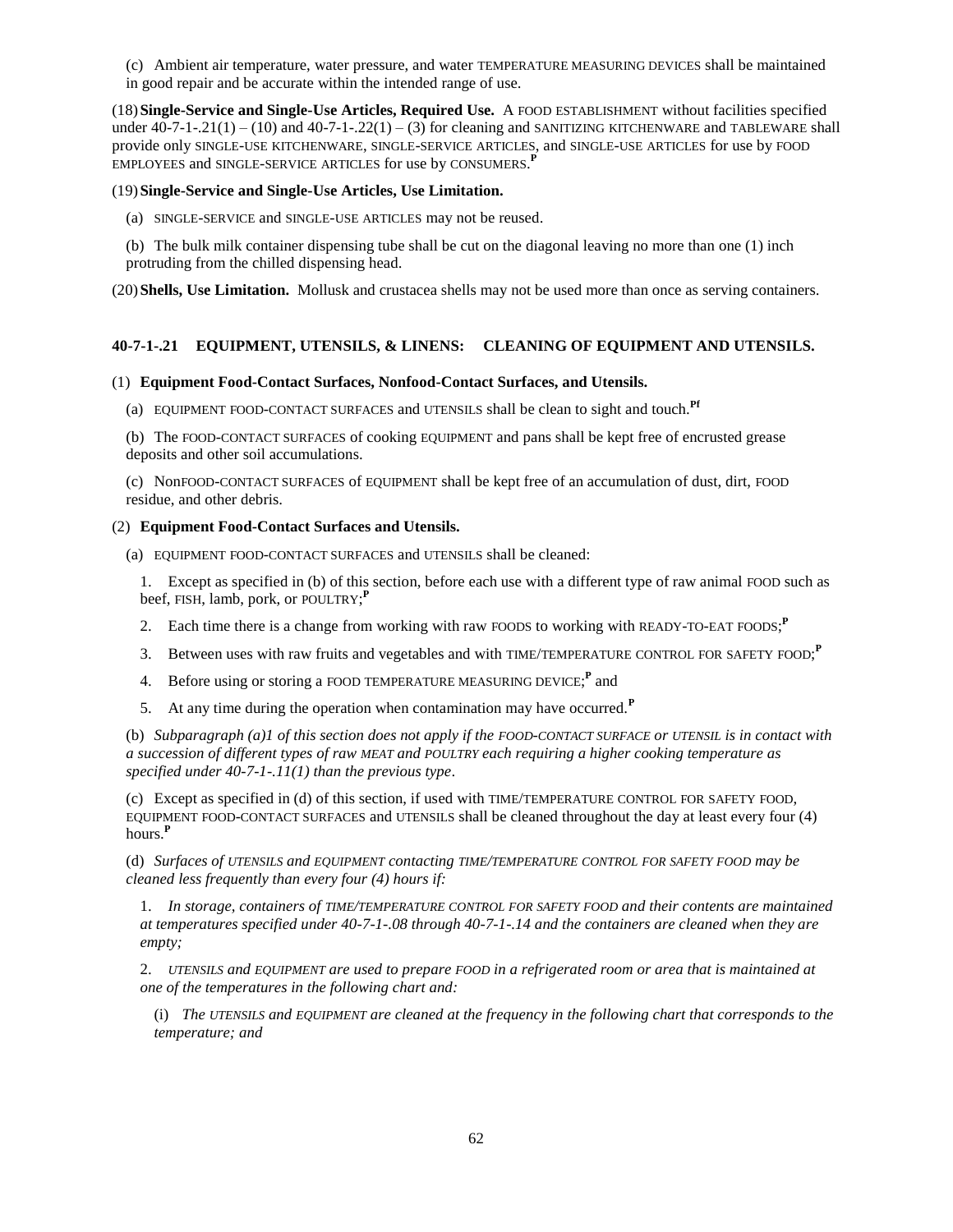(c) Ambient air temperature, water pressure, and water TEMPERATURE MEASURING DEVICES shall be maintained in good repair and be accurate within the intended range of use.

(18) **Single-Service and Single-Use Articles, Required Use.** A FOOD ESTABLISHMENT without facilities specified under 40-7-1-.21(1) – (10) and 40-7-1-.22(1) – (3) for cleaning and SANITIZING KITCHENWARE and TABLEWARE shall provide only SINGLE-USE KITCHENWARE, SINGLE-SERVICE ARTICLES, and SINGLE-USE ARTICLES for use by FOOD EMPLOYEES and SINGLE-SERVICE ARTICLES for use by CONSUMERS.**P**

(19) **Single-Service and Single-Use Articles, Use Limitation.**

(a) SINGLE-SERVICE and SINGLE-USE ARTICLES may not be reused.

(b) The bulk milk container dispensing tube shall be cut on the diagonal leaving no more than one (1) inch protruding from the chilled dispensing head.

(20) **Shells, Use Limitation.** Mollusk and crustacea shells may not be used more than once as serving containers.

## 40-7-1-.21 EQUIPMENT, UTENSILS, & LINENS: CLEANING OF EQUIPMENT AND UTENSILS.

(1) **Equipment Food-Contact Surfaces, Nonfood-Contact Surfaces, and Utensils.**

(a) EQUIPMENT FOOD-CONTACT SURFACES and UTENSILS shall be clean to sight and touch.**Pf**

(b) The FOOD-CONTACT SURFACES of cooking EQUIPMENT and pans shall be kept free of encrusted grease deposits and other soil accumulations.

(c) NonFOOD-CONTACT SURFACES of EQUIPMENT shall be kept free of an accumulation of dust, dirt, FOOD residue, and other debris.

(2) **Equipment Food-Contact Surfaces and Utensils.**

(a) EQUIPMENT FOOD-CONTACT SURFACES and UTENSILS shall be cleaned:

1. Except as specified in (b) of this section, before each use with a different type of raw animal FOOD such as beef, FISH, lamb, pork, or POULTRY;**P**

2. Each time there is a change from working with raw FOODS to working with READY-TO-EAT FOODS;**P**

3. Between uses with raw fruits and vegetables and with TIME/TEMPERATURE CONTROL FOR SAFETY FOOD;**P**

4. Before using or storing a FOOD TEMPERATURE MEASURING DEVICE;**P** and

5. At any time during the operation when contamination may have occurred.**P**

(b) *Subparagraph (a)1 of this section does not apply if the FOOD-CONTACT SURFACE or UTENSIL is in contact with a succession of different types of raw MEAT and POULTRY each requiring a higher cooking temperature as specified under 40-7-1-.11(1) than the previous type*.

(c) Except as specified in (d) of this section, if used with TIME/TEMPERATURE CONTROL FOR SAFETY FOOD, EQUIPMENT FOOD-CONTACT SURFACES and UTENSILS shall be cleaned throughout the day at least every four (4) hours.**P**

(d) *Surfaces of UTENSILS and EQUIPMENT contacting TIME/TEMPERATURE CONTROL FOR SAFETY FOOD may be cleaned less frequently than every four (4) hours if:*

1. *In storage, containers of TIME/TEMPERATURE CONTROL FOR SAFETY FOOD and their contents are maintained at temperatures specified under 40-7-1-.08 through 40-7-1-.14 and the containers are cleaned when they are empty;*

2. *UTENSILS and EQUIPMENT are used to prepare FOOD in a refrigerated room or area that is maintained at one of the temperatures in the following chart and:*

(i) *The UTENSILS and EQUIPMENT are cleaned at the frequency in the following chart that corresponds to the temperature; and*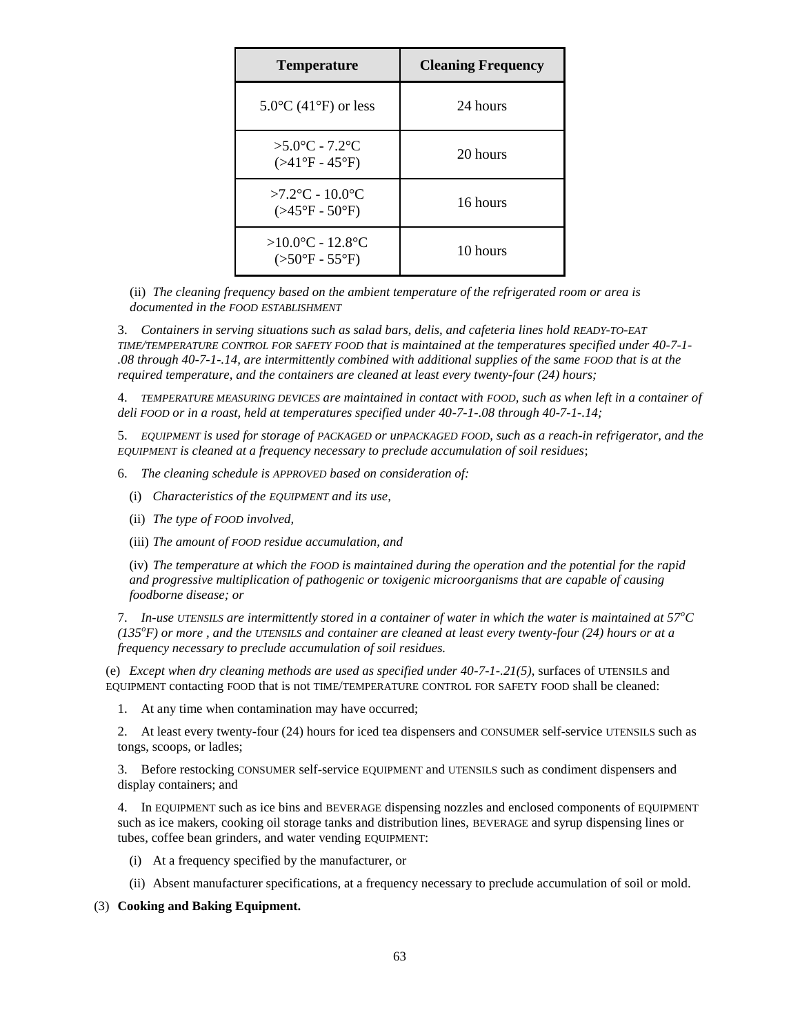| Temperature | Cleaning Frequency |
|---|---|
| 5.0°C (41°F) or less | 24 hours |
| >5.0°C - 7.2°C (>41°F - 45°F) | 20 hours |
| >7.2°C - 10.0°C (>45°F - 50°F) | 16 hours |
| >10.0°C - 12.8°C (>50°F - 55°F) | 10 hours |

(ii) *The cleaning frequency based on the ambient temperature of the refrigerated room or area is documented in the FOOD ESTABLISHMENT*

3. *Containers in serving situations such as salad bars, delis, and cafeteria lines hold READY-TO-EAT TIME/TEMPERATURE CONTROL FOR SAFETY FOOD that is maintained at the temperatures specified under 40-7-1-.08 through 40-7-1-.14, are intermittently combined with additional supplies of the same FOOD that is at the required temperature, and the containers are cleaned at least every twenty-four (24) hours;*

4. *TEMPERATURE MEASURING DEVICES are maintained in contact with FOOD, such as when left in a container of deli FOOD or in a roast, held at temperatures specified under 40-7-1-.08 through 40-7-1-.14;*

5. *EQUIPMENT is used for storage of PACKAGED or unPACKAGED FOOD, such as a reach-in refrigerator, and the EQUIPMENT is cleaned at a frequency necessary to preclude accumulation of soil residues*;

6. *The cleaning schedule is APPROVED based on consideration of:*

(i) *Characteristics of the EQUIPMENT and its use,*

(ii) *The type of FOOD involved,*

(iii) *The amount of FOOD residue accumulation, and*

(iv) *The temperature at which the FOOD is maintained during the operation and the potential for the rapid and progressive multiplication of pathogenic or toxigenic microorganisms that are capable of causing foodborne disease; or*

7. *In-use UTENSILS are intermittently stored in a container of water in which the water is maintained at 57°C (135°F) or more , and the UTENSILS and container are cleaned at least every twenty-four (24) hours or at a frequency necessary to preclude accumulation of soil residues.*

(e) *Except when dry cleaning methods are used as specified under 40-7-1-.21(5)*, surfaces of UTENSILS and EQUIPMENT contacting FOOD that is not TIME/TEMPERATURE CONTROL FOR SAFETY FOOD shall be cleaned:

1. At any time when contamination may have occurred;

2. At least every twenty-four (24) hours for iced tea dispensers and CONSUMER self-service UTENSILS such as tongs, scoops, or ladles;

3. Before restocking CONSUMER self-service EQUIPMENT and UTENSILS such as condiment dispensers and display containers; and

4. In EQUIPMENT such as ice bins and BEVERAGE dispensing nozzles and enclosed components of EQUIPMENT such as ice makers, cooking oil storage tanks and distribution lines, BEVERAGE and syrup dispensing lines or tubes, coffee bean grinders, and water vending EQUIPMENT:

(i) At a frequency specified by the manufacturer, or

(ii) Absent manufacturer specifications, at a frequency necessary to preclude accumulation of soil or mold.

(3) **Cooking and Baking Equipment.**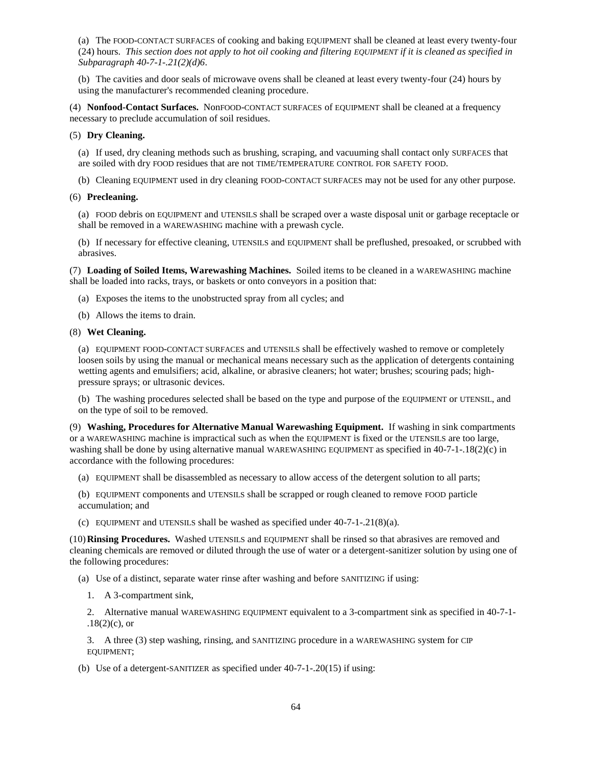(a) The FOOD-CONTACT SURFACES of cooking and baking EQUIPMENT shall be cleaned at least every twenty-four (24) hours. *This section does not apply to hot oil cooking and filtering EQUIPMENT if it is cleaned as specified in Subparagraph 40-7-1-.21(2)(d)6*.

(b) The cavities and door seals of microwave ovens shall be cleaned at least every twenty-four (24) hours by using the manufacturer's recommended cleaning procedure.

(4) **Nonfood-Contact Surfaces.** NonFOOD-CONTACT SURFACES of EQUIPMENT shall be cleaned at a frequency necessary to preclude accumulation of soil residues.

(5) **Dry Cleaning.**

(a) If used, dry cleaning methods such as brushing, scraping, and vacuuming shall contact only SURFACES that are soiled with dry FOOD residues that are not TIME/TEMPERATURE CONTROL FOR SAFETY FOOD.

(b) Cleaning EQUIPMENT used in dry cleaning FOOD-CONTACT SURFACES may not be used for any other purpose.

(6) **Precleaning.**

(a) FOOD debris on EQUIPMENT and UTENSILS shall be scraped over a waste disposal unit or garbage receptacle or shall be removed in a WAREWASHING machine with a prewash cycle.

(b) If necessary for effective cleaning, UTENSILS and EQUIPMENT shall be preflushed, presoaked, or scrubbed with abrasives.

(7) **Loading of Soiled Items, Warewashing Machines.** Soiled items to be cleaned in a WAREWASHING machine shall be loaded into racks, trays, or baskets or onto conveyors in a position that:

(a) Exposes the items to the unobstructed spray from all cycles; and

(b) Allows the items to drain.

(8) **Wet Cleaning.**

(a) EQUIPMENT FOOD-CONTACT SURFACES and UTENSILS shall be effectively washed to remove or completely loosen soils by using the manual or mechanical means necessary such as the application of detergents containing wetting agents and emulsifiers; acid, alkaline, or abrasive cleaners; hot water; brushes; scouring pads; high-pressure sprays; or ultrasonic devices.

(b) The washing procedures selected shall be based on the type and purpose of the EQUIPMENT or UTENSIL, and on the type of soil to be removed.

(9) **Washing, Procedures for Alternative Manual Warewashing Equipment.** If washing in sink compartments or a WAREWASHING machine is impractical such as when the EQUIPMENT is fixed or the UTENSILS are too large, washing shall be done by using alternative manual WAREWASHING EQUIPMENT as specified in 40-7-1-.18(2)(c) in accordance with the following procedures:

(a) EQUIPMENT shall be disassembled as necessary to allow access of the detergent solution to all parts;

(b) EQUIPMENT components and UTENSILS shall be scrapped or rough cleaned to remove FOOD particle accumulation; and

(c) EQUIPMENT and UTENSILS shall be washed as specified under 40-7-1-.21(8)(a).

(10) **Rinsing Procedures.** Washed UTENSILS and EQUIPMENT shall be rinsed so that abrasives are removed and cleaning chemicals are removed or diluted through the use of water or a detergent-sanitizer solution by using one of the following procedures:

(a) Use of a distinct, separate water rinse after washing and before SANITIZING if using:

1. A 3-compartment sink,

2. Alternative manual WAREWASHING EQUIPMENT equivalent to a 3-compartment sink as specified in 40-7-1-.18(2)(c), or

3. A three (3) step washing, rinsing, and SANITIZING procedure in a WAREWASHING system for CIP EQUIPMENT;

(b) Use of a detergent-SANITIZER as specified under 40-7-1-.20(15) if using: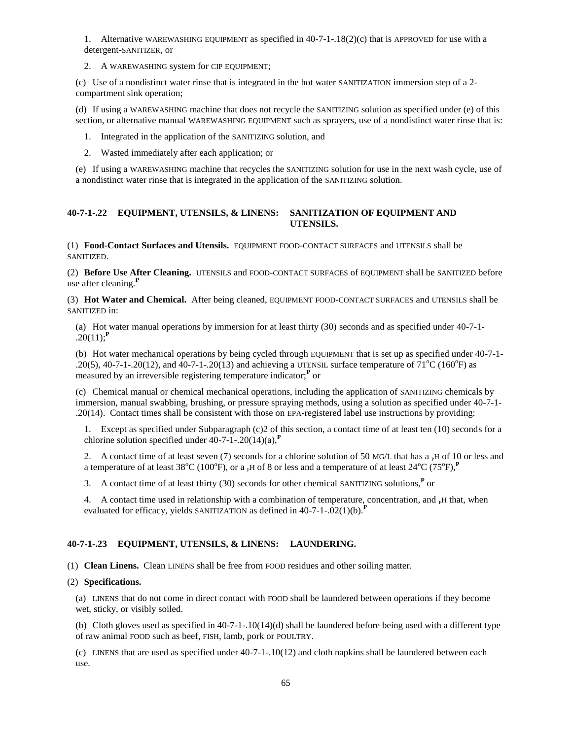1. Alternative WAREWASHING EQUIPMENT as specified in 40-7-1-.18(2)(c) that is APPROVED for use with a detergent-SANITIZER, or

2. A WAREWASHING system for CIP EQUIPMENT;

(c) Use of a nondistinct water rinse that is integrated in the hot water SANITIZATION immersion step of a 2-compartment sink operation;

(d) If using a WAREWASHING machine that does not recycle the SANITIZING solution as specified under (e) of this section, or alternative manual WAREWASHING EQUIPMENT such as sprayers, use of a nondistinct water rinse that is:

1. Integrated in the application of the SANITIZING solution, and

2. Wasted immediately after each application; or

(e) If using a WAREWASHING machine that recycles the SANITIZING solution for use in the next wash cycle, use of a nondistinct water rinse that is integrated in the application of the SANITIZING solution.

## 40-7-1-.22 EQUIPMENT, UTENSILS, & LINENS: SANITIZATION OF EQUIPMENT AND UTENSILS.

(1) **Food-Contact Surfaces and Utensils.** EQUIPMENT FOOD-CONTACT SURFACES and UTENSILS shall be SANITIZED.

(2) **Before Use After Cleaning.** UTENSILS and FOOD-CONTACT SURFACES of EQUIPMENT shall be SANITIZED before use after cleaning.[P]

(3) **Hot Water and Chemical.** After being cleaned, EQUIPMENT FOOD-CONTACT SURFACES and UTENSILS shall be SANITIZED in:

(a) Hot water manual operations by immersion for at least thirty (30) seconds and as specified under 40-7-1-.20(11);[P]

(b) Hot water mechanical operations by being cycled through EQUIPMENT that is set up as specified under 40-7-1-.20(5), 40-7-1-.20(12), and 40-7-1-.20(13) and achieving a UTENSIL surface temperature of 71°C (160°F) as measured by an irreversible registering temperature indicator;[P] or

(c) Chemical manual or chemical mechanical operations, including the application of SANITIZING chemicals by immersion, manual swabbing, brushing, or pressure spraying methods, using a solution as specified under 40-7-1-.20(14). Contact times shall be consistent with those on EPA-registered label use instructions by providing:

1. Except as specified under Subparagraph (c)2 of this section, a contact time of at least ten (10) seconds for a chlorine solution specified under 40-7-1-.20(14)(a),[P]

2. A contact time of at least seven (7) seconds for a chlorine solution of 50 MG/L that has a pH of 10 or less and a temperature of at least 38°C (100°F), or a pH of 8 or less and a temperature of at least 24°C (75°F),[P]

3. A contact time of at least thirty (30) seconds for other chemical SANITIZING solutions,[P] or

4. A contact time used in relationship with a combination of temperature, concentration, and pH that, when evaluated for efficacy, yields SANITIZATION as defined in 40-7-1-.02(1)(b).[P]

## 40-7-1-.23 EQUIPMENT, UTENSILS, & LINENS: LAUNDERING.

(1) **Clean Linens.** Clean LINENS shall be free from FOOD residues and other soiling matter.

(2) **Specifications.**

(a) LINENS that do not come in direct contact with FOOD shall be laundered between operations if they become wet, sticky, or visibly soiled.

(b) Cloth gloves used as specified in 40-7-1-.10(14)(d) shall be laundered before being used with a different type of raw animal FOOD such as beef, FISH, lamb, pork or POULTRY.

(c) LINENS that are used as specified under 40-7-1-.10(12) and cloth napkins shall be laundered between each use.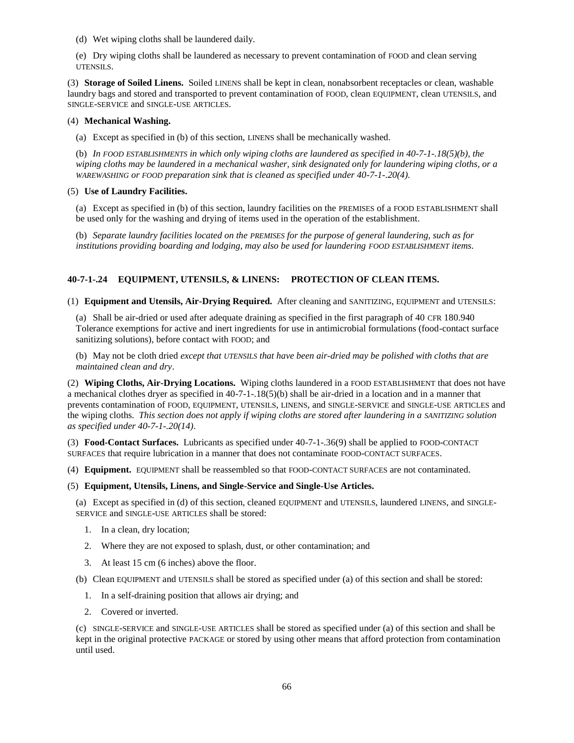(d) Wet wiping cloths shall be laundered daily.

(e) Dry wiping cloths shall be laundered as necessary to prevent contamination of FOOD and clean serving UTENSILS.

(3) **Storage of Soiled Linens.** Soiled LINENS shall be kept in clean, nonabsorbent receptacles or clean, washable laundry bags and stored and transported to prevent contamination of FOOD, clean EQUIPMENT, clean UTENSILS, and SINGLE-SERVICE and SINGLE-USE ARTICLES.

(4) **Mechanical Washing.**

(a) Except as specified in (b) of this section, LINENS shall be mechanically washed.

(b) *In FOOD ESTABLISHMENTS in which only wiping cloths are laundered as specified in 40-7-1-.18(5)(b), the wiping cloths may be laundered in a mechanical washer, sink designated only for laundering wiping cloths, or a WAREWASHING or FOOD preparation sink that is cleaned as specified under 40-7-1-.20(4).*

(5) **Use of Laundry Facilities.**

(a) Except as specified in (b) of this section, laundry facilities on the PREMISES of a FOOD ESTABLISHMENT shall be used only for the washing and drying of items used in the operation of the establishment.

(b) *Separate laundry facilities located on the PREMISES for the purpose of general laundering, such as for institutions providing boarding and lodging, may also be used for laundering FOOD ESTABLISHMENT items.*

## 40-7-1-.24 EQUIPMENT, UTENSILS, & LINENS: PROTECTION OF CLEAN ITEMS.

(1) **Equipment and Utensils, Air-Drying Required.** After cleaning and SANITIZING, EQUIPMENT and UTENSILS:

(a) Shall be air-dried or used after adequate draining as specified in the first paragraph of 40 CFR 180.940 Tolerance exemptions for active and inert ingredients for use in antimicrobial formulations (food-contact surface sanitizing solutions), before contact with FOOD; and

(b) May not be cloth dried *except that UTENSILS that have been air-dried may be polished with cloths that are maintained clean and dry*.

(2) **Wiping Cloths, Air-Drying Locations.** Wiping cloths laundered in a FOOD ESTABLISHMENT that does not have a mechanical clothes dryer as specified in 40-7-1-.18(5)(b) shall be air-dried in a location and in a manner that prevents contamination of FOOD, EQUIPMENT, UTENSILS, LINENS, and SINGLE-SERVICE and SINGLE-USE ARTICLES and the wiping cloths. *This section does not apply if wiping cloths are stored after laundering in a SANITIZING solution as specified under 40-7-1-.20(14).*

(3) **Food-Contact Surfaces.** Lubricants as specified under 40-7-1-.36(9) shall be applied to FOOD-CONTACT SURFACES that require lubrication in a manner that does not contaminate FOOD-CONTACT SURFACES.

(4) **Equipment.** EQUIPMENT shall be reassembled so that FOOD-CONTACT SURFACES are not contaminated.

(5) **Equipment, Utensils, Linens, and Single-Service and Single-Use Articles.**

(a) Except as specified in (d) of this section, cleaned EQUIPMENT and UTENSILS, laundered LINENS, and SINGLE-SERVICE and SINGLE-USE ARTICLES shall be stored:

1. In a clean, dry location;
2. Where they are not exposed to splash, dust, or other contamination; and
3. At least 15 cm (6 inches) above the floor.

(b) Clean EQUIPMENT and UTENSILS shall be stored as specified under (a) of this section and shall be stored:

1. In a self-draining position that allows air drying; and
2. Covered or inverted.

(c) SINGLE-SERVICE and SINGLE-USE ARTICLES shall be stored as specified under (a) of this section and shall be kept in the original protective PACKAGE or stored by using other means that afford protection from contamination until used.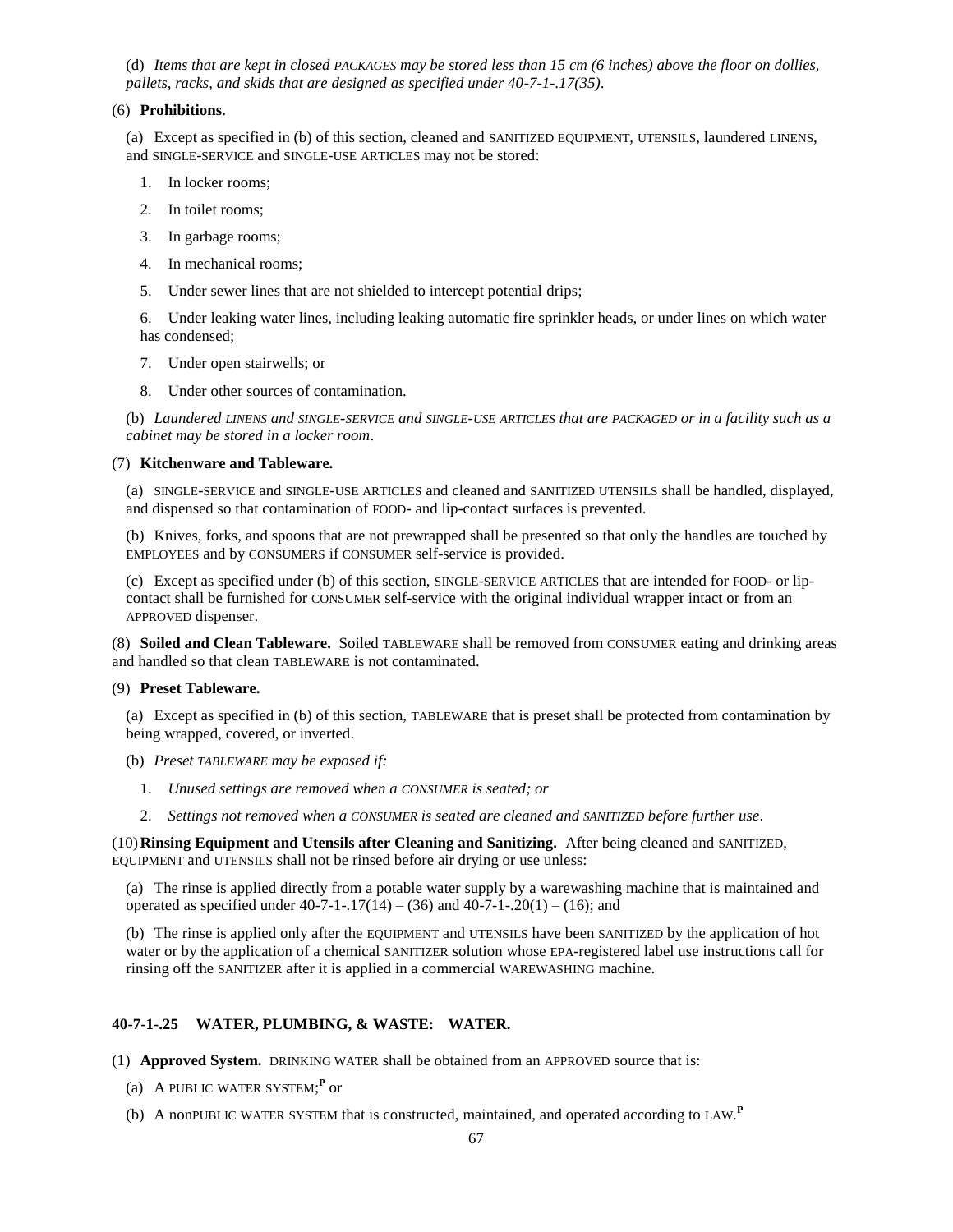(d) *Items that are kept in closed PACKAGES may be stored less than 15 cm (6 inches) above the floor on dollies, pallets, racks, and skids that are designed as specified under 40-7-1-.17(35).*

(6) **Prohibitions.**

(a) Except as specified in (b) of this section, cleaned and SANITIZED EQUIPMENT, UTENSILS, laundered LINENS, and SINGLE-SERVICE and SINGLE-USE ARTICLES may not be stored:

1. In locker rooms;
2. In toilet rooms;
3. In garbage rooms;
4. In mechanical rooms;
5. Under sewer lines that are not shielded to intercept potential drips;
6. Under leaking water lines, including leaking automatic fire sprinkler heads, or under lines on which water has condensed;
7. Under open stairwells; or
8. Under other sources of contamination.

(b) *Laundered LINENS and SINGLE-SERVICE and SINGLE-USE ARTICLES that are PACKAGED or in a facility such as a cabinet may be stored in a locker room.*

(7) **Kitchenware and Tableware.**

(a) SINGLE-SERVICE and SINGLE-USE ARTICLES and cleaned and SANITIZED UTENSILS shall be handled, displayed, and dispensed so that contamination of FOOD- and lip-contact surfaces is prevented.

(b) Knives, forks, and spoons that are not prewrapped shall be presented so that only the handles are touched by EMPLOYEES and by CONSUMERS if CONSUMER self-service is provided.

(c) Except as specified under (b) of this section, SINGLE-SERVICE ARTICLES that are intended for FOOD- or lip-contact shall be furnished for CONSUMER self-service with the original individual wrapper intact or from an APPROVED dispenser.

(8) **Soiled and Clean Tableware.** Soiled TABLEWARE shall be removed from CONSUMER eating and drinking areas and handled so that clean TABLEWARE is not contaminated.

(9) **Preset Tableware.**

(a) Except as specified in (b) of this section, TABLEWARE that is preset shall be protected from contamination by being wrapped, covered, or inverted.

(b) *Preset TABLEWARE may be exposed if:*

1. *Unused settings are removed when a CONSUMER is seated; or*
2. *Settings not removed when a CONSUMER is seated are cleaned and SANITIZED before further use.*

(10) **Rinsing Equipment and Utensils after Cleaning and Sanitizing.** After being cleaned and SANITIZED, EQUIPMENT and UTENSILS shall not be rinsed before air drying or use unless:

(a) The rinse is applied directly from a potable water supply by a warewashing machine that is maintained and operated as specified under 40-7-1-.17(14) – (36) and 40-7-1-.20(1) – (16); and

(b) The rinse is applied only after the EQUIPMENT and UTENSILS have been SANITIZED by the application of hot water or by the application of a chemical SANITIZER solution whose EPA-registered label use instructions call for rinsing off the SANITIZER after it is applied in a commercial WAREWASHING machine.

## 40-7-1-.25 WATER, PLUMBING, & WASTE: WATER.

(1) **Approved System.** DRINKING WATER shall be obtained from an APPROVED source that is:

(a) A PUBLIC WATER SYSTEM;[P] or

(b) A nonPUBLIC WATER SYSTEM that is constructed, maintained, and operated according to LAW.[P]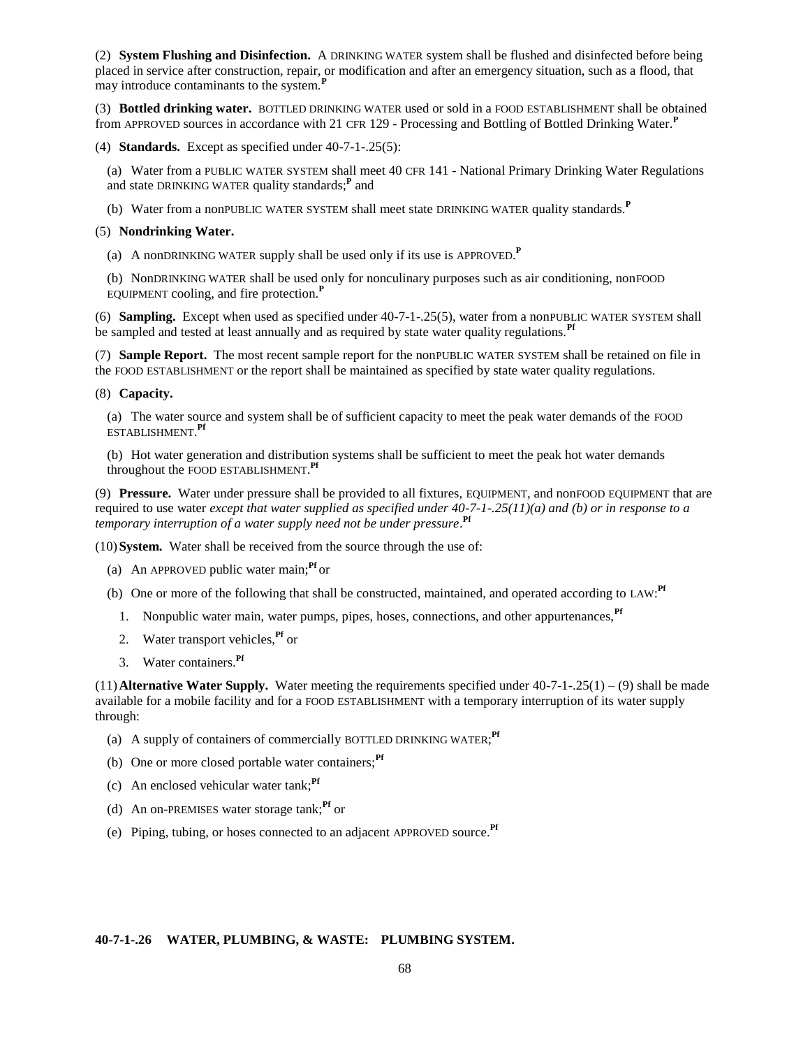(2) **System Flushing and Disinfection.** A DRINKING WATER system shall be flushed and disinfected before being placed in service after construction, repair, or modification and after an emergency situation, such as a flood, that may introduce contaminants to the system.**P**

(3) **Bottled drinking water.** BOTTLED DRINKING WATER used or sold in a FOOD ESTABLISHMENT shall be obtained from APPROVED sources in accordance with 21 CFR 129 - Processing and Bottling of Bottled Drinking Water.**P**

(4) **Standards.** Except as specified under 40-7-1-.25(5):

(a) Water from a PUBLIC WATER SYSTEM shall meet 40 CFR 141 - National Primary Drinking Water Regulations and state DRINKING WATER quality standards;**P** and

(b) Water from a nonPUBLIC WATER SYSTEM shall meet state DRINKING WATER quality standards.**P**

(5) **Nondrinking Water.**

(a) A nonDRINKING WATER supply shall be used only if its use is APPROVED.**P**

(b) NonDRINKING WATER shall be used only for nonculinary purposes such as air conditioning, nonFOOD EQUIPMENT cooling, and fire protection.**P**

(6) **Sampling.** Except when used as specified under 40-7-1-.25(5), water from a nonPUBLIC WATER SYSTEM shall be sampled and tested at least annually and as required by state water quality regulations.**Pf**

(7) **Sample Report.** The most recent sample report for the nonPUBLIC WATER SYSTEM shall be retained on file in the FOOD ESTABLISHMENT or the report shall be maintained as specified by state water quality regulations.

(8) **Capacity.**

(a) The water source and system shall be of sufficient capacity to meet the peak water demands of the FOOD ESTABLISHMENT.**Pf**

(b) Hot water generation and distribution systems shall be sufficient to meet the peak hot water demands throughout the FOOD ESTABLISHMENT.**Pf**

(9) **Pressure.** Water under pressure shall be provided to all fixtures, EQUIPMENT, and nonFOOD EQUIPMENT that are required to use water *except that water supplied as specified under 40-7-1-.25(11)(a) and (b) or in response to a temporary interruption of a water supply need not be under pressure*.**Pf**

(10) **System.** Water shall be received from the source through the use of:

(a) An APPROVED public water main;**Pf** or

(b) One or more of the following that shall be constructed, maintained, and operated according to LAW:**Pf**

1. Nonpublic water main, water pumps, pipes, hoses, connections, and other appurtenances,**Pf**
2. Water transport vehicles,**Pf** or
3. Water containers.**Pf**

(11) **Alternative Water Supply.** Water meeting the requirements specified under 40-7-1-.25(1) – (9) shall be made available for a mobile facility and for a FOOD ESTABLISHMENT with a temporary interruption of its water supply through:

(a) A supply of containers of commercially BOTTLED DRINKING WATER;**Pf**

(b) One or more closed portable water containers;**Pf**

(c) An enclosed vehicular water tank;**Pf**

(d) An on-PREMISES water storage tank;**Pf** or

(e) Piping, tubing, or hoses connected to an adjacent APPROVED source.**Pf**

**40-7-1-.26 WATER, PLUMBING, & WASTE: PLUMBING SYSTEM.**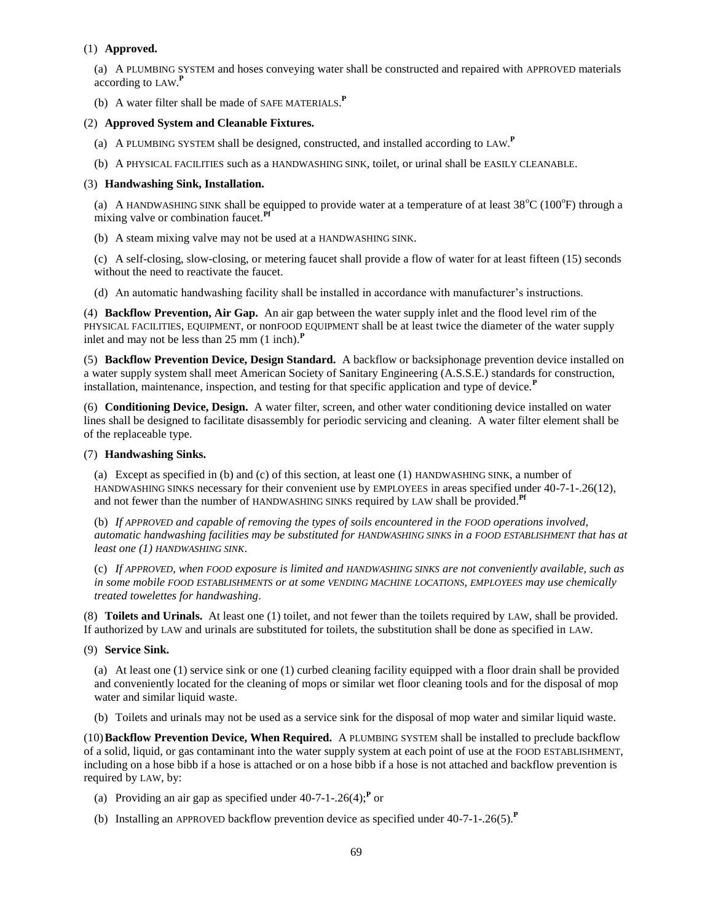(1) **Approved.**

(a) A PLUMBING SYSTEM and hoses conveying water shall be constructed and repaired with APPROVED materials according to LAW.[P]

(b) A water filter shall be made of SAFE MATERIALS.[P]

(2) **Approved System and Cleanable Fixtures.**

(a) A PLUMBING SYSTEM shall be designed, constructed, and installed according to LAW.[P]

(b) A PHYSICAL FACILITIES such as a HANDWASHING SINK, toilet, or urinal shall be EASILY CLEANABLE.

(3) **Handwashing Sink, Installation.**

(a) A HANDWASHING SINK shall be equipped to provide water at a temperature of at least 38°C (100°F) through a mixing valve or combination faucet.[Pf]

(b) A steam mixing valve may not be used at a HANDWASHING SINK.

(c) A self-closing, slow-closing, or metering faucet shall provide a flow of water for at least fifteen (15) seconds without the need to reactivate the faucet.

(d) An automatic handwashing facility shall be installed in accordance with manufacturer's instructions.

(4) **Backflow Prevention, Air Gap.** An air gap between the water supply inlet and the flood level rim of the PHYSICAL FACILITIES, EQUIPMENT, or nonFOOD EQUIPMENT shall be at least twice the diameter of the water supply inlet and may not be less than 25 mm (1 inch).[P]

(5) **Backflow Prevention Device, Design Standard.** A backflow or backsiphonage prevention device installed on a water supply system shall meet American Society of Sanitary Engineering (A.S.S.E.) standards for construction, installation, maintenance, inspection, and testing for that specific application and type of device.[P]

(6) **Conditioning Device, Design.** A water filter, screen, and other water conditioning device installed on water lines shall be designed to facilitate disassembly for periodic servicing and cleaning. A water filter element shall be of the replaceable type.

(7) **Handwashing Sinks.**

(a) Except as specified in (b) and (c) of this section, at least one (1) HANDWASHING SINK, a number of HANDWASHING SINKS necessary for their convenient use by EMPLOYEES in areas specified under 40-7-1-.26(12), and not fewer than the number of HANDWASHING SINKS required by LAW shall be provided.[Pf]

(b) *If APPROVED and capable of removing the types of soils encountered in the FOOD operations involved, automatic handwashing facilities may be substituted for HANDWASHING SINKS in a FOOD ESTABLISHMENT that has at least one (1) HANDWASHING SINK.*

(c) *If APPROVED, when FOOD exposure is limited and HANDWASHING SINKS are not conveniently available, such as in some mobile FOOD ESTABLISHMENTS or at some VENDING MACHINE LOCATIONS, EMPLOYEES may use chemically treated towelettes for handwashing.*

(8) **Toilets and Urinals.** At least one (1) toilet, and not fewer than the toilets required by LAW, shall be provided. If authorized by LAW and urinals are substituted for toilets, the substitution shall be done as specified in LAW.

(9) **Service Sink.**

(a) At least one (1) service sink or one (1) curbed cleaning facility equipped with a floor drain shall be provided and conveniently located for the cleaning of mops or similar wet floor cleaning tools and for the disposal of mop water and similar liquid waste.

(b) Toilets and urinals may not be used as a service sink for the disposal of mop water and similar liquid waste.

(10) **Backflow Prevention Device, When Required.** A PLUMBING SYSTEM shall be installed to preclude backflow of a solid, liquid, or gas contaminant into the water supply system at each point of use at the FOOD ESTABLISHMENT, including on a hose bibb if a hose is attached or on a hose bibb if a hose is not attached and backflow prevention is required by LAW, by:

(a) Providing an air gap as specified under 40-7-1-.26(4);[P] or

(b) Installing an APPROVED backflow prevention device as specified under 40-7-1-.26(5).[P]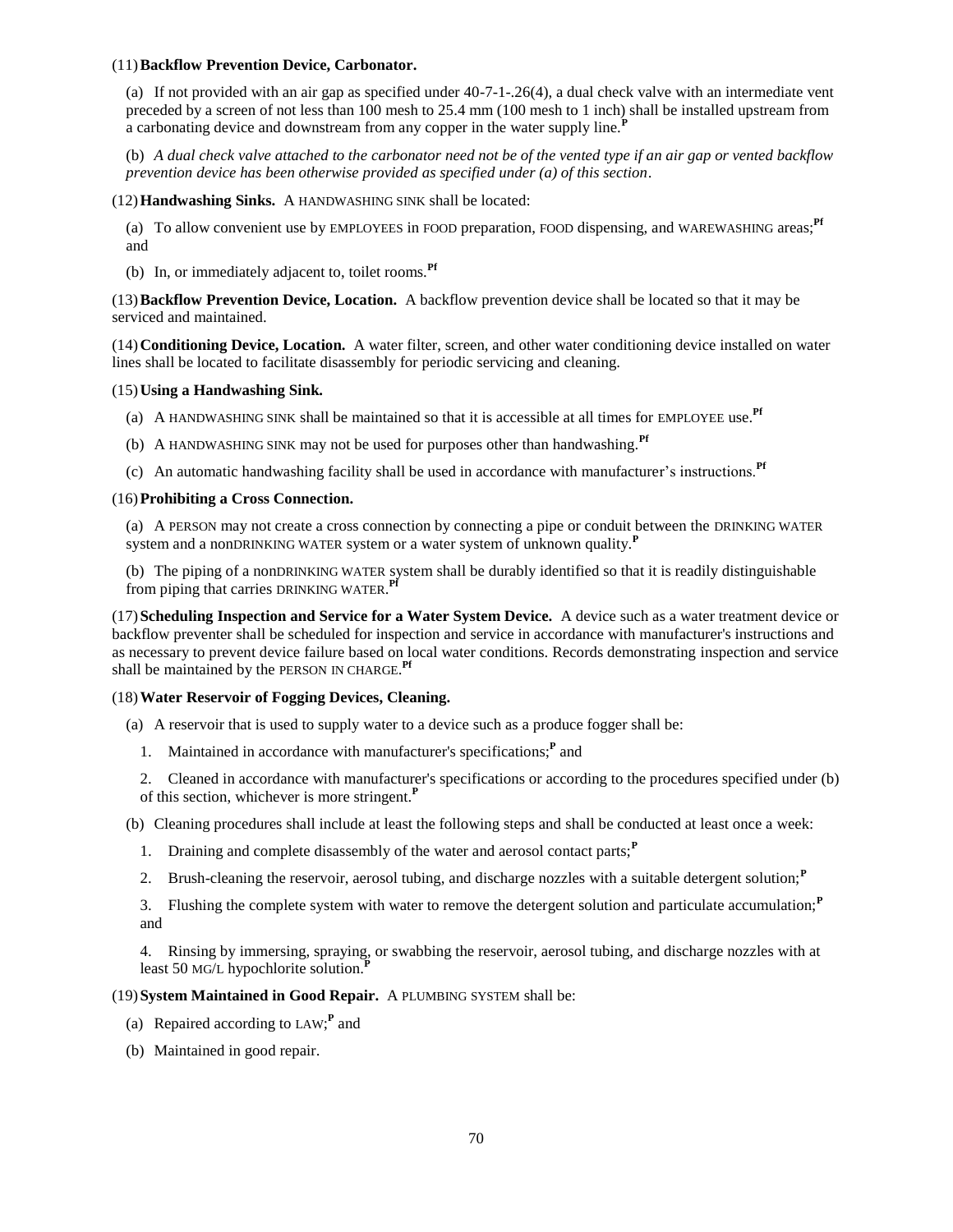(11) **Backflow Prevention Device, Carbonator.**

(a) If not provided with an air gap as specified under 40-7-1-.26(4), a dual check valve with an intermediate vent preceded by a screen of not less than 100 mesh to 25.4 mm (100 mesh to 1 inch) shall be installed upstream from a carbonating device and downstream from any copper in the water supply line.**P**

(b) *A dual check valve attached to the carbonator need not be of the vented type if an air gap or vented backflow prevention device has been otherwise provided as specified under (a) of this section*.

(12) **Handwashing Sinks.** A HANDWASHING SINK shall be located:

(a) To allow convenient use by EMPLOYEES in FOOD preparation, FOOD dispensing, and WAREWASHING areas;**Pf** and

(b) In, or immediately adjacent to, toilet rooms.**Pf**

(13) **Backflow Prevention Device, Location.** A backflow prevention device shall be located so that it may be serviced and maintained.

(14) **Conditioning Device, Location.** A water filter, screen, and other water conditioning device installed on water lines shall be located to facilitate disassembly for periodic servicing and cleaning.

(15) **Using a Handwashing Sink.**

(a) A HANDWASHING SINK shall be maintained so that it is accessible at all times for EMPLOYEE use.**Pf**

(b) A HANDWASHING SINK may not be used for purposes other than handwashing.**Pf**

(c) An automatic handwashing facility shall be used in accordance with manufacturer's instructions.**Pf**

(16) **Prohibiting a Cross Connection.**

(a) A PERSON may not create a cross connection by connecting a pipe or conduit between the DRINKING WATER system and a nonDRINKING WATER system or a water system of unknown quality.**P**

(b) The piping of a nonDRINKING WATER system shall be durably identified so that it is readily distinguishable from piping that carries DRINKING WATER.**Pf**

(17) **Scheduling Inspection and Service for a Water System Device.** A device such as a water treatment device or backflow preventer shall be scheduled for inspection and service in accordance with manufacturer's instructions and as necessary to prevent device failure based on local water conditions. Records demonstrating inspection and service shall be maintained by the PERSON IN CHARGE.**Pf**

(18) **Water Reservoir of Fogging Devices, Cleaning.**

(a) A reservoir that is used to supply water to a device such as a produce fogger shall be:

1. Maintained in accordance with manufacturer's specifications;**P** and

2. Cleaned in accordance with manufacturer's specifications or according to the procedures specified under (b) of this section, whichever is more stringent.**P**

(b) Cleaning procedures shall include at least the following steps and shall be conducted at least once a week:

1. Draining and complete disassembly of the water and aerosol contact parts;**P**

2. Brush-cleaning the reservoir, aerosol tubing, and discharge nozzles with a suitable detergent solution;**P**

3. Flushing the complete system with water to remove the detergent solution and particulate accumulation;**P** and

4. Rinsing by immersing, spraying, or swabbing the reservoir, aerosol tubing, and discharge nozzles with at least 50 MG/L hypochlorite solution.**P**

(19) **System Maintained in Good Repair.** A PLUMBING SYSTEM shall be:

(a) Repaired according to LAW;**P** and

(b) Maintained in good repair.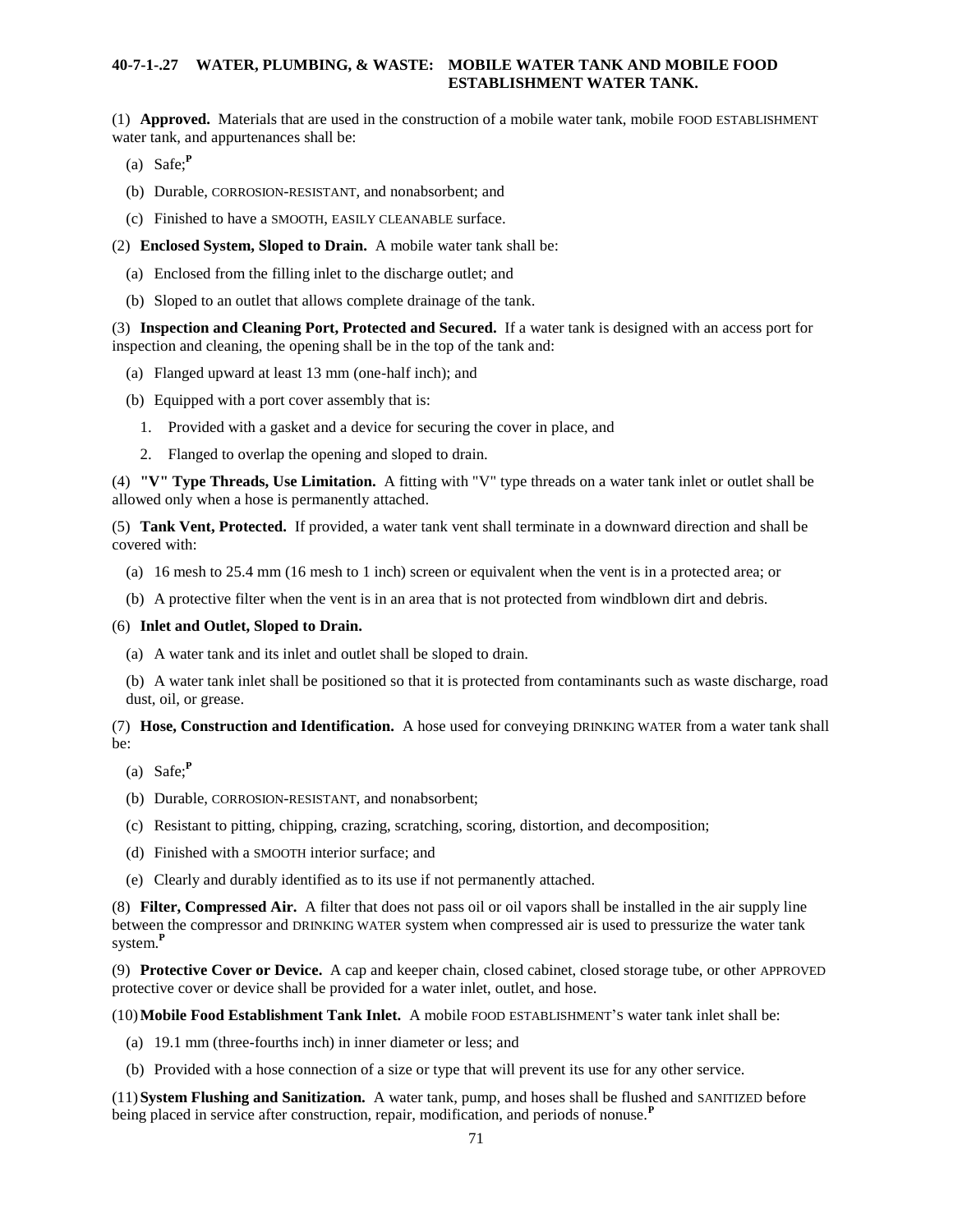### 40-7-1-.27 WATER, PLUMBING, & WASTE: MOBILE WATER TANK AND MOBILE FOOD ESTABLISHMENT WATER TANK.

(1) **Approved.** Materials that are used in the construction of a mobile water tank, mobile FOOD ESTABLISHMENT water tank, and appurtenances shall be:

(a) Safe;[P]

(b) Durable, CORROSION-RESISTANT, and nonabsorbent; and

(c) Finished to have a SMOOTH, EASILY CLEANABLE surface.

(2) **Enclosed System, Sloped to Drain.** A mobile water tank shall be:

(a) Enclosed from the filling inlet to the discharge outlet; and

(b) Sloped to an outlet that allows complete drainage of the tank.

(3) **Inspection and Cleaning Port, Protected and Secured.** If a water tank is designed with an access port for inspection and cleaning, the opening shall be in the top of the tank and:

(a) Flanged upward at least 13 mm (one-half inch); and

(b) Equipped with a port cover assembly that is:

1. Provided with a gasket and a device for securing the cover in place, and

2. Flanged to overlap the opening and sloped to drain.

(4) **"V" Type Threads, Use Limitation.** A fitting with "V" type threads on a water tank inlet or outlet shall be allowed only when a hose is permanently attached.

(5) **Tank Vent, Protected.** If provided, a water tank vent shall terminate in a downward direction and shall be covered with:

(a) 16 mesh to 25.4 mm (16 mesh to 1 inch) screen or equivalent when the vent is in a protected area; or

(b) A protective filter when the vent is in an area that is not protected from windblown dirt and debris.

(6) **Inlet and Outlet, Sloped to Drain.**

(a) A water tank and its inlet and outlet shall be sloped to drain.

(b) A water tank inlet shall be positioned so that it is protected from contaminants such as waste discharge, road dust, oil, or grease.

(7) **Hose, Construction and Identification.** A hose used for conveying DRINKING WATER from a water tank shall be:

(a) Safe;[P]

(b) Durable, CORROSION-RESISTANT, and nonabsorbent;

(c) Resistant to pitting, chipping, crazing, scratching, scoring, distortion, and decomposition;

(d) Finished with a SMOOTH interior surface; and

(e) Clearly and durably identified as to its use if not permanently attached.

(8) **Filter, Compressed Air.** A filter that does not pass oil or oil vapors shall be installed in the air supply line between the compressor and DRINKING WATER system when compressed air is used to pressurize the water tank system.[P]

(9) **Protective Cover or Device.** A cap and keeper chain, closed cabinet, closed storage tube, or other APPROVED protective cover or device shall be provided for a water inlet, outlet, and hose.

(10) **Mobile Food Establishment Tank Inlet.** A mobile FOOD ESTABLISHMENT'S water tank inlet shall be:

(a) 19.1 mm (three-fourths inch) in inner diameter or less; and

(b) Provided with a hose connection of a size or type that will prevent its use for any other service.

(11) **System Flushing and Sanitization.** A water tank, pump, and hoses shall be flushed and SANITIZED before being placed in service after construction, repair, modification, and periods of nonuse.[P]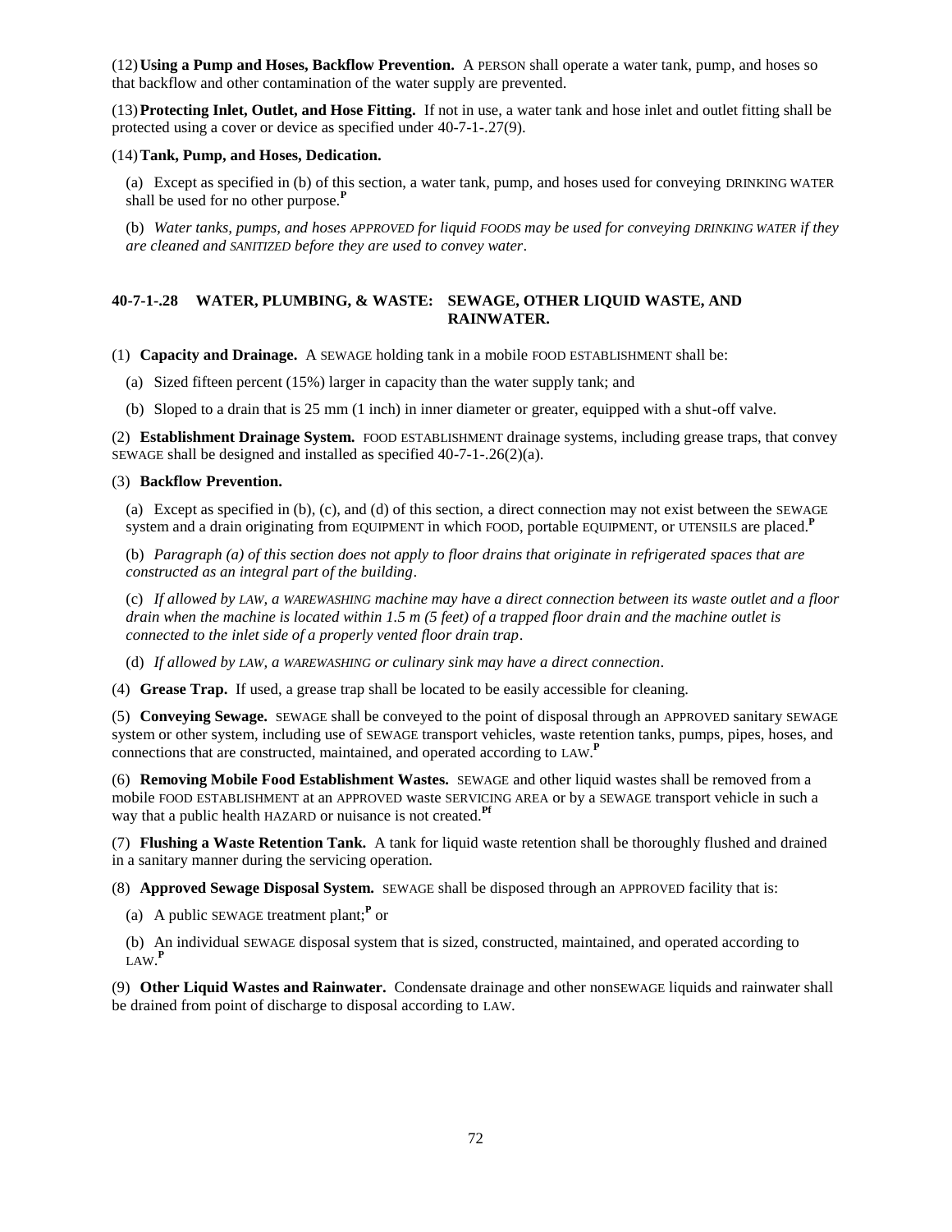(12) **Using a Pump and Hoses, Backflow Prevention.** A PERSON shall operate a water tank, pump, and hoses so that backflow and other contamination of the water supply are prevented.

(13) **Protecting Inlet, Outlet, and Hose Fitting.** If not in use, a water tank and hose inlet and outlet fitting shall be protected using a cover or device as specified under 40-7-1-.27(9).

(14) **Tank, Pump, and Hoses, Dedication.**

(a) Except as specified in (b) of this section, a water tank, pump, and hoses used for conveying DRINKING WATER shall be used for no other purpose.**P**

(b) *Water tanks, pumps, and hoses APPROVED for liquid FOODS may be used for conveying DRINKING WATER if they are cleaned and SANITIZED before they are used to convey water.*

### 40-7-1-.28 WATER, PLUMBING, & WASTE: SEWAGE, OTHER LIQUID WASTE, AND RAINWATER.

(1) **Capacity and Drainage.** A SEWAGE holding tank in a mobile FOOD ESTABLISHMENT shall be:

(a) Sized fifteen percent (15%) larger in capacity than the water supply tank; and

(b) Sloped to a drain that is 25 mm (1 inch) in inner diameter or greater, equipped with a shut-off valve.

(2) **Establishment Drainage System.** FOOD ESTABLISHMENT drainage systems, including grease traps, that convey SEWAGE shall be designed and installed as specified 40-7-1-.26(2)(a).

(3) **Backflow Prevention.**

(a) Except as specified in (b), (c), and (d) of this section, a direct connection may not exist between the SEWAGE system and a drain originating from EQUIPMENT in which FOOD, portable EQUIPMENT, or UTENSILS are placed.**P**

(b) *Paragraph (a) of this section does not apply to floor drains that originate in refrigerated spaces that are constructed as an integral part of the building.*

(c) *If allowed by LAW, a WAREWASHING machine may have a direct connection between its waste outlet and a floor drain when the machine is located within 1.5 m (5 feet) of a trapped floor drain and the machine outlet is connected to the inlet side of a properly vented floor drain trap.*

(d) *If allowed by LAW, a WAREWASHING or culinary sink may have a direct connection.*

(4) **Grease Trap.** If used, a grease trap shall be located to be easily accessible for cleaning.

(5) **Conveying Sewage.** SEWAGE shall be conveyed to the point of disposal through an APPROVED sanitary SEWAGE system or other system, including use of SEWAGE transport vehicles, waste retention tanks, pumps, pipes, hoses, and connections that are constructed, maintained, and operated according to LAW.**P**

(6) **Removing Mobile Food Establishment Wastes.** SEWAGE and other liquid wastes shall be removed from a mobile FOOD ESTABLISHMENT at an APPROVED waste SERVICING AREA or by a SEWAGE transport vehicle in such a way that a public health HAZARD or nuisance is not created.**Pf**

(7) **Flushing a Waste Retention Tank.** A tank for liquid waste retention shall be thoroughly flushed and drained in a sanitary manner during the servicing operation.

(8) **Approved Sewage Disposal System.** SEWAGE shall be disposed through an APPROVED facility that is:

(a) A public SEWAGE treatment plant;**P** or

(b) An individual SEWAGE disposal system that is sized, constructed, maintained, and operated according to LAW.**P**

(9) **Other Liquid Wastes and Rainwater.** Condensate drainage and other nonSEWAGE liquids and rainwater shall be drained from point of discharge to disposal according to LAW.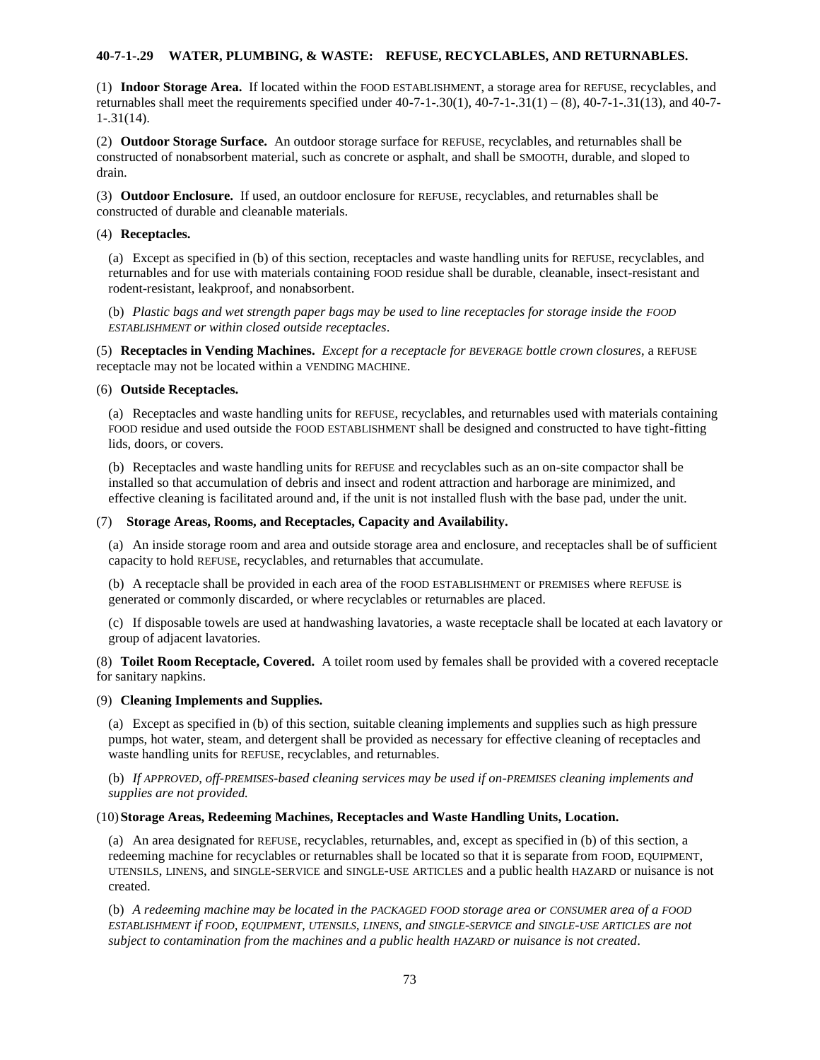**40-7-1-.29 WATER, PLUMBING, & WASTE: REFUSE, RECYCLABLES, AND RETURNABLES.**

(1) **Indoor Storage Area.** If located within the FOOD ESTABLISHMENT, a storage area for REFUSE, recyclables, and returnables shall meet the requirements specified under 40-7-1-.30(1), 40-7-1-.31(1) – (8), 40-7-1-.31(13), and 40-7-1-.31(14).

(2) **Outdoor Storage Surface.** An outdoor storage surface for REFUSE, recyclables, and returnables shall be constructed of nonabsorbent material, such as concrete or asphalt, and shall be SMOOTH, durable, and sloped to drain.

(3) **Outdoor Enclosure.** If used, an outdoor enclosure for REFUSE, recyclables, and returnables shall be constructed of durable and cleanable materials.

(4) **Receptacles.**

(a) Except as specified in (b) of this section, receptacles and waste handling units for REFUSE, recyclables, and returnables and for use with materials containing FOOD residue shall be durable, cleanable, insect-resistant and rodent-resistant, leakproof, and nonabsorbent.

(b) *Plastic bags and wet strength paper bags may be used to line receptacles for storage inside the FOOD ESTABLISHMENT or within closed outside receptacles*.

(5) **Receptacles in Vending Machines.** *Except for a receptacle for BEVERAGE bottle crown closures*, a REFUSE receptacle may not be located within a VENDING MACHINE.

(6) **Outside Receptacles.**

(a) Receptacles and waste handling units for REFUSE, recyclables, and returnables used with materials containing FOOD residue and used outside the FOOD ESTABLISHMENT shall be designed and constructed to have tight-fitting lids, doors, or covers.

(b) Receptacles and waste handling units for REFUSE and recyclables such as an on-site compactor shall be installed so that accumulation of debris and insect and rodent attraction and harborage are minimized, and effective cleaning is facilitated around and, if the unit is not installed flush with the base pad, under the unit.

(7) **Storage Areas, Rooms, and Receptacles, Capacity and Availability.**

(a) An inside storage room and area and outside storage area and enclosure, and receptacles shall be of sufficient capacity to hold REFUSE, recyclables, and returnables that accumulate.

(b) A receptacle shall be provided in each area of the FOOD ESTABLISHMENT or PREMISES where REFUSE is generated or commonly discarded, or where recyclables or returnables are placed.

(c) If disposable towels are used at handwashing lavatories, a waste receptacle shall be located at each lavatory or group of adjacent lavatories.

(8) **Toilet Room Receptacle, Covered.** A toilet room used by females shall be provided with a covered receptacle for sanitary napkins.

(9) **Cleaning Implements and Supplies.**

(a) Except as specified in (b) of this section, suitable cleaning implements and supplies such as high pressure pumps, hot water, steam, and detergent shall be provided as necessary for effective cleaning of receptacles and waste handling units for REFUSE, recyclables, and returnables.

(b) *If APPROVED, off-PREMISES-based cleaning services may be used if on-PREMISES cleaning implements and supplies are not provided.*

(10) **Storage Areas, Redeeming Machines, Receptacles and Waste Handling Units, Location.**

(a) An area designated for REFUSE, recyclables, returnables, and, except as specified in (b) of this section, a redeeming machine for recyclables or returnables shall be located so that it is separate from FOOD, EQUIPMENT, UTENSILS, LINENS, and SINGLE-SERVICE and SINGLE-USE ARTICLES and a public health HAZARD or nuisance is not created.

(b) *A redeeming machine may be located in the PACKAGED FOOD storage area or CONSUMER area of a FOOD ESTABLISHMENT if FOOD, EQUIPMENT, UTENSILS, LINENS, and SINGLE-SERVICE and SINGLE-USE ARTICLES are not subject to contamination from the machines and a public health HAZARD or nuisance is not created*.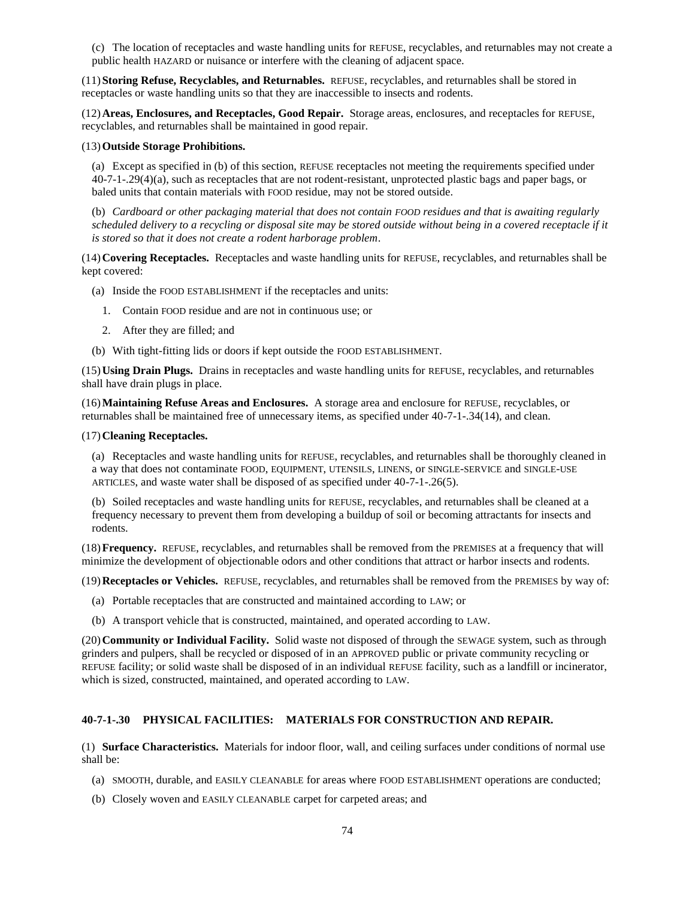(c) The location of receptacles and waste handling units for REFUSE, recyclables, and returnables may not create a public health HAZARD or nuisance or interfere with the cleaning of adjacent space.

(11) **Storing Refuse, Recyclables, and Returnables.** REFUSE, recyclables, and returnables shall be stored in receptacles or waste handling units so that they are inaccessible to insects and rodents.

(12) **Areas, Enclosures, and Receptacles, Good Repair.** Storage areas, enclosures, and receptacles for REFUSE, recyclables, and returnables shall be maintained in good repair.

(13) **Outside Storage Prohibitions.**

(a) Except as specified in (b) of this section, REFUSE receptacles not meeting the requirements specified under 40-7-1-.29(4)(a), such as receptacles that are not rodent-resistant, unprotected plastic bags and paper bags, or baled units that contain materials with FOOD residue, may not be stored outside.

(b) *Cardboard or other packaging material that does not contain FOOD residues and that is awaiting regularly scheduled delivery to a recycling or disposal site may be stored outside without being in a covered receptacle if it is stored so that it does not create a rodent harborage problem*.

(14) **Covering Receptacles.** Receptacles and waste handling units for REFUSE, recyclables, and returnables shall be kept covered:

(a) Inside the FOOD ESTABLISHMENT if the receptacles and units:

1. Contain FOOD residue and are not in continuous use; or
2. After they are filled; and

(b) With tight-fitting lids or doors if kept outside the FOOD ESTABLISHMENT.

(15) **Using Drain Plugs.** Drains in receptacles and waste handling units for REFUSE, recyclables, and returnables shall have drain plugs in place.

(16) **Maintaining Refuse Areas and Enclosures.** A storage area and enclosure for REFUSE, recyclables, or returnables shall be maintained free of unnecessary items, as specified under 40-7-1-.34(14), and clean.

(17) **Cleaning Receptacles.**

(a) Receptacles and waste handling units for REFUSE, recyclables, and returnables shall be thoroughly cleaned in a way that does not contaminate FOOD, EQUIPMENT, UTENSILS, LINENS, or SINGLE-SERVICE and SINGLE-USE ARTICLES, and waste water shall be disposed of as specified under 40-7-1-.26(5).

(b) Soiled receptacles and waste handling units for REFUSE, recyclables, and returnables shall be cleaned at a frequency necessary to prevent them from developing a buildup of soil or becoming attractants for insects and rodents.

(18) **Frequency.** REFUSE, recyclables, and returnables shall be removed from the PREMISES at a frequency that will minimize the development of objectionable odors and other conditions that attract or harbor insects and rodents.

(19) **Receptacles or Vehicles.** REFUSE, recyclables, and returnables shall be removed from the PREMISES by way of:

(a) Portable receptacles that are constructed and maintained according to LAW; or

(b) A transport vehicle that is constructed, maintained, and operated according to LAW.

(20) **Community or Individual Facility.** Solid waste not disposed of through the SEWAGE system, such as through grinders and pulpers, shall be recycled or disposed of in an APPROVED public or private community recycling or REFUSE facility; or solid waste shall be disposed of in an individual REFUSE facility, such as a landfill or incinerator, which is sized, constructed, maintained, and operated according to LAW.

## 40-7-1-.30 PHYSICAL FACILITIES: MATERIALS FOR CONSTRUCTION AND REPAIR.

(1) **Surface Characteristics.** Materials for indoor floor, wall, and ceiling surfaces under conditions of normal use shall be:

(a) SMOOTH, durable, and EASILY CLEANABLE for areas where FOOD ESTABLISHMENT operations are conducted;

(b) Closely woven and EASILY CLEANABLE carpet for carpeted areas; and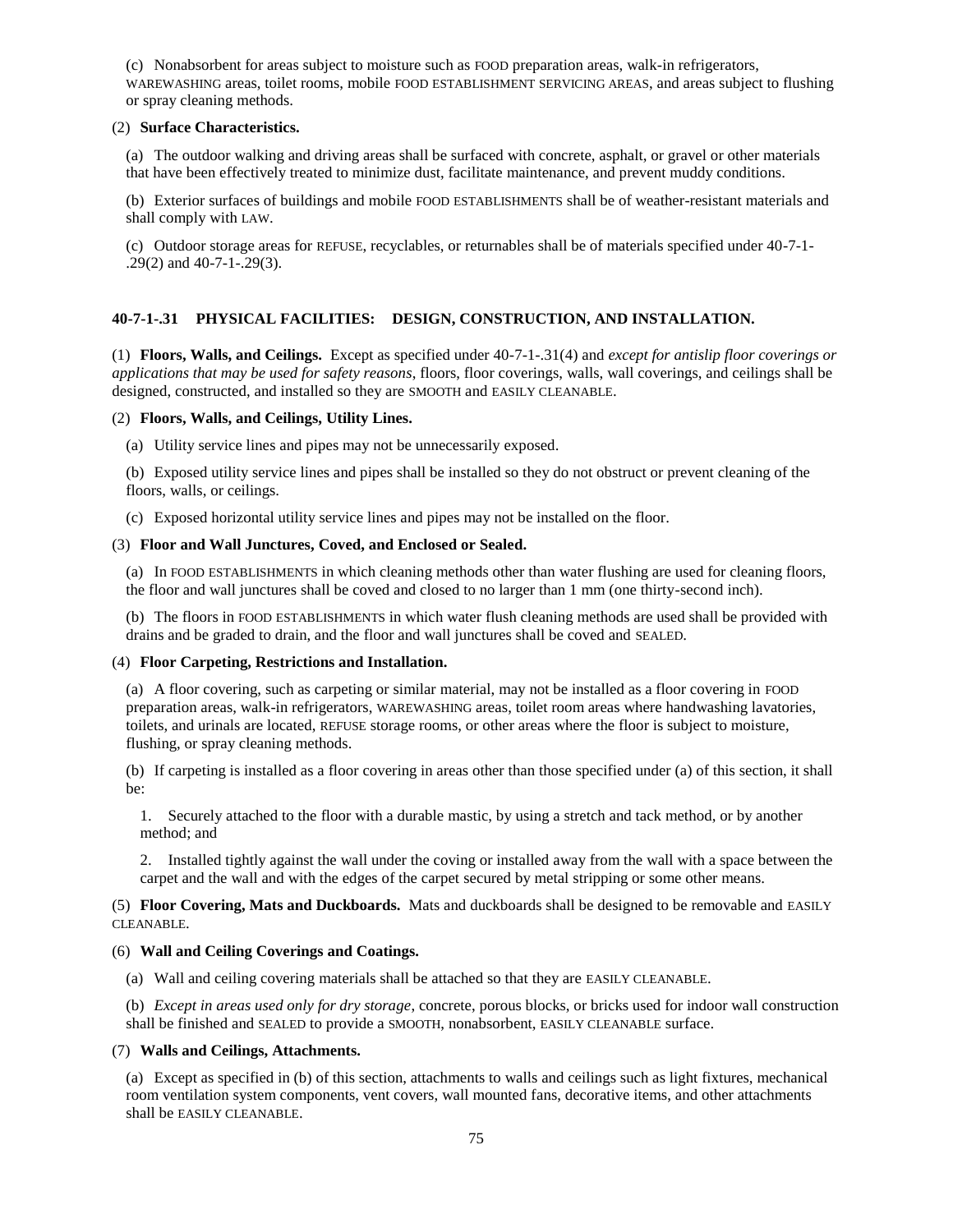(c) Nonabsorbent for areas subject to moisture such as FOOD preparation areas, walk-in refrigerators, WAREWASHING areas, toilet rooms, mobile FOOD ESTABLISHMENT SERVICING AREAS, and areas subject to flushing or spray cleaning methods.

(2) **Surface Characteristics.**

(a) The outdoor walking and driving areas shall be surfaced with concrete, asphalt, or gravel or other materials that have been effectively treated to minimize dust, facilitate maintenance, and prevent muddy conditions.

(b) Exterior surfaces of buildings and mobile FOOD ESTABLISHMENTS shall be of weather-resistant materials and shall comply with LAW.

(c) Outdoor storage areas for REFUSE, recyclables, or returnables shall be of materials specified under 40-7-1-.29(2) and 40-7-1-.29(3).

**40-7-1-.31 PHYSICAL FACILITIES: DESIGN, CONSTRUCTION, AND INSTALLATION.**

(1) **Floors, Walls, and Ceilings.** Except as specified under 40-7-1-.31(4) and *except for antislip floor coverings or applications that may be used for safety reasons*, floors, floor coverings, walls, wall coverings, and ceilings shall be designed, constructed, and installed so they are SMOOTH and EASILY CLEANABLE.

(2) **Floors, Walls, and Ceilings, Utility Lines.**

(a) Utility service lines and pipes may not be unnecessarily exposed.

(b) Exposed utility service lines and pipes shall be installed so they do not obstruct or prevent cleaning of the floors, walls, or ceilings.

(c) Exposed horizontal utility service lines and pipes may not be installed on the floor.

(3) **Floor and Wall Junctures, Coved, and Enclosed or Sealed.**

(a) In FOOD ESTABLISHMENTS in which cleaning methods other than water flushing are used for cleaning floors, the floor and wall junctures shall be coved and closed to no larger than 1 mm (one thirty-second inch).

(b) The floors in FOOD ESTABLISHMENTS in which water flush cleaning methods are used shall be provided with drains and be graded to drain, and the floor and wall junctures shall be coved and SEALED.

(4) **Floor Carpeting, Restrictions and Installation.**

(a) A floor covering, such as carpeting or similar material, may not be installed as a floor covering in FOOD preparation areas, walk-in refrigerators, WAREWASHING areas, toilet room areas where handwashing lavatories, toilets, and urinals are located, REFUSE storage rooms, or other areas where the floor is subject to moisture, flushing, or spray cleaning methods.

(b) If carpeting is installed as a floor covering in areas other than those specified under (a) of this section, it shall be:

1. Securely attached to the floor with a durable mastic, by using a stretch and tack method, or by another method; and

2. Installed tightly against the wall under the coving or installed away from the wall with a space between the carpet and the wall and with the edges of the carpet secured by metal stripping or some other means.

(5) **Floor Covering, Mats and Duckboards.** Mats and duckboards shall be designed to be removable and EASILY CLEANABLE.

(6) **Wall and Ceiling Coverings and Coatings.**

(a) Wall and ceiling covering materials shall be attached so that they are EASILY CLEANABLE.

(b) *Except in areas used only for dry storage*, concrete, porous blocks, or bricks used for indoor wall construction shall be finished and SEALED to provide a SMOOTH, nonabsorbent, EASILY CLEANABLE surface.

(7) **Walls and Ceilings, Attachments.**

(a) Except as specified in (b) of this section, attachments to walls and ceilings such as light fixtures, mechanical room ventilation system components, vent covers, wall mounted fans, decorative items, and other attachments shall be EASILY CLEANABLE.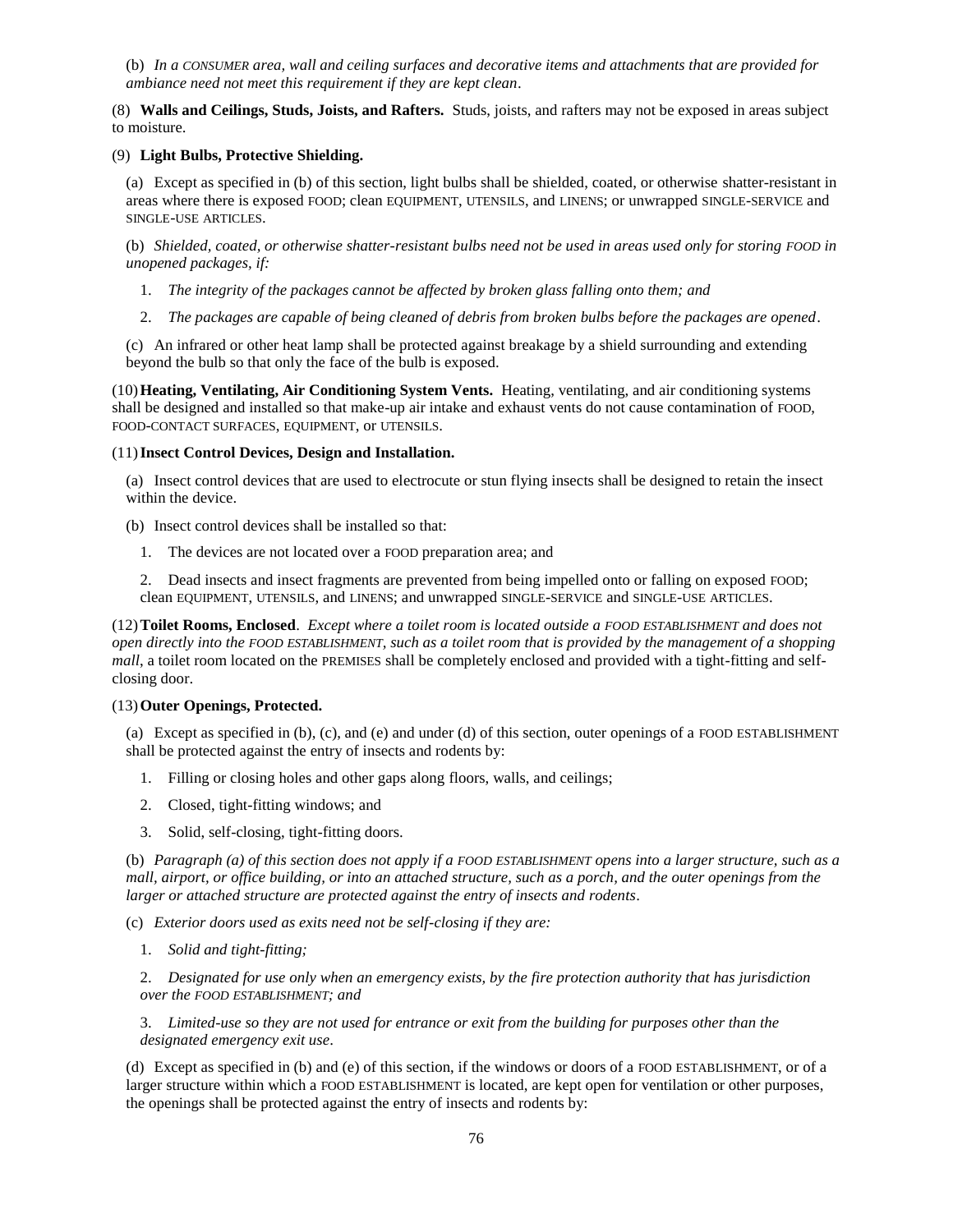(b) *In a CONSUMER area, wall and ceiling surfaces and decorative items and attachments that are provided for ambiance need not meet this requirement if they are kept clean*.

(8) **Walls and Ceilings, Studs, Joists, and Rafters.** Studs, joists, and rafters may not be exposed in areas subject to moisture.

(9) **Light Bulbs, Protective Shielding.**

(a) Except as specified in (b) of this section, light bulbs shall be shielded, coated, or otherwise shatter-resistant in areas where there is exposed FOOD; clean EQUIPMENT, UTENSILS, and LINENS; or unwrapped SINGLE-SERVICE and SINGLE-USE ARTICLES.

(b) *Shielded, coated, or otherwise shatter-resistant bulbs need not be used in areas used only for storing FOOD in unopened packages, if:*

1. *The integrity of the packages cannot be affected by broken glass falling onto them; and*

2. *The packages are capable of being cleaned of debris from broken bulbs before the packages are opened*.

(c) An infrared or other heat lamp shall be protected against breakage by a shield surrounding and extending beyond the bulb so that only the face of the bulb is exposed.

(10) **Heating, Ventilating, Air Conditioning System Vents.** Heating, ventilating, and air conditioning systems shall be designed and installed so that make-up air intake and exhaust vents do not cause contamination of FOOD, FOOD-CONTACT SURFACES, EQUIPMENT, or UTENSILS.

(11) **Insect Control Devices, Design and Installation.**

(a) Insect control devices that are used to electrocute or stun flying insects shall be designed to retain the insect within the device.

(b) Insect control devices shall be installed so that:

1. The devices are not located over a FOOD preparation area; and

2. Dead insects and insect fragments are prevented from being impelled onto or falling on exposed FOOD; clean EQUIPMENT, UTENSILS, and LINENS; and unwrapped SINGLE-SERVICE and SINGLE-USE ARTICLES.

(12) **Toilet Rooms, Enclosed**. *Except where a toilet room is located outside a FOOD ESTABLISHMENT and does not open directly into the FOOD ESTABLISHMENT, such as a toilet room that is provided by the management of a shopping mall*, a toilet room located on the PREMISES shall be completely enclosed and provided with a tight-fitting and self-closing door.

(13) **Outer Openings, Protected.**

(a) Except as specified in (b), (c), and (e) and under (d) of this section, outer openings of a FOOD ESTABLISHMENT shall be protected against the entry of insects and rodents by:

1. Filling or closing holes and other gaps along floors, walls, and ceilings;

2. Closed, tight-fitting windows; and

3. Solid, self-closing, tight-fitting doors.

(b) *Paragraph (a) of this section does not apply if a FOOD ESTABLISHMENT opens into a larger structure, such as a mall, airport, or office building, or into an attached structure, such as a porch, and the outer openings from the larger or attached structure are protected against the entry of insects and rodents*.

(c) *Exterior doors used as exits need not be self-closing if they are:*

1. *Solid and tight-fitting;*

2. *Designated for use only when an emergency exists, by the fire protection authority that has jurisdiction over the FOOD ESTABLISHMENT; and*

3. *Limited-use so they are not used for entrance or exit from the building for purposes other than the designated emergency exit use*.

(d) Except as specified in (b) and (e) of this section, if the windows or doors of a FOOD ESTABLISHMENT, or of a larger structure within which a FOOD ESTABLISHMENT is located, are kept open for ventilation or other purposes, the openings shall be protected against the entry of insects and rodents by: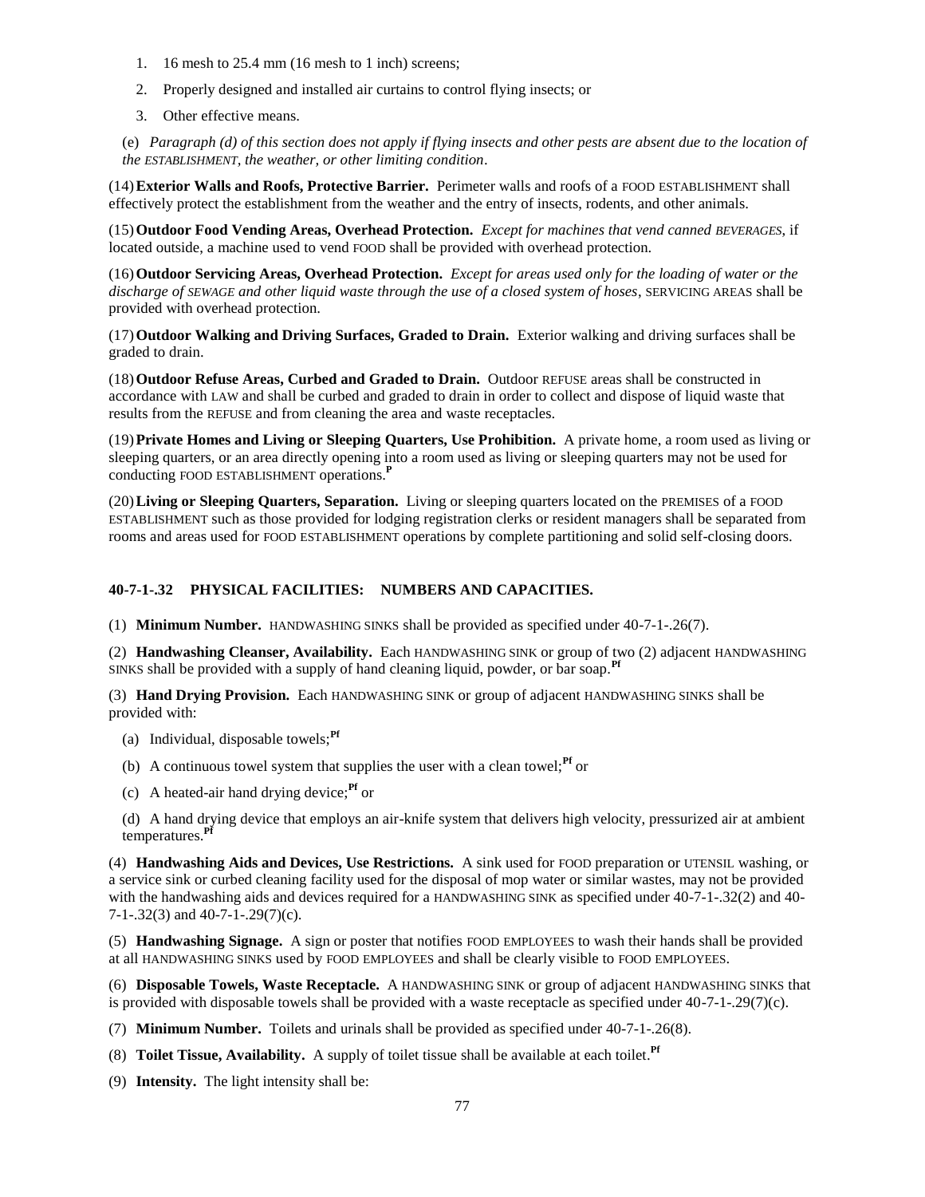1. 16 mesh to 25.4 mm (16 mesh to 1 inch) screens;
2. Properly designed and installed air curtains to control flying insects; or
3. Other effective means.

(e) *Paragraph (d) of this section does not apply if flying insects and other pests are absent due to the location of the ESTABLISHMENT, the weather, or other limiting condition*.

(14) **Exterior Walls and Roofs, Protective Barrier.** Perimeter walls and roofs of a FOOD ESTABLISHMENT shall effectively protect the establishment from the weather and the entry of insects, rodents, and other animals.

(15) **Outdoor Food Vending Areas, Overhead Protection.** *Except for machines that vend canned BEVERAGES*, if located outside, a machine used to vend FOOD shall be provided with overhead protection.

(16) **Outdoor Servicing Areas, Overhead Protection.** *Except for areas used only for the loading of water or the discharge of SEWAGE and other liquid waste through the use of a closed system of hoses*, SERVICING AREAS shall be provided with overhead protection.

(17) **Outdoor Walking and Driving Surfaces, Graded to Drain.** Exterior walking and driving surfaces shall be graded to drain.

(18) **Outdoor Refuse Areas, Curbed and Graded to Drain.** Outdoor REFUSE areas shall be constructed in accordance with LAW and shall be curbed and graded to drain in order to collect and dispose of liquid waste that results from the REFUSE and from cleaning the area and waste receptacles.

(19) **Private Homes and Living or Sleeping Quarters, Use Prohibition.** A private home, a room used as living or sleeping quarters, or an area directly opening into a room used as living or sleeping quarters may not be used for conducting FOOD ESTABLISHMENT operations.[P]

(20) **Living or Sleeping Quarters, Separation.** Living or sleeping quarters located on the PREMISES of a FOOD ESTABLISHMENT such as those provided for lodging registration clerks or resident managers shall be separated from rooms and areas used for FOOD ESTABLISHMENT operations by complete partitioning and solid self-closing doors.

### 40-7-1-.32 PHYSICAL FACILITIES: NUMBERS AND CAPACITIES.

(1) **Minimum Number.** HANDWASHING SINKS shall be provided as specified under 40-7-1-.26(7).

(2) **Handwashing Cleanser, Availability.** Each HANDWASHING SINK or group of two (2) adjacent HANDWASHING SINKS shall be provided with a supply of hand cleaning liquid, powder, or bar soap.[Pf]

(3) **Hand Drying Provision.** Each HANDWASHING SINK or group of adjacent HANDWASHING SINKS shall be provided with:

(a) Individual, disposable towels;[Pf]

(b) A continuous towel system that supplies the user with a clean towel;[Pf] or

(c) A heated-air hand drying device;[Pf] or

(d) A hand drying device that employs an air-knife system that delivers high velocity, pressurized air at ambient temperatures.[Pf]

(4) **Handwashing Aids and Devices, Use Restrictions.** A sink used for FOOD preparation or UTENSIL washing, or a service sink or curbed cleaning facility used for the disposal of mop water or similar wastes, may not be provided with the handwashing aids and devices required for a HANDWASHING SINK as specified under 40-7-1-.32(2) and 40-7-1-.32(3) and 40-7-1-.29(7)(c).

(5) **Handwashing Signage.** A sign or poster that notifies FOOD EMPLOYEES to wash their hands shall be provided at all HANDWASHING SINKS used by FOOD EMPLOYEES and shall be clearly visible to FOOD EMPLOYEES.

(6) **Disposable Towels, Waste Receptacle.** A HANDWASHING SINK or group of adjacent HANDWASHING SINKS that is provided with disposable towels shall be provided with a waste receptacle as specified under 40-7-1-.29(7)(c).

(7) **Minimum Number.** Toilets and urinals shall be provided as specified under 40-7-1-.26(8).

(8) **Toilet Tissue, Availability.** A supply of toilet tissue shall be available at each toilet.[Pf]

(9) **Intensity.** The light intensity shall be: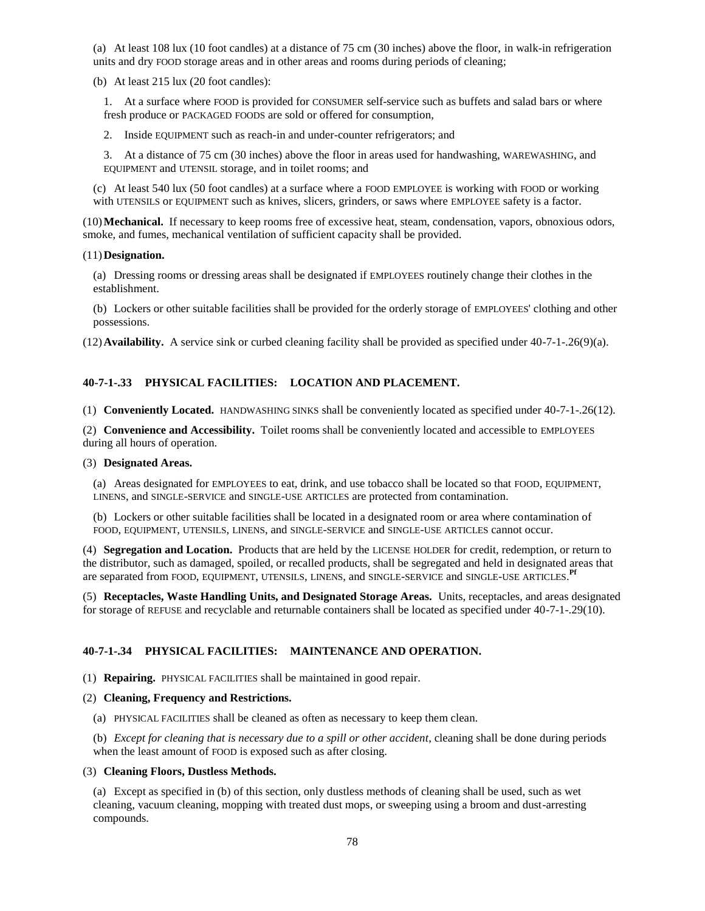(a) At least 108 lux (10 foot candles) at a distance of 75 cm (30 inches) above the floor, in walk-in refrigeration units and dry FOOD storage areas and in other areas and rooms during periods of cleaning;

(b) At least 215 lux (20 foot candles):

1. At a surface where FOOD is provided for CONSUMER self-service such as buffets and salad bars or where fresh produce or PACKAGED FOODS are sold or offered for consumption,

2. Inside EQUIPMENT such as reach-in and under-counter refrigerators; and

3. At a distance of 75 cm (30 inches) above the floor in areas used for handwashing, WAREWASHING, and EQUIPMENT and UTENSIL storage, and in toilet rooms; and

(c) At least 540 lux (50 foot candles) at a surface where a FOOD EMPLOYEE is working with FOOD or working with UTENSILS or EQUIPMENT such as knives, slicers, grinders, or saws where EMPLOYEE safety is a factor.

(10) **Mechanical.** If necessary to keep rooms free of excessive heat, steam, condensation, vapors, obnoxious odors, smoke, and fumes, mechanical ventilation of sufficient capacity shall be provided.

(11) **Designation.**

(a) Dressing rooms or dressing areas shall be designated if EMPLOYEES routinely change their clothes in the establishment.

(b) Lockers or other suitable facilities shall be provided for the orderly storage of EMPLOYEES' clothing and other possessions.

(12) **Availability.** A service sink or curbed cleaning facility shall be provided as specified under 40-7-1-.26(9)(a).

### 40-7-1-.33 PHYSICAL FACILITIES: LOCATION AND PLACEMENT.

(1) **Conveniently Located.** HANDWASHING SINKS shall be conveniently located as specified under 40-7-1-.26(12).

(2) **Convenience and Accessibility.** Toilet rooms shall be conveniently located and accessible to EMPLOYEES during all hours of operation.

(3) **Designated Areas.**

(a) Areas designated for EMPLOYEES to eat, drink, and use tobacco shall be located so that FOOD, EQUIPMENT, LINENS, and SINGLE-SERVICE and SINGLE-USE ARTICLES are protected from contamination.

(b) Lockers or other suitable facilities shall be located in a designated room or area where contamination of FOOD, EQUIPMENT, UTENSILS, LINENS, and SINGLE-SERVICE and SINGLE-USE ARTICLES cannot occur.

(4) **Segregation and Location.** Products that are held by the LICENSE HOLDER for credit, redemption, or return to the distributor, such as damaged, spoiled, or recalled products, shall be segregated and held in designated areas that are separated from FOOD, EQUIPMENT, UTENSILS, LINENS, and SINGLE-SERVICE and SINGLE-USE ARTICLES.[Pf]

(5) **Receptacles, Waste Handling Units, and Designated Storage Areas.** Units, receptacles, and areas designated for storage of REFUSE and recyclable and returnable containers shall be located as specified under 40-7-1-.29(10).

### 40-7-1-.34 PHYSICAL FACILITIES: MAINTENANCE AND OPERATION.

(1) **Repairing.** PHYSICAL FACILITIES shall be maintained in good repair.

(2) **Cleaning, Frequency and Restrictions.**

(a) PHYSICAL FACILITIES shall be cleaned as often as necessary to keep them clean.

(b) *Except for cleaning that is necessary due to a spill or other accident*, cleaning shall be done during periods when the least amount of FOOD is exposed such as after closing.

(3) **Cleaning Floors, Dustless Methods.**

(a) Except as specified in (b) of this section, only dustless methods of cleaning shall be used, such as wet cleaning, vacuum cleaning, mopping with treated dust mops, or sweeping using a broom and dust-arresting compounds.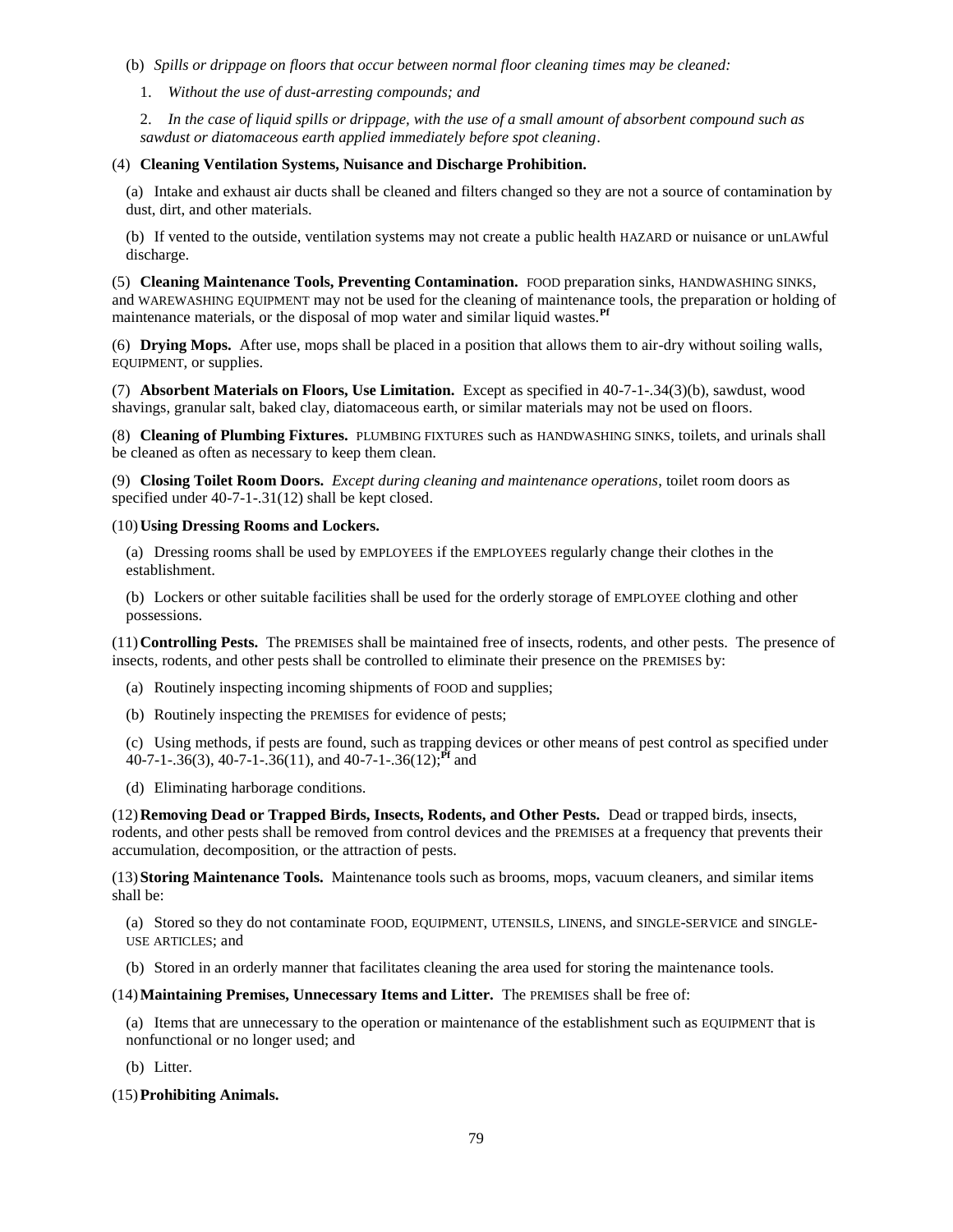(b) *Spills or drippage on floors that occur between normal floor cleaning times may be cleaned:*

1. *Without the use of dust-arresting compounds; and*

2. *In the case of liquid spills or drippage, with the use of a small amount of absorbent compound such as sawdust or diatomaceous earth applied immediately before spot cleaning*.

(4) **Cleaning Ventilation Systems, Nuisance and Discharge Prohibition.**

(a) Intake and exhaust air ducts shall be cleaned and filters changed so they are not a source of contamination by dust, dirt, and other materials.

(b) If vented to the outside, ventilation systems may not create a public health HAZARD or nuisance or unLAWful discharge.

(5) **Cleaning Maintenance Tools, Preventing Contamination.** FOOD preparation sinks, HANDWASHING SINKS, and WAREWASHING EQUIPMENT may not be used for the cleaning of maintenance tools, the preparation or holding of maintenance materials, or the disposal of mop water and similar liquid wastes.[Pf]

(6) **Drying Mops.** After use, mops shall be placed in a position that allows them to air-dry without soiling walls, EQUIPMENT, or supplies.

(7) **Absorbent Materials on Floors, Use Limitation.** Except as specified in 40-7-1-.34(3)(b), sawdust, wood shavings, granular salt, baked clay, diatomaceous earth, or similar materials may not be used on floors.

(8) **Cleaning of Plumbing Fixtures.** PLUMBING FIXTURES such as HANDWASHING SINKS, toilets, and urinals shall be cleaned as often as necessary to keep them clean.

(9) **Closing Toilet Room Doors.** *Except during cleaning and maintenance operations*, toilet room doors as specified under 40-7-1-.31(12) shall be kept closed.

(10) **Using Dressing Rooms and Lockers.**

(a) Dressing rooms shall be used by EMPLOYEES if the EMPLOYEES regularly change their clothes in the establishment.

(b) Lockers or other suitable facilities shall be used for the orderly storage of EMPLOYEE clothing and other possessions.

(11) **Controlling Pests.** The PREMISES shall be maintained free of insects, rodents, and other pests. The presence of insects, rodents, and other pests shall be controlled to eliminate their presence on the PREMISES by:

(a) Routinely inspecting incoming shipments of FOOD and supplies;

(b) Routinely inspecting the PREMISES for evidence of pests;

(c) Using methods, if pests are found, such as trapping devices or other means of pest control as specified under 40-7-1-.36(3), 40-7-1-.36(11), and 40-7-1-.36(12);[Pf] and

(d) Eliminating harborage conditions.

(12) **Removing Dead or Trapped Birds, Insects, Rodents, and Other Pests.** Dead or trapped birds, insects, rodents, and other pests shall be removed from control devices and the PREMISES at a frequency that prevents their accumulation, decomposition, or the attraction of pests.

(13) **Storing Maintenance Tools.** Maintenance tools such as brooms, mops, vacuum cleaners, and similar items shall be:

(a) Stored so they do not contaminate FOOD, EQUIPMENT, UTENSILS, LINENS, and SINGLE-SERVICE and SINGLE-USE ARTICLES; and

(b) Stored in an orderly manner that facilitates cleaning the area used for storing the maintenance tools.

(14) **Maintaining Premises, Unnecessary Items and Litter.** The PREMISES shall be free of:

(a) Items that are unnecessary to the operation or maintenance of the establishment such as EQUIPMENT that is nonfunctional or no longer used; and

(b) Litter.

(15) **Prohibiting Animals.**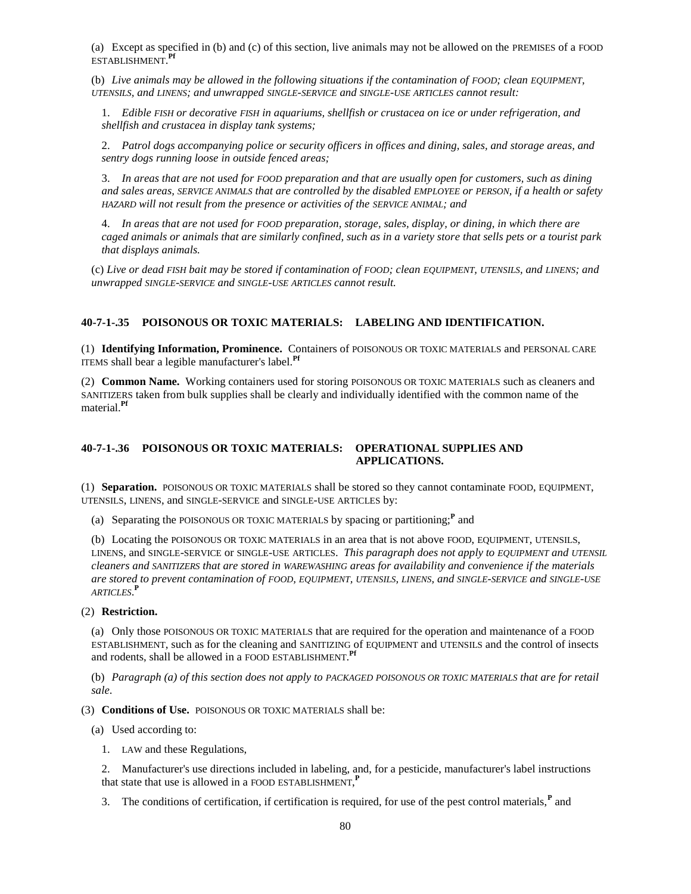(a) Except as specified in (b) and (c) of this section, live animals may not be allowed on the PREMISES of a FOOD ESTABLISHMENT.[Pf]

(b) *Live animals may be allowed in the following situations if the contamination of FOOD; clean EQUIPMENT, UTENSILS, and LINENS; and unwrapped SINGLE-SERVICE and SINGLE-USE ARTICLES cannot result:*

1. *Edible FISH or decorative FISH in aquariums, shellfish or crustacea on ice or under refrigeration, and shellfish and crustacea in display tank systems;*

2. *Patrol dogs accompanying police or security officers in offices and dining, sales, and storage areas, and sentry dogs running loose in outside fenced areas;*

3. *In areas that are not used for FOOD preparation and that are usually open for customers, such as dining and sales areas, SERVICE ANIMALS that are controlled by the disabled EMPLOYEE or PERSON, if a health or safety HAZARD will not result from the presence or activities of the SERVICE ANIMAL; and*

4. *In areas that are not used for FOOD preparation, storage, sales, display, or dining, in which there are caged animals or animals that are similarly confined, such as in a variety store that sells pets or a tourist park that displays animals.*

(c) *Live or dead FISH bait may be stored if contamination of FOOD; clean EQUIPMENT, UTENSILS, and LINENS; and unwrapped SINGLE-SERVICE and SINGLE-USE ARTICLES cannot result.*

### 40-7-1-.35 POISONOUS OR TOXIC MATERIALS: LABELING AND IDENTIFICATION.

(1) **Identifying Information, Prominence.** Containers of POISONOUS OR TOXIC MATERIALS and PERSONAL CARE ITEMS shall bear a legible manufacturer's label.[Pf]

(2) **Common Name.** Working containers used for storing POISONOUS OR TOXIC MATERIALS such as cleaners and SANITIZERS taken from bulk supplies shall be clearly and individually identified with the common name of the material.[Pf]

### 40-7-1-.36 POISONOUS OR TOXIC MATERIALS: OPERATIONAL SUPPLIES AND APPLICATIONS.

(1) **Separation.** POISONOUS OR TOXIC MATERIALS shall be stored so they cannot contaminate FOOD, EQUIPMENT, UTENSILS, LINENS, and SINGLE-SERVICE and SINGLE-USE ARTICLES by:

(a) Separating the POISONOUS OR TOXIC MATERIALS by spacing or partitioning;[P] and

(b) Locating the POISONOUS OR TOXIC MATERIALS in an area that is not above FOOD, EQUIPMENT, UTENSILS, LINENS, and SINGLE-SERVICE or SINGLE-USE ARTICLES. *This paragraph does not apply to EQUIPMENT and UTENSIL cleaners and SANITIZERS that are stored in WAREWASHING areas for availability and convenience if the materials are stored to prevent contamination of FOOD, EQUIPMENT, UTENSILS, LINENS, and SINGLE-SERVICE and SINGLE-USE ARTICLES.*[P]

(2) **Restriction.**

(a) Only those POISONOUS OR TOXIC MATERIALS that are required for the operation and maintenance of a FOOD ESTABLISHMENT, such as for the cleaning and SANITIZING of EQUIPMENT and UTENSILS and the control of insects and rodents, shall be allowed in a FOOD ESTABLISHMENT.[Pf]

(b) *Paragraph (a) of this section does not apply to PACKAGED POISONOUS OR TOXIC MATERIALS that are for retail sale.*

(3) **Conditions of Use.** POISONOUS OR TOXIC MATERIALS shall be:

(a) Used according to:

1. LAW and these Regulations,

2. Manufacturer's use directions included in labeling, and, for a pesticide, manufacturer's label instructions that state that use is allowed in a FOOD ESTABLISHMENT,[P]

3. The conditions of certification, if certification is required, for use of the pest control materials,[P] and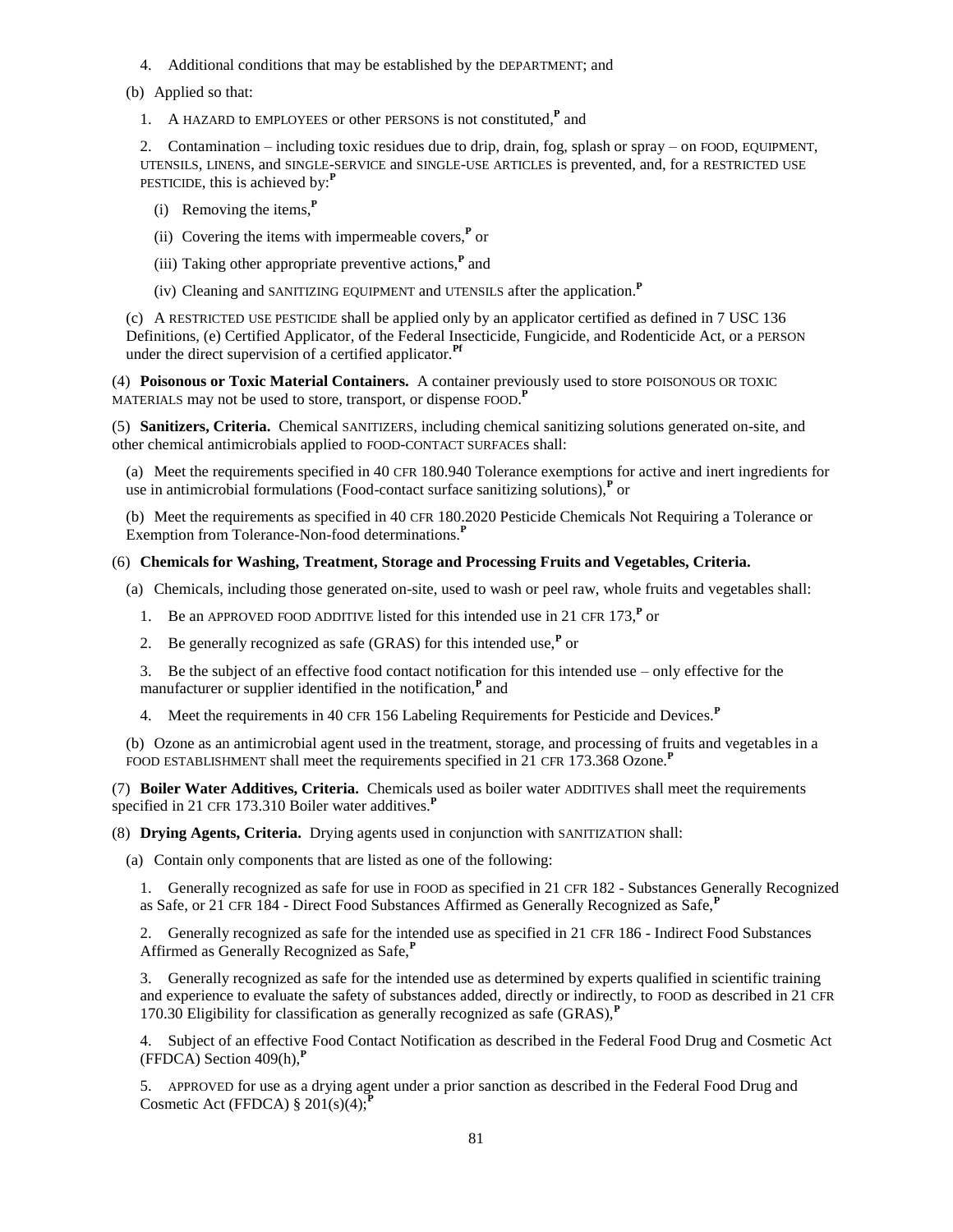4. Additional conditions that may be established by the DEPARTMENT; and

(b) Applied so that:

1. A HAZARD to EMPLOYEES or other PERSONS is not constituted,[P] and

2. Contamination – including toxic residues due to drip, drain, fog, splash or spray – on FOOD, EQUIPMENT, UTENSILS, LINENS, and SINGLE-SERVICE and SINGLE-USE ARTICLES is prevented, and, for a RESTRICTED USE PESTICIDE, this is achieved by:[P]

(i) Removing the items,[P]

(ii) Covering the items with impermeable covers,[P] or

(iii) Taking other appropriate preventive actions,[P] and

(iv) Cleaning and SANITIZING EQUIPMENT and UTENSILS after the application.[P]

(c) A RESTRICTED USE PESTICIDE shall be applied only by an applicator certified as defined in 7 USC 136 Definitions, (e) Certified Applicator, of the Federal Insecticide, Fungicide, and Rodenticide Act, or a PERSON under the direct supervision of a certified applicator.[Pf]

(4) **Poisonous or Toxic Material Containers.** A container previously used to store POISONOUS OR TOXIC MATERIALS may not be used to store, transport, or dispense FOOD.[P]

(5) **Sanitizers, Criteria.** Chemical SANITIZERS, including chemical sanitizing solutions generated on-site, and other chemical antimicrobials applied to FOOD-CONTACT SURFACEs shall:

(a) Meet the requirements specified in 40 CFR 180.940 Tolerance exemptions for active and inert ingredients for use in antimicrobial formulations (Food-contact surface sanitizing solutions),[P] or

(b) Meet the requirements as specified in 40 CFR 180.2020 Pesticide Chemicals Not Requiring a Tolerance or Exemption from Tolerance-Non-food determinations.[P]

(6) **Chemicals for Washing, Treatment, Storage and Processing Fruits and Vegetables, Criteria.**

(a) Chemicals, including those generated on-site, used to wash or peel raw, whole fruits and vegetables shall:

1. Be an APPROVED FOOD ADDITIVE listed for this intended use in 21 CFR 173,[P] or

2. Be generally recognized as safe (GRAS) for this intended use,[P] or

3. Be the subject of an effective food contact notification for this intended use – only effective for the manufacturer or supplier identified in the notification,[P] and

4. Meet the requirements in 40 CFR 156 Labeling Requirements for Pesticide and Devices.[P]

(b) Ozone as an antimicrobial agent used in the treatment, storage, and processing of fruits and vegetables in a FOOD ESTABLISHMENT shall meet the requirements specified in 21 CFR 173.368 Ozone.[P]

(7) **Boiler Water Additives, Criteria.** Chemicals used as boiler water ADDITIVES shall meet the requirements specified in 21 CFR 173.310 Boiler water additives.[P]

(8) **Drying Agents, Criteria.** Drying agents used in conjunction with SANITIZATION shall:

(a) Contain only components that are listed as one of the following:

1. Generally recognized as safe for use in FOOD as specified in 21 CFR 182 - Substances Generally Recognized as Safe, or 21 CFR 184 - Direct Food Substances Affirmed as Generally Recognized as Safe,[P]

2. Generally recognized as safe for the intended use as specified in 21 CFR 186 - Indirect Food Substances Affirmed as Generally Recognized as Safe,[P]

3. Generally recognized as safe for the intended use as determined by experts qualified in scientific training and experience to evaluate the safety of substances added, directly or indirectly, to FOOD as described in 21 CFR 170.30 Eligibility for classification as generally recognized as safe (GRAS),[P]

4. Subject of an effective Food Contact Notification as described in the Federal Food Drug and Cosmetic Act (FFDCA) Section 409(h),[P]

5. APPROVED for use as a drying agent under a prior sanction as described in the Federal Food Drug and Cosmetic Act (FFDCA) § 201(s)(4);[P]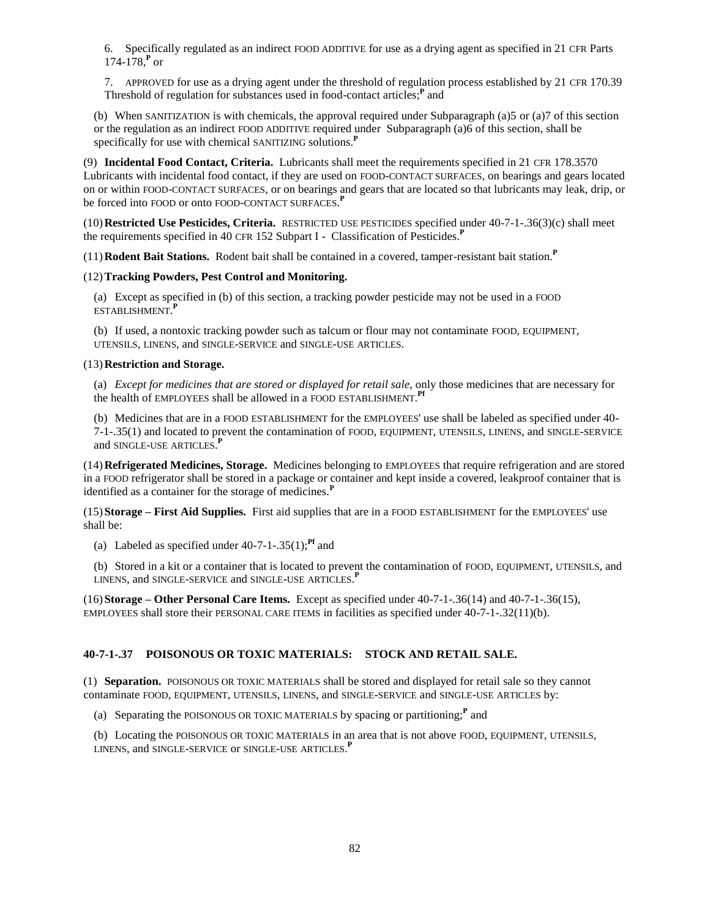6. Specifically regulated as an indirect FOOD ADDITIVE for use as a drying agent as specified in 21 CFR Parts 174-178,[P] or

7. APPROVED for use as a drying agent under the threshold of regulation process established by 21 CFR 170.39 Threshold of regulation for substances used in food-contact articles;[P] and

(b) When SANITIZATION is with chemicals, the approval required under Subparagraph (a)5 or (a)7 of this section or the regulation as an indirect FOOD ADDITIVE required under Subparagraph (a)6 of this section, shall be specifically for use with chemical SANITIZING solutions.[P]

(9) **Incidental Food Contact, Criteria.** Lubricants shall meet the requirements specified in 21 CFR 178.3570 Lubricants with incidental food contact, if they are used on FOOD-CONTACT SURFACES, on bearings and gears located on or within FOOD-CONTACT SURFACES, or on bearings and gears that are located so that lubricants may leak, drip, or be forced into FOOD or onto FOOD-CONTACT SURFACES.[P]

(10) **Restricted Use Pesticides, Criteria.** RESTRICTED USE PESTICIDES specified under 40-7-1-.36(3)(c) shall meet the requirements specified in 40 CFR 152 Subpart I - Classification of Pesticides.[P]

(11) **Rodent Bait Stations.** Rodent bait shall be contained in a covered, tamper-resistant bait station.[P]

(12) **Tracking Powders, Pest Control and Monitoring.**

(a) Except as specified in (b) of this section, a tracking powder pesticide may not be used in a FOOD ESTABLISHMENT.[P]

(b) If used, a nontoxic tracking powder such as talcum or flour may not contaminate FOOD, EQUIPMENT, UTENSILS, LINENS, and SINGLE-SERVICE and SINGLE-USE ARTICLES.

(13) **Restriction and Storage.**

(a) *Except for medicines that are stored or displayed for retail sale*, only those medicines that are necessary for the health of EMPLOYEES shall be allowed in a FOOD ESTABLISHMENT.[Pf]

(b) Medicines that are in a FOOD ESTABLISHMENT for the EMPLOYEES' use shall be labeled as specified under 40-7-1-.35(1) and located to prevent the contamination of FOOD, EQUIPMENT, UTENSILS, LINENS, and SINGLE-SERVICE and SINGLE-USE ARTICLES.[P]

(14) **Refrigerated Medicines, Storage.** Medicines belonging to EMPLOYEES that require refrigeration and are stored in a FOOD refrigerator shall be stored in a package or container and kept inside a covered, leakproof container that is identified as a container for the storage of medicines.[P]

(15) **Storage – First Aid Supplies.** First aid supplies that are in a FOOD ESTABLISHMENT for the EMPLOYEES' use shall be:

(a) Labeled as specified under 40-7-1-.35(1);[Pf] and

(b) Stored in a kit or a container that is located to prevent the contamination of FOOD, EQUIPMENT, UTENSILS, and LINENS, and SINGLE-SERVICE and SINGLE-USE ARTICLES.[P]

(16) **Storage – Other Personal Care Items.** Except as specified under 40-7-1-.36(14) and 40-7-1-.36(15), EMPLOYEES shall store their PERSONAL CARE ITEMS in facilities as specified under 40-7-1-.32(11)(b).

## 40-7-1-.37 POISONOUS OR TOXIC MATERIALS: STOCK AND RETAIL SALE.

(1) **Separation.** POISONOUS OR TOXIC MATERIALS shall be stored and displayed for retail sale so they cannot contaminate FOOD, EQUIPMENT, UTENSILS, LINENS, and SINGLE-SERVICE and SINGLE-USE ARTICLES by:

(a) Separating the POISONOUS OR TOXIC MATERIALS by spacing or partitioning;[P] and

(b) Locating the POISONOUS OR TOXIC MATERIALS in an area that is not above FOOD, EQUIPMENT, UTENSILS, LINENS, and SINGLE-SERVICE or SINGLE-USE ARTICLES.[P]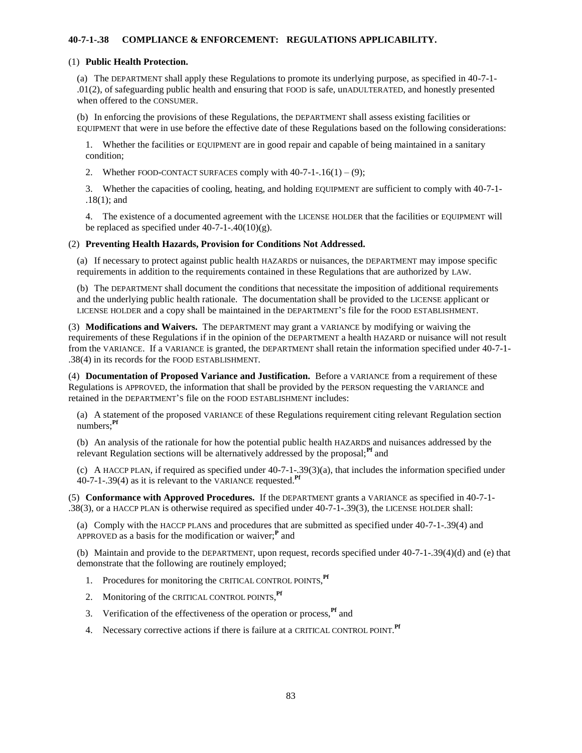### 40-7-1-.38 COMPLIANCE & ENFORCEMENT: REGULATIONS APPLICABILITY.

(1) **Public Health Protection.**

(a) The DEPARTMENT shall apply these Regulations to promote its underlying purpose, as specified in 40-7-1-.01(2), of safeguarding public health and ensuring that FOOD is safe, unADULTERATED, and honestly presented when offered to the CONSUMER.

(b) In enforcing the provisions of these Regulations, the DEPARTMENT shall assess existing facilities or EQUIPMENT that were in use before the effective date of these Regulations based on the following considerations:

1. Whether the facilities or EQUIPMENT are in good repair and capable of being maintained in a sanitary condition;

2. Whether FOOD-CONTACT SURFACES comply with 40-7-1-.16(1) – (9);

3. Whether the capacities of cooling, heating, and holding EQUIPMENT are sufficient to comply with 40-7-1-.18(1); and

4. The existence of a documented agreement with the LICENSE HOLDER that the facilities or EQUIPMENT will be replaced as specified under 40-7-1-.40(10)(g).

(2) **Preventing Health Hazards, Provision for Conditions Not Addressed.**

(a) If necessary to protect against public health HAZARDS or nuisances, the DEPARTMENT may impose specific requirements in addition to the requirements contained in these Regulations that are authorized by LAW.

(b) The DEPARTMENT shall document the conditions that necessitate the imposition of additional requirements and the underlying public health rationale. The documentation shall be provided to the LICENSE applicant or LICENSE HOLDER and a copy shall be maintained in the DEPARTMENT'S file for the FOOD ESTABLISHMENT.

(3) **Modifications and Waivers.** The DEPARTMENT may grant a VARIANCE by modifying or waiving the requirements of these Regulations if in the opinion of the DEPARTMENT a health HAZARD or nuisance will not result from the VARIANCE. If a VARIANCE is granted, the DEPARTMENT shall retain the information specified under 40-7-1-.38(4) in its records for the FOOD ESTABLISHMENT.

(4) **Documentation of Proposed Variance and Justification.** Before a VARIANCE from a requirement of these Regulations is APPROVED, the information that shall be provided by the PERSON requesting the VARIANCE and retained in the DEPARTMENT'S file on the FOOD ESTABLISHMENT includes:

(a) A statement of the proposed VARIANCE of these Regulations requirement citing relevant Regulation section numbers;**Pf**

(b) An analysis of the rationale for how the potential public health HAZARDS and nuisances addressed by the relevant Regulation sections will be alternatively addressed by the proposal;**Pf** and

(c) A HACCP PLAN, if required as specified under 40-7-1-.39(3)(a), that includes the information specified under 40-7-1-.39(4) as it is relevant to the VARIANCE requested.**Pf**

(5) **Conformance with Approved Procedures.** If the DEPARTMENT grants a VARIANCE as specified in 40-7-1-.38(3), or a HACCP PLAN is otherwise required as specified under 40-7-1-.39(3), the LICENSE HOLDER shall:

(a) Comply with the HACCP PLANS and procedures that are submitted as specified under 40-7-1-.39(4) and APPROVED as a basis for the modification or waiver;**P** and

(b) Maintain and provide to the DEPARTMENT, upon request, records specified under 40-7-1-.39(4)(d) and (e) that demonstrate that the following are routinely employed;

1. Procedures for monitoring the CRITICAL CONTROL POINTS,**Pf**

2. Monitoring of the CRITICAL CONTROL POINTS,**Pf**

3. Verification of the effectiveness of the operation or process,**Pf** and

4. Necessary corrective actions if there is failure at a CRITICAL CONTROL POINT.**Pf**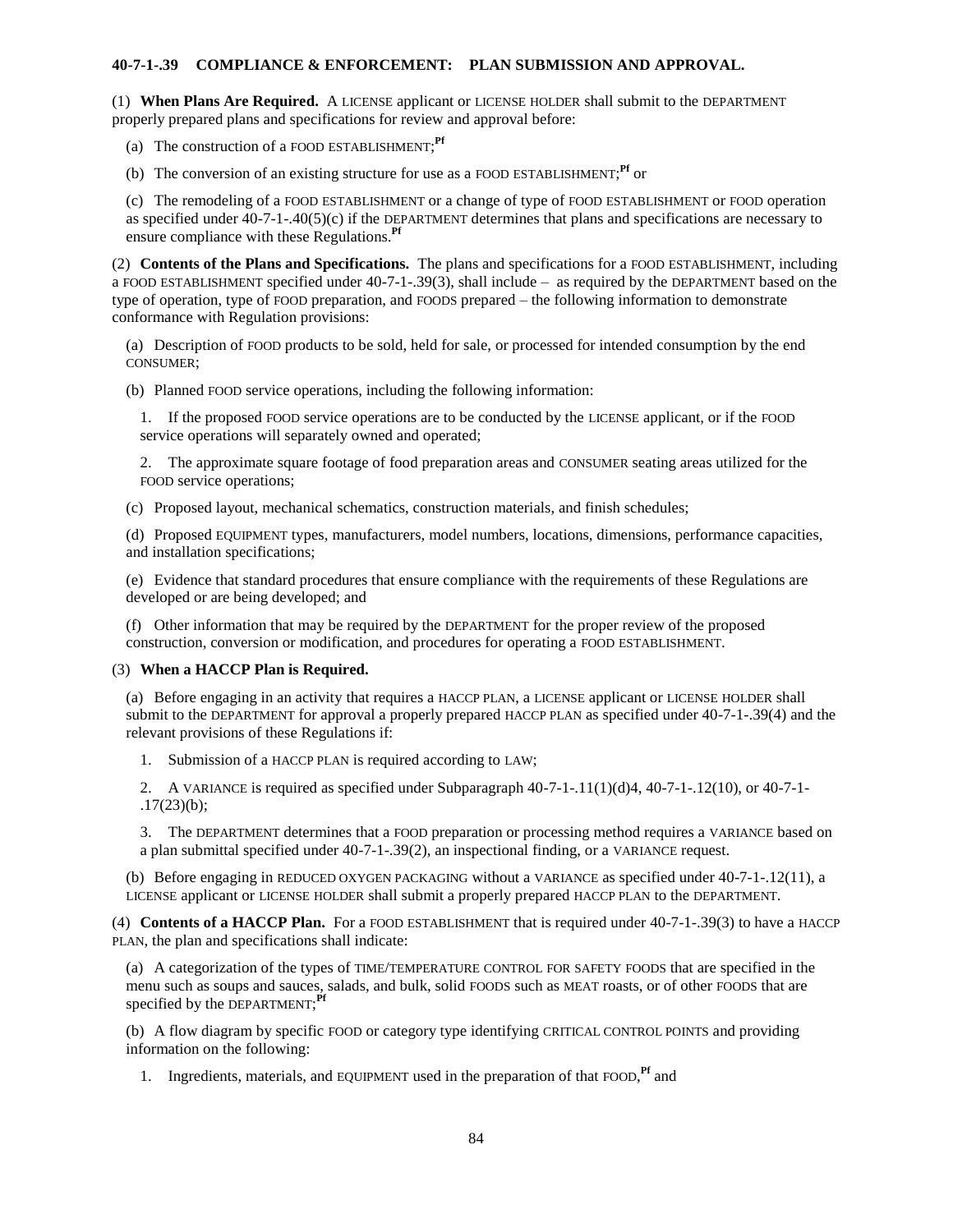**40-7-1-.39 COMPLIANCE & ENFORCEMENT: PLAN SUBMISSION AND APPROVAL.**

(1) **When Plans Are Required.** A LICENSE applicant or LICENSE HOLDER shall submit to the DEPARTMENT properly prepared plans and specifications for review and approval before:

(a) The construction of a FOOD ESTABLISHMENT;[Pf]

(b) The conversion of an existing structure for use as a FOOD ESTABLISHMENT;[Pf] or

(c) The remodeling of a FOOD ESTABLISHMENT or a change of type of FOOD ESTABLISHMENT or FOOD operation as specified under 40-7-1-.40(5)(c) if the DEPARTMENT determines that plans and specifications are necessary to ensure compliance with these Regulations.[Pf]

(2) **Contents of the Plans and Specifications.** The plans and specifications for a FOOD ESTABLISHMENT, including a FOOD ESTABLISHMENT specified under 40-7-1-.39(3), shall include – as required by the DEPARTMENT based on the type of operation, type of FOOD preparation, and FOODS prepared – the following information to demonstrate conformance with Regulation provisions:

(a) Description of FOOD products to be sold, held for sale, or processed for intended consumption by the end CONSUMER;

(b) Planned FOOD service operations, including the following information:

1. If the proposed FOOD service operations are to be conducted by the LICENSE applicant, or if the FOOD service operations will separately owned and operated;

2. The approximate square footage of food preparation areas and CONSUMER seating areas utilized for the FOOD service operations;

(c) Proposed layout, mechanical schematics, construction materials, and finish schedules;

(d) Proposed EQUIPMENT types, manufacturers, model numbers, locations, dimensions, performance capacities, and installation specifications;

(e) Evidence that standard procedures that ensure compliance with the requirements of these Regulations are developed or are being developed; and

(f) Other information that may be required by the DEPARTMENT for the proper review of the proposed construction, conversion or modification, and procedures for operating a FOOD ESTABLISHMENT.

(3) **When a HACCP Plan is Required.**

(a) Before engaging in an activity that requires a HACCP PLAN, a LICENSE applicant or LICENSE HOLDER shall submit to the DEPARTMENT for approval a properly prepared HACCP PLAN as specified under 40-7-1-.39(4) and the relevant provisions of these Regulations if:

1. Submission of a HACCP PLAN is required according to LAW;

2. A VARIANCE is required as specified under Subparagraph 40-7-1-.11(1)(d)4, 40-7-1-.12(10), or 40-7-1-.17(23)(b);

3. The DEPARTMENT determines that a FOOD preparation or processing method requires a VARIANCE based on a plan submittal specified under 40-7-1-.39(2), an inspectional finding, or a VARIANCE request.

(b) Before engaging in REDUCED OXYGEN PACKAGING without a VARIANCE as specified under 40-7-1-.12(11), a LICENSE applicant or LICENSE HOLDER shall submit a properly prepared HACCP PLAN to the DEPARTMENT.

(4) **Contents of a HACCP Plan.** For a FOOD ESTABLISHMENT that is required under 40-7-1-.39(3) to have a HACCP PLAN, the plan and specifications shall indicate:

(a) A categorization of the types of TIME/TEMPERATURE CONTROL FOR SAFETY FOODS that are specified in the menu such as soups and sauces, salads, and bulk, solid FOODS such as MEAT roasts, or of other FOODS that are specified by the DEPARTMENT;[Pf]

(b) A flow diagram by specific FOOD or category type identifying CRITICAL CONTROL POINTS and providing information on the following:

1. Ingredients, materials, and EQUIPMENT used in the preparation of that FOOD,[Pf] and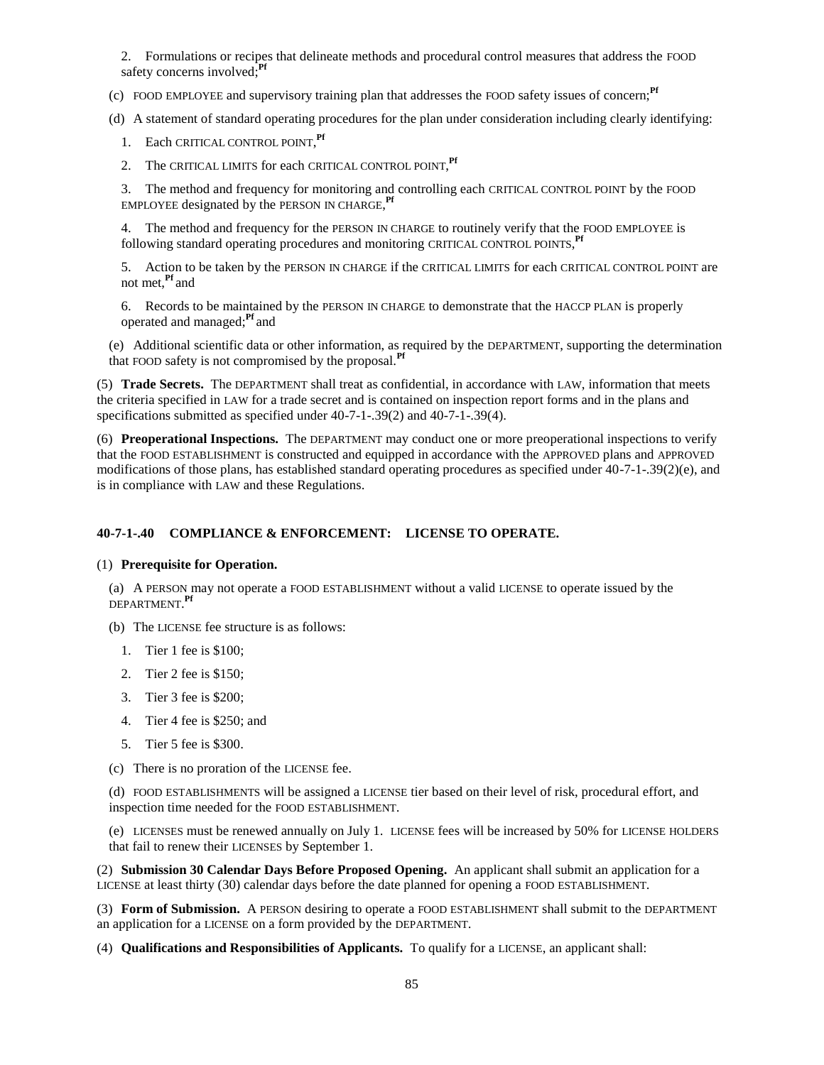2. Formulations or recipes that delineate methods and procedural control measures that address the FOOD safety concerns involved;[Pf]

(c) FOOD EMPLOYEE and supervisory training plan that addresses the FOOD safety issues of concern;[Pf]

(d) A statement of standard operating procedures for the plan under consideration including clearly identifying:

1. Each CRITICAL CONTROL POINT,[Pf]

2. The CRITICAL LIMITS for each CRITICAL CONTROL POINT,[Pf]

3. The method and frequency for monitoring and controlling each CRITICAL CONTROL POINT by the FOOD EMPLOYEE designated by the PERSON IN CHARGE,[Pf]

4. The method and frequency for the PERSON IN CHARGE to routinely verify that the FOOD EMPLOYEE is following standard operating procedures and monitoring CRITICAL CONTROL POINTS,[Pf]

5. Action to be taken by the PERSON IN CHARGE if the CRITICAL LIMITS for each CRITICAL CONTROL POINT are not met,[Pf] and

6. Records to be maintained by the PERSON IN CHARGE to demonstrate that the HACCP PLAN is properly operated and managed;[Pf] and

(e) Additional scientific data or other information, as required by the DEPARTMENT, supporting the determination that FOOD safety is not compromised by the proposal.[Pf]

(5) **Trade Secrets.** The DEPARTMENT shall treat as confidential, in accordance with LAW, information that meets the criteria specified in LAW for a trade secret and is contained on inspection report forms and in the plans and specifications submitted as specified under 40-7-1-.39(2) and 40-7-1-.39(4).

(6) **Preoperational Inspections.** The DEPARTMENT may conduct one or more preoperational inspections to verify that the FOOD ESTABLISHMENT is constructed and equipped in accordance with the APPROVED plans and APPROVED modifications of those plans, has established standard operating procedures as specified under 40-7-1-.39(2)(e), and is in compliance with LAW and these Regulations.

### 40-7-1-.40 COMPLIANCE & ENFORCEMENT: LICENSE TO OPERATE.

(1) **Prerequisite for Operation.**

(a) A PERSON may not operate a FOOD ESTABLISHMENT without a valid LICENSE to operate issued by the DEPARTMENT.[Pf]

(b) The LICENSE fee structure is as follows:

1. Tier 1 fee is $100;

2. Tier 2 fee is $150;

3. Tier 3 fee is $200;

4. Tier 4 fee is $250; and

5. Tier 5 fee is $300.

(c) There is no proration of the LICENSE fee.

(d) FOOD ESTABLISHMENTS will be assigned a LICENSE tier based on their level of risk, procedural effort, and inspection time needed for the FOOD ESTABLISHMENT.

(e) LICENSES must be renewed annually on July 1. LICENSE fees will be increased by 50% for LICENSE HOLDERS that fail to renew their LICENSES by September 1.

(2) **Submission 30 Calendar Days Before Proposed Opening.** An applicant shall submit an application for a LICENSE at least thirty (30) calendar days before the date planned for opening a FOOD ESTABLISHMENT.

(3) **Form of Submission.** A PERSON desiring to operate a FOOD ESTABLISHMENT shall submit to the DEPARTMENT an application for a LICENSE on a form provided by the DEPARTMENT.

(4) **Qualifications and Responsibilities of Applicants.** To qualify for a LICENSE, an applicant shall: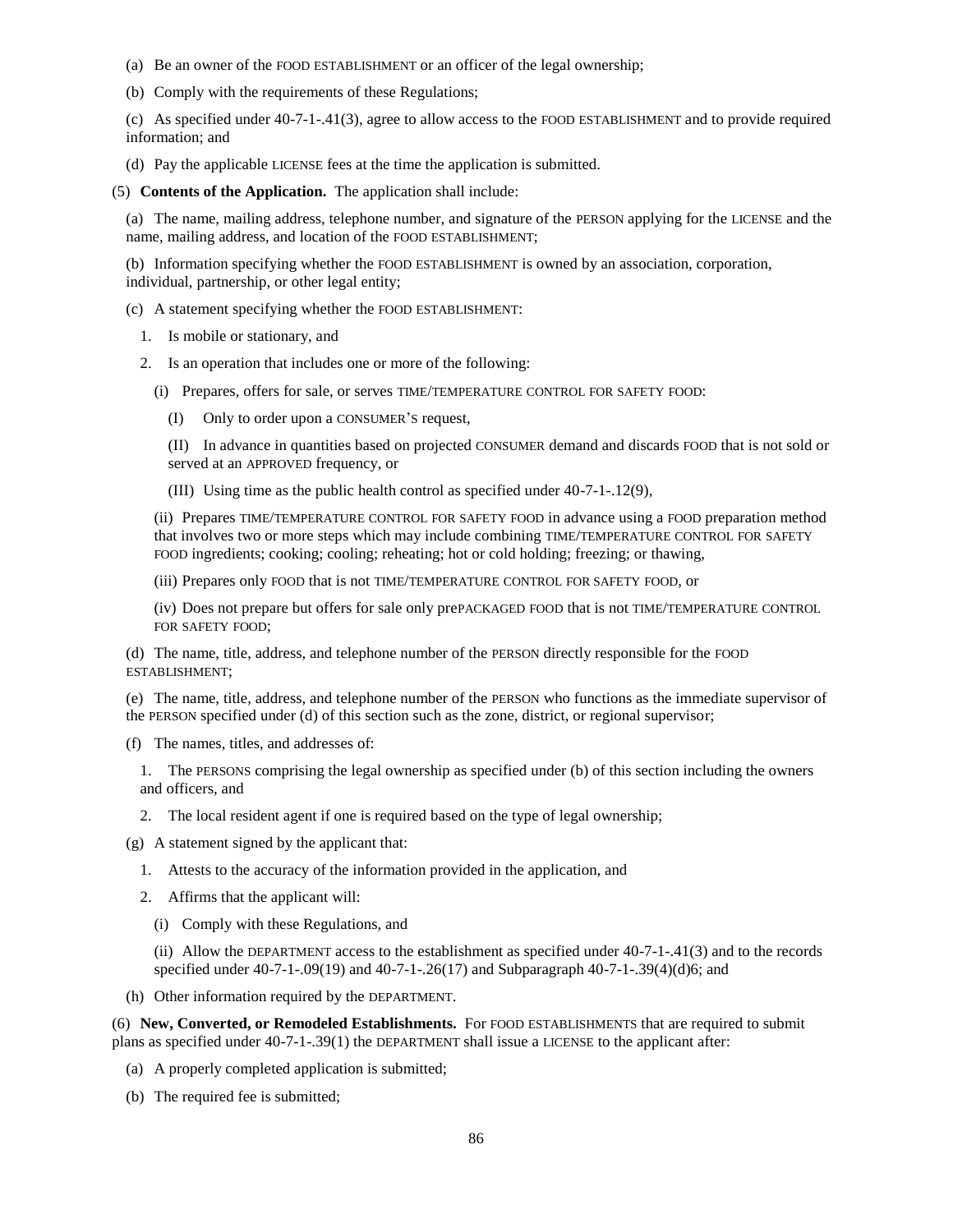(a) Be an owner of the FOOD ESTABLISHMENT or an officer of the legal ownership;

(b) Comply with the requirements of these Regulations;

(c) As specified under 40-7-1-.41(3), agree to allow access to the FOOD ESTABLISHMENT and to provide required information; and

(d) Pay the applicable LICENSE fees at the time the application is submitted.

(5) **Contents of the Application.** The application shall include:

(a) The name, mailing address, telephone number, and signature of the PERSON applying for the LICENSE and the name, mailing address, and location of the FOOD ESTABLISHMENT;

(b) Information specifying whether the FOOD ESTABLISHMENT is owned by an association, corporation, individual, partnership, or other legal entity;

(c) A statement specifying whether the FOOD ESTABLISHMENT:

1. Is mobile or stationary, and

2. Is an operation that includes one or more of the following:

(i) Prepares, offers for sale, or serves TIME/TEMPERATURE CONTROL FOR SAFETY FOOD:

(I) Only to order upon a CONSUMER'S request,

(II) In advance in quantities based on projected CONSUMER demand and discards FOOD that is not sold or served at an APPROVED frequency, or

(III) Using time as the public health control as specified under 40-7-1-.12(9),

(ii) Prepares TIME/TEMPERATURE CONTROL FOR SAFETY FOOD in advance using a FOOD preparation method that involves two or more steps which may include combining TIME/TEMPERATURE CONTROL FOR SAFETY FOOD ingredients; cooking; cooling; reheating; hot or cold holding; freezing; or thawing,

(iii) Prepares only FOOD that is not TIME/TEMPERATURE CONTROL FOR SAFETY FOOD, or

(iv) Does not prepare but offers for sale only prePACKAGED FOOD that is not TIME/TEMPERATURE CONTROL FOR SAFETY FOOD;

(d) The name, title, address, and telephone number of the PERSON directly responsible for the FOOD ESTABLISHMENT;

(e) The name, title, address, and telephone number of the PERSON who functions as the immediate supervisor of the PERSON specified under (d) of this section such as the zone, district, or regional supervisor;

(f) The names, titles, and addresses of:

1. The PERSONS comprising the legal ownership as specified under (b) of this section including the owners and officers, and

2. The local resident agent if one is required based on the type of legal ownership;

(g) A statement signed by the applicant that:

1. Attests to the accuracy of the information provided in the application, and

2. Affirms that the applicant will:

(i) Comply with these Regulations, and

(ii) Allow the DEPARTMENT access to the establishment as specified under 40-7-1-.41(3) and to the records specified under 40-7-1-.09(19) and 40-7-1-.26(17) and Subparagraph 40-7-1-.39(4)(d)6; and

(h) Other information required by the DEPARTMENT.

(6) **New, Converted, or Remodeled Establishments.** For FOOD ESTABLISHMENTS that are required to submit plans as specified under 40-7-1-.39(1) the DEPARTMENT shall issue a LICENSE to the applicant after:

(a) A properly completed application is submitted;

(b) The required fee is submitted;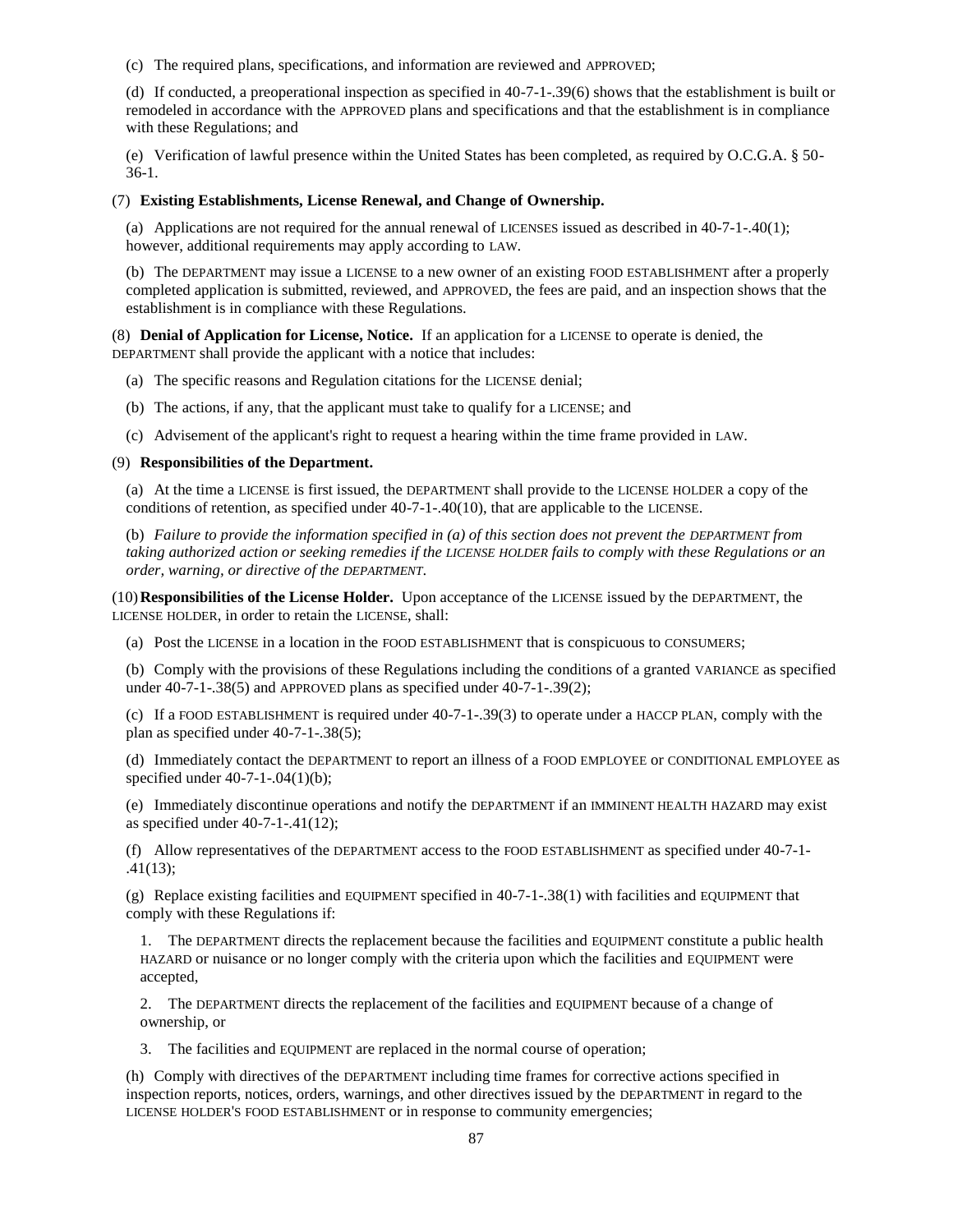(c) The required plans, specifications, and information are reviewed and APPROVED;

(d) If conducted, a preoperational inspection as specified in 40-7-1-.39(6) shows that the establishment is built or remodeled in accordance with the APPROVED plans and specifications and that the establishment is in compliance with these Regulations; and

(e) Verification of lawful presence within the United States has been completed, as required by O.C.G.A. § 50-36-1.

(7) **Existing Establishments, License Renewal, and Change of Ownership.**

(a) Applications are not required for the annual renewal of LICENSES issued as described in 40-7-1-.40(1); however, additional requirements may apply according to LAW.

(b) The DEPARTMENT may issue a LICENSE to a new owner of an existing FOOD ESTABLISHMENT after a properly completed application is submitted, reviewed, and APPROVED, the fees are paid, and an inspection shows that the establishment is in compliance with these Regulations.

(8) **Denial of Application for License, Notice.** If an application for a LICENSE to operate is denied, the DEPARTMENT shall provide the applicant with a notice that includes:

(a) The specific reasons and Regulation citations for the LICENSE denial;

(b) The actions, if any, that the applicant must take to qualify for a LICENSE; and

(c) Advisement of the applicant's right to request a hearing within the time frame provided in LAW.

(9) **Responsibilities of the Department.**

(a) At the time a LICENSE is first issued, the DEPARTMENT shall provide to the LICENSE HOLDER a copy of the conditions of retention, as specified under 40-7-1-.40(10), that are applicable to the LICENSE.

(b) *Failure to provide the information specified in (a) of this section does not prevent the DEPARTMENT from taking authorized action or seeking remedies if the LICENSE HOLDER fails to comply with these Regulations or an order, warning, or directive of the DEPARTMENT.*

(10) **Responsibilities of the License Holder.** Upon acceptance of the LICENSE issued by the DEPARTMENT, the LICENSE HOLDER, in order to retain the LICENSE, shall:

(a) Post the LICENSE in a location in the FOOD ESTABLISHMENT that is conspicuous to CONSUMERS;

(b) Comply with the provisions of these Regulations including the conditions of a granted VARIANCE as specified under 40-7-1-.38(5) and APPROVED plans as specified under 40-7-1-.39(2);

(c) If a FOOD ESTABLISHMENT is required under 40-7-1-.39(3) to operate under a HACCP PLAN, comply with the plan as specified under 40-7-1-.38(5);

(d) Immediately contact the DEPARTMENT to report an illness of a FOOD EMPLOYEE or CONDITIONAL EMPLOYEE as specified under 40-7-1-.04(1)(b);

(e) Immediately discontinue operations and notify the DEPARTMENT if an IMMINENT HEALTH HAZARD may exist as specified under 40-7-1-.41(12);

(f) Allow representatives of the DEPARTMENT access to the FOOD ESTABLISHMENT as specified under 40-7-1-.41(13);

(g) Replace existing facilities and EQUIPMENT specified in 40-7-1-.38(1) with facilities and EQUIPMENT that comply with these Regulations if:

1. The DEPARTMENT directs the replacement because the facilities and EQUIPMENT constitute a public health HAZARD or nuisance or no longer comply with the criteria upon which the facilities and EQUIPMENT were accepted,

2. The DEPARTMENT directs the replacement of the facilities and EQUIPMENT because of a change of ownership, or

3. The facilities and EQUIPMENT are replaced in the normal course of operation;

(h) Comply with directives of the DEPARTMENT including time frames for corrective actions specified in inspection reports, notices, orders, warnings, and other directives issued by the DEPARTMENT in regard to the LICENSE HOLDER'S FOOD ESTABLISHMENT or in response to community emergencies;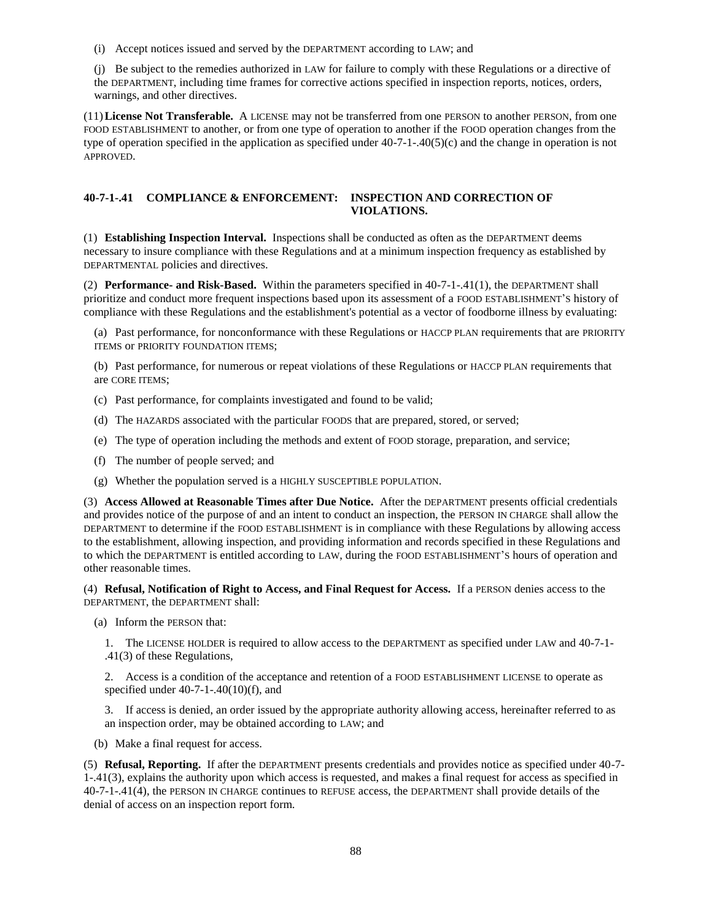(i) Accept notices issued and served by the DEPARTMENT according to LAW; and

(j) Be subject to the remedies authorized in LAW for failure to comply with these Regulations or a directive of the DEPARTMENT, including time frames for corrective actions specified in inspection reports, notices, orders, warnings, and other directives.

(11) **License Not Transferable.** A LICENSE may not be transferred from one PERSON to another PERSON, from one FOOD ESTABLISHMENT to another, or from one type of operation to another if the FOOD operation changes from the type of operation specified in the application as specified under 40-7-1-.40(5)(c) and the change in operation is not APPROVED.

### 40-7-1-.41 COMPLIANCE & ENFORCEMENT: INSPECTION AND CORRECTION OF VIOLATIONS.

(1) **Establishing Inspection Interval.** Inspections shall be conducted as often as the DEPARTMENT deems necessary to insure compliance with these Regulations and at a minimum inspection frequency as established by DEPARTMENTAL policies and directives.

(2) **Performance- and Risk-Based.** Within the parameters specified in 40-7-1-.41(1), the DEPARTMENT shall prioritize and conduct more frequent inspections based upon its assessment of a FOOD ESTABLISHMENT's history of compliance with these Regulations and the establishment's potential as a vector of foodborne illness by evaluating:

(a) Past performance, for nonconformance with these Regulations or HACCP PLAN requirements that are PRIORITY ITEMS or PRIORITY FOUNDATION ITEMS;

(b) Past performance, for numerous or repeat violations of these Regulations or HACCP PLAN requirements that are CORE ITEMS;

(c) Past performance, for complaints investigated and found to be valid;

(d) The HAZARDS associated with the particular FOODS that are prepared, stored, or served;

(e) The type of operation including the methods and extent of FOOD storage, preparation, and service;

(f) The number of people served; and

(g) Whether the population served is a HIGHLY SUSCEPTIBLE POPULATION.

(3) **Access Allowed at Reasonable Times after Due Notice.** After the DEPARTMENT presents official credentials and provides notice of the purpose of and an intent to conduct an inspection, the PERSON IN CHARGE shall allow the DEPARTMENT to determine if the FOOD ESTABLISHMENT is in compliance with these Regulations by allowing access to the establishment, allowing inspection, and providing information and records specified in these Regulations and to which the DEPARTMENT is entitled according to LAW, during the FOOD ESTABLISHMENT's hours of operation and other reasonable times.

(4) **Refusal, Notification of Right to Access, and Final Request for Access.** If a PERSON denies access to the DEPARTMENT, the DEPARTMENT shall:

(a) Inform the PERSON that:

1. The LICENSE HOLDER is required to allow access to the DEPARTMENT as specified under LAW and 40-7-1-.41(3) of these Regulations,

2. Access is a condition of the acceptance and retention of a FOOD ESTABLISHMENT LICENSE to operate as specified under 40-7-1-.40(10)(f), and

3. If access is denied, an order issued by the appropriate authority allowing access, hereinafter referred to as an inspection order, may be obtained according to LAW; and

(b) Make a final request for access.

(5) **Refusal, Reporting.** If after the DEPARTMENT presents credentials and provides notice as specified under 40-7-1-.41(3), explains the authority upon which access is requested, and makes a final request for access as specified in 40-7-1-.41(4), the PERSON IN CHARGE continues to REFUSE access, the DEPARTMENT shall provide details of the denial of access on an inspection report form.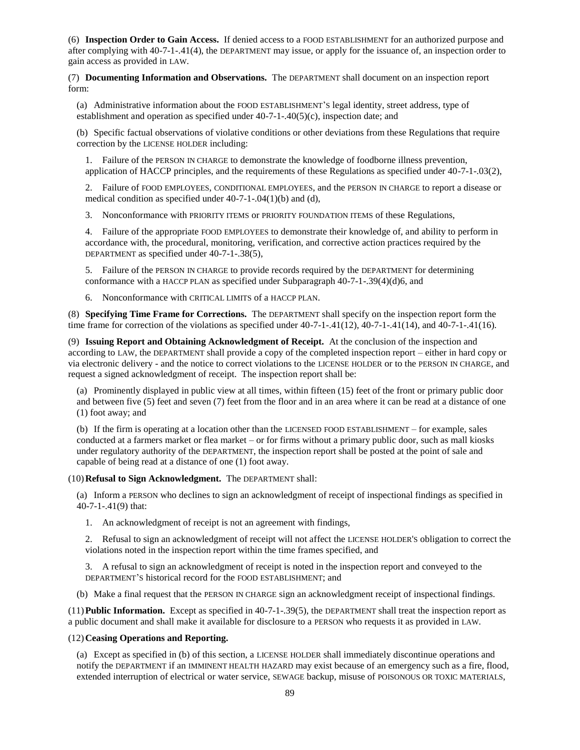(6) **Inspection Order to Gain Access.** If denied access to a FOOD ESTABLISHMENT for an authorized purpose and after complying with 40-7-1-.41(4), the DEPARTMENT may issue, or apply for the issuance of, an inspection order to gain access as provided in LAW.

(7) **Documenting Information and Observations.** The DEPARTMENT shall document on an inspection report form:

(a) Administrative information about the FOOD ESTABLISHMENT'S legal identity, street address, type of establishment and operation as specified under 40-7-1-.40(5)(c), inspection date; and

(b) Specific factual observations of violative conditions or other deviations from these Regulations that require correction by the LICENSE HOLDER including:

1. Failure of the PERSON IN CHARGE to demonstrate the knowledge of foodborne illness prevention, application of HACCP principles, and the requirements of these Regulations as specified under 40-7-1-.03(2),

2. Failure of FOOD EMPLOYEES, CONDITIONAL EMPLOYEES, and the PERSON IN CHARGE to report a disease or medical condition as specified under 40-7-1-.04(1)(b) and (d),

3. Nonconformance with PRIORITY ITEMS or PRIORITY FOUNDATION ITEMS of these Regulations,

4. Failure of the appropriate FOOD EMPLOYEES to demonstrate their knowledge of, and ability to perform in accordance with, the procedural, monitoring, verification, and corrective action practices required by the DEPARTMENT as specified under 40-7-1-.38(5),

5. Failure of the PERSON IN CHARGE to provide records required by the DEPARTMENT for determining conformance with a HACCP PLAN as specified under Subparagraph 40-7-1-.39(4)(d)6, and

6. Nonconformance with CRITICAL LIMITS of a HACCP PLAN.

(8) **Specifying Time Frame for Corrections.** The DEPARTMENT shall specify on the inspection report form the time frame for correction of the violations as specified under 40-7-1-.41(12), 40-7-1-.41(14), and 40-7-1-.41(16).

(9) **Issuing Report and Obtaining Acknowledgment of Receipt.** At the conclusion of the inspection and according to LAW, the DEPARTMENT shall provide a copy of the completed inspection report – either in hard copy or via electronic delivery - and the notice to correct violations to the LICENSE HOLDER or to the PERSON IN CHARGE, and request a signed acknowledgment of receipt. The inspection report shall be:

(a) Prominently displayed in public view at all times, within fifteen (15) feet of the front or primary public door and between five (5) feet and seven (7) feet from the floor and in an area where it can be read at a distance of one (1) foot away; and

(b) If the firm is operating at a location other than the LICENSED FOOD ESTABLISHMENT – for example, sales conducted at a farmers market or flea market – or for firms without a primary public door, such as mall kiosks under regulatory authority of the DEPARTMENT, the inspection report shall be posted at the point of sale and capable of being read at a distance of one (1) foot away.

(10) **Refusal to Sign Acknowledgment.** The DEPARTMENT shall:

(a) Inform a PERSON who declines to sign an acknowledgment of receipt of inspectional findings as specified in 40-7-1-.41(9) that:

1. An acknowledgment of receipt is not an agreement with findings,

2. Refusal to sign an acknowledgment of receipt will not affect the LICENSE HOLDER'S obligation to correct the violations noted in the inspection report within the time frames specified, and

3. A refusal to sign an acknowledgment of receipt is noted in the inspection report and conveyed to the DEPARTMENT'S historical record for the FOOD ESTABLISHMENT; and

(b) Make a final request that the PERSON IN CHARGE sign an acknowledgment receipt of inspectional findings.

(11) **Public Information.** Except as specified in 40-7-1-.39(5), the DEPARTMENT shall treat the inspection report as a public document and shall make it available for disclosure to a PERSON who requests it as provided in LAW.

(12) **Ceasing Operations and Reporting.**

(a) Except as specified in (b) of this section, a LICENSE HOLDER shall immediately discontinue operations and notify the DEPARTMENT if an IMMINENT HEALTH HAZARD may exist because of an emergency such as a fire, flood, extended interruption of electrical or water service, SEWAGE backup, misuse of POISONOUS OR TOXIC MATERIALS,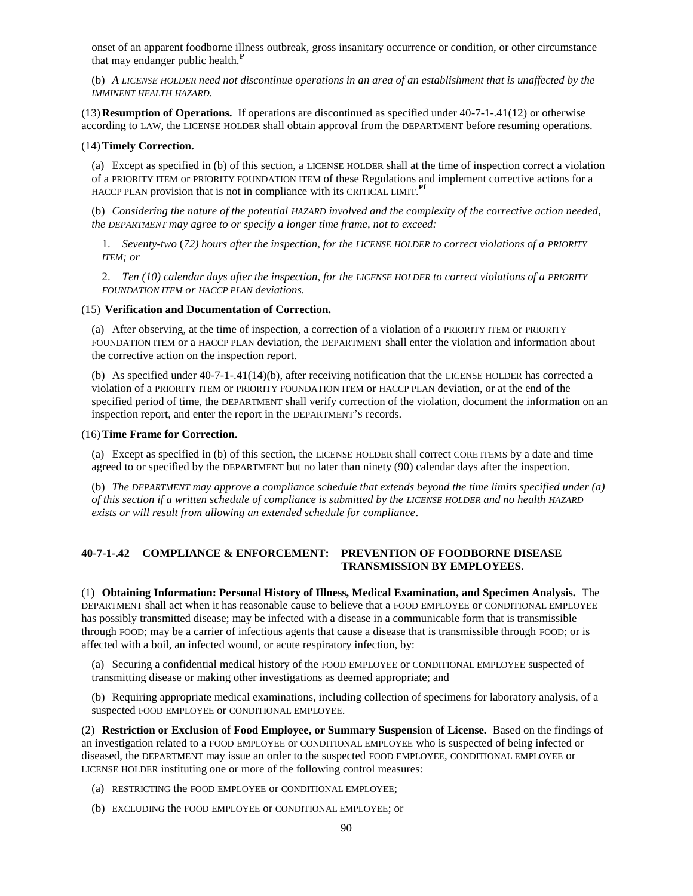onset of an apparent foodborne illness outbreak, gross insanitary occurrence or condition, or other circumstance that may endanger public health.[P]

(b) *A LICENSE HOLDER need not discontinue operations in an area of an establishment that is unaffected by the IMMINENT HEALTH HAZARD.*

(13) **Resumption of Operations.** If operations are discontinued as specified under 40-7-1-.41(12) or otherwise according to LAW, the LICENSE HOLDER shall obtain approval from the DEPARTMENT before resuming operations.

(14) **Timely Correction.**

(a) Except as specified in (b) of this section, a LICENSE HOLDER shall at the time of inspection correct a violation of a PRIORITY ITEM or PRIORITY FOUNDATION ITEM of these Regulations and implement corrective actions for a HACCP PLAN provision that is not in compliance with its CRITICAL LIMIT.[Pf]

(b) *Considering the nature of the potential HAZARD involved and the complexity of the corrective action needed, the DEPARTMENT may agree to or specify a longer time frame, not to exceed:*

1. *Seventy-two (72) hours after the inspection, for the LICENSE HOLDER to correct violations of a PRIORITY ITEM; or*

2. *Ten (10) calendar days after the inspection, for the LICENSE HOLDER to correct violations of a PRIORITY FOUNDATION ITEM or HACCP PLAN deviations.*

(15) **Verification and Documentation of Correction.**

(a) After observing, at the time of inspection, a correction of a violation of a PRIORITY ITEM or PRIORITY FOUNDATION ITEM or a HACCP PLAN deviation, the DEPARTMENT shall enter the violation and information about the corrective action on the inspection report.

(b) As specified under 40-7-1-.41(14)(b), after receiving notification that the LICENSE HOLDER has corrected a violation of a PRIORITY ITEM or PRIORITY FOUNDATION ITEM or HACCP PLAN deviation, or at the end of the specified period of time, the DEPARTMENT shall verify correction of the violation, document the information on an inspection report, and enter the report in the DEPARTMENT'S records.

(16) **Time Frame for Correction.**

(a) Except as specified in (b) of this section, the LICENSE HOLDER shall correct CORE ITEMS by a date and time agreed to or specified by the DEPARTMENT but no later than ninety (90) calendar days after the inspection.

(b) *The DEPARTMENT may approve a compliance schedule that extends beyond the time limits specified under (a) of this section if a written schedule of compliance is submitted by the LICENSE HOLDER and no health HAZARD exists or will result from allowing an extended schedule for compliance.*

## 40-7-1-.42 COMPLIANCE & ENFORCEMENT: PREVENTION OF FOODBORNE DISEASE TRANSMISSION BY EMPLOYEES.

(1) **Obtaining Information: Personal History of Illness, Medical Examination, and Specimen Analysis.** The DEPARTMENT shall act when it has reasonable cause to believe that a FOOD EMPLOYEE or CONDITIONAL EMPLOYEE has possibly transmitted disease; may be infected with a disease in a communicable form that is transmissible through FOOD; may be a carrier of infectious agents that cause a disease that is transmissible through FOOD; or is affected with a boil, an infected wound, or acute respiratory infection, by:

(a) Securing a confidential medical history of the FOOD EMPLOYEE or CONDITIONAL EMPLOYEE suspected of transmitting disease or making other investigations as deemed appropriate; and

(b) Requiring appropriate medical examinations, including collection of specimens for laboratory analysis, of a suspected FOOD EMPLOYEE or CONDITIONAL EMPLOYEE.

(2) **Restriction or Exclusion of Food Employee, or Summary Suspension of License.** Based on the findings of an investigation related to a FOOD EMPLOYEE or CONDITIONAL EMPLOYEE who is suspected of being infected or diseased, the DEPARTMENT may issue an order to the suspected FOOD EMPLOYEE, CONDITIONAL EMPLOYEE or LICENSE HOLDER instituting one or more of the following control measures:

(a) RESTRICTING the FOOD EMPLOYEE or CONDITIONAL EMPLOYEE;

(b) EXCLUDING the FOOD EMPLOYEE or CONDITIONAL EMPLOYEE; or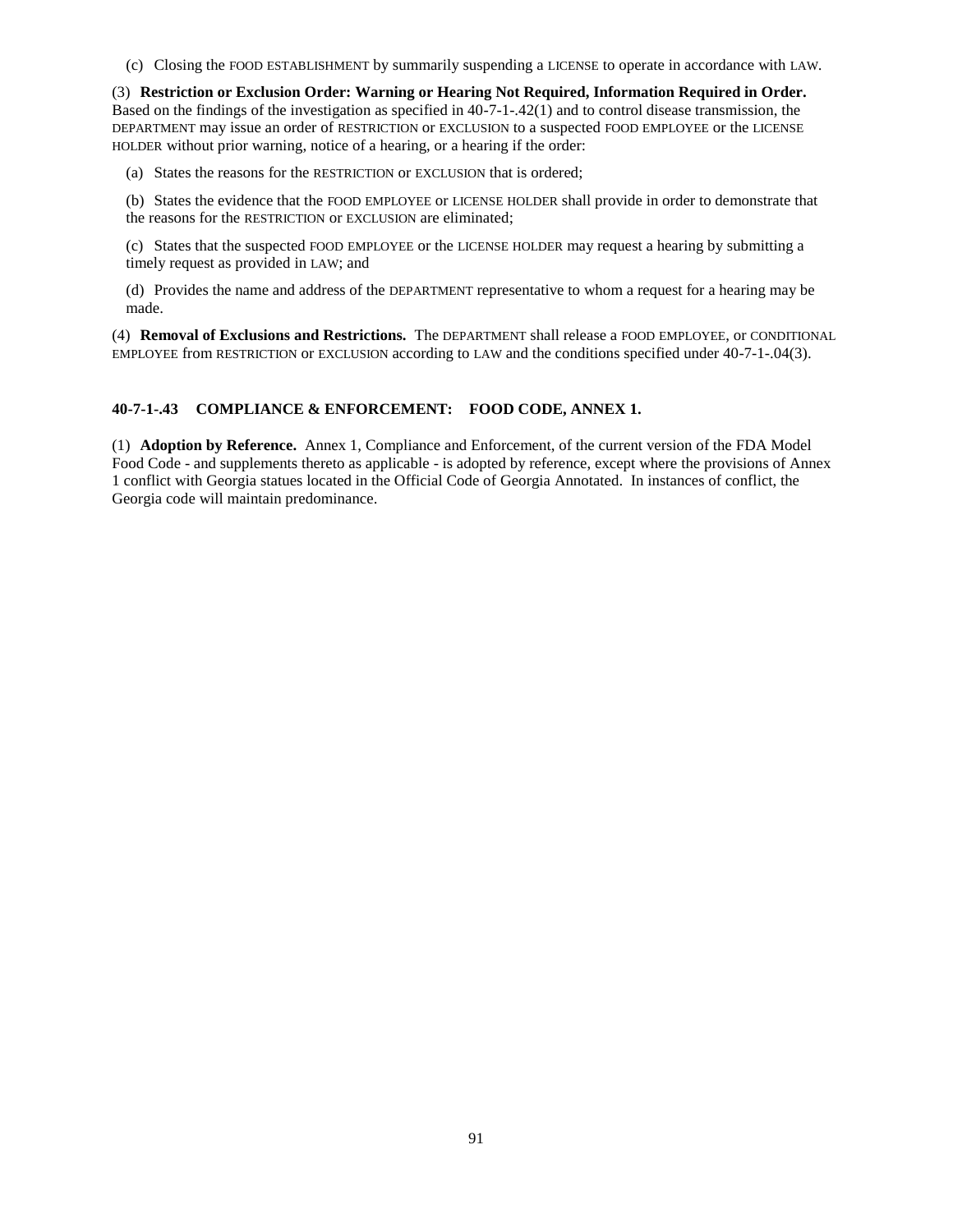(c) Closing the FOOD ESTABLISHMENT by summarily suspending a LICENSE to operate in accordance with LAW.

(3) **Restriction or Exclusion Order: Warning or Hearing Not Required, Information Required in Order.** Based on the findings of the investigation as specified in 40-7-1-.42(1) and to control disease transmission, the DEPARTMENT may issue an order of RESTRICTION or EXCLUSION to a suspected FOOD EMPLOYEE or the LICENSE HOLDER without prior warning, notice of a hearing, or a hearing if the order:

(a) States the reasons for the RESTRICTION or EXCLUSION that is ordered;

(b) States the evidence that the FOOD EMPLOYEE or LICENSE HOLDER shall provide in order to demonstrate that the reasons for the RESTRICTION or EXCLUSION are eliminated;

(c) States that the suspected FOOD EMPLOYEE or the LICENSE HOLDER may request a hearing by submitting a timely request as provided in LAW; and

(d) Provides the name and address of the DEPARTMENT representative to whom a request for a hearing may be made.

(4) **Removal of Exclusions and Restrictions.** The DEPARTMENT shall release a FOOD EMPLOYEE, or CONDITIONAL EMPLOYEE from RESTRICTION or EXCLUSION according to LAW and the conditions specified under 40-7-1-.04(3).

### 40-7-1-.43 COMPLIANCE & ENFORCEMENT: FOOD CODE, ANNEX 1.

(1) **Adoption by Reference.** Annex 1, Compliance and Enforcement, of the current version of the FDA Model Food Code - and supplements thereto as applicable - is adopted by reference, except where the provisions of Annex 1 conflict with Georgia statues located in the Official Code of Georgia Annotated. In instances of conflict, the Georgia code will maintain predominance.